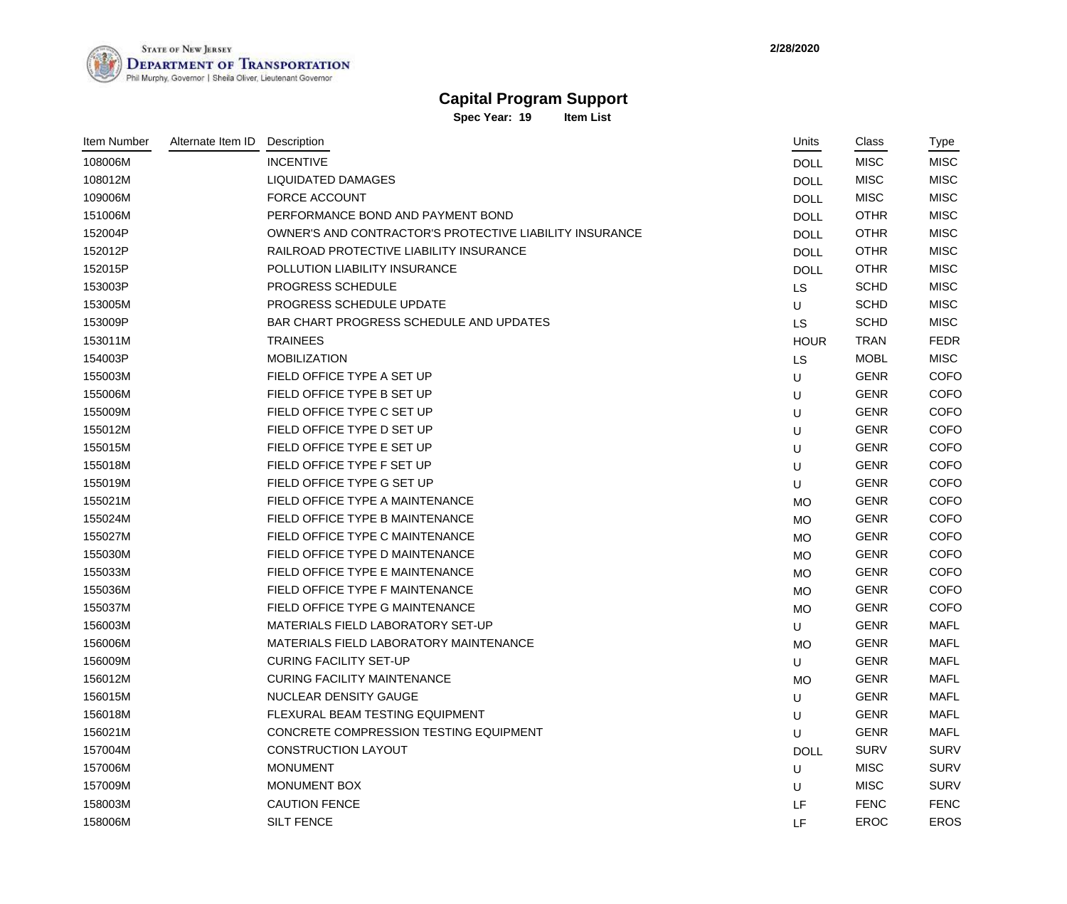STATE OF NEW JERSEY
DEPARTMENT OF TRANSPORTATION
Phil Murphy, Governor | Sheila Oliver, Lieutenant Governor

2/28/2020

# Capital Program Support

**Spec Year: 19** **Item List**

| Item Number | Alternate Item ID | Description | Units | Class | Type |
|---|---|---|---|---|---|
| 108006M | | INCENTIVE | DOLL | MISC | MISC |
| 108012M | | LIQUIDATED DAMAGES | DOLL | MISC | MISC |
| 109006M | | FORCE ACCOUNT | DOLL | MISC | MISC |
| 151006M | | PERFORMANCE BOND AND PAYMENT BOND | DOLL | OTHR | MISC |
| 152004P | | OWNER'S AND CONTRACTOR'S PROTECTIVE LIABILITY INSURANCE | DOLL | OTHR | MISC |
| 152012P | | RAILROAD PROTECTIVE LIABILITY INSURANCE | DOLL | OTHR | MISC |
| 152015P | | POLLUTION LIABILITY INSURANCE | DOLL | OTHR | MISC |
| 153003P | | PROGRESS SCHEDULE | LS | SCHD | MISC |
| 153005M | | PROGRESS SCHEDULE UPDATE | U | SCHD | MISC |
| 153009P | | BAR CHART PROGRESS SCHEDULE AND UPDATES | LS | SCHD | MISC |
| 153011M | | TRAINEES | HOUR | TRAN | FEDR |
| 154003P | | MOBILIZATION | LS | MOBL | MISC |
| 155003M | | FIELD OFFICE TYPE A SET UP | U | GENR | COFO |
| 155006M | | FIELD OFFICE TYPE B SET UP | U | GENR | COFO |
| 155009M | | FIELD OFFICE TYPE C SET UP | U | GENR | COFO |
| 155012M | | FIELD OFFICE TYPE D SET UP | U | GENR | COFO |
| 155015M | | FIELD OFFICE TYPE E SET UP | U | GENR | COFO |
| 155018M | | FIELD OFFICE TYPE F SET UP | U | GENR | COFO |
| 155019M | | FIELD OFFICE TYPE G SET UP | U | GENR | COFO |
| 155021M | | FIELD OFFICE TYPE A MAINTENANCE | MO | GENR | COFO |
| 155024M | | FIELD OFFICE TYPE B MAINTENANCE | MO | GENR | COFO |
| 155027M | | FIELD OFFICE TYPE C MAINTENANCE | MO | GENR | COFO |
| 155030M | | FIELD OFFICE TYPE D MAINTENANCE | MO | GENR | COFO |
| 155033M | | FIELD OFFICE TYPE E MAINTENANCE | MO | GENR | COFO |
| 155036M | | FIELD OFFICE TYPE F MAINTENANCE | MO | GENR | COFO |
| 155037M | | FIELD OFFICE TYPE G MAINTENANCE | MO | GENR | COFO |
| 156003M | | MATERIALS FIELD LABORATORY SET-UP | U | GENR | MAFL |
| 156006M | | MATERIALS FIELD LABORATORY MAINTENANCE | MO | GENR | MAFL |
| 156009M | | CURING FACILITY SET-UP | U | GENR | MAFL |
| 156012M | | CURING FACILITY MAINTENANCE | MO | GENR | MAFL |
| 156015M | | NUCLEAR DENSITY GAUGE | U | GENR | MAFL |
| 156018M | | FLEXURAL BEAM TESTING EQUIPMENT | U | GENR | MAFL |
| 156021M | | CONCRETE COMPRESSION TESTING EQUIPMENT | U | GENR | MAFL |
| 157004M | | CONSTRUCTION LAYOUT | DOLL | SURV | SURV |
| 157006M | | MONUMENT | U | MISC | SURV |
| 157009M | | MONUMENT BOX | U | MISC | SURV |
| 158003M | | CAUTION FENCE | LF | FENC | FENC |
| 158006M | | SILT FENCE | LF | EROC | EROS |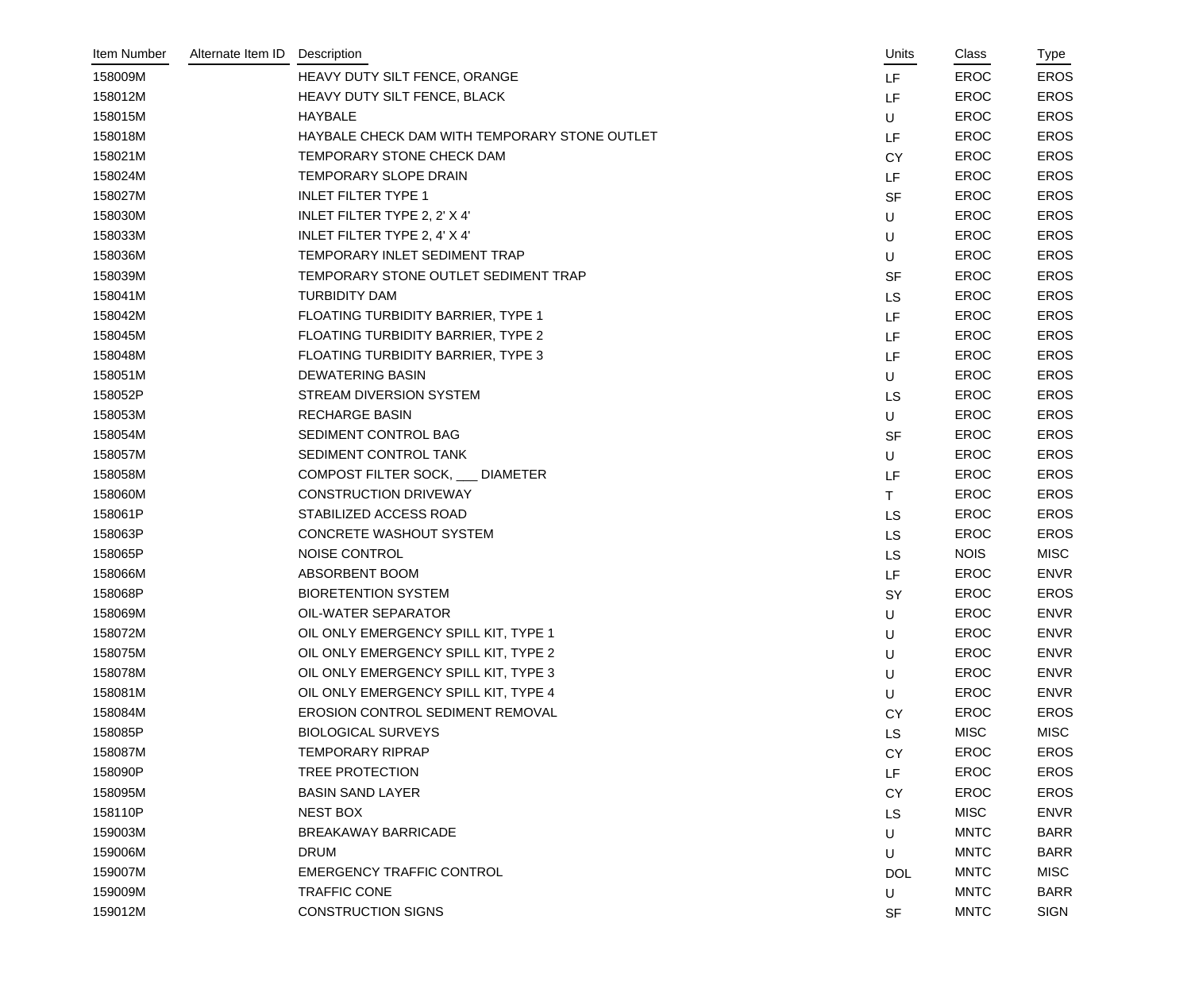| Item Number | Alternate Item ID | Description | Units | Class | Type |
|---|---|---|---|---|---|
| 158009M | | HEAVY DUTY SILT FENCE, ORANGE | LF | EROC | EROS |
| 158012M | | HEAVY DUTY SILT FENCE, BLACK | LF | EROC | EROS |
| 158015M | | HAYBALE | U | EROC | EROS |
| 158018M | | HAYBALE CHECK DAM WITH TEMPORARY STONE OUTLET | LF | EROC | EROS |
| 158021M | | TEMPORARY STONE CHECK DAM | CY | EROC | EROS |
| 158024M | | TEMPORARY SLOPE DRAIN | LF | EROC | EROS |
| 158027M | | INLET FILTER TYPE 1 | SF | EROC | EROS |
| 158030M | | INLET FILTER TYPE 2, 2' X 4' | U | EROC | EROS |
| 158033M | | INLET FILTER TYPE 2, 4' X 4' | U | EROC | EROS |
| 158036M | | TEMPORARY INLET SEDIMENT TRAP | U | EROC | EROS |
| 158039M | | TEMPORARY STONE OUTLET SEDIMENT TRAP | SF | EROC | EROS |
| 158041M | | TURBIDITY DAM | LS | EROC | EROS |
| 158042M | | FLOATING TURBIDITY BARRIER, TYPE 1 | LF | EROC | EROS |
| 158045M | | FLOATING TURBIDITY BARRIER, TYPE 2 | LF | EROC | EROS |
| 158048M | | FLOATING TURBIDITY BARRIER, TYPE 3 | LF | EROC | EROS |
| 158051M | | DEWATERING BASIN | U | EROC | EROS |
| 158052P | | STREAM DIVERSION SYSTEM | LS | EROC | EROS |
| 158053M | | RECHARGE BASIN | U | EROC | EROS |
| 158054M | | SEDIMENT CONTROL BAG | SF | EROC | EROS |
| 158057M | | SEDIMENT CONTROL TANK | U | EROC | EROS |
| 158058M | | COMPOST FILTER SOCK, ___ DIAMETER | LF | EROC | EROS |
| 158060M | | CONSTRUCTION DRIVEWAY | T | EROC | EROS |
| 158061P | | STABILIZED ACCESS ROAD | LS | EROC | EROS |
| 158063P | | CONCRETE WASHOUT SYSTEM | LS | EROC | EROS |
| 158065P | | NOISE CONTROL | LS | NOIS | MISC |
| 158066M | | ABSORBENT BOOM | LF | EROC | ENVR |
| 158068P | | BIORETENTION SYSTEM | SY | EROC | EROS |
| 158069M | | OIL-WATER SEPARATOR | U | EROC | ENVR |
| 158072M | | OIL ONLY EMERGENCY SPILL KIT, TYPE 1 | U | EROC | ENVR |
| 158075M | | OIL ONLY EMERGENCY SPILL KIT, TYPE 2 | U | EROC | ENVR |
| 158078M | | OIL ONLY EMERGENCY SPILL KIT, TYPE 3 | U | EROC | ENVR |
| 158081M | | OIL ONLY EMERGENCY SPILL KIT, TYPE 4 | U | EROC | ENVR |
| 158084M | | EROSION CONTROL SEDIMENT REMOVAL | CY | EROC | EROS |
| 158085P | | BIOLOGICAL SURVEYS | LS | MISC | MISC |
| 158087M | | TEMPORARY RIPRAP | CY | EROC | EROS |
| 158090P | | TREE PROTECTION | LF | EROC | EROS |
| 158095M | | BASIN SAND LAYER | CY | EROC | EROS |
| 158110P | | NEST BOX | LS | MISC | ENVR |
| 159003M | | BREAKAWAY BARRICADE | U | MNTC | BARR |
| 159006M | | DRUM | U | MNTC | BARR |
| 159007M | | EMERGENCY TRAFFIC CONTROL | DOL | MNTC | MISC |
| 159009M | | TRAFFIC CONE | U | MNTC | BARR |
| 159012M | | CONSTRUCTION SIGNS | SF | MNTC | SIGN |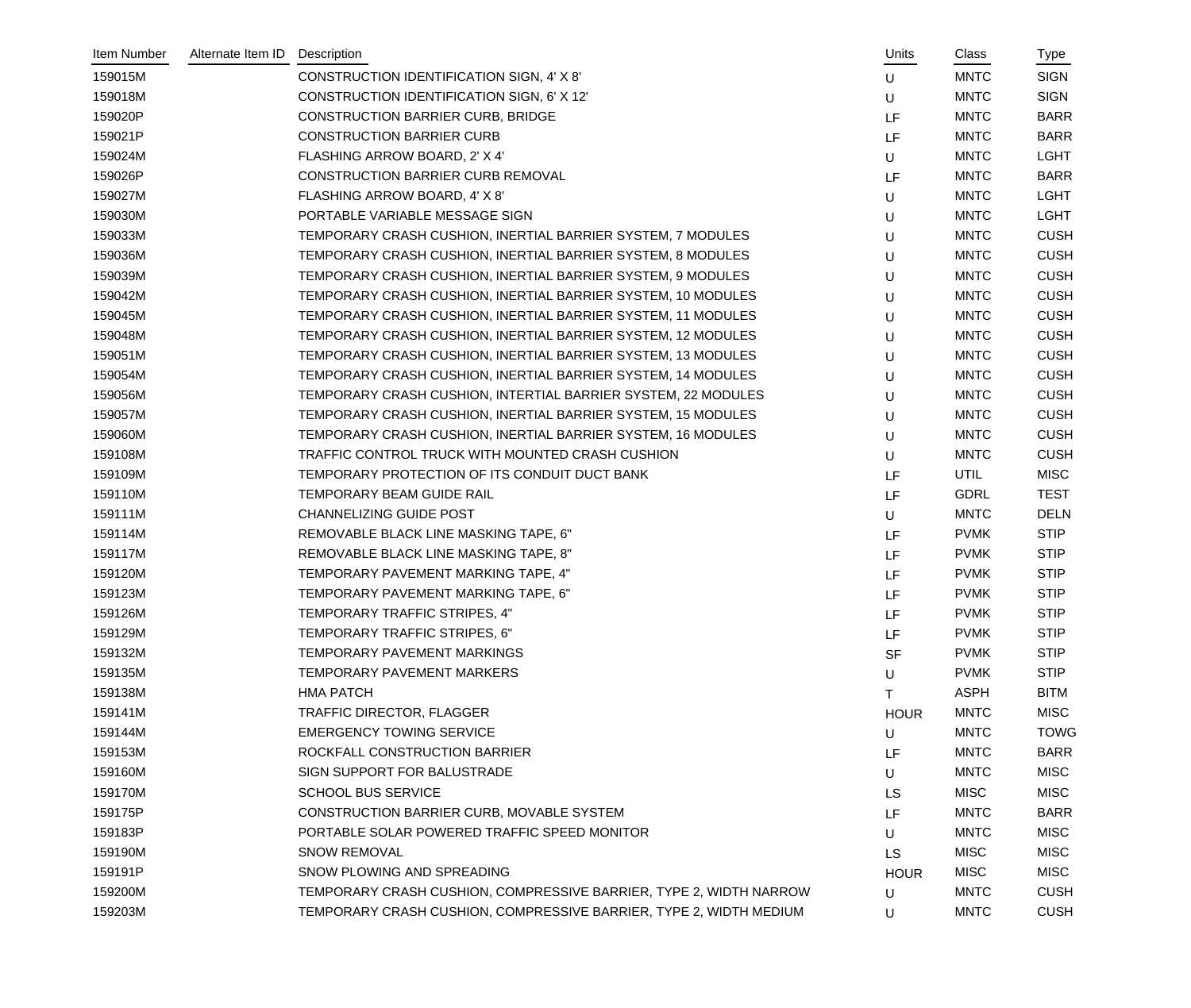| Item Number | Alternate Item ID | Description | Units | Class | Type |
|---|---|---|---|---|---|
| 159015M | | CONSTRUCTION IDENTIFICATION SIGN, 4' X 8' | U | MNTC | SIGN |
| 159018M | | CONSTRUCTION IDENTIFICATION SIGN, 6' X 12' | U | MNTC | SIGN |
| 159020P | | CONSTRUCTION BARRIER CURB, BRIDGE | LF | MNTC | BARR |
| 159021P | | CONSTRUCTION BARRIER CURB | LF | MNTC | BARR |
| 159024M | | FLASHING ARROW BOARD, 2' X 4' | U | MNTC | LGHT |
| 159026P | | CONSTRUCTION BARRIER CURB REMOVAL | LF | MNTC | BARR |
| 159027M | | FLASHING ARROW BOARD, 4' X 8' | U | MNTC | LGHT |
| 159030M | | PORTABLE VARIABLE MESSAGE SIGN | U | MNTC | LGHT |
| 159033M | | TEMPORARY CRASH CUSHION, INERTIAL BARRIER SYSTEM, 7 MODULES | U | MNTC | CUSH |
| 159036M | | TEMPORARY CRASH CUSHION, INERTIAL BARRIER SYSTEM, 8 MODULES | U | MNTC | CUSH |
| 159039M | | TEMPORARY CRASH CUSHION, INERTIAL BARRIER SYSTEM, 9 MODULES | U | MNTC | CUSH |
| 159042M | | TEMPORARY CRASH CUSHION, INERTIAL BARRIER SYSTEM, 10 MODULES | U | MNTC | CUSH |
| 159045M | | TEMPORARY CRASH CUSHION, INERTIAL BARRIER SYSTEM, 11 MODULES | U | MNTC | CUSH |
| 159048M | | TEMPORARY CRASH CUSHION, INERTIAL BARRIER SYSTEM, 12 MODULES | U | MNTC | CUSH |
| 159051M | | TEMPORARY CRASH CUSHION, INERTIAL BARRIER SYSTEM, 13 MODULES | U | MNTC | CUSH |
| 159054M | | TEMPORARY CRASH CUSHION, INERTIAL BARRIER SYSTEM, 14 MODULES | U | MNTC | CUSH |
| 159056M | | TEMPORARY CRASH CUSHION, INTERTIAL BARRIER SYSTEM, 22 MODULES | U | MNTC | CUSH |
| 159057M | | TEMPORARY CRASH CUSHION, INERTIAL BARRIER SYSTEM, 15 MODULES | U | MNTC | CUSH |
| 159060M | | TEMPORARY CRASH CUSHION, INERTIAL BARRIER SYSTEM, 16 MODULES | U | MNTC | CUSH |
| 159108M | | TRAFFIC CONTROL TRUCK WITH MOUNTED CRASH CUSHION | U | MNTC | CUSH |
| 159109M | | TEMPORARY PROTECTION OF ITS CONDUIT DUCT BANK | LF | UTIL | MISC |
| 159110M | | TEMPORARY BEAM GUIDE RAIL | LF | GDRL | TEST |
| 159111M | | CHANNELIZING GUIDE POST | U | MNTC | DELN |
| 159114M | | REMOVABLE BLACK LINE MASKING TAPE, 6" | LF | PVMK | STIP |
| 159117M | | REMOVABLE BLACK LINE MASKING TAPE, 8" | LF | PVMK | STIP |
| 159120M | | TEMPORARY PAVEMENT MARKING TAPE, 4" | LF | PVMK | STIP |
| 159123M | | TEMPORARY PAVEMENT MARKING TAPE, 6" | LF | PVMK | STIP |
| 159126M | | TEMPORARY TRAFFIC STRIPES, 4" | LF | PVMK | STIP |
| 159129M | | TEMPORARY TRAFFIC STRIPES, 6" | LF | PVMK | STIP |
| 159132M | | TEMPORARY PAVEMENT MARKINGS | SF | PVMK | STIP |
| 159135M | | TEMPORARY PAVEMENT MARKERS | U | PVMK | STIP |
| 159138M | | HMA PATCH | T | ASPH | BITM |
| 159141M | | TRAFFIC DIRECTOR, FLAGGER | HOUR | MNTC | MISC |
| 159144M | | EMERGENCY TOWING SERVICE | U | MNTC | TOWG |
| 159153M | | ROCKFALL CONSTRUCTION BARRIER | LF | MNTC | BARR |
| 159160M | | SIGN SUPPORT FOR BALUSTRADE | U | MNTC | MISC |
| 159170M | | SCHOOL BUS SERVICE | LS | MISC | MISC |
| 159175P | | CONSTRUCTION BARRIER CURB, MOVABLE SYSTEM | LF | MNTC | BARR |
| 159183P | | PORTABLE SOLAR POWERED TRAFFIC SPEED MONITOR | U | MNTC | MISC |
| 159190M | | SNOW REMOVAL | LS | MISC | MISC |
| 159191P | | SNOW PLOWING AND SPREADING | HOUR | MISC | MISC |
| 159200M | | TEMPORARY CRASH CUSHION, COMPRESSIVE BARRIER, TYPE 2, WIDTH NARROW | U | MNTC | CUSH |
| 159203M | | TEMPORARY CRASH CUSHION, COMPRESSIVE BARRIER, TYPE 2, WIDTH MEDIUM | U | MNTC | CUSH |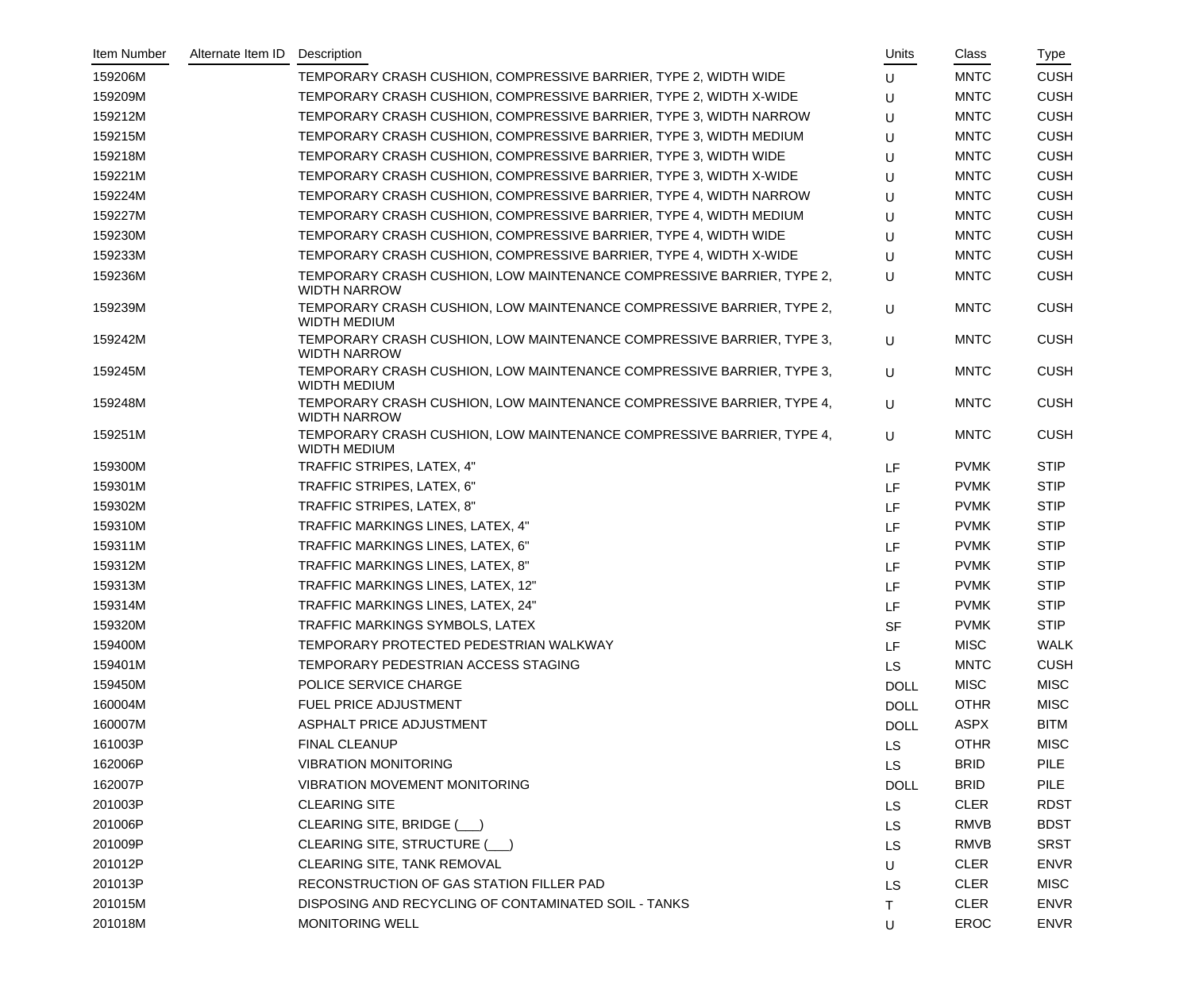| Item Number | Alternate Item ID | Description | Units | Class | Type |
|---|---|---|---|---|---|
| 159206M | | TEMPORARY CRASH CUSHION, COMPRESSIVE BARRIER, TYPE 2, WIDTH WIDE | U | MNTC | CUSH |
| 159209M | | TEMPORARY CRASH CUSHION, COMPRESSIVE BARRIER, TYPE 2, WIDTH X-WIDE | U | MNTC | CUSH |
| 159212M | | TEMPORARY CRASH CUSHION, COMPRESSIVE BARRIER, TYPE 3, WIDTH NARROW | U | MNTC | CUSH |
| 159215M | | TEMPORARY CRASH CUSHION, COMPRESSIVE BARRIER, TYPE 3, WIDTH MEDIUM | U | MNTC | CUSH |
| 159218M | | TEMPORARY CRASH CUSHION, COMPRESSIVE BARRIER, TYPE 3, WIDTH WIDE | U | MNTC | CUSH |
| 159221M | | TEMPORARY CRASH CUSHION, COMPRESSIVE BARRIER, TYPE 3, WIDTH X-WIDE | U | MNTC | CUSH |
| 159224M | | TEMPORARY CRASH CUSHION, COMPRESSIVE BARRIER, TYPE 4, WIDTH NARROW | U | MNTC | CUSH |
| 159227M | | TEMPORARY CRASH CUSHION, COMPRESSIVE BARRIER, TYPE 4, WIDTH MEDIUM | U | MNTC | CUSH |
| 159230M | | TEMPORARY CRASH CUSHION, COMPRESSIVE BARRIER, TYPE 4, WIDTH WIDE | U | MNTC | CUSH |
| 159233M | | TEMPORARY CRASH CUSHION, COMPRESSIVE BARRIER, TYPE 4, WIDTH X-WIDE | U | MNTC | CUSH |
| 159236M | | TEMPORARY CRASH CUSHION, LOW MAINTENANCE COMPRESSIVE BARRIER, TYPE 2, WIDTH NARROW | U | MNTC | CUSH |
| 159239M | | TEMPORARY CRASH CUSHION, LOW MAINTENANCE COMPRESSIVE BARRIER, TYPE 2, WIDTH MEDIUM | U | MNTC | CUSH |
| 159242M | | TEMPORARY CRASH CUSHION, LOW MAINTENANCE COMPRESSIVE BARRIER, TYPE 3, WIDTH NARROW | U | MNTC | CUSH |
| 159245M | | TEMPORARY CRASH CUSHION, LOW MAINTENANCE COMPRESSIVE BARRIER, TYPE 3, WIDTH MEDIUM | U | MNTC | CUSH |
| 159248M | | TEMPORARY CRASH CUSHION, LOW MAINTENANCE COMPRESSIVE BARRIER, TYPE 4, WIDTH NARROW | U | MNTC | CUSH |
| 159251M | | TEMPORARY CRASH CUSHION, LOW MAINTENANCE COMPRESSIVE BARRIER, TYPE 4, WIDTH MEDIUM | U | MNTC | CUSH |
| 159300M | | TRAFFIC STRIPES, LATEX, 4" | LF | PVMK | STIP |
| 159301M | | TRAFFIC STRIPES, LATEX, 6" | LF | PVMK | STIP |
| 159302M | | TRAFFIC STRIPES, LATEX, 8" | LF | PVMK | STIP |
| 159310M | | TRAFFIC MARKINGS LINES, LATEX, 4" | LF | PVMK | STIP |
| 159311M | | TRAFFIC MARKINGS LINES, LATEX, 6" | LF | PVMK | STIP |
| 159312M | | TRAFFIC MARKINGS LINES, LATEX, 8" | LF | PVMK | STIP |
| 159313M | | TRAFFIC MARKINGS LINES, LATEX, 12" | LF | PVMK | STIP |
| 159314M | | TRAFFIC MARKINGS LINES, LATEX, 24" | LF | PVMK | STIP |
| 159320M | | TRAFFIC MARKINGS SYMBOLS, LATEX | SF | PVMK | STIP |
| 159400M | | TEMPORARY PROTECTED PEDESTRIAN WALKWAY | LF | MISC | WALK |
| 159401M | | TEMPORARY PEDESTRIAN ACCESS STAGING | LS | MNTC | CUSH |
| 159450M | | POLICE SERVICE CHARGE | DOLL | MISC | MISC |
| 160004M | | FUEL PRICE ADJUSTMENT | DOLL | OTHR | MISC |
| 160007M | | ASPHALT PRICE ADJUSTMENT | DOLL | ASPX | BITM |
| 161003P | | FINAL CLEANUP | LS | OTHR | MISC |
| 162006P | | VIBRATION MONITORING | LS | BRID | PILE |
| 162007P | | VIBRATION MOVEMENT MONITORING | DOLL | BRID | PILE |
| 201003P | | CLEARING SITE | LS | CLER | RDST |
| 201006P | | CLEARING SITE, BRIDGE (___) | LS | RMVB | BDST |
| 201009P | | CLEARING SITE, STRUCTURE (___) | LS | RMVB | SRST |
| 201012P | | CLEARING SITE, TANK REMOVAL | U | CLER | ENVR |
| 201013P | | RECONSTRUCTION OF GAS STATION FILLER PAD | LS | CLER | MISC |
| 201015M | | DISPOSING AND RECYCLING OF CONTAMINATED SOIL - TANKS | T | CLER | ENVR |
| 201018M | | MONITORING WELL | U | EROC | ENVR |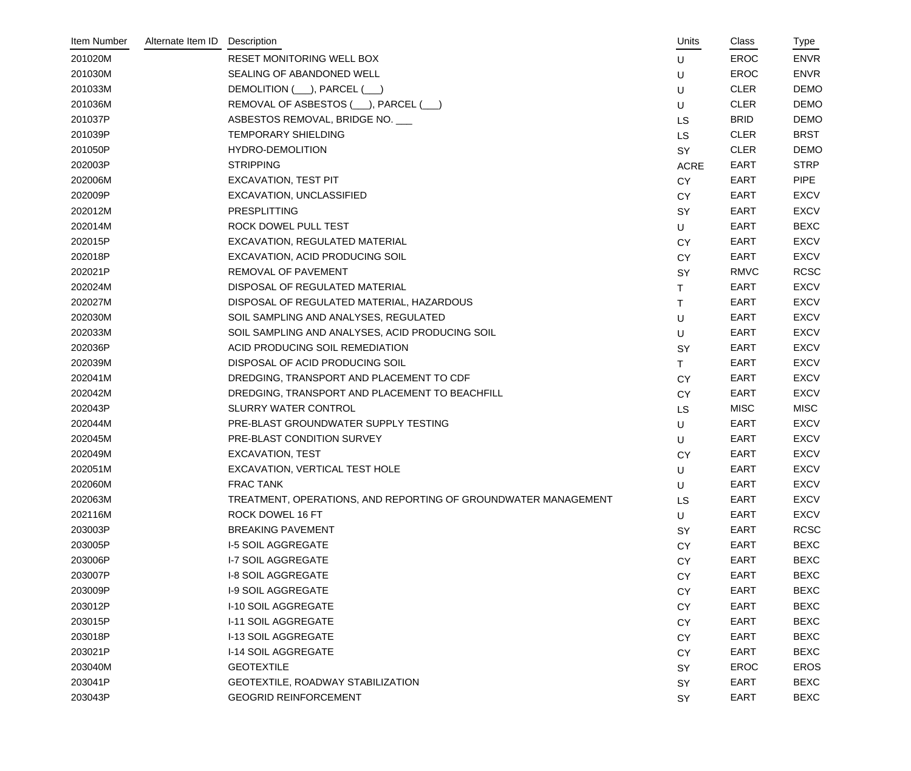| Item Number | Alternate Item ID | Description | Units | Class | Type |
|---|---|---|---|---|---|
| 201020M | | RESET MONITORING WELL BOX | U | EROC | ENVR |
| 201030M | | SEALING OF ABANDONED WELL | U | EROC | ENVR |
| 201033M | | DEMOLITION (___), PARCEL (___) | U | CLER | DEMO |
| 201036M | | REMOVAL OF ASBESTOS (___), PARCEL (___) | U | CLER | DEMO |
| 201037P | | ASBESTOS REMOVAL, BRIDGE NO. ___ | LS | BRID | DEMO |
| 201039P | | TEMPORARY SHIELDING | LS | CLER | BRST |
| 201050P | | HYDRO-DEMOLITION | SY | CLER | DEMO |
| 202003P | | STRIPPING | ACRE | EART | STRP |
| 202006M | | EXCAVATION, TEST PIT | CY | EART | PIPE |
| 202009P | | EXCAVATION, UNCLASSIFIED | CY | EART | EXCV |
| 202012M | | PRESPLITTING | SY | EART | EXCV |
| 202014M | | ROCK DOWEL PULL TEST | U | EART | BEXC |
| 202015P | | EXCAVATION, REGULATED MATERIAL | CY | EART | EXCV |
| 202018P | | EXCAVATION, ACID PRODUCING SOIL | CY | EART | EXCV |
| 202021P | | REMOVAL OF PAVEMENT | SY | RMVC | RCSC |
| 202024M | | DISPOSAL OF REGULATED MATERIAL | T | EART | EXCV |
| 202027M | | DISPOSAL OF REGULATED MATERIAL, HAZARDOUS | T | EART | EXCV |
| 202030M | | SOIL SAMPLING AND ANALYSES, REGULATED | U | EART | EXCV |
| 202033M | | SOIL SAMPLING AND ANALYSES, ACID PRODUCING SOIL | U | EART | EXCV |
| 202036P | | ACID PRODUCING SOIL REMEDIATION | SY | EART | EXCV |
| 202039M | | DISPOSAL OF ACID PRODUCING SOIL | T | EART | EXCV |
| 202041M | | DREDGING, TRANSPORT AND PLACEMENT TO CDF | CY | EART | EXCV |
| 202042M | | DREDGING, TRANSPORT AND PLACEMENT TO BEACHFILL | CY | EART | EXCV |
| 202043P | | SLURRY WATER CONTROL | LS | MISC | MISC |
| 202044M | | PRE-BLAST GROUNDWATER SUPPLY TESTING | U | EART | EXCV |
| 202045M | | PRE-BLAST CONDITION SURVEY | U | EART | EXCV |
| 202049M | | EXCAVATION, TEST | CY | EART | EXCV |
| 202051M | | EXCAVATION, VERTICAL TEST HOLE | U | EART | EXCV |
| 202060M | | FRAC TANK | U | EART | EXCV |
| 202063M | | TREATMENT, OPERATIONS, AND REPORTING OF GROUNDWATER MANAGEMENT | LS | EART | EXCV |
| 202116M | | ROCK DOWEL 16 FT | U | EART | EXCV |
| 203003P | | BREAKING PAVEMENT | SY | EART | RCSC |
| 203005P | | I-5 SOIL AGGREGATE | CY | EART | BEXC |
| 203006P | | I-7 SOIL AGGREGATE | CY | EART | BEXC |
| 203007P | | I-8 SOIL AGGREGATE | CY | EART | BEXC |
| 203009P | | I-9 SOIL AGGREGATE | CY | EART | BEXC |
| 203012P | | I-10 SOIL AGGREGATE | CY | EART | BEXC |
| 203015P | | I-11 SOIL AGGREGATE | CY | EART | BEXC |
| 203018P | | I-13 SOIL AGGREGATE | CY | EART | BEXC |
| 203021P | | I-14 SOIL AGGREGATE | CY | EART | BEXC |
| 203040M | | GEOTEXTILE | SY | EROC | EROS |
| 203041P | | GEOTEXTILE, ROADWAY STABILIZATION | SY | EART | BEXC |
| 203043P | | GEOGRID REINFORCEMENT | SY | EART | BEXC |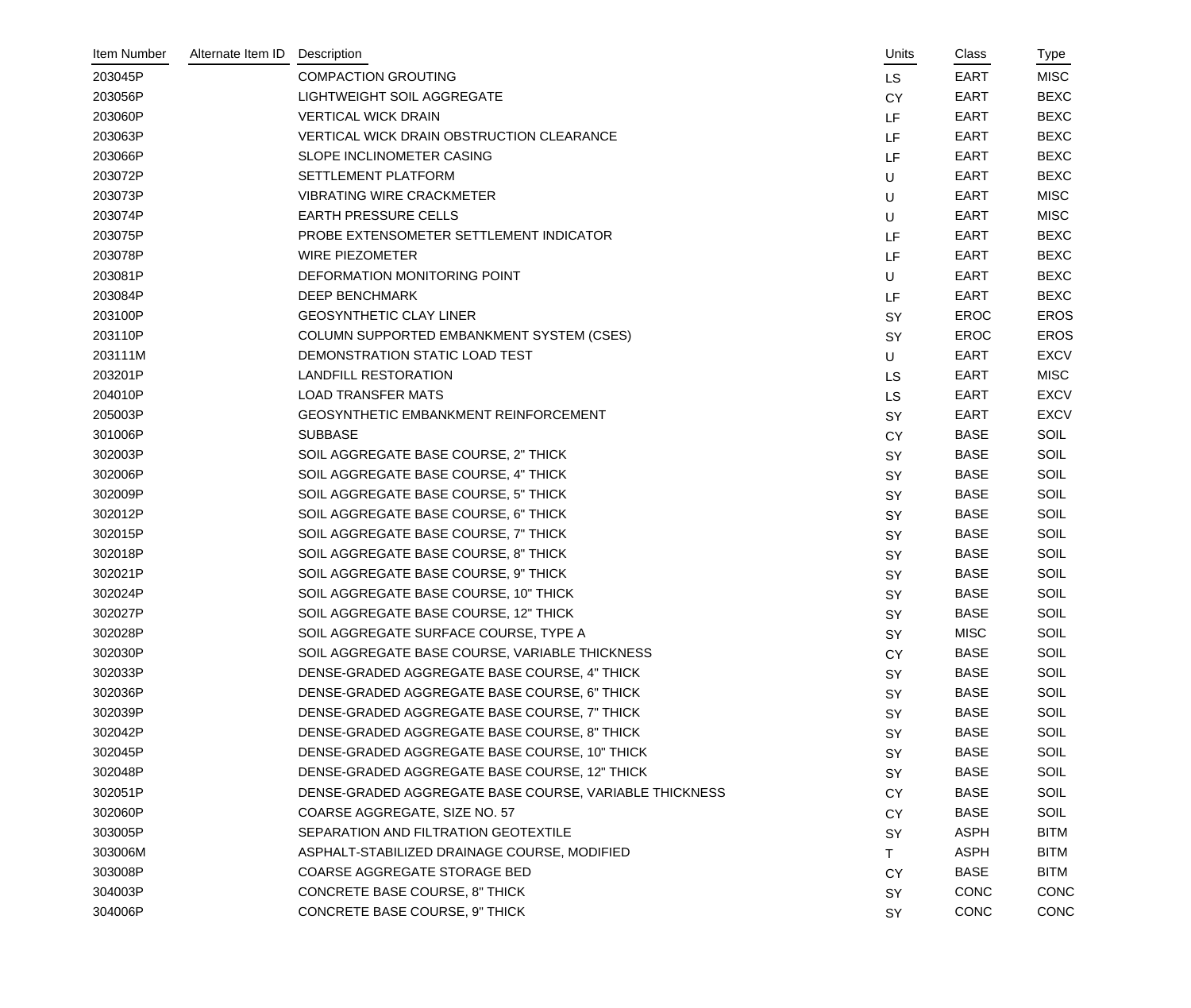| Item Number | Alternate Item ID | Description | Units | Class | Type |
|---|---|---|---|---|---|
| 203045P | | COMPACTION GROUTING | LS | EART | MISC |
| 203056P | | LIGHTWEIGHT SOIL AGGREGATE | CY | EART | BEXC |
| 203060P | | VERTICAL WICK DRAIN | LF | EART | BEXC |
| 203063P | | VERTICAL WICK DRAIN OBSTRUCTION CLEARANCE | LF | EART | BEXC |
| 203066P | | SLOPE INCLINOMETER CASING | LF | EART | BEXC |
| 203072P | | SETTLEMENT PLATFORM | U | EART | BEXC |
| 203073P | | VIBRATING WIRE CRACKMETER | U | EART | MISC |
| 203074P | | EARTH PRESSURE CELLS | U | EART | MISC |
| 203075P | | PROBE EXTENSOMETER SETTLEMENT INDICATOR | LF | EART | BEXC |
| 203078P | | WIRE PIEZOMETER | LF | EART | BEXC |
| 203081P | | DEFORMATION MONITORING POINT | U | EART | BEXC |
| 203084P | | DEEP BENCHMARK | LF | EART | BEXC |
| 203100P | | GEOSYNTHETIC CLAY LINER | SY | EROC | EROS |
| 203110P | | COLUMN SUPPORTED EMBANKMENT SYSTEM (CSES) | SY | EROC | EROS |
| 203111M | | DEMONSTRATION STATIC LOAD TEST | U | EART | EXCV |
| 203201P | | LANDFILL RESTORATION | LS | EART | MISC |
| 204010P | | LOAD TRANSFER MATS | LS | EART | EXCV |
| 205003P | | GEOSYNTHETIC EMBANKMENT REINFORCEMENT | SY | EART | EXCV |
| 301006P | | SUBBASE | CY | BASE | SOIL |
| 302003P | | SOIL AGGREGATE BASE COURSE, 2" THICK | SY | BASE | SOIL |
| 302006P | | SOIL AGGREGATE BASE COURSE, 4" THICK | SY | BASE | SOIL |
| 302009P | | SOIL AGGREGATE BASE COURSE, 5" THICK | SY | BASE | SOIL |
| 302012P | | SOIL AGGREGATE BASE COURSE, 6" THICK | SY | BASE | SOIL |
| 302015P | | SOIL AGGREGATE BASE COURSE, 7" THICK | SY | BASE | SOIL |
| 302018P | | SOIL AGGREGATE BASE COURSE, 8" THICK | SY | BASE | SOIL |
| 302021P | | SOIL AGGREGATE BASE COURSE, 9" THICK | SY | BASE | SOIL |
| 302024P | | SOIL AGGREGATE BASE COURSE, 10" THICK | SY | BASE | SOIL |
| 302027P | | SOIL AGGREGATE BASE COURSE, 12" THICK | SY | BASE | SOIL |
| 302028P | | SOIL AGGREGATE SURFACE COURSE, TYPE A | SY | MISC | SOIL |
| 302030P | | SOIL AGGREGATE BASE COURSE, VARIABLE THICKNESS | CY | BASE | SOIL |
| 302033P | | DENSE-GRADED AGGREGATE BASE COURSE, 4" THICK | SY | BASE | SOIL |
| 302036P | | DENSE-GRADED AGGREGATE BASE COURSE, 6" THICK | SY | BASE | SOIL |
| 302039P | | DENSE-GRADED AGGREGATE BASE COURSE, 7" THICK | SY | BASE | SOIL |
| 302042P | | DENSE-GRADED AGGREGATE BASE COURSE, 8" THICK | SY | BASE | SOIL |
| 302045P | | DENSE-GRADED AGGREGATE BASE COURSE, 10" THICK | SY | BASE | SOIL |
| 302048P | | DENSE-GRADED AGGREGATE BASE COURSE, 12" THICK | SY | BASE | SOIL |
| 302051P | | DENSE-GRADED AGGREGATE BASE COURSE, VARIABLE THICKNESS | CY | BASE | SOIL |
| 302060P | | COARSE AGGREGATE, SIZE NO. 57 | CY | BASE | SOIL |
| 303005P | | SEPARATION AND FILTRATION GEOTEXTILE | SY | ASPH | BITM |
| 303006M | | ASPHALT-STABILIZED DRAINAGE COURSE, MODIFIED | T | ASPH | BITM |
| 303008P | | COARSE AGGREGATE STORAGE BED | CY | BASE | BITM |
| 304003P | | CONCRETE BASE COURSE, 8" THICK | SY | CONC | CONC |
| 304006P | | CONCRETE BASE COURSE, 9" THICK | SY | CONC | CONC |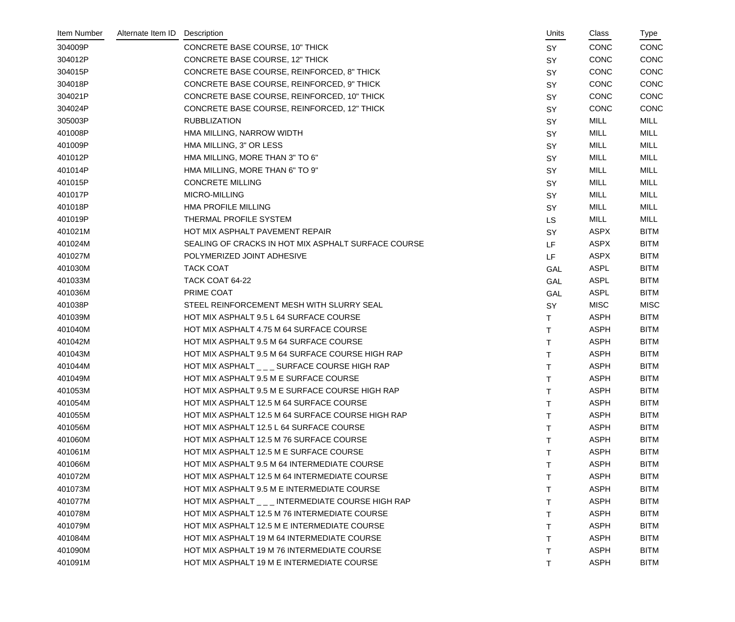| Item Number | Alternate Item ID | Description | Units | Class | Type |
|---|---|---|---|---|---|
| 304009P | | CONCRETE BASE COURSE, 10" THICK | SY | CONC | CONC |
| 304012P | | CONCRETE BASE COURSE, 12" THICK | SY | CONC | CONC |
| 304015P | | CONCRETE BASE COURSE, REINFORCED, 8" THICK | SY | CONC | CONC |
| 304018P | | CONCRETE BASE COURSE, REINFORCED, 9" THICK | SY | CONC | CONC |
| 304021P | | CONCRETE BASE COURSE, REINFORCED, 10" THICK | SY | CONC | CONC |
| 304024P | | CONCRETE BASE COURSE, REINFORCED, 12" THICK | SY | CONC | CONC |
| 305003P | | RUBBLIZATION | SY | MILL | MILL |
| 401008P | | HMA MILLING, NARROW WIDTH | SY | MILL | MILL |
| 401009P | | HMA MILLING, 3" OR LESS | SY | MILL | MILL |
| 401012P | | HMA MILLING, MORE THAN 3" TO 6" | SY | MILL | MILL |
| 401014P | | HMA MILLING, MORE THAN 6" TO 9" | SY | MILL | MILL |
| 401015P | | CONCRETE MILLING | SY | MILL | MILL |
| 401017P | | MICRO-MILLING | SY | MILL | MILL |
| 401018P | | HMA PROFILE MILLING | SY | MILL | MILL |
| 401019P | | THERMAL PROFILE SYSTEM | LS | MILL | MILL |
| 401021M | | HOT MIX ASPHALT PAVEMENT REPAIR | SY | ASPX | BITM |
| 401024M | | SEALING OF CRACKS IN HOT MIX ASPHALT SURFACE COURSE | LF | ASPX | BITM |
| 401027M | | POLYMERIZED JOINT ADHESIVE | LF | ASPX | BITM |
| 401030M | | TACK COAT | GAL | ASPL | BITM |
| 401033M | | TACK COAT 64-22 | GAL | ASPL | BITM |
| 401036M | | PRIME COAT | GAL | ASPL | BITM |
| 401038P | | STEEL REINFORCEMENT MESH WITH SLURRY SEAL | SY | MISC | MISC |
| 401039M | | HOT MIX ASPHALT 9.5 L 64 SURFACE COURSE | T | ASPH | BITM |
| 401040M | | HOT MIX ASPHALT 4.75 M 64 SURFACE COURSE | T | ASPH | BITM |
| 401042M | | HOT MIX ASPHALT 9.5 M 64 SURFACE COURSE | T | ASPH | BITM |
| 401043M | | HOT MIX ASPHALT 9.5 M 64 SURFACE COURSE HIGH RAP | T | ASPH | BITM |
| 401044M | | HOT MIX ASPHALT _ _ _ SURFACE COURSE HIGH RAP | T | ASPH | BITM |
| 401049M | | HOT MIX ASPHALT 9.5 M E SURFACE COURSE | T | ASPH | BITM |
| 401053M | | HOT MIX ASPHALT 9.5 M E SURFACE COURSE HIGH RAP | T | ASPH | BITM |
| 401054M | | HOT MIX ASPHALT 12.5 M 64 SURFACE COURSE | T | ASPH | BITM |
| 401055M | | HOT MIX ASPHALT 12.5 M 64 SURFACE COURSE HIGH RAP | T | ASPH | BITM |
| 401056M | | HOT MIX ASPHALT 12.5 L 64 SURFACE COURSE | T | ASPH | BITM |
| 401060M | | HOT MIX ASPHALT 12.5 M 76 SURFACE COURSE | T | ASPH | BITM |
| 401061M | | HOT MIX ASPHALT 12.5 M E SURFACE COURSE | T | ASPH | BITM |
| 401066M | | HOT MIX ASPHALT 9.5 M 64 INTERMEDIATE COURSE | T | ASPH | BITM |
| 401072M | | HOT MIX ASPHALT 12.5 M 64 INTERMEDIATE COURSE | T | ASPH | BITM |
| 401073M | | HOT MIX ASPHALT 9.5 M E INTERMEDIATE COURSE | T | ASPH | BITM |
| 401077M | | HOT MIX ASPHALT _ _ _ INTERMEDIATE COURSE HIGH RAP | T | ASPH | BITM |
| 401078M | | HOT MIX ASPHALT 12.5 M 76 INTERMEDIATE COURSE | T | ASPH | BITM |
| 401079M | | HOT MIX ASPHALT 12.5 M E INTERMEDIATE COURSE | T | ASPH | BITM |
| 401084M | | HOT MIX ASPHALT 19 M 64 INTERMEDIATE COURSE | T | ASPH | BITM |
| 401090M | | HOT MIX ASPHALT 19 M 76 INTERMEDIATE COURSE | T | ASPH | BITM |
| 401091M | | HOT MIX ASPHALT 19 M E INTERMEDIATE COURSE | T | ASPH | BITM |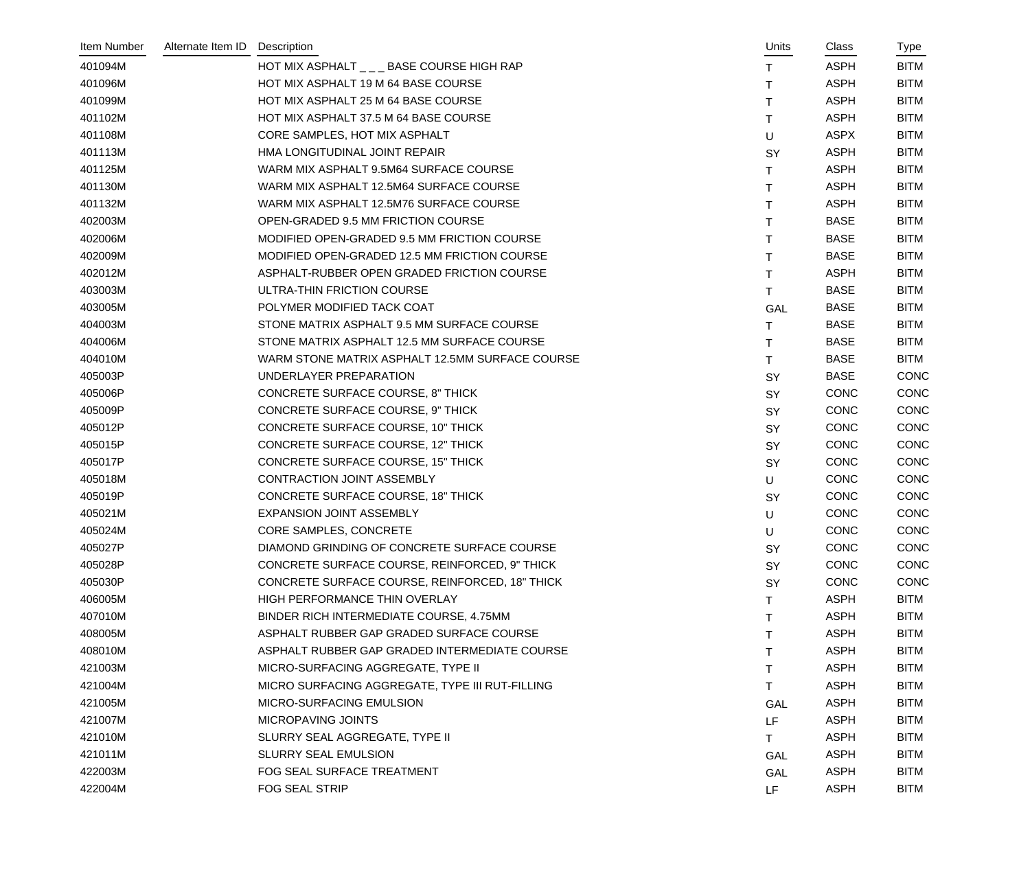| Item Number | Alternate Item ID | Description | Units | Class | Type |
|---|---|---|---|---|---|
| 401094M | | HOT MIX ASPHALT _ _ _ BASE COURSE HIGH RAP | T | ASPH | BITM |
| 401096M | | HOT MIX ASPHALT 19 M 64 BASE COURSE | T | ASPH | BITM |
| 401099M | | HOT MIX ASPHALT 25 M 64 BASE COURSE | T | ASPH | BITM |
| 401102M | | HOT MIX ASPHALT 37.5 M 64 BASE COURSE | T | ASPH | BITM |
| 401108M | | CORE SAMPLES, HOT MIX ASPHALT | U | ASPX | BITM |
| 401113M | | HMA LONGITUDINAL JOINT REPAIR | SY | ASPH | BITM |
| 401125M | | WARM MIX ASPHALT 9.5M64 SURFACE COURSE | T | ASPH | BITM |
| 401130M | | WARM MIX ASPHALT 12.5M64 SURFACE COURSE | T | ASPH | BITM |
| 401132M | | WARM MIX ASPHALT 12.5M76 SURFACE COURSE | T | ASPH | BITM |
| 402003M | | OPEN-GRADED 9.5 MM FRICTION COURSE | T | BASE | BITM |
| 402006M | | MODIFIED OPEN-GRADED 9.5 MM FRICTION COURSE | T | BASE | BITM |
| 402009M | | MODIFIED OPEN-GRADED 12.5 MM FRICTION COURSE | T | BASE | BITM |
| 402012M | | ASPHALT-RUBBER OPEN GRADED FRICTION COURSE | T | ASPH | BITM |
| 403003M | | ULTRA-THIN FRICTION COURSE | T | BASE | BITM |
| 403005M | | POLYMER MODIFIED TACK COAT | GAL | BASE | BITM |
| 404003M | | STONE MATRIX ASPHALT 9.5 MM SURFACE COURSE | T | BASE | BITM |
| 404006M | | STONE MATRIX ASPHALT 12.5 MM SURFACE COURSE | T | BASE | BITM |
| 404010M | | WARM STONE MATRIX ASPHALT 12.5MM SURFACE COURSE | T | BASE | BITM |
| 405003P | | UNDERLAYER PREPARATION | SY | BASE | CONC |
| 405006P | | CONCRETE SURFACE COURSE, 8" THICK | SY | CONC | CONC |
| 405009P | | CONCRETE SURFACE COURSE, 9" THICK | SY | CONC | CONC |
| 405012P | | CONCRETE SURFACE COURSE, 10" THICK | SY | CONC | CONC |
| 405015P | | CONCRETE SURFACE COURSE, 12" THICK | SY | CONC | CONC |
| 405017P | | CONCRETE SURFACE COURSE, 15" THICK | SY | CONC | CONC |
| 405018M | | CONTRACTION JOINT ASSEMBLY | U | CONC | CONC |
| 405019P | | CONCRETE SURFACE COURSE, 18" THICK | SY | CONC | CONC |
| 405021M | | EXPANSION JOINT ASSEMBLY | U | CONC | CONC |
| 405024M | | CORE SAMPLES, CONCRETE | U | CONC | CONC |
| 405027P | | DIAMOND GRINDING OF CONCRETE SURFACE COURSE | SY | CONC | CONC |
| 405028P | | CONCRETE SURFACE COURSE, REINFORCED, 9" THICK | SY | CONC | CONC |
| 405030P | | CONCRETE SURFACE COURSE, REINFORCED, 18" THICK | SY | CONC | CONC |
| 406005M | | HIGH PERFORMANCE THIN OVERLAY | T | ASPH | BITM |
| 407010M | | BINDER RICH INTERMEDIATE COURSE, 4.75MM | T | ASPH | BITM |
| 408005M | | ASPHALT RUBBER GAP GRADED SURFACE COURSE | T | ASPH | BITM |
| 408010M | | ASPHALT RUBBER GAP GRADED INTERMEDIATE COURSE | T | ASPH | BITM |
| 421003M | | MICRO-SURFACING AGGREGATE, TYPE II | T | ASPH | BITM |
| 421004M | | MICRO SURFACING AGGREGATE, TYPE III RUT-FILLING | T | ASPH | BITM |
| 421005M | | MICRO-SURFACING EMULSION | GAL | ASPH | BITM |
| 421007M | | MICROPAVING JOINTS | LF | ASPH | BITM |
| 421010M | | SLURRY SEAL AGGREGATE, TYPE II | T | ASPH | BITM |
| 421011M | | SLURRY SEAL EMULSION | GAL | ASPH | BITM |
| 422003M | | FOG SEAL SURFACE TREATMENT | GAL | ASPH | BITM |
| 422004M | | FOG SEAL STRIP | LF | ASPH | BITM |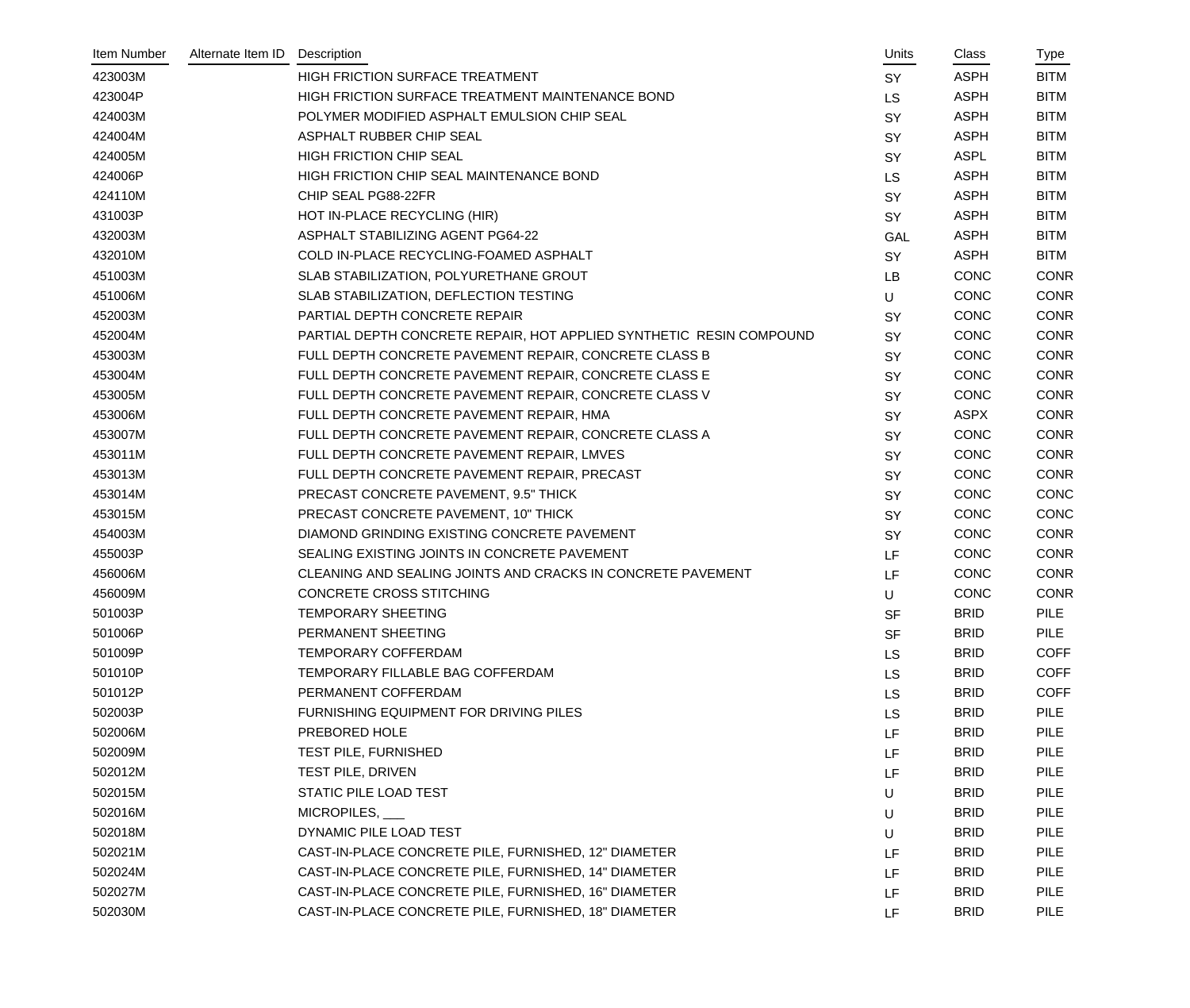| Item Number | Alternate Item ID | Description | Units | Class | Type |
|---|---|---|---|---|---|
| 423003M | | HIGH FRICTION SURFACE TREATMENT | SY | ASPH | BITM |
| 423004P | | HIGH FRICTION SURFACE TREATMENT MAINTENANCE BOND | LS | ASPH | BITM |
| 424003M | | POLYMER MODIFIED ASPHALT EMULSION CHIP SEAL | SY | ASPH | BITM |
| 424004M | | ASPHALT RUBBER CHIP SEAL | SY | ASPH | BITM |
| 424005M | | HIGH FRICTION CHIP SEAL | SY | ASPL | BITM |
| 424006P | | HIGH FRICTION CHIP SEAL MAINTENANCE BOND | LS | ASPH | BITM |
| 424110M | | CHIP SEAL PG88-22FR | SY | ASPH | BITM |
| 431003P | | HOT IN-PLACE RECYCLING (HIR) | SY | ASPH | BITM |
| 432003M | | ASPHALT STABILIZING AGENT PG64-22 | GAL | ASPH | BITM |
| 432010M | | COLD IN-PLACE RECYCLING-FOAMED ASPHALT | SY | ASPH | BITM |
| 451003M | | SLAB STABILIZATION, POLYURETHANE GROUT | LB | CONC | CONR |
| 451006M | | SLAB STABILIZATION, DEFLECTION TESTING | U | CONC | CONR |
| 452003M | | PARTIAL DEPTH CONCRETE REPAIR | SY | CONC | CONR |
| 452004M | | PARTIAL DEPTH CONCRETE REPAIR, HOT APPLIED SYNTHETIC RESIN COMPOUND | SY | CONC | CONR |
| 453003M | | FULL DEPTH CONCRETE PAVEMENT REPAIR, CONCRETE CLASS B | SY | CONC | CONR |
| 453004M | | FULL DEPTH CONCRETE PAVEMENT REPAIR, CONCRETE CLASS E | SY | CONC | CONR |
| 453005M | | FULL DEPTH CONCRETE PAVEMENT REPAIR, CONCRETE CLASS V | SY | CONC | CONR |
| 453006M | | FULL DEPTH CONCRETE PAVEMENT REPAIR, HMA | SY | ASPX | CONR |
| 453007M | | FULL DEPTH CONCRETE PAVEMENT REPAIR, CONCRETE CLASS A | SY | CONC | CONR |
| 453011M | | FULL DEPTH CONCRETE PAVEMENT REPAIR, LMVES | SY | CONC | CONR |
| 453013M | | FULL DEPTH CONCRETE PAVEMENT REPAIR, PRECAST | SY | CONC | CONR |
| 453014M | | PRECAST CONCRETE PAVEMENT, 9.5" THICK | SY | CONC | CONC |
| 453015M | | PRECAST CONCRETE PAVEMENT, 10" THICK | SY | CONC | CONC |
| 454003M | | DIAMOND GRINDING EXISTING CONCRETE PAVEMENT | SY | CONC | CONR |
| 455003P | | SEALING EXISTING JOINTS IN CONCRETE PAVEMENT | LF | CONC | CONR |
| 456006M | | CLEANING AND SEALING JOINTS AND CRACKS IN CONCRETE PAVEMENT | LF | CONC | CONR |
| 456009M | | CONCRETE CROSS STITCHING | U | CONC | CONR |
| 501003P | | TEMPORARY SHEETING | SF | BRID | PILE |
| 501006P | | PERMANENT SHEETING | SF | BRID | PILE |
| 501009P | | TEMPORARY COFFERDAM | LS | BRID | COFF |
| 501010P | | TEMPORARY FILLABLE BAG COFFERDAM | LS | BRID | COFF |
| 501012P | | PERMANENT COFFERDAM | LS | BRID | COFF |
| 502003P | | FURNISHING EQUIPMENT FOR DRIVING PILES | LS | BRID | PILE |
| 502006M | | PREBORED HOLE | LF | BRID | PILE |
| 502009M | | TEST PILE, FURNISHED | LF | BRID | PILE |
| 502012M | | TEST PILE, DRIVEN | LF | BRID | PILE |
| 502015M | | STATIC PILE LOAD TEST | U | BRID | PILE |
| 502016M | | MICROPILES, ___ | U | BRID | PILE |
| 502018M | | DYNAMIC PILE LOAD TEST | U | BRID | PILE |
| 502021M | | CAST-IN-PLACE CONCRETE PILE, FURNISHED, 12" DIAMETER | LF | BRID | PILE |
| 502024M | | CAST-IN-PLACE CONCRETE PILE, FURNISHED, 14" DIAMETER | LF | BRID | PILE |
| 502027M | | CAST-IN-PLACE CONCRETE PILE, FURNISHED, 16" DIAMETER | LF | BRID | PILE |
| 502030M | | CAST-IN-PLACE CONCRETE PILE, FURNISHED, 18" DIAMETER | LF | BRID | PILE |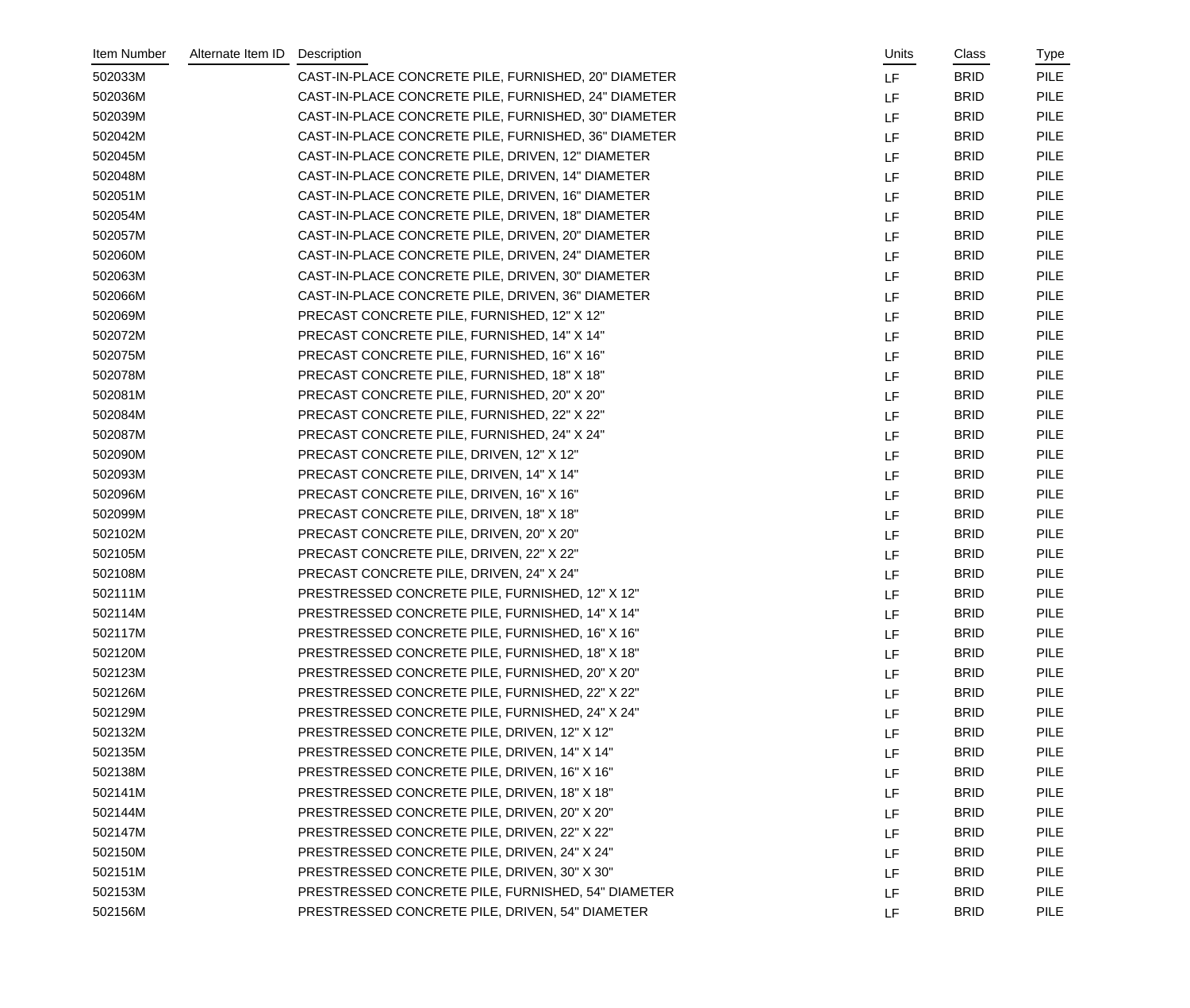| Item Number | Alternate Item ID | Description | Units | Class | Type |
|---|---|---|---|---|---|
| 502033M | | CAST-IN-PLACE CONCRETE PILE, FURNISHED, 20" DIAMETER | LF | BRID | PILE |
| 502036M | | CAST-IN-PLACE CONCRETE PILE, FURNISHED, 24" DIAMETER | LF | BRID | PILE |
| 502039M | | CAST-IN-PLACE CONCRETE PILE, FURNISHED, 30" DIAMETER | LF | BRID | PILE |
| 502042M | | CAST-IN-PLACE CONCRETE PILE, FURNISHED, 36" DIAMETER | LF | BRID | PILE |
| 502045M | | CAST-IN-PLACE CONCRETE PILE, DRIVEN, 12" DIAMETER | LF | BRID | PILE |
| 502048M | | CAST-IN-PLACE CONCRETE PILE, DRIVEN, 14" DIAMETER | LF | BRID | PILE |
| 502051M | | CAST-IN-PLACE CONCRETE PILE, DRIVEN, 16" DIAMETER | LF | BRID | PILE |
| 502054M | | CAST-IN-PLACE CONCRETE PILE, DRIVEN, 18" DIAMETER | LF | BRID | PILE |
| 502057M | | CAST-IN-PLACE CONCRETE PILE, DRIVEN, 20" DIAMETER | LF | BRID | PILE |
| 502060M | | CAST-IN-PLACE CONCRETE PILE, DRIVEN, 24" DIAMETER | LF | BRID | PILE |
| 502063M | | CAST-IN-PLACE CONCRETE PILE, DRIVEN, 30" DIAMETER | LF | BRID | PILE |
| 502066M | | CAST-IN-PLACE CONCRETE PILE, DRIVEN, 36" DIAMETER | LF | BRID | PILE |
| 502069M | | PRECAST CONCRETE PILE, FURNISHED, 12" X 12" | LF | BRID | PILE |
| 502072M | | PRECAST CONCRETE PILE, FURNISHED, 14" X 14" | LF | BRID | PILE |
| 502075M | | PRECAST CONCRETE PILE, FURNISHED, 16" X 16" | LF | BRID | PILE |
| 502078M | | PRECAST CONCRETE PILE, FURNISHED, 18" X 18" | LF | BRID | PILE |
| 502081M | | PRECAST CONCRETE PILE, FURNISHED, 20" X 20" | LF | BRID | PILE |
| 502084M | | PRECAST CONCRETE PILE, FURNISHED, 22" X 22" | LF | BRID | PILE |
| 502087M | | PRECAST CONCRETE PILE, FURNISHED, 24" X 24" | LF | BRID | PILE |
| 502090M | | PRECAST CONCRETE PILE, DRIVEN, 12" X 12" | LF | BRID | PILE |
| 502093M | | PRECAST CONCRETE PILE, DRIVEN, 14" X 14" | LF | BRID | PILE |
| 502096M | | PRECAST CONCRETE PILE, DRIVEN, 16" X 16" | LF | BRID | PILE |
| 502099M | | PRECAST CONCRETE PILE, DRIVEN, 18" X 18" | LF | BRID | PILE |
| 502102M | | PRECAST CONCRETE PILE, DRIVEN, 20" X 20" | LF | BRID | PILE |
| 502105M | | PRECAST CONCRETE PILE, DRIVEN, 22" X 22" | LF | BRID | PILE |
| 502108M | | PRECAST CONCRETE PILE, DRIVEN, 24" X 24" | LF | BRID | PILE |
| 502111M | | PRESTRESSED CONCRETE PILE, FURNISHED, 12" X 12" | LF | BRID | PILE |
| 502114M | | PRESTRESSED CONCRETE PILE, FURNISHED, 14" X 14" | LF | BRID | PILE |
| 502117M | | PRESTRESSED CONCRETE PILE, FURNISHED, 16" X 16" | LF | BRID | PILE |
| 502120M | | PRESTRESSED CONCRETE PILE, FURNISHED, 18" X 18" | LF | BRID | PILE |
| 502123M | | PRESTRESSED CONCRETE PILE, FURNISHED, 20" X 20" | LF | BRID | PILE |
| 502126M | | PRESTRESSED CONCRETE PILE, FURNISHED, 22" X 22" | LF | BRID | PILE |
| 502129M | | PRESTRESSED CONCRETE PILE, FURNISHED, 24" X 24" | LF | BRID | PILE |
| 502132M | | PRESTRESSED CONCRETE PILE, DRIVEN, 12" X 12" | LF | BRID | PILE |
| 502135M | | PRESTRESSED CONCRETE PILE, DRIVEN, 14" X 14" | LF | BRID | PILE |
| 502138M | | PRESTRESSED CONCRETE PILE, DRIVEN, 16" X 16" | LF | BRID | PILE |
| 502141M | | PRESTRESSED CONCRETE PILE, DRIVEN, 18" X 18" | LF | BRID | PILE |
| 502144M | | PRESTRESSED CONCRETE PILE, DRIVEN, 20" X 20" | LF | BRID | PILE |
| 502147M | | PRESTRESSED CONCRETE PILE, DRIVEN, 22" X 22" | LF | BRID | PILE |
| 502150M | | PRESTRESSED CONCRETE PILE, DRIVEN, 24" X 24" | LF | BRID | PILE |
| 502151M | | PRESTRESSED CONCRETE PILE, DRIVEN, 30" X 30" | LF | BRID | PILE |
| 502153M | | PRESTRESSED CONCRETE PILE, FURNISHED, 54" DIAMETER | LF | BRID | PILE |
| 502156M | | PRESTRESSED CONCRETE PILE, DRIVEN, 54" DIAMETER | LF | BRID | PILE |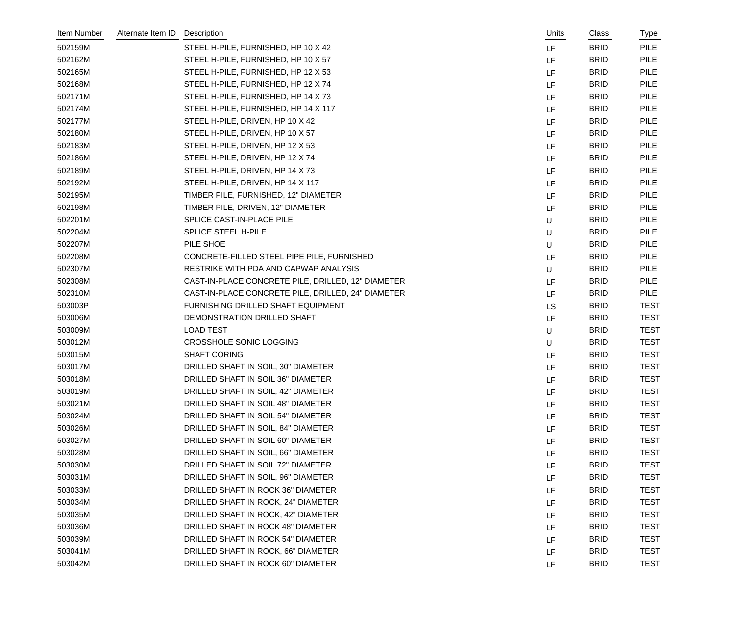| Item Number | Alternate Item ID | Description | Units | Class | Type |
|---|---|---|---|---|---|
| 502159M | | STEEL H-PILE, FURNISHED, HP 10 X 42 | LF | BRID | PILE |
| 502162M | | STEEL H-PILE, FURNISHED, HP 10 X 57 | LF | BRID | PILE |
| 502165M | | STEEL H-PILE, FURNISHED, HP 12 X 53 | LF | BRID | PILE |
| 502168M | | STEEL H-PILE, FURNISHED, HP 12 X 74 | LF | BRID | PILE |
| 502171M | | STEEL H-PILE, FURNISHED, HP 14 X 73 | LF | BRID | PILE |
| 502174M | | STEEL H-PILE, FURNISHED, HP 14 X 117 | LF | BRID | PILE |
| 502177M | | STEEL H-PILE, DRIVEN, HP 10 X 42 | LF | BRID | PILE |
| 502180M | | STEEL H-PILE, DRIVEN, HP 10 X 57 | LF | BRID | PILE |
| 502183M | | STEEL H-PILE, DRIVEN, HP 12 X 53 | LF | BRID | PILE |
| 502186M | | STEEL H-PILE, DRIVEN, HP 12 X 74 | LF | BRID | PILE |
| 502189M | | STEEL H-PILE, DRIVEN, HP 14 X 73 | LF | BRID | PILE |
| 502192M | | STEEL H-PILE, DRIVEN, HP 14 X 117 | LF | BRID | PILE |
| 502195M | | TIMBER PILE, FURNISHED, 12" DIAMETER | LF | BRID | PILE |
| 502198M | | TIMBER PILE, DRIVEN, 12" DIAMETER | LF | BRID | PILE |
| 502201M | | SPLICE CAST-IN-PLACE PILE | U | BRID | PILE |
| 502204M | | SPLICE STEEL H-PILE | U | BRID | PILE |
| 502207M | | PILE SHOE | U | BRID | PILE |
| 502208M | | CONCRETE-FILLED STEEL PIPE PILE, FURNISHED | LF | BRID | PILE |
| 502307M | | RESTRIKE WITH PDA AND CAPWAP ANALYSIS | U | BRID | PILE |
| 502308M | | CAST-IN-PLACE CONCRETE PILE, DRILLED, 12" DIAMETER | LF | BRID | PILE |
| 502310M | | CAST-IN-PLACE CONCRETE PILE, DRILLED, 24" DIAMETER | LF | BRID | PILE |
| 503003P | | FURNISHING DRILLED SHAFT EQUIPMENT | LS | BRID | TEST |
| 503006M | | DEMONSTRATION DRILLED SHAFT | LF | BRID | TEST |
| 503009M | | LOAD TEST | U | BRID | TEST |
| 503012M | | CROSSHOLE SONIC LOGGING | U | BRID | TEST |
| 503015M | | SHAFT CORING | LF | BRID | TEST |
| 503017M | | DRILLED SHAFT IN SOIL, 30" DIAMETER | LF | BRID | TEST |
| 503018M | | DRILLED SHAFT IN SOIL 36" DIAMETER | LF | BRID | TEST |
| 503019M | | DRILLED SHAFT IN SOIL, 42" DIAMETER | LF | BRID | TEST |
| 503021M | | DRILLED SHAFT IN SOIL 48" DIAMETER | LF | BRID | TEST |
| 503024M | | DRILLED SHAFT IN SOIL 54" DIAMETER | LF | BRID | TEST |
| 503026M | | DRILLED SHAFT IN SOIL, 84" DIAMETER | LF | BRID | TEST |
| 503027M | | DRILLED SHAFT IN SOIL 60" DIAMETER | LF | BRID | TEST |
| 503028M | | DRILLED SHAFT IN SOIL, 66" DIAMETER | LF | BRID | TEST |
| 503030M | | DRILLED SHAFT IN SOIL 72" DIAMETER | LF | BRID | TEST |
| 503031M | | DRILLED SHAFT IN SOIL, 96" DIAMETER | LF | BRID | TEST |
| 503033M | | DRILLED SHAFT IN ROCK 36" DIAMETER | LF | BRID | TEST |
| 503034M | | DRILLED SHAFT IN ROCK, 24" DIAMETER | LF | BRID | TEST |
| 503035M | | DRILLED SHAFT IN ROCK, 42" DIAMETER | LF | BRID | TEST |
| 503036M | | DRILLED SHAFT IN ROCK 48" DIAMETER | LF | BRID | TEST |
| 503039M | | DRILLED SHAFT IN ROCK 54" DIAMETER | LF | BRID | TEST |
| 503041M | | DRILLED SHAFT IN ROCK, 66" DIAMETER | LF | BRID | TEST |
| 503042M | | DRILLED SHAFT IN ROCK 60" DIAMETER | LF | BRID | TEST |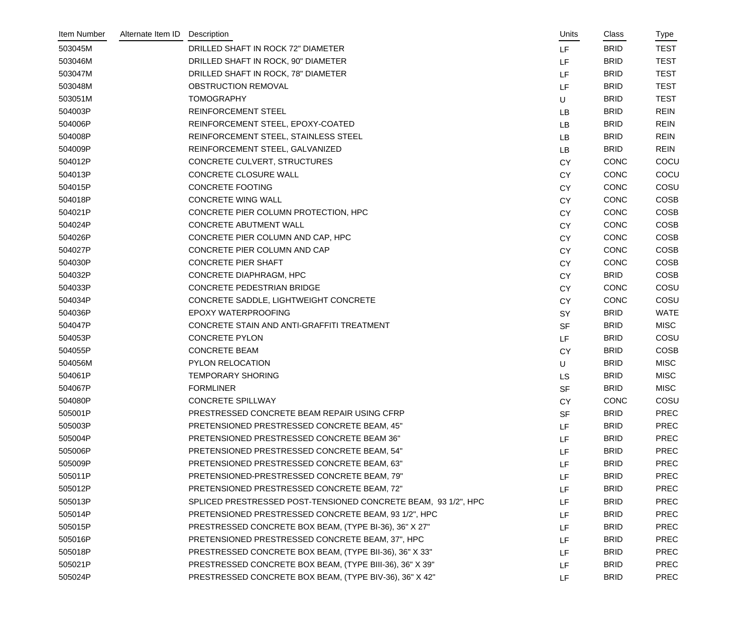| Item Number | Alternate Item ID | Description | Units | Class | Type |
|---|---|---|---|---|---|
| 503045M | | DRILLED SHAFT IN ROCK 72" DIAMETER | LF | BRID | TEST |
| 503046M | | DRILLED SHAFT IN ROCK, 90" DIAMETER | LF | BRID | TEST |
| 503047M | | DRILLED SHAFT IN ROCK, 78" DIAMETER | LF | BRID | TEST |
| 503048M | | OBSTRUCTION REMOVAL | LF | BRID | TEST |
| 503051M | | TOMOGRAPHY | U | BRID | TEST |
| 504003P | | REINFORCEMENT STEEL | LB | BRID | REIN |
| 504006P | | REINFORCEMENT STEEL, EPOXY-COATED | LB | BRID | REIN |
| 504008P | | REINFORCEMENT STEEL, STAINLESS STEEL | LB | BRID | REIN |
| 504009P | | REINFORCEMENT STEEL, GALVANIZED | LB | BRID | REIN |
| 504012P | | CONCRETE CULVERT, STRUCTURES | CY | CONC | COCU |
| 504013P | | CONCRETE CLOSURE WALL | CY | CONC | COCU |
| 504015P | | CONCRETE FOOTING | CY | CONC | COSU |
| 504018P | | CONCRETE WING WALL | CY | CONC | COSB |
| 504021P | | CONCRETE PIER COLUMN PROTECTION, HPC | CY | CONC | COSB |
| 504024P | | CONCRETE ABUTMENT WALL | CY | CONC | COSB |
| 504026P | | CONCRETE PIER COLUMN AND CAP, HPC | CY | CONC | COSB |
| 504027P | | CONCRETE PIER COLUMN AND CAP | CY | CONC | COSB |
| 504030P | | CONCRETE PIER SHAFT | CY | CONC | COSB |
| 504032P | | CONCRETE DIAPHRAGM, HPC | CY | BRID | COSB |
| 504033P | | CONCRETE PEDESTRIAN BRIDGE | CY | CONC | COSU |
| 504034P | | CONCRETE SADDLE, LIGHTWEIGHT CONCRETE | CY | CONC | COSU |
| 504036P | | EPOXY WATERPROOFING | SY | BRID | WATE |
| 504047P | | CONCRETE STAIN AND ANTI-GRAFFITI TREATMENT | SF | BRID | MISC |
| 504053P | | CONCRETE PYLON | LF | BRID | COSU |
| 504055P | | CONCRETE BEAM | CY | BRID | COSB |
| 504056M | | PYLON RELOCATION | U | BRID | MISC |
| 504061P | | TEMPORARY SHORING | LS | BRID | MISC |
| 504067P | | FORMLINER | SF | BRID | MISC |
| 504080P | | CONCRETE SPILLWAY | CY | CONC | COSU |
| 505001P | | PRESTRESSED CONCRETE BEAM REPAIR USING CFRP | SF | BRID | PREC |
| 505003P | | PRETENSIONED PRESTRESSED CONCRETE BEAM, 45" | LF | BRID | PREC |
| 505004P | | PRETENSIONED PRESTRESSED CONCRETE BEAM 36" | LF | BRID | PREC |
| 505006P | | PRETENSIONED PRESTRESSED CONCRETE BEAM, 54" | LF | BRID | PREC |
| 505009P | | PRETENSIONED PRESTRESSED CONCRETE BEAM, 63" | LF | BRID | PREC |
| 505011P | | PRETENSIONED-PRESTRESSED CONCRETE BEAM, 79" | LF | BRID | PREC |
| 505012P | | PRETENSIONED PRESTRESSED CONCRETE BEAM, 72" | LF | BRID | PREC |
| 505013P | | SPLICED PRESTRESSED POST-TENSIONED CONCRETE BEAM, 93 1/2", HPC | LF | BRID | PREC |
| 505014P | | PRETENSIONED PRESTRESSED CONCRETE BEAM, 93 1/2", HPC | LF | BRID | PREC |
| 505015P | | PRESTRESSED CONCRETE BOX BEAM, (TYPE BI-36), 36" X 27" | LF | BRID | PREC |
| 505016P | | PRETENSIONED PRESTRESSED CONCRETE BEAM, 37", HPC | LF | BRID | PREC |
| 505018P | | PRESTRESSED CONCRETE BOX BEAM, (TYPE BII-36), 36" X 33" | LF | BRID | PREC |
| 505021P | | PRESTRESSED CONCRETE BOX BEAM, (TYPE BIII-36), 36" X 39" | LF | BRID | PREC |
| 505024P | | PRESTRESSED CONCRETE BOX BEAM, (TYPE BIV-36), 36" X 42" | LF | BRID | PREC |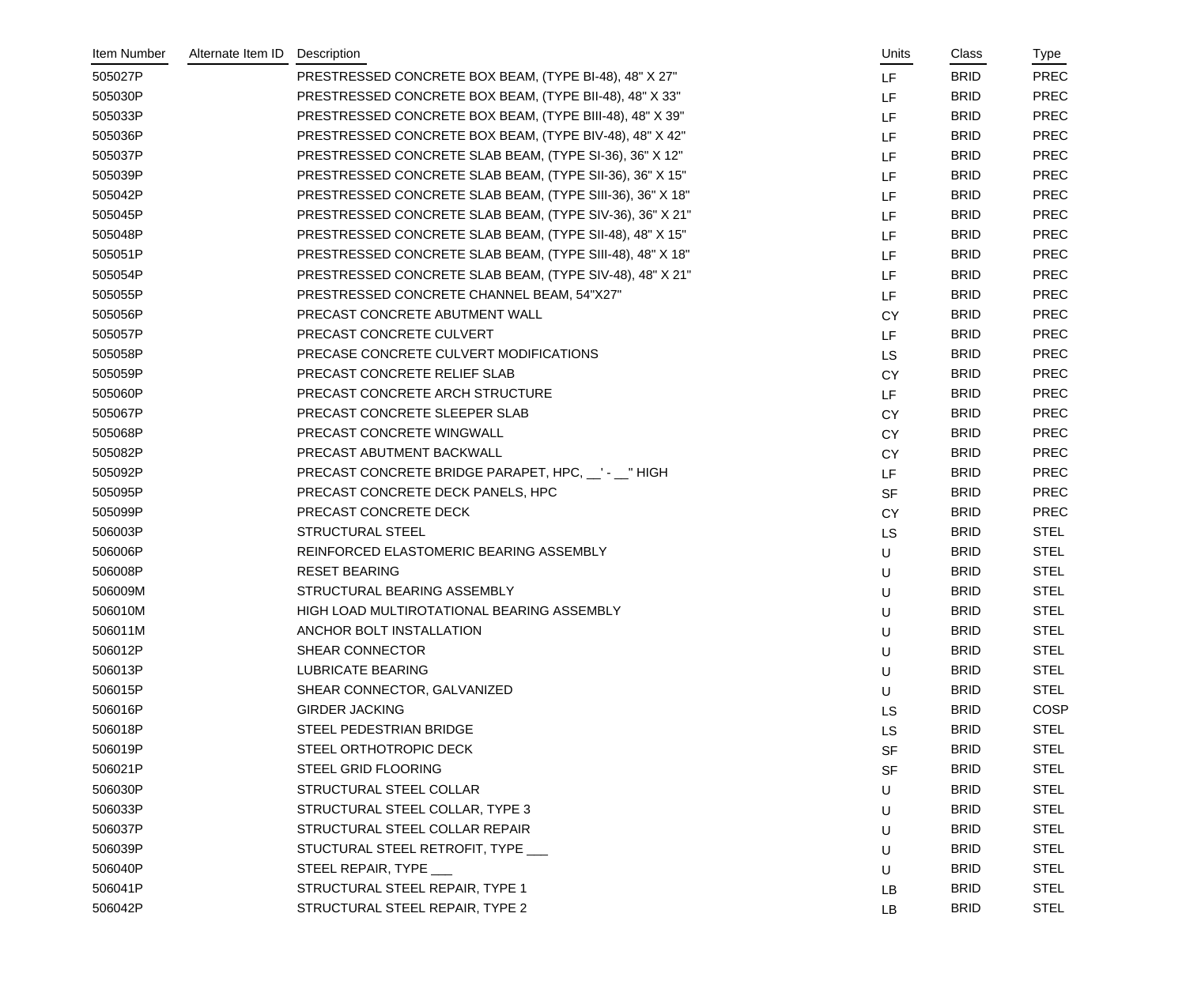| Item Number | Alternate Item ID | Description | Units | Class | Type |
|---|---|---|---|---|---|
| 505027P | | PRESTRESSED CONCRETE BOX BEAM, (TYPE BI-48), 48" X 27" | LF | BRID | PREC |
| 505030P | | PRESTRESSED CONCRETE BOX BEAM, (TYPE BII-48), 48" X 33" | LF | BRID | PREC |
| 505033P | | PRESTRESSED CONCRETE BOX BEAM, (TYPE BIII-48), 48" X 39" | LF | BRID | PREC |
| 505036P | | PRESTRESSED CONCRETE BOX BEAM, (TYPE BIV-48), 48" X 42" | LF | BRID | PREC |
| 505037P | | PRESTRESSED CONCRETE SLAB BEAM, (TYPE SI-36), 36" X 12" | LF | BRID | PREC |
| 505039P | | PRESTRESSED CONCRETE SLAB BEAM, (TYPE SII-36), 36" X 15" | LF | BRID | PREC |
| 505042P | | PRESTRESSED CONCRETE SLAB BEAM, (TYPE SIII-36), 36" X 18" | LF | BRID | PREC |
| 505045P | | PRESTRESSED CONCRETE SLAB BEAM, (TYPE SIV-36), 36" X 21" | LF | BRID | PREC |
| 505048P | | PRESTRESSED CONCRETE SLAB BEAM, (TYPE SII-48), 48" X 15" | LF | BRID | PREC |
| 505051P | | PRESTRESSED CONCRETE SLAB BEAM, (TYPE SIII-48), 48" X 18" | LF | BRID | PREC |
| 505054P | | PRESTRESSED CONCRETE SLAB BEAM, (TYPE SIV-48), 48" X 21" | LF | BRID | PREC |
| 505055P | | PRESTRESSED CONCRETE CHANNEL BEAM, 54"X27" | LF | BRID | PREC |
| 505056P | | PRECAST CONCRETE ABUTMENT WALL | CY | BRID | PREC |
| 505057P | | PRECAST CONCRETE CULVERT | LF | BRID | PREC |
| 505058P | | PRECASE CONCRETE CULVERT MODIFICATIONS | LS | BRID | PREC |
| 505059P | | PRECAST CONCRETE RELIEF SLAB | CY | BRID | PREC |
| 505060P | | PRECAST CONCRETE ARCH STRUCTURE | LF | BRID | PREC |
| 505067P | | PRECAST CONCRETE SLEEPER SLAB | CY | BRID | PREC |
| 505068P | | PRECAST CONCRETE WINGWALL | CY | BRID | PREC |
| 505082P | | PRECAST ABUTMENT BACKWALL | CY | BRID | PREC |
| 505092P | | PRECAST CONCRETE BRIDGE PARAPET, HPC, __' - __" HIGH | LF | BRID | PREC |
| 505095P | | PRECAST CONCRETE DECK PANELS, HPC | SF | BRID | PREC |
| 505099P | | PRECAST CONCRETE DECK | CY | BRID | PREC |
| 506003P | | STRUCTURAL STEEL | LS | BRID | STEL |
| 506006P | | REINFORCED ELASTOMERIC BEARING ASSEMBLY | U | BRID | STEL |
| 506008P | | RESET BEARING | U | BRID | STEL |
| 506009M | | STRUCTURAL BEARING ASSEMBLY | U | BRID | STEL |
| 506010M | | HIGH LOAD MULTIROTATIONAL BEARING ASSEMBLY | U | BRID | STEL |
| 506011M | | ANCHOR BOLT INSTALLATION | U | BRID | STEL |
| 506012P | | SHEAR CONNECTOR | U | BRID | STEL |
| 506013P | | LUBRICATE BEARING | U | BRID | STEL |
| 506015P | | SHEAR CONNECTOR, GALVANIZED | U | BRID | STEL |
| 506016P | | GIRDER JACKING | LS | BRID | COSP |
| 506018P | | STEEL PEDESTRIAN BRIDGE | LS | BRID | STEL |
| 506019P | | STEEL ORTHOTROPIC DECK | SF | BRID | STEL |
| 506021P | | STEEL GRID FLOORING | SF | BRID | STEL |
| 506030P | | STRUCTURAL STEEL COLLAR | U | BRID | STEL |
| 506033P | | STRUCTURAL STEEL COLLAR, TYPE 3 | U | BRID | STEL |
| 506037P | | STRUCTURAL STEEL COLLAR REPAIR | U | BRID | STEL |
| 506039P | | STUCTURAL STEEL RETROFIT, TYPE ___ | U | BRID | STEL |
| 506040P | | STEEL REPAIR, TYPE ___ | U | BRID | STEL |
| 506041P | | STRUCTURAL STEEL REPAIR, TYPE 1 | LB | BRID | STEL |
| 506042P | | STRUCTURAL STEEL REPAIR, TYPE 2 | LB | BRID | STEL |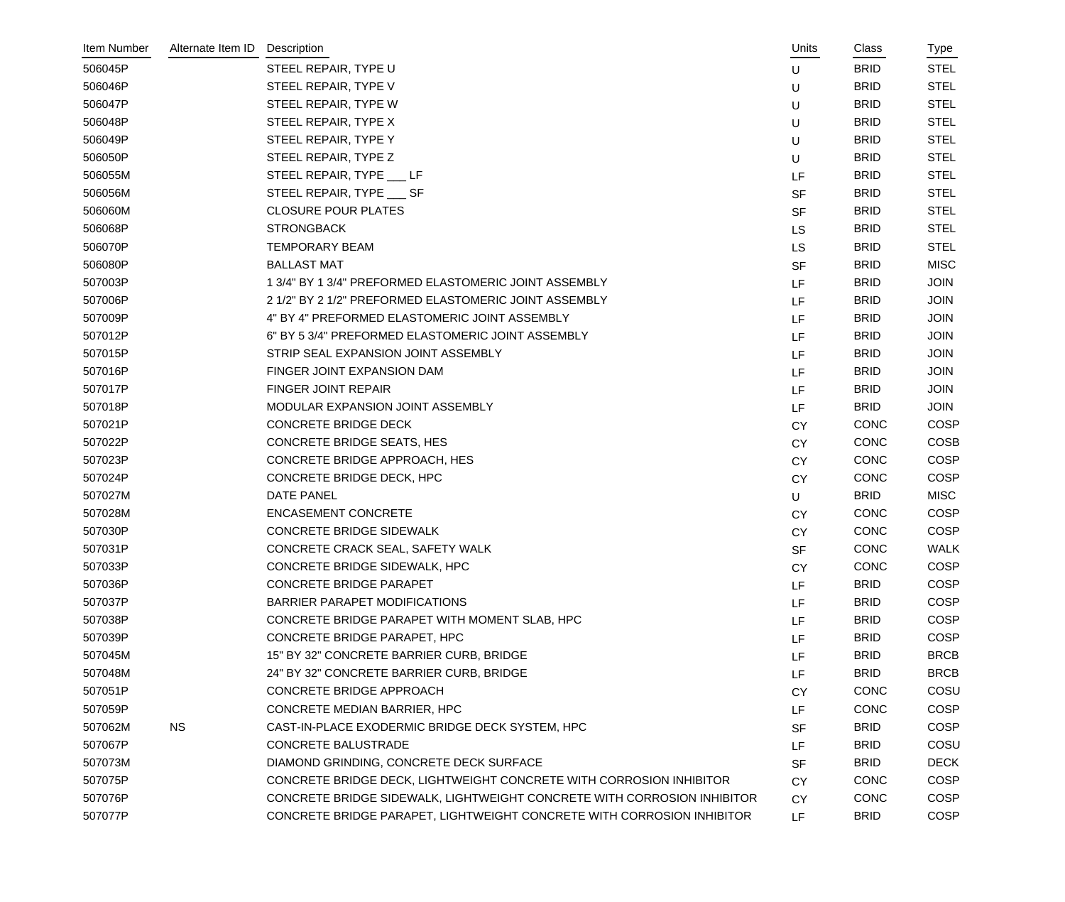| Item Number | Alternate Item ID | Description | Units | Class | Type |
|---|---|---|---|---|---|
| 506045P | | STEEL REPAIR, TYPE U | U | BRID | STEL |
| 506046P | | STEEL REPAIR, TYPE V | U | BRID | STEL |
| 506047P | | STEEL REPAIR, TYPE W | U | BRID | STEL |
| 506048P | | STEEL REPAIR, TYPE X | U | BRID | STEL |
| 506049P | | STEEL REPAIR, TYPE Y | U | BRID | STEL |
| 506050P | | STEEL REPAIR, TYPE Z | U | BRID | STEL |
| 506055M | | STEEL REPAIR, TYPE ___ LF | LF | BRID | STEL |
| 506056M | | STEEL REPAIR, TYPE ___ SF | SF | BRID | STEL |
| 506060M | | CLOSURE POUR PLATES | SF | BRID | STEL |
| 506068P | | STRONGBACK | LS | BRID | STEL |
| 506070P | | TEMPORARY BEAM | LS | BRID | STEL |
| 506080P | | BALLAST MAT | SF | BRID | MISC |
| 507003P | | 1 3/4" BY 1 3/4" PREFORMED ELASTOMERIC JOINT ASSEMBLY | LF | BRID | JOIN |
| 507006P | | 2 1/2" BY 2 1/2" PREFORMED ELASTOMERIC JOINT ASSEMBLY | LF | BRID | JOIN |
| 507009P | | 4" BY 4" PREFORMED ELASTOMERIC JOINT ASSEMBLY | LF | BRID | JOIN |
| 507012P | | 6" BY 5 3/4" PREFORMED ELASTOMERIC JOINT ASSEMBLY | LF | BRID | JOIN |
| 507015P | | STRIP SEAL EXPANSION JOINT ASSEMBLY | LF | BRID | JOIN |
| 507016P | | FINGER JOINT EXPANSION DAM | LF | BRID | JOIN |
| 507017P | | FINGER JOINT REPAIR | LF | BRID | JOIN |
| 507018P | | MODULAR EXPANSION JOINT ASSEMBLY | LF | BRID | JOIN |
| 507021P | | CONCRETE BRIDGE DECK | CY | CONC | COSP |
| 507022P | | CONCRETE BRIDGE SEATS, HES | CY | CONC | COSB |
| 507023P | | CONCRETE BRIDGE APPROACH, HES | CY | CONC | COSP |
| 507024P | | CONCRETE BRIDGE DECK, HPC | CY | CONC | COSP |
| 507027M | | DATE PANEL | U | BRID | MISC |
| 507028M | | ENCASEMENT CONCRETE | CY | CONC | COSP |
| 507030P | | CONCRETE BRIDGE SIDEWALK | CY | CONC | COSP |
| 507031P | | CONCRETE CRACK SEAL, SAFETY WALK | SF | CONC | WALK |
| 507033P | | CONCRETE BRIDGE SIDEWALK, HPC | CY | CONC | COSP |
| 507036P | | CONCRETE BRIDGE PARAPET | LF | BRID | COSP |
| 507037P | | BARRIER PARAPET MODIFICATIONS | LF | BRID | COSP |
| 507038P | | CONCRETE BRIDGE PARAPET WITH MOMENT SLAB, HPC | LF | BRID | COSP |
| 507039P | | CONCRETE BRIDGE PARAPET, HPC | LF | BRID | COSP |
| 507045M | | 15" BY 32" CONCRETE BARRIER CURB, BRIDGE | LF | BRID | BRCB |
| 507048M | | 24" BY 32" CONCRETE BARRIER CURB, BRIDGE | LF | BRID | BRCB |
| 507051P | | CONCRETE BRIDGE APPROACH | CY | CONC | COSU |
| 507059P | | CONCRETE MEDIAN BARRIER, HPC | LF | CONC | COSP |
| 507062M | NS | CAST-IN-PLACE EXODERMIC BRIDGE DECK SYSTEM, HPC | SF | BRID | COSP |
| 507067P | | CONCRETE BALUSTRADE | LF | BRID | COSU |
| 507073M | | DIAMOND GRINDING, CONCRETE DECK SURFACE | SF | BRID | DECK |
| 507075P | | CONCRETE BRIDGE DECK, LIGHTWEIGHT CONCRETE WITH CORROSION INHIBITOR | CY | CONC | COSP |
| 507076P | | CONCRETE BRIDGE SIDEWALK, LIGHTWEIGHT CONCRETE WITH CORROSION INHIBITOR | CY | CONC | COSP |
| 507077P | | CONCRETE BRIDGE PARAPET, LIGHTWEIGHT CONCRETE WITH CORROSION INHIBITOR | LF | BRID | COSP |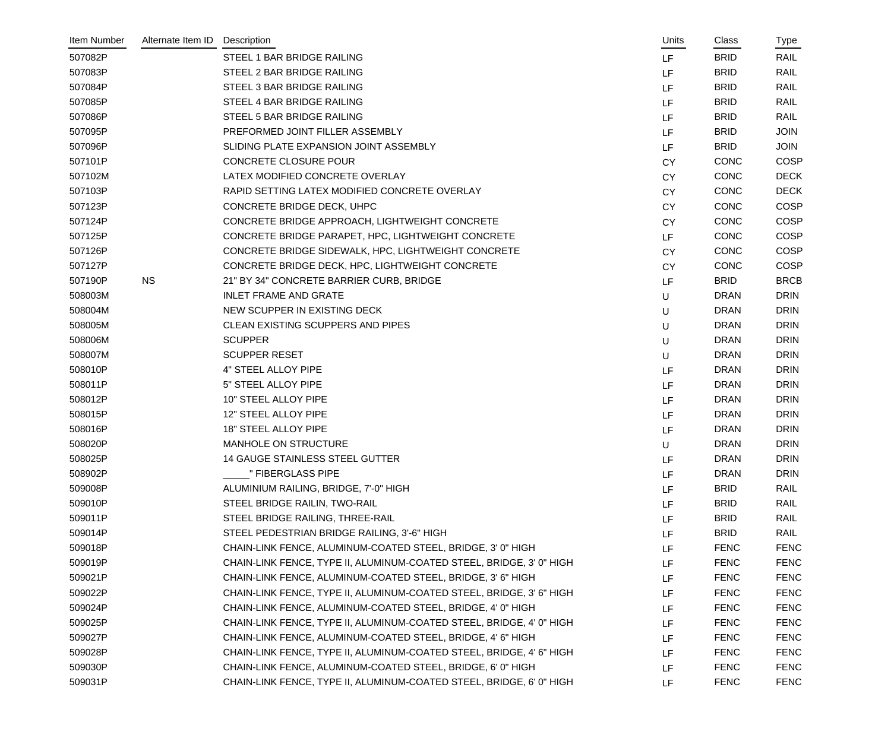| Item Number | Alternate Item ID | Description | Units | Class | Type |
|---|---|---|---|---|---|
| 507082P | | STEEL 1 BAR BRIDGE RAILING | LF | BRID | RAIL |
| 507083P | | STEEL 2 BAR BRIDGE RAILING | LF | BRID | RAIL |
| 507084P | | STEEL 3 BAR BRIDGE RAILING | LF | BRID | RAIL |
| 507085P | | STEEL 4 BAR BRIDGE RAILING | LF | BRID | RAIL |
| 507086P | | STEEL 5 BAR BRIDGE RAILING | LF | BRID | RAIL |
| 507095P | | PREFORMED JOINT FILLER ASSEMBLY | LF | BRID | JOIN |
| 507096P | | SLIDING PLATE EXPANSION JOINT ASSEMBLY | LF | BRID | JOIN |
| 507101P | | CONCRETE CLOSURE POUR | CY | CONC | COSP |
| 507102M | | LATEX MODIFIED CONCRETE OVERLAY | CY | CONC | DECK |
| 507103P | | RAPID SETTING LATEX MODIFIED CONCRETE OVERLAY | CY | CONC | DECK |
| 507123P | | CONCRETE BRIDGE DECK, UHPC | CY | CONC | COSP |
| 507124P | | CONCRETE BRIDGE APPROACH, LIGHTWEIGHT CONCRETE | CY | CONC | COSP |
| 507125P | | CONCRETE BRIDGE PARAPET, HPC, LIGHTWEIGHT CONCRETE | LF | CONC | COSP |
| 507126P | | CONCRETE BRIDGE SIDEWALK, HPC, LIGHTWEIGHT CONCRETE | CY | CONC | COSP |
| 507127P | | CONCRETE BRIDGE DECK, HPC, LIGHTWEIGHT CONCRETE | CY | CONC | COSP |
| 507190P | NS | 21" BY 34" CONCRETE BARRIER CURB, BRIDGE | LF | BRID | BRCB |
| 508003M | | INLET FRAME AND GRATE | U | DRAN | DRIN |
| 508004M | | NEW SCUPPER IN EXISTING DECK | U | DRAN | DRIN |
| 508005M | | CLEAN EXISTING SCUPPERS AND PIPES | U | DRAN | DRIN |
| 508006M | | SCUPPER | U | DRAN | DRIN |
| 508007M | | SCUPPER RESET | U | DRAN | DRIN |
| 508010P | | 4" STEEL ALLOY PIPE | LF | DRAN | DRIN |
| 508011P | | 5" STEEL ALLOY PIPE | LF | DRAN | DRIN |
| 508012P | | 10" STEEL ALLOY PIPE | LF | DRAN | DRIN |
| 508015P | | 12" STEEL ALLOY PIPE | LF | DRAN | DRIN |
| 508016P | | 18" STEEL ALLOY PIPE | LF | DRAN | DRIN |
| 508020P | | MANHOLE ON STRUCTURE | U | DRAN | DRIN |
| 508025P | | 14 GAUGE STAINLESS STEEL GUTTER | LF | DRAN | DRIN |
| 508902P | | _____" FIBERGLASS PIPE | LF | DRAN | DRIN |
| 509008P | | ALUMINIUM RAILING, BRIDGE, 7'-0" HIGH | LF | BRID | RAIL |
| 509010P | | STEEL BRIDGE RAILIN, TWO-RAIL | LF | BRID | RAIL |
| 509011P | | STEEL BRIDGE RAILING, THREE-RAIL | LF | BRID | RAIL |
| 509014P | | STEEL PEDESTRIAN BRIDGE RAILING, 3'-6" HIGH | LF | BRID | RAIL |
| 509018P | | CHAIN-LINK FENCE, ALUMINUM-COATED STEEL, BRIDGE, 3' 0" HIGH | LF | FENC | FENC |
| 509019P | | CHAIN-LINK FENCE, TYPE II, ALUMINUM-COATED STEEL, BRIDGE, 3' 0" HIGH | LF | FENC | FENC |
| 509021P | | CHAIN-LINK FENCE, ALUMINUM-COATED STEEL, BRIDGE, 3' 6" HIGH | LF | FENC | FENC |
| 509022P | | CHAIN-LINK FENCE, TYPE II, ALUMINUM-COATED STEEL, BRIDGE, 3' 6" HIGH | LF | FENC | FENC |
| 509024P | | CHAIN-LINK FENCE, ALUMINUM-COATED STEEL, BRIDGE, 4' 0" HIGH | LF | FENC | FENC |
| 509025P | | CHAIN-LINK FENCE, TYPE II, ALUMINUM-COATED STEEL, BRIDGE, 4' 0" HIGH | LF | FENC | FENC |
| 509027P | | CHAIN-LINK FENCE, ALUMINUM-COATED STEEL, BRIDGE, 4' 6" HIGH | LF | FENC | FENC |
| 509028P | | CHAIN-LINK FENCE, TYPE II, ALUMINUM-COATED STEEL, BRIDGE, 4' 6" HIGH | LF | FENC | FENC |
| 509030P | | CHAIN-LINK FENCE, ALUMINUM-COATED STEEL, BRIDGE, 6' 0" HIGH | LF | FENC | FENC |
| 509031P | | CHAIN-LINK FENCE, TYPE II, ALUMINUM-COATED STEEL, BRIDGE, 6' 0" HIGH | LF | FENC | FENC |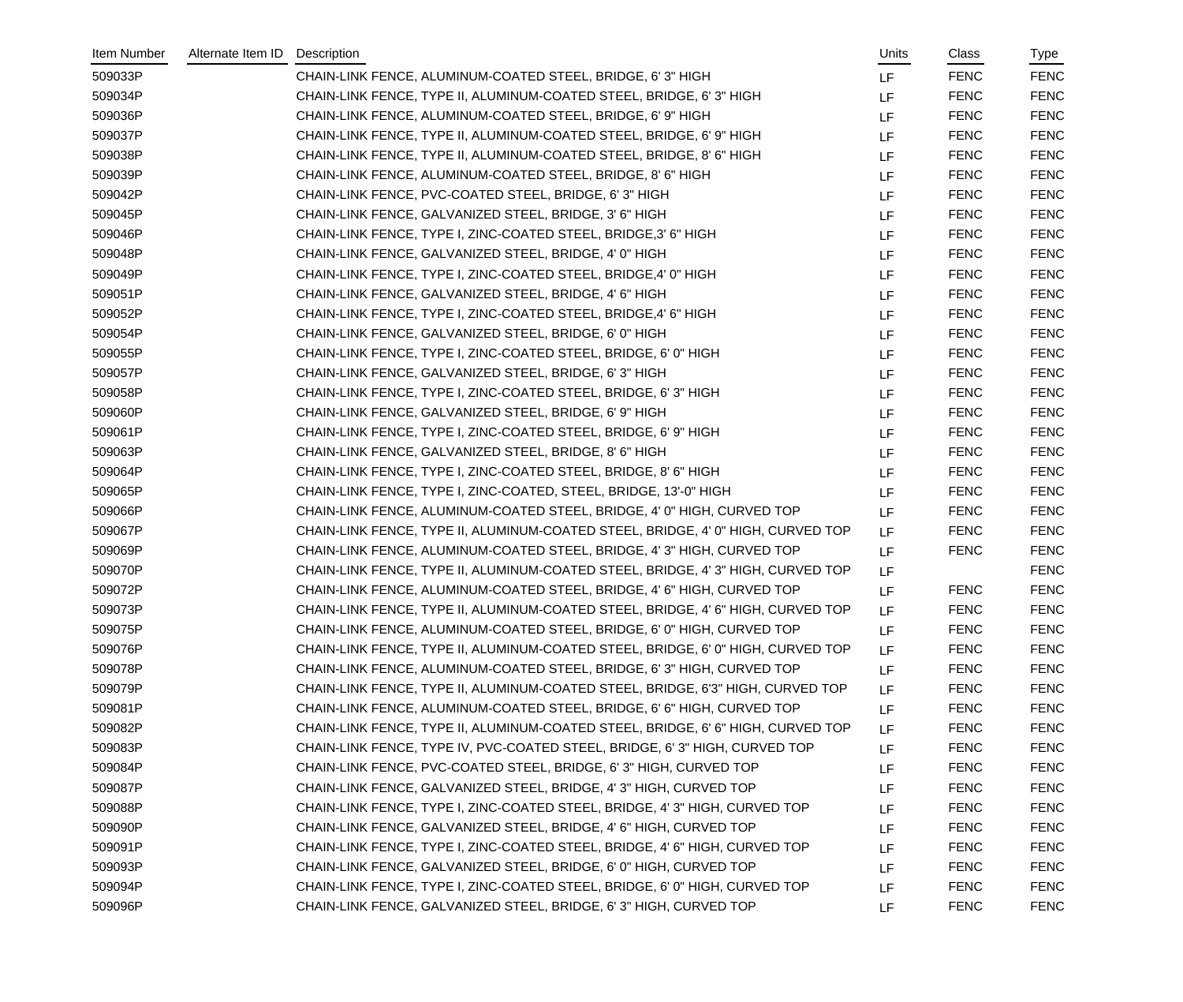| Item Number | Alternate Item ID | Description | Units | Class | Type |
|---|---|---|---|---|---|
| 509033P | | CHAIN-LINK FENCE, ALUMINUM-COATED STEEL, BRIDGE, 6' 3" HIGH | LF | FENC | FENC |
| 509034P | | CHAIN-LINK FENCE, TYPE II, ALUMINUM-COATED STEEL, BRIDGE, 6' 3" HIGH | LF | FENC | FENC |
| 509036P | | CHAIN-LINK FENCE, ALUMINUM-COATED STEEL, BRIDGE, 6' 9" HIGH | LF | FENC | FENC |
| 509037P | | CHAIN-LINK FENCE, TYPE II, ALUMINUM-COATED STEEL, BRIDGE, 6' 9" HIGH | LF | FENC | FENC |
| 509038P | | CHAIN-LINK FENCE, TYPE II, ALUMINUM-COATED STEEL, BRIDGE, 8' 6" HIGH | LF | FENC | FENC |
| 509039P | | CHAIN-LINK FENCE, ALUMINUM-COATED STEEL, BRIDGE, 8' 6" HIGH | LF | FENC | FENC |
| 509042P | | CHAIN-LINK FENCE, PVC-COATED STEEL, BRIDGE, 6' 3" HIGH | LF | FENC | FENC |
| 509045P | | CHAIN-LINK FENCE, GALVANIZED STEEL, BRIDGE, 3' 6" HIGH | LF | FENC | FENC |
| 509046P | | CHAIN-LINK FENCE, TYPE I, ZINC-COATED STEEL, BRIDGE,3' 6" HIGH | LF | FENC | FENC |
| 509048P | | CHAIN-LINK FENCE, GALVANIZED STEEL, BRIDGE, 4' 0" HIGH | LF | FENC | FENC |
| 509049P | | CHAIN-LINK FENCE, TYPE I, ZINC-COATED STEEL, BRIDGE,4' 0" HIGH | LF | FENC | FENC |
| 509051P | | CHAIN-LINK FENCE, GALVANIZED STEEL, BRIDGE, 4' 6" HIGH | LF | FENC | FENC |
| 509052P | | CHAIN-LINK FENCE, TYPE I, ZINC-COATED STEEL, BRIDGE,4' 6" HIGH | LF | FENC | FENC |
| 509054P | | CHAIN-LINK FENCE, GALVANIZED STEEL, BRIDGE, 6' 0" HIGH | LF | FENC | FENC |
| 509055P | | CHAIN-LINK FENCE, TYPE I, ZINC-COATED STEEL, BRIDGE, 6' 0" HIGH | LF | FENC | FENC |
| 509057P | | CHAIN-LINK FENCE, GALVANIZED STEEL, BRIDGE, 6' 3" HIGH | LF | FENC | FENC |
| 509058P | | CHAIN-LINK FENCE, TYPE I, ZINC-COATED STEEL, BRIDGE, 6' 3" HIGH | LF | FENC | FENC |
| 509060P | | CHAIN-LINK FENCE, GALVANIZED STEEL, BRIDGE, 6' 9" HIGH | LF | FENC | FENC |
| 509061P | | CHAIN-LINK FENCE, TYPE I, ZINC-COATED STEEL, BRIDGE, 6' 9" HIGH | LF | FENC | FENC |
| 509063P | | CHAIN-LINK FENCE, GALVANIZED STEEL, BRIDGE, 8' 6" HIGH | LF | FENC | FENC |
| 509064P | | CHAIN-LINK FENCE, TYPE I, ZINC-COATED STEEL, BRIDGE, 8' 6" HIGH | LF | FENC | FENC |
| 509065P | | CHAIN-LINK FENCE, TYPE I, ZINC-COATED, STEEL, BRIDGE, 13'-0" HIGH | LF | FENC | FENC |
| 509066P | | CHAIN-LINK FENCE, ALUMINUM-COATED STEEL, BRIDGE, 4' 0" HIGH, CURVED TOP | LF | FENC | FENC |
| 509067P | | CHAIN-LINK FENCE, TYPE II, ALUMINUM-COATED STEEL, BRIDGE, 4' 0" HIGH, CURVED TOP | LF | FENC | FENC |
| 509069P | | CHAIN-LINK FENCE, ALUMINUM-COATED STEEL, BRIDGE, 4' 3" HIGH, CURVED TOP | LF | FENC | FENC |
| 509070P | | CHAIN-LINK FENCE, TYPE II, ALUMINUM-COATED STEEL, BRIDGE, 4' 3" HIGH, CURVED TOP | LF | | FENC |
| 509072P | | CHAIN-LINK FENCE, ALUMINUM-COATED STEEL, BRIDGE, 4' 6" HIGH, CURVED TOP | LF | FENC | FENC |
| 509073P | | CHAIN-LINK FENCE, TYPE II, ALUMINUM-COATED STEEL, BRIDGE, 4' 6" HIGH, CURVED TOP | LF | FENC | FENC |
| 509075P | | CHAIN-LINK FENCE, ALUMINUM-COATED STEEL, BRIDGE, 6' 0" HIGH, CURVED TOP | LF | FENC | FENC |
| 509076P | | CHAIN-LINK FENCE, TYPE II, ALUMINUM-COATED STEEL, BRIDGE, 6' 0" HIGH, CURVED TOP | LF | FENC | FENC |
| 509078P | | CHAIN-LINK FENCE, ALUMINUM-COATED STEEL, BRIDGE, 6' 3" HIGH, CURVED TOP | LF | FENC | FENC |
| 509079P | | CHAIN-LINK FENCE, TYPE II, ALUMINUM-COATED STEEL, BRIDGE, 6'3" HIGH, CURVED TOP | LF | FENC | FENC |
| 509081P | | CHAIN-LINK FENCE, ALUMINUM-COATED STEEL, BRIDGE, 6' 6" HIGH, CURVED TOP | LF | FENC | FENC |
| 509082P | | CHAIN-LINK FENCE, TYPE II, ALUMINUM-COATED STEEL, BRIDGE, 6' 6" HIGH, CURVED TOP | LF | FENC | FENC |
| 509083P | | CHAIN-LINK FENCE, TYPE IV, PVC-COATED STEEL, BRIDGE, 6' 3" HIGH, CURVED TOP | LF | FENC | FENC |
| 509084P | | CHAIN-LINK FENCE, PVC-COATED STEEL, BRIDGE, 6' 3" HIGH, CURVED TOP | LF | FENC | FENC |
| 509087P | | CHAIN-LINK FENCE, GALVANIZED STEEL, BRIDGE, 4' 3" HIGH, CURVED TOP | LF | FENC | FENC |
| 509088P | | CHAIN-LINK FENCE, TYPE I, ZINC-COATED STEEL, BRIDGE, 4' 3" HIGH, CURVED TOP | LF | FENC | FENC |
| 509090P | | CHAIN-LINK FENCE, GALVANIZED STEEL, BRIDGE, 4' 6" HIGH, CURVED TOP | LF | FENC | FENC |
| 509091P | | CHAIN-LINK FENCE, TYPE I, ZINC-COATED STEEL, BRIDGE, 4' 6" HIGH, CURVED TOP | LF | FENC | FENC |
| 509093P | | CHAIN-LINK FENCE, GALVANIZED STEEL, BRIDGE, 6' 0" HIGH, CURVED TOP | LF | FENC | FENC |
| 509094P | | CHAIN-LINK FENCE, TYPE I, ZINC-COATED STEEL, BRIDGE, 6' 0" HIGH, CURVED TOP | LF | FENC | FENC |
| 509096P | | CHAIN-LINK FENCE, GALVANIZED STEEL, BRIDGE, 6' 3" HIGH, CURVED TOP | LF | FENC | FENC |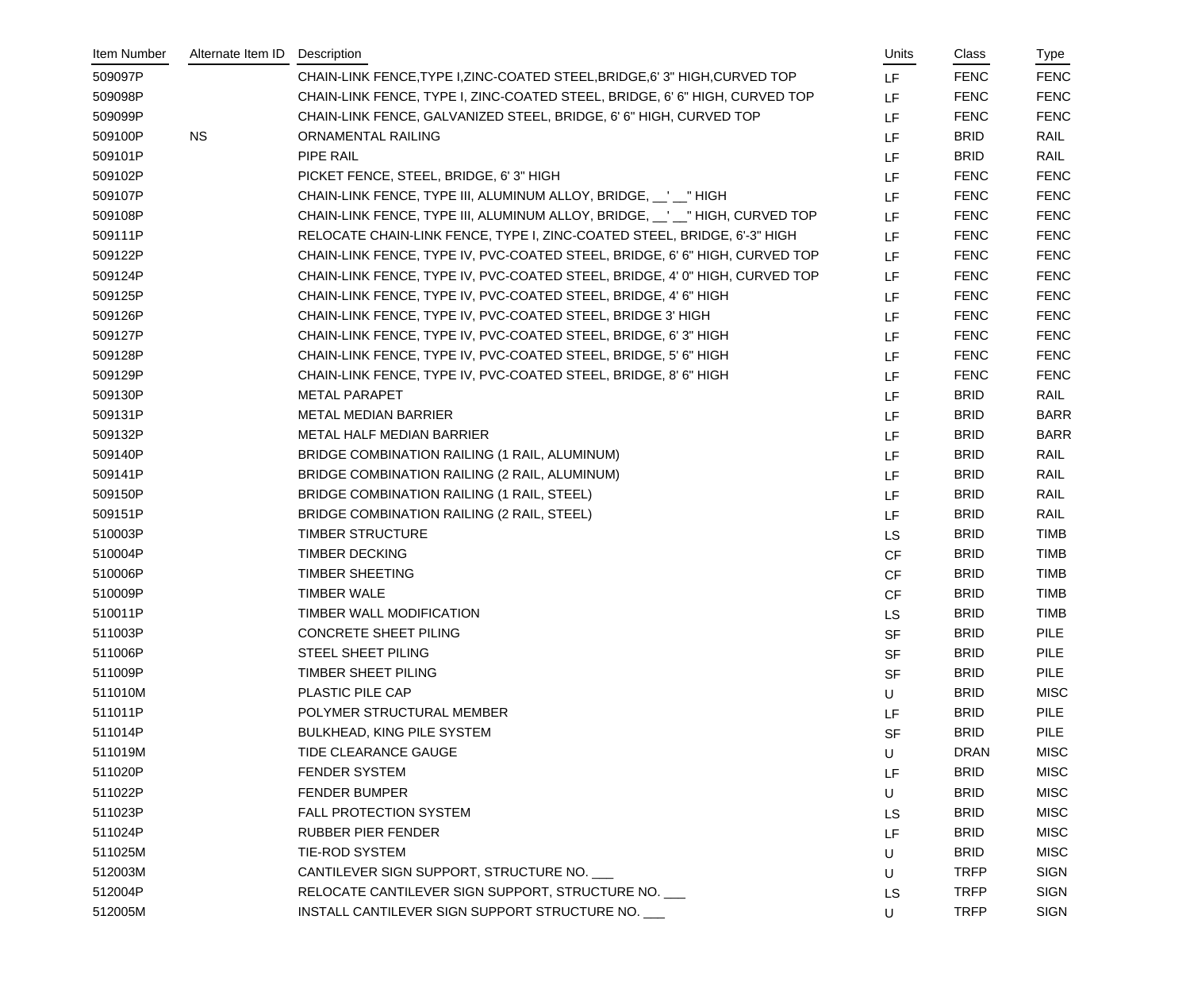| Item Number | Alternate Item ID | Description | Units | Class | Type |
|---|---|---|---|---|---|
| 509097P | | CHAIN-LINK FENCE,TYPE I,ZINC-COATED STEEL,BRIDGE,6' 3" HIGH,CURVED TOP | LF | FENC | FENC |
| 509098P | | CHAIN-LINK FENCE, TYPE I, ZINC-COATED STEEL, BRIDGE, 6' 6" HIGH, CURVED TOP | LF | FENC | FENC |
| 509099P | | CHAIN-LINK FENCE, GALVANIZED STEEL, BRIDGE, 6' 6" HIGH, CURVED TOP | LF | FENC | FENC |
| 509100P | NS | ORNAMENTAL RAILING | LF | BRID | RAIL |
| 509101P | | PIPE RAIL | LF | BRID | RAIL |
| 509102P | | PICKET FENCE, STEEL, BRIDGE, 6' 3" HIGH | LF | FENC | FENC |
| 509107P | | CHAIN-LINK FENCE, TYPE III, ALUMINUM ALLOY, BRIDGE, __' __" HIGH | LF | FENC | FENC |
| 509108P | | CHAIN-LINK FENCE, TYPE III, ALUMINUM ALLOY, BRIDGE, __' __" HIGH, CURVED TOP | LF | FENC | FENC |
| 509111P | | RELOCATE CHAIN-LINK FENCE, TYPE I, ZINC-COATED STEEL, BRIDGE, 6'-3" HIGH | LF | FENC | FENC |
| 509122P | | CHAIN-LINK FENCE, TYPE IV, PVC-COATED STEEL, BRIDGE, 6' 6" HIGH, CURVED TOP | LF | FENC | FENC |
| 509124P | | CHAIN-LINK FENCE, TYPE IV, PVC-COATED STEEL, BRIDGE, 4' 0" HIGH, CURVED TOP | LF | FENC | FENC |
| 509125P | | CHAIN-LINK FENCE, TYPE IV, PVC-COATED STEEL, BRIDGE, 4' 6" HIGH | LF | FENC | FENC |
| 509126P | | CHAIN-LINK FENCE, TYPE IV, PVC-COATED STEEL, BRIDGE 3' HIGH | LF | FENC | FENC |
| 509127P | | CHAIN-LINK FENCE, TYPE IV, PVC-COATED STEEL, BRIDGE, 6' 3" HIGH | LF | FENC | FENC |
| 509128P | | CHAIN-LINK FENCE, TYPE IV, PVC-COATED STEEL, BRIDGE, 5' 6" HIGH | LF | FENC | FENC |
| 509129P | | CHAIN-LINK FENCE, TYPE IV, PVC-COATED STEEL, BRIDGE, 8' 6" HIGH | LF | FENC | FENC |
| 509130P | | METAL PARAPET | LF | BRID | RAIL |
| 509131P | | METAL MEDIAN BARRIER | LF | BRID | BARR |
| 509132P | | METAL HALF MEDIAN BARRIER | LF | BRID | BARR |
| 509140P | | BRIDGE COMBINATION RAILING (1 RAIL, ALUMINUM) | LF | BRID | RAIL |
| 509141P | | BRIDGE COMBINATION RAILING (2 RAIL, ALUMINUM) | LF | BRID | RAIL |
| 509150P | | BRIDGE COMBINATION RAILING (1 RAIL, STEEL) | LF | BRID | RAIL |
| 509151P | | BRIDGE COMBINATION RAILING (2 RAIL, STEEL) | LF | BRID | RAIL |
| 510003P | | TIMBER STRUCTURE | LS | BRID | TIMB |
| 510004P | | TIMBER DECKING | CF | BRID | TIMB |
| 510006P | | TIMBER SHEETING | CF | BRID | TIMB |
| 510009P | | TIMBER WALE | CF | BRID | TIMB |
| 510011P | | TIMBER WALL MODIFICATION | LS | BRID | TIMB |
| 511003P | | CONCRETE SHEET PILING | SF | BRID | PILE |
| 511006P | | STEEL SHEET PILING | SF | BRID | PILE |
| 511009P | | TIMBER SHEET PILING | SF | BRID | PILE |
| 511010M | | PLASTIC PILE CAP | U | BRID | MISC |
| 511011P | | POLYMER STRUCTURAL MEMBER | LF | BRID | PILE |
| 511014P | | BULKHEAD, KING PILE SYSTEM | SF | BRID | PILE |
| 511019M | | TIDE CLEARANCE GAUGE | U | DRAN | MISC |
| 511020P | | FENDER SYSTEM | LF | BRID | MISC |
| 511022P | | FENDER BUMPER | U | BRID | MISC |
| 511023P | | FALL PROTECTION SYSTEM | LS | BRID | MISC |
| 511024P | | RUBBER PIER FENDER | LF | BRID | MISC |
| 511025M | | TIE-ROD SYSTEM | U | BRID | MISC |
| 512003M | | CANTILEVER SIGN SUPPORT, STRUCTURE NO. ___ | U | TRFP | SIGN |
| 512004P | | RELOCATE CANTILEVER SIGN SUPPORT, STRUCTURE NO. ___ | LS | TRFP | SIGN |
| 512005M | | INSTALL CANTILEVER SIGN SUPPORT STRUCTURE NO. ___ | U | TRFP | SIGN |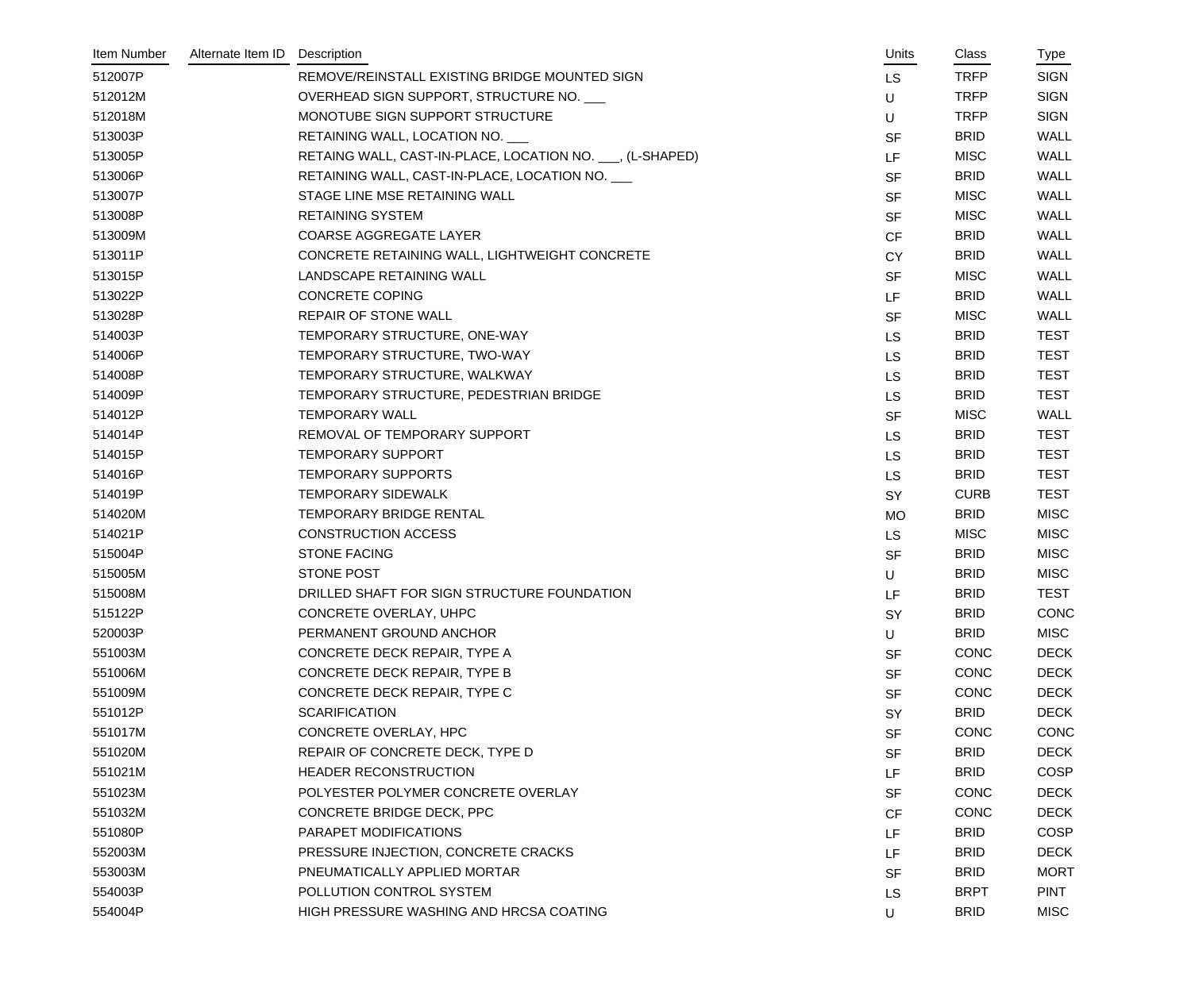| Item Number | Alternate Item ID | Description | Units | Class | Type |
|---|---|---|---|---|---|
| 512007P | | REMOVE/REINSTALL EXISTING BRIDGE MOUNTED SIGN | LS | TRFP | SIGN |
| 512012M | | OVERHEAD SIGN SUPPORT, STRUCTURE NO. ___ | U | TRFP | SIGN |
| 512018M | | MONOTUBE SIGN SUPPORT STRUCTURE | U | TRFP | SIGN |
| 513003P | | RETAINING WALL, LOCATION NO. ___ | SF | BRID | WALL |
| 513005P | | RETAING WALL, CAST-IN-PLACE, LOCATION NO. ___, (L-SHAPED) | LF | MISC | WALL |
| 513006P | | RETAINING WALL, CAST-IN-PLACE, LOCATION NO. ___ | SF | BRID | WALL |
| 513007P | | STAGE LINE MSE RETAINING WALL | SF | MISC | WALL |
| 513008P | | RETAINING SYSTEM | SF | MISC | WALL |
| 513009M | | COARSE AGGREGATE LAYER | CF | BRID | WALL |
| 513011P | | CONCRETE RETAINING WALL, LIGHTWEIGHT CONCRETE | CY | BRID | WALL |
| 513015P | | LANDSCAPE RETAINING WALL | SF | MISC | WALL |
| 513022P | | CONCRETE COPING | LF | BRID | WALL |
| 513028P | | REPAIR OF STONE WALL | SF | MISC | WALL |
| 514003P | | TEMPORARY STRUCTURE, ONE-WAY | LS | BRID | TEST |
| 514006P | | TEMPORARY STRUCTURE, TWO-WAY | LS | BRID | TEST |
| 514008P | | TEMPORARY STRUCTURE, WALKWAY | LS | BRID | TEST |
| 514009P | | TEMPORARY STRUCTURE, PEDESTRIAN BRIDGE | LS | BRID | TEST |
| 514012P | | TEMPORARY WALL | SF | MISC | WALL |
| 514014P | | REMOVAL OF TEMPORARY SUPPORT | LS | BRID | TEST |
| 514015P | | TEMPORARY SUPPORT | LS | BRID | TEST |
| 514016P | | TEMPORARY SUPPORTS | LS | BRID | TEST |
| 514019P | | TEMPORARY SIDEWALK | SY | CURB | TEST |
| 514020M | | TEMPORARY BRIDGE RENTAL | MO | BRID | MISC |
| 514021P | | CONSTRUCTION ACCESS | LS | MISC | MISC |
| 515004P | | STONE FACING | SF | BRID | MISC |
| 515005M | | STONE POST | U | BRID | MISC |
| 515008M | | DRILLED SHAFT FOR SIGN STRUCTURE FOUNDATION | LF | BRID | TEST |
| 515122P | | CONCRETE OVERLAY, UHPC | SY | BRID | CONC |
| 520003P | | PERMANENT GROUND ANCHOR | U | BRID | MISC |
| 551003M | | CONCRETE DECK REPAIR, TYPE A | SF | CONC | DECK |
| 551006M | | CONCRETE DECK REPAIR, TYPE B | SF | CONC | DECK |
| 551009M | | CONCRETE DECK REPAIR, TYPE C | SF | CONC | DECK |
| 551012P | | SCARIFICATION | SY | BRID | DECK |
| 551017M | | CONCRETE OVERLAY, HPC | SF | CONC | CONC |
| 551020M | | REPAIR OF CONCRETE DECK, TYPE D | SF | BRID | DECK |
| 551021M | | HEADER RECONSTRUCTION | LF | BRID | COSP |
| 551023M | | POLYESTER POLYMER CONCRETE OVERLAY | SF | CONC | DECK |
| 551032M | | CONCRETE BRIDGE DECK, PPC | CF | CONC | DECK |
| 551080P | | PARAPET MODIFICATIONS | LF | BRID | COSP |
| 552003M | | PRESSURE INJECTION, CONCRETE CRACKS | LF | BRID | DECK |
| 553003M | | PNEUMATICALLY APPLIED MORTAR | SF | BRID | MORT |
| 554003P | | POLLUTION CONTROL SYSTEM | LS | BRPT | PINT |
| 554004P | | HIGH PRESSURE WASHING AND HRCSA COATING | U | BRID | MISC |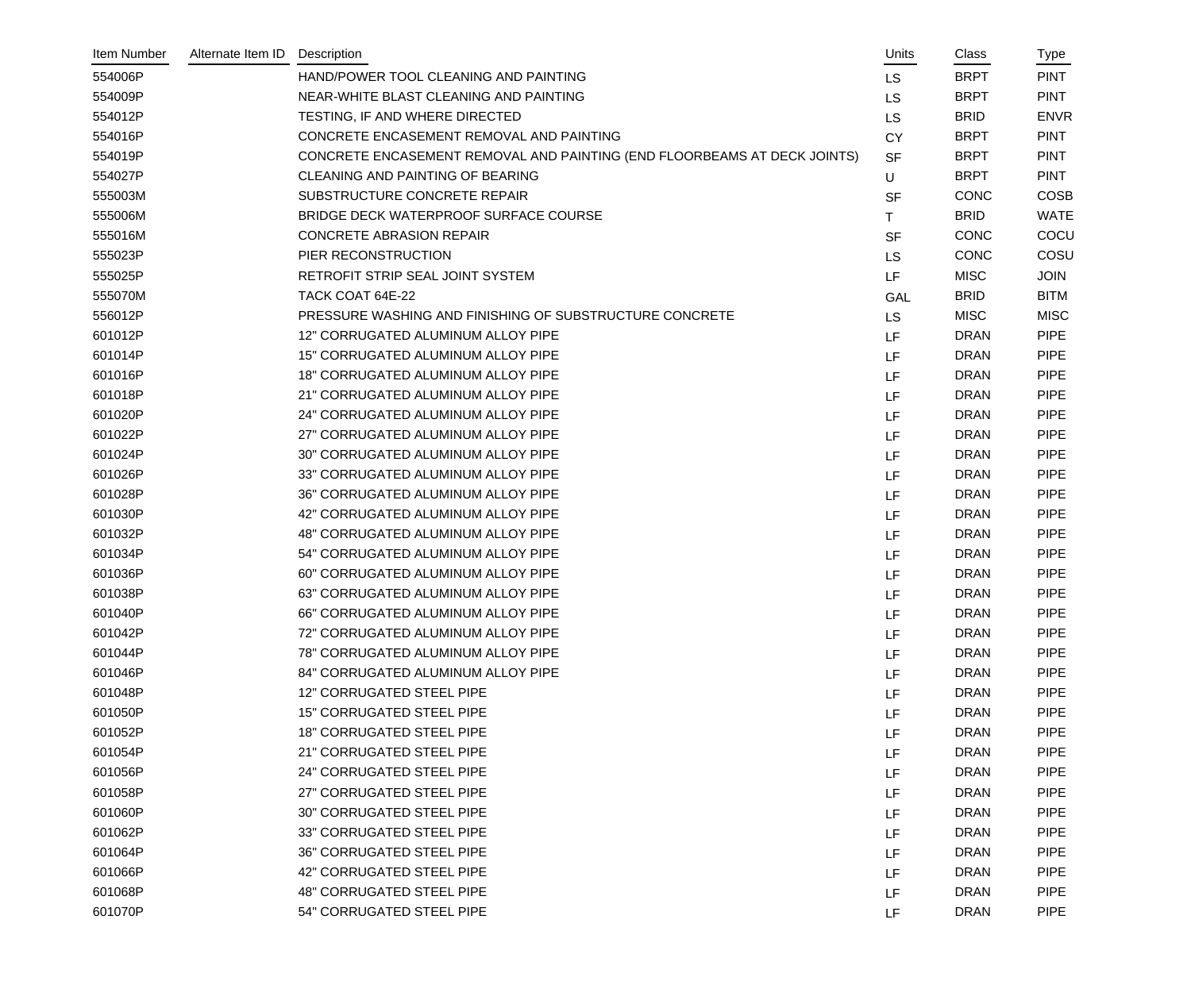| Item Number | Alternate Item ID | Description | Units | Class | Type |
|---|---|---|---|---|---|
| 554006P | | HAND/POWER TOOL CLEANING AND PAINTING | LS | BRPT | PINT |
| 554009P | | NEAR-WHITE BLAST CLEANING AND PAINTING | LS | BRPT | PINT |
| 554012P | | TESTING, IF AND WHERE DIRECTED | LS | BRID | ENVR |
| 554016P | | CONCRETE ENCASEMENT REMOVAL AND PAINTING | CY | BRPT | PINT |
| 554019P | | CONCRETE ENCASEMENT REMOVAL AND PAINTING (END FLOORBEAMS AT DECK JOINTS) | SF | BRPT | PINT |
| 554027P | | CLEANING AND PAINTING OF BEARING | U | BRPT | PINT |
| 555003M | | SUBSTRUCTURE CONCRETE REPAIR | SF | CONC | COSB |
| 555006M | | BRIDGE DECK WATERPROOF SURFACE COURSE | T | BRID | WATE |
| 555016M | | CONCRETE ABRASION REPAIR | SF | CONC | COCU |
| 555023P | | PIER RECONSTRUCTION | LS | CONC | COSU |
| 555025P | | RETROFIT STRIP SEAL JOINT SYSTEM | LF | MISC | JOIN |
| 555070M | | TACK COAT 64E-22 | GAL | BRID | BITM |
| 556012P | | PRESSURE WASHING AND FINISHING OF SUBSTRUCTURE CONCRETE | LS | MISC | MISC |
| 601012P | | 12" CORRUGATED ALUMINUM ALLOY PIPE | LF | DRAN | PIPE |
| 601014P | | 15" CORRUGATED ALUMINUM ALLOY PIPE | LF | DRAN | PIPE |
| 601016P | | 18" CORRUGATED ALUMINUM ALLOY PIPE | LF | DRAN | PIPE |
| 601018P | | 21" CORRUGATED ALUMINUM ALLOY PIPE | LF | DRAN | PIPE |
| 601020P | | 24" CORRUGATED ALUMINUM ALLOY PIPE | LF | DRAN | PIPE |
| 601022P | | 27" CORRUGATED ALUMINUM ALLOY PIPE | LF | DRAN | PIPE |
| 601024P | | 30" CORRUGATED ALUMINUM ALLOY PIPE | LF | DRAN | PIPE |
| 601026P | | 33" CORRUGATED ALUMINUM ALLOY PIPE | LF | DRAN | PIPE |
| 601028P | | 36" CORRUGATED ALUMINUM ALLOY PIPE | LF | DRAN | PIPE |
| 601030P | | 42" CORRUGATED ALUMINUM ALLOY PIPE | LF | DRAN | PIPE |
| 601032P | | 48" CORRUGATED ALUMINUM ALLOY PIPE | LF | DRAN | PIPE |
| 601034P | | 54" CORRUGATED ALUMINUM ALLOY PIPE | LF | DRAN | PIPE |
| 601036P | | 60" CORRUGATED ALUMINUM ALLOY PIPE | LF | DRAN | PIPE |
| 601038P | | 63" CORRUGATED ALUMINUM ALLOY PIPE | LF | DRAN | PIPE |
| 601040P | | 66" CORRUGATED ALUMINUM ALLOY PIPE | LF | DRAN | PIPE |
| 601042P | | 72" CORRUGATED ALUMINUM ALLOY PIPE | LF | DRAN | PIPE |
| 601044P | | 78" CORRUGATED ALUMINUM ALLOY PIPE | LF | DRAN | PIPE |
| 601046P | | 84" CORRUGATED ALUMINUM ALLOY PIPE | LF | DRAN | PIPE |
| 601048P | | 12" CORRUGATED STEEL PIPE | LF | DRAN | PIPE |
| 601050P | | 15" CORRUGATED STEEL PIPE | LF | DRAN | PIPE |
| 601052P | | 18" CORRUGATED STEEL PIPE | LF | DRAN | PIPE |
| 601054P | | 21" CORRUGATED STEEL PIPE | LF | DRAN | PIPE |
| 601056P | | 24" CORRUGATED STEEL PIPE | LF | DRAN | PIPE |
| 601058P | | 27" CORRUGATED STEEL PIPE | LF | DRAN | PIPE |
| 601060P | | 30" CORRUGATED STEEL PIPE | LF | DRAN | PIPE |
| 601062P | | 33" CORRUGATED STEEL PIPE | LF | DRAN | PIPE |
| 601064P | | 36" CORRUGATED STEEL PIPE | LF | DRAN | PIPE |
| 601066P | | 42" CORRUGATED STEEL PIPE | LF | DRAN | PIPE |
| 601068P | | 48" CORRUGATED STEEL PIPE | LF | DRAN | PIPE |
| 601070P | | 54" CORRUGATED STEEL PIPE | LF | DRAN | PIPE |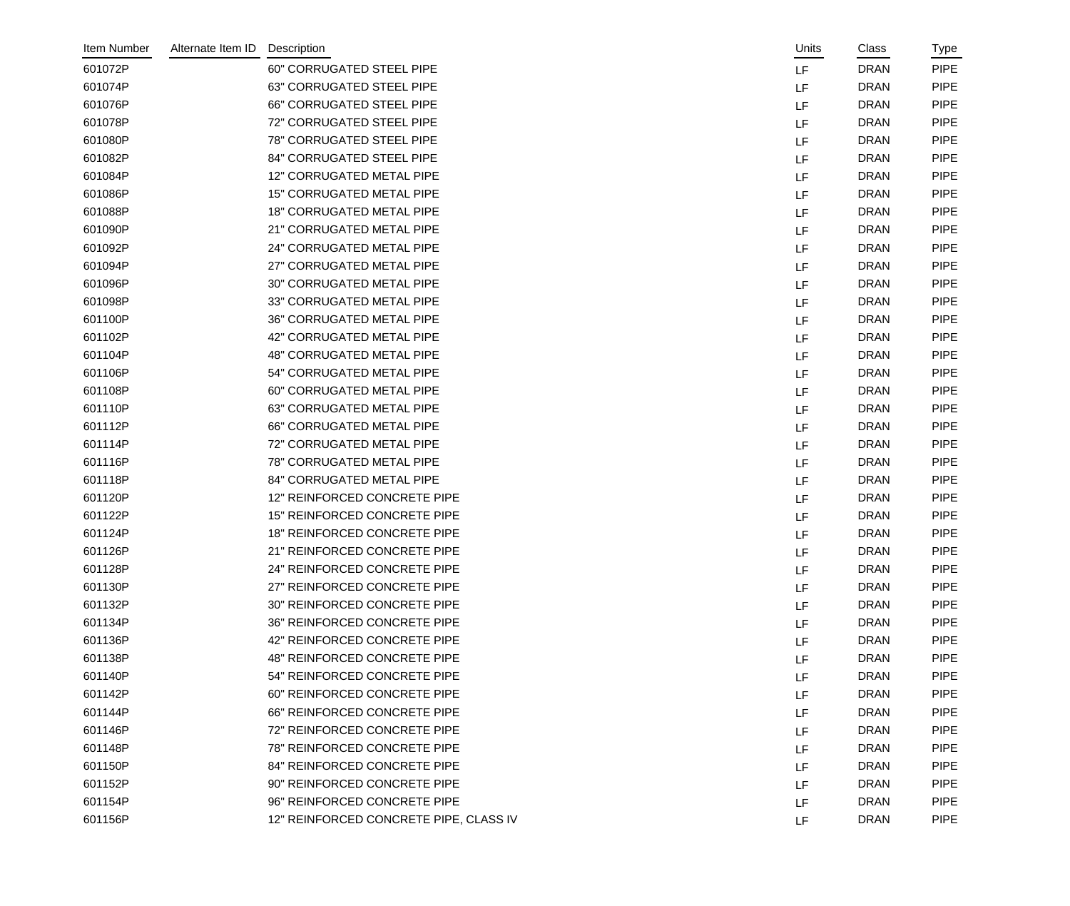| Item Number | Alternate Item ID | Description | Units | Class | Type |
|---|---|---|---|---|---|
| 601072P | | 60" CORRUGATED STEEL PIPE | LF | DRAN | PIPE |
| 601074P | | 63" CORRUGATED STEEL PIPE | LF | DRAN | PIPE |
| 601076P | | 66" CORRUGATED STEEL PIPE | LF | DRAN | PIPE |
| 601078P | | 72" CORRUGATED STEEL PIPE | LF | DRAN | PIPE |
| 601080P | | 78" CORRUGATED STEEL PIPE | LF | DRAN | PIPE |
| 601082P | | 84" CORRUGATED STEEL PIPE | LF | DRAN | PIPE |
| 601084P | | 12" CORRUGATED METAL PIPE | LF | DRAN | PIPE |
| 601086P | | 15" CORRUGATED METAL PIPE | LF | DRAN | PIPE |
| 601088P | | 18" CORRUGATED METAL PIPE | LF | DRAN | PIPE |
| 601090P | | 21" CORRUGATED METAL PIPE | LF | DRAN | PIPE |
| 601092P | | 24" CORRUGATED METAL PIPE | LF | DRAN | PIPE |
| 601094P | | 27" CORRUGATED METAL PIPE | LF | DRAN | PIPE |
| 601096P | | 30" CORRUGATED METAL PIPE | LF | DRAN | PIPE |
| 601098P | | 33" CORRUGATED METAL PIPE | LF | DRAN | PIPE |
| 601100P | | 36" CORRUGATED METAL PIPE | LF | DRAN | PIPE |
| 601102P | | 42" CORRUGATED METAL PIPE | LF | DRAN | PIPE |
| 601104P | | 48" CORRUGATED METAL PIPE | LF | DRAN | PIPE |
| 601106P | | 54" CORRUGATED METAL PIPE | LF | DRAN | PIPE |
| 601108P | | 60" CORRUGATED METAL PIPE | LF | DRAN | PIPE |
| 601110P | | 63" CORRUGATED METAL PIPE | LF | DRAN | PIPE |
| 601112P | | 66" CORRUGATED METAL PIPE | LF | DRAN | PIPE |
| 601114P | | 72" CORRUGATED METAL PIPE | LF | DRAN | PIPE |
| 601116P | | 78" CORRUGATED METAL PIPE | LF | DRAN | PIPE |
| 601118P | | 84" CORRUGATED METAL PIPE | LF | DRAN | PIPE |
| 601120P | | 12" REINFORCED CONCRETE PIPE | LF | DRAN | PIPE |
| 601122P | | 15" REINFORCED CONCRETE PIPE | LF | DRAN | PIPE |
| 601124P | | 18" REINFORCED CONCRETE PIPE | LF | DRAN | PIPE |
| 601126P | | 21" REINFORCED CONCRETE PIPE | LF | DRAN | PIPE |
| 601128P | | 24" REINFORCED CONCRETE PIPE | LF | DRAN | PIPE |
| 601130P | | 27" REINFORCED CONCRETE PIPE | LF | DRAN | PIPE |
| 601132P | | 30" REINFORCED CONCRETE PIPE | LF | DRAN | PIPE |
| 601134P | | 36" REINFORCED CONCRETE PIPE | LF | DRAN | PIPE |
| 601136P | | 42" REINFORCED CONCRETE PIPE | LF | DRAN | PIPE |
| 601138P | | 48" REINFORCED CONCRETE PIPE | LF | DRAN | PIPE |
| 601140P | | 54" REINFORCED CONCRETE PIPE | LF | DRAN | PIPE |
| 601142P | | 60" REINFORCED CONCRETE PIPE | LF | DRAN | PIPE |
| 601144P | | 66" REINFORCED CONCRETE PIPE | LF | DRAN | PIPE |
| 601146P | | 72" REINFORCED CONCRETE PIPE | LF | DRAN | PIPE |
| 601148P | | 78" REINFORCED CONCRETE PIPE | LF | DRAN | PIPE |
| 601150P | | 84" REINFORCED CONCRETE PIPE | LF | DRAN | PIPE |
| 601152P | | 90" REINFORCED CONCRETE PIPE | LF | DRAN | PIPE |
| 601154P | | 96" REINFORCED CONCRETE PIPE | LF | DRAN | PIPE |
| 601156P | | 12" REINFORCED CONCRETE PIPE, CLASS IV | LF | DRAN | PIPE |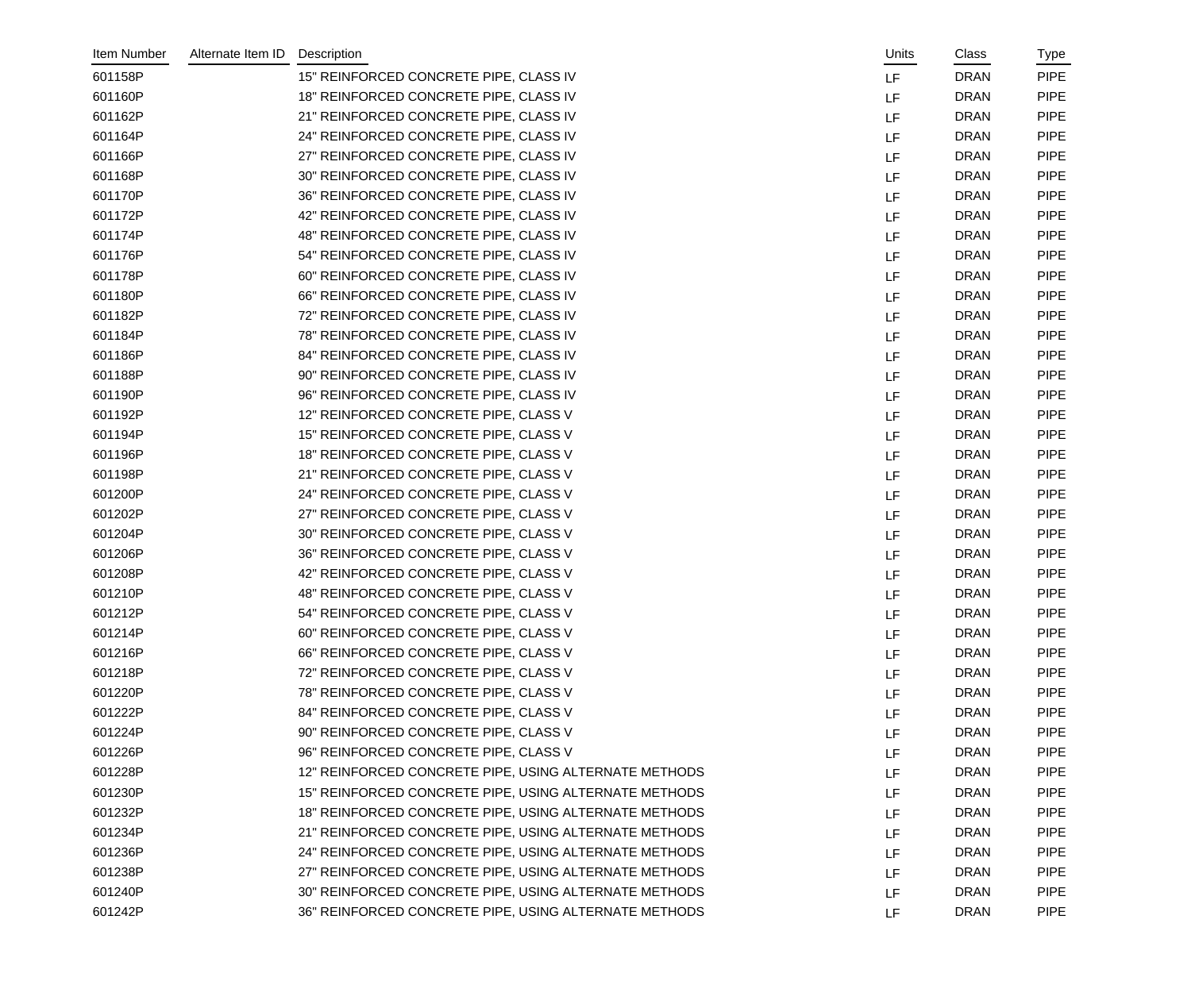| Item Number | Alternate Item ID | Description | Units | Class | Type |
|---|---|---|---|---|---|
| 601158P | | 15" REINFORCED CONCRETE PIPE, CLASS IV | LF | DRAN | PIPE |
| 601160P | | 18" REINFORCED CONCRETE PIPE, CLASS IV | LF | DRAN | PIPE |
| 601162P | | 21" REINFORCED CONCRETE PIPE, CLASS IV | LF | DRAN | PIPE |
| 601164P | | 24" REINFORCED CONCRETE PIPE, CLASS IV | LF | DRAN | PIPE |
| 601166P | | 27" REINFORCED CONCRETE PIPE, CLASS IV | LF | DRAN | PIPE |
| 601168P | | 30" REINFORCED CONCRETE PIPE, CLASS IV | LF | DRAN | PIPE |
| 601170P | | 36" REINFORCED CONCRETE PIPE, CLASS IV | LF | DRAN | PIPE |
| 601172P | | 42" REINFORCED CONCRETE PIPE, CLASS IV | LF | DRAN | PIPE |
| 601174P | | 48" REINFORCED CONCRETE PIPE, CLASS IV | LF | DRAN | PIPE |
| 601176P | | 54" REINFORCED CONCRETE PIPE, CLASS IV | LF | DRAN | PIPE |
| 601178P | | 60" REINFORCED CONCRETE PIPE, CLASS IV | LF | DRAN | PIPE |
| 601180P | | 66" REINFORCED CONCRETE PIPE, CLASS IV | LF | DRAN | PIPE |
| 601182P | | 72" REINFORCED CONCRETE PIPE, CLASS IV | LF | DRAN | PIPE |
| 601184P | | 78" REINFORCED CONCRETE PIPE, CLASS IV | LF | DRAN | PIPE |
| 601186P | | 84" REINFORCED CONCRETE PIPE, CLASS IV | LF | DRAN | PIPE |
| 601188P | | 90" REINFORCED CONCRETE PIPE, CLASS IV | LF | DRAN | PIPE |
| 601190P | | 96" REINFORCED CONCRETE PIPE, CLASS IV | LF | DRAN | PIPE |
| 601192P | | 12" REINFORCED CONCRETE PIPE, CLASS V | LF | DRAN | PIPE |
| 601194P | | 15" REINFORCED CONCRETE PIPE, CLASS V | LF | DRAN | PIPE |
| 601196P | | 18" REINFORCED CONCRETE PIPE, CLASS V | LF | DRAN | PIPE |
| 601198P | | 21" REINFORCED CONCRETE PIPE, CLASS V | LF | DRAN | PIPE |
| 601200P | | 24" REINFORCED CONCRETE PIPE, CLASS V | LF | DRAN | PIPE |
| 601202P | | 27" REINFORCED CONCRETE PIPE, CLASS V | LF | DRAN | PIPE |
| 601204P | | 30" REINFORCED CONCRETE PIPE, CLASS V | LF | DRAN | PIPE |
| 601206P | | 36" REINFORCED CONCRETE PIPE, CLASS V | LF | DRAN | PIPE |
| 601208P | | 42" REINFORCED CONCRETE PIPE, CLASS V | LF | DRAN | PIPE |
| 601210P | | 48" REINFORCED CONCRETE PIPE, CLASS V | LF | DRAN | PIPE |
| 601212P | | 54" REINFORCED CONCRETE PIPE, CLASS V | LF | DRAN | PIPE |
| 601214P | | 60" REINFORCED CONCRETE PIPE, CLASS V | LF | DRAN | PIPE |
| 601216P | | 66" REINFORCED CONCRETE PIPE, CLASS V | LF | DRAN | PIPE |
| 601218P | | 72" REINFORCED CONCRETE PIPE, CLASS V | LF | DRAN | PIPE |
| 601220P | | 78" REINFORCED CONCRETE PIPE, CLASS V | LF | DRAN | PIPE |
| 601222P | | 84" REINFORCED CONCRETE PIPE, CLASS V | LF | DRAN | PIPE |
| 601224P | | 90" REINFORCED CONCRETE PIPE, CLASS V | LF | DRAN | PIPE |
| 601226P | | 96" REINFORCED CONCRETE PIPE, CLASS V | LF | DRAN | PIPE |
| 601228P | | 12" REINFORCED CONCRETE PIPE, USING ALTERNATE METHODS | LF | DRAN | PIPE |
| 601230P | | 15" REINFORCED CONCRETE PIPE, USING ALTERNATE METHODS | LF | DRAN | PIPE |
| 601232P | | 18" REINFORCED CONCRETE PIPE, USING ALTERNATE METHODS | LF | DRAN | PIPE |
| 601234P | | 21" REINFORCED CONCRETE PIPE, USING ALTERNATE METHODS | LF | DRAN | PIPE |
| 601236P | | 24" REINFORCED CONCRETE PIPE, USING ALTERNATE METHODS | LF | DRAN | PIPE |
| 601238P | | 27" REINFORCED CONCRETE PIPE, USING ALTERNATE METHODS | LF | DRAN | PIPE |
| 601240P | | 30" REINFORCED CONCRETE PIPE, USING ALTERNATE METHODS | LF | DRAN | PIPE |
| 601242P | | 36" REINFORCED CONCRETE PIPE, USING ALTERNATE METHODS | LF | DRAN | PIPE |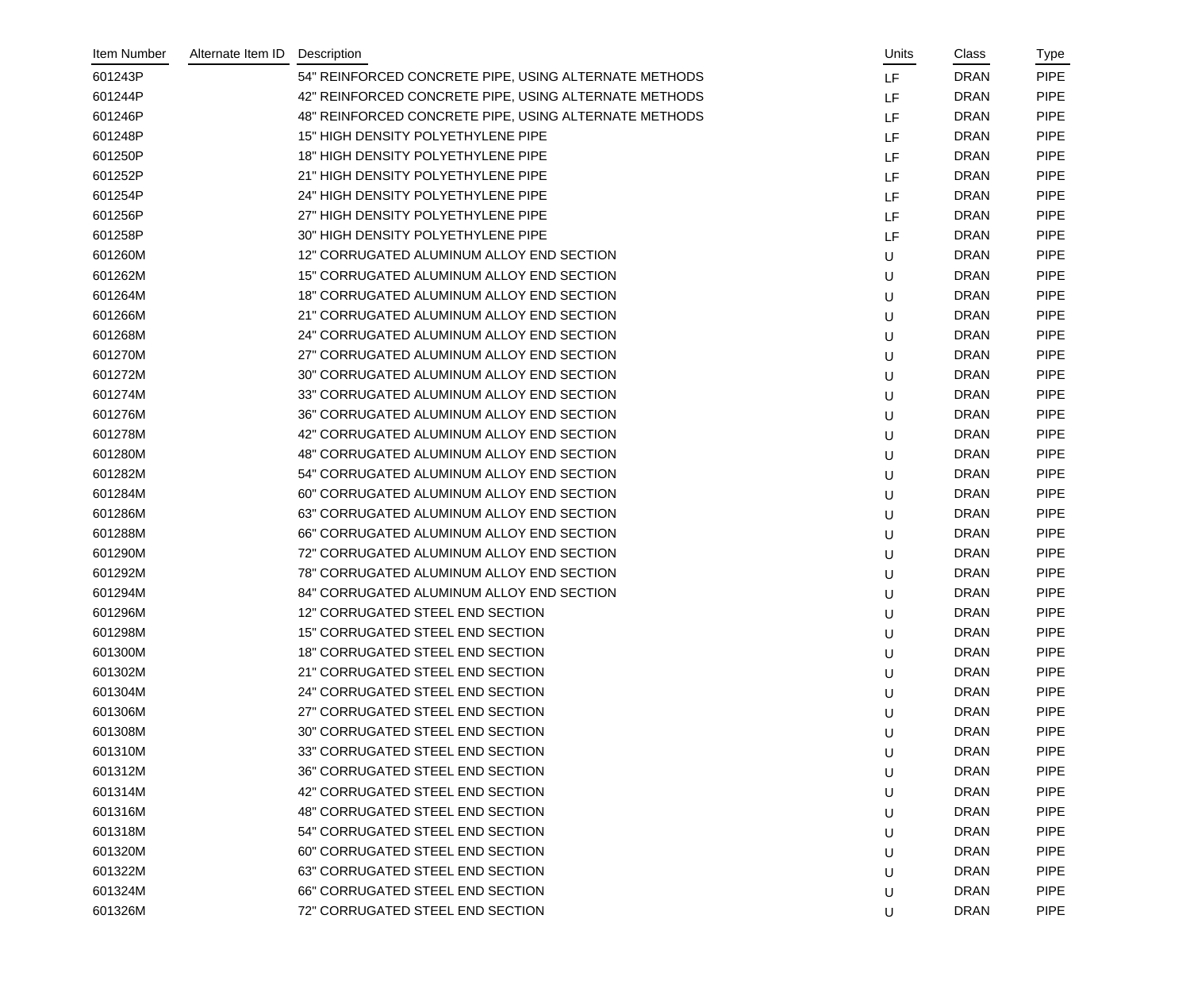| Item Number | Alternate Item ID | Description | Units | Class | Type |
|---|---|---|---|---|---|
| 601243P | | 54" REINFORCED CONCRETE PIPE, USING ALTERNATE METHODS | LF | DRAN | PIPE |
| 601244P | | 42" REINFORCED CONCRETE PIPE, USING ALTERNATE METHODS | LF | DRAN | PIPE |
| 601246P | | 48" REINFORCED CONCRETE PIPE, USING ALTERNATE METHODS | LF | DRAN | PIPE |
| 601248P | | 15" HIGH DENSITY POLYETHYLENE PIPE | LF | DRAN | PIPE |
| 601250P | | 18" HIGH DENSITY POLYETHYLENE PIPE | LF | DRAN | PIPE |
| 601252P | | 21" HIGH DENSITY POLYETHYLENE PIPE | LF | DRAN | PIPE |
| 601254P | | 24" HIGH DENSITY POLYETHYLENE PIPE | LF | DRAN | PIPE |
| 601256P | | 27" HIGH DENSITY POLYETHYLENE PIPE | LF | DRAN | PIPE |
| 601258P | | 30" HIGH DENSITY POLYETHYLENE PIPE | LF | DRAN | PIPE |
| 601260M | | 12" CORRUGATED ALUMINUM ALLOY END SECTION | U | DRAN | PIPE |
| 601262M | | 15" CORRUGATED ALUMINUM ALLOY END SECTION | U | DRAN | PIPE |
| 601264M | | 18" CORRUGATED ALUMINUM ALLOY END SECTION | U | DRAN | PIPE |
| 601266M | | 21" CORRUGATED ALUMINUM ALLOY END SECTION | U | DRAN | PIPE |
| 601268M | | 24" CORRUGATED ALUMINUM ALLOY END SECTION | U | DRAN | PIPE |
| 601270M | | 27" CORRUGATED ALUMINUM ALLOY END SECTION | U | DRAN | PIPE |
| 601272M | | 30" CORRUGATED ALUMINUM ALLOY END SECTION | U | DRAN | PIPE |
| 601274M | | 33" CORRUGATED ALUMINUM ALLOY END SECTION | U | DRAN | PIPE |
| 601276M | | 36" CORRUGATED ALUMINUM ALLOY END SECTION | U | DRAN | PIPE |
| 601278M | | 42" CORRUGATED ALUMINUM ALLOY END SECTION | U | DRAN | PIPE |
| 601280M | | 48" CORRUGATED ALUMINUM ALLOY END SECTION | U | DRAN | PIPE |
| 601282M | | 54" CORRUGATED ALUMINUM ALLOY END SECTION | U | DRAN | PIPE |
| 601284M | | 60" CORRUGATED ALUMINUM ALLOY END SECTION | U | DRAN | PIPE |
| 601286M | | 63" CORRUGATED ALUMINUM ALLOY END SECTION | U | DRAN | PIPE |
| 601288M | | 66" CORRUGATED ALUMINUM ALLOY END SECTION | U | DRAN | PIPE |
| 601290M | | 72" CORRUGATED ALUMINUM ALLOY END SECTION | U | DRAN | PIPE |
| 601292M | | 78" CORRUGATED ALUMINUM ALLOY END SECTION | U | DRAN | PIPE |
| 601294M | | 84" CORRUGATED ALUMINUM ALLOY END SECTION | U | DRAN | PIPE |
| 601296M | | 12" CORRUGATED STEEL END SECTION | U | DRAN | PIPE |
| 601298M | | 15" CORRUGATED STEEL END SECTION | U | DRAN | PIPE |
| 601300M | | 18" CORRUGATED STEEL END SECTION | U | DRAN | PIPE |
| 601302M | | 21" CORRUGATED STEEL END SECTION | U | DRAN | PIPE |
| 601304M | | 24" CORRUGATED STEEL END SECTION | U | DRAN | PIPE |
| 601306M | | 27" CORRUGATED STEEL END SECTION | U | DRAN | PIPE |
| 601308M | | 30" CORRUGATED STEEL END SECTION | U | DRAN | PIPE |
| 601310M | | 33" CORRUGATED STEEL END SECTION | U | DRAN | PIPE |
| 601312M | | 36" CORRUGATED STEEL END SECTION | U | DRAN | PIPE |
| 601314M | | 42" CORRUGATED STEEL END SECTION | U | DRAN | PIPE |
| 601316M | | 48" CORRUGATED STEEL END SECTION | U | DRAN | PIPE |
| 601318M | | 54" CORRUGATED STEEL END SECTION | U | DRAN | PIPE |
| 601320M | | 60" CORRUGATED STEEL END SECTION | U | DRAN | PIPE |
| 601322M | | 63" CORRUGATED STEEL END SECTION | U | DRAN | PIPE |
| 601324M | | 66" CORRUGATED STEEL END SECTION | U | DRAN | PIPE |
| 601326M | | 72" CORRUGATED STEEL END SECTION | U | DRAN | PIPE |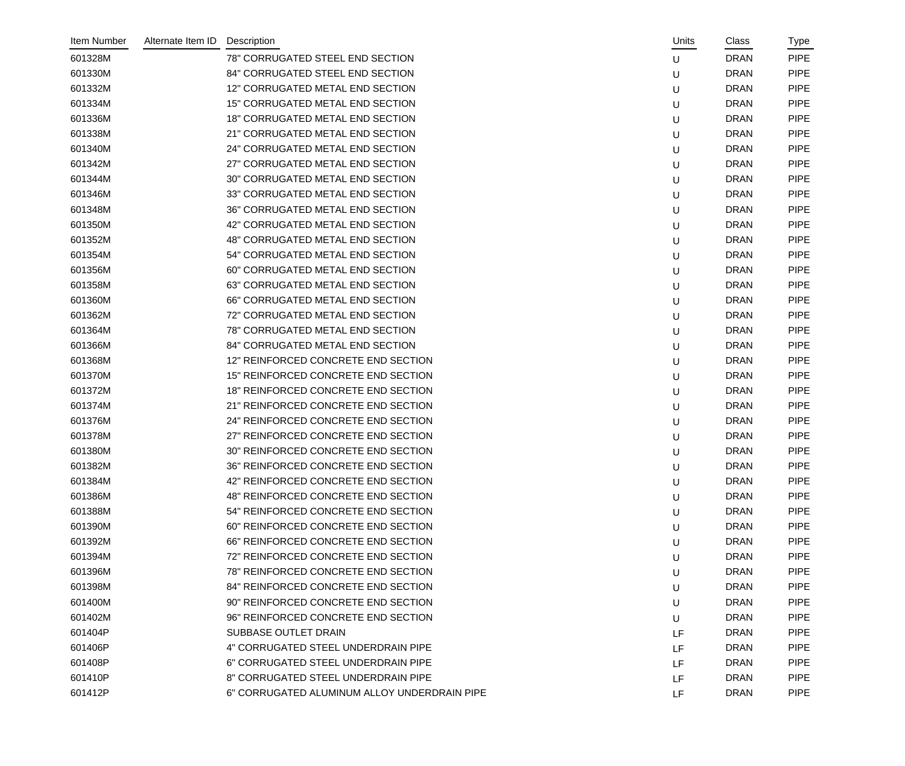| Item Number | Alternate Item ID | Description | Units | Class | Type |
|---|---|---|---|---|---|
| 601328M | | 78" CORRUGATED STEEL END SECTION | U | DRAN | PIPE |
| 601330M | | 84" CORRUGATED STEEL END SECTION | U | DRAN | PIPE |
| 601332M | | 12" CORRUGATED METAL END SECTION | U | DRAN | PIPE |
| 601334M | | 15" CORRUGATED METAL END SECTION | U | DRAN | PIPE |
| 601336M | | 18" CORRUGATED METAL END SECTION | U | DRAN | PIPE |
| 601338M | | 21" CORRUGATED METAL END SECTION | U | DRAN | PIPE |
| 601340M | | 24" CORRUGATED METAL END SECTION | U | DRAN | PIPE |
| 601342M | | 27" CORRUGATED METAL END SECTION | U | DRAN | PIPE |
| 601344M | | 30" CORRUGATED METAL END SECTION | U | DRAN | PIPE |
| 601346M | | 33" CORRUGATED METAL END SECTION | U | DRAN | PIPE |
| 601348M | | 36" CORRUGATED METAL END SECTION | U | DRAN | PIPE |
| 601350M | | 42" CORRUGATED METAL END SECTION | U | DRAN | PIPE |
| 601352M | | 48" CORRUGATED METAL END SECTION | U | DRAN | PIPE |
| 601354M | | 54" CORRUGATED METAL END SECTION | U | DRAN | PIPE |
| 601356M | | 60" CORRUGATED METAL END SECTION | U | DRAN | PIPE |
| 601358M | | 63" CORRUGATED METAL END SECTION | U | DRAN | PIPE |
| 601360M | | 66" CORRUGATED METAL END SECTION | U | DRAN | PIPE |
| 601362M | | 72" CORRUGATED METAL END SECTION | U | DRAN | PIPE |
| 601364M | | 78" CORRUGATED METAL END SECTION | U | DRAN | PIPE |
| 601366M | | 84" CORRUGATED METAL END SECTION | U | DRAN | PIPE |
| 601368M | | 12" REINFORCED CONCRETE END SECTION | U | DRAN | PIPE |
| 601370M | | 15" REINFORCED CONCRETE END SECTION | U | DRAN | PIPE |
| 601372M | | 18" REINFORCED CONCRETE END SECTION | U | DRAN | PIPE |
| 601374M | | 21" REINFORCED CONCRETE END SECTION | U | DRAN | PIPE |
| 601376M | | 24" REINFORCED CONCRETE END SECTION | U | DRAN | PIPE |
| 601378M | | 27" REINFORCED CONCRETE END SECTION | U | DRAN | PIPE |
| 601380M | | 30" REINFORCED CONCRETE END SECTION | U | DRAN | PIPE |
| 601382M | | 36" REINFORCED CONCRETE END SECTION | U | DRAN | PIPE |
| 601384M | | 42" REINFORCED CONCRETE END SECTION | U | DRAN | PIPE |
| 601386M | | 48" REINFORCED CONCRETE END SECTION | U | DRAN | PIPE |
| 601388M | | 54" REINFORCED CONCRETE END SECTION | U | DRAN | PIPE |
| 601390M | | 60" REINFORCED CONCRETE END SECTION | U | DRAN | PIPE |
| 601392M | | 66" REINFORCED CONCRETE END SECTION | U | DRAN | PIPE |
| 601394M | | 72" REINFORCED CONCRETE END SECTION | U | DRAN | PIPE |
| 601396M | | 78" REINFORCED CONCRETE END SECTION | U | DRAN | PIPE |
| 601398M | | 84" REINFORCED CONCRETE END SECTION | U | DRAN | PIPE |
| 601400M | | 90" REINFORCED CONCRETE END SECTION | U | DRAN | PIPE |
| 601402M | | 96" REINFORCED CONCRETE END SECTION | U | DRAN | PIPE |
| 601404P | | SUBBASE OUTLET DRAIN | LF | DRAN | PIPE |
| 601406P | | 4" CORRUGATED STEEL UNDERDRAIN PIPE | LF | DRAN | PIPE |
| 601408P | | 6" CORRUGATED STEEL UNDERDRAIN PIPE | LF | DRAN | PIPE |
| 601410P | | 8" CORRUGATED STEEL UNDERDRAIN PIPE | LF | DRAN | PIPE |
| 601412P | | 6" CORRUGATED ALUMINUM ALLOY UNDERDRAIN PIPE | LF | DRAN | PIPE |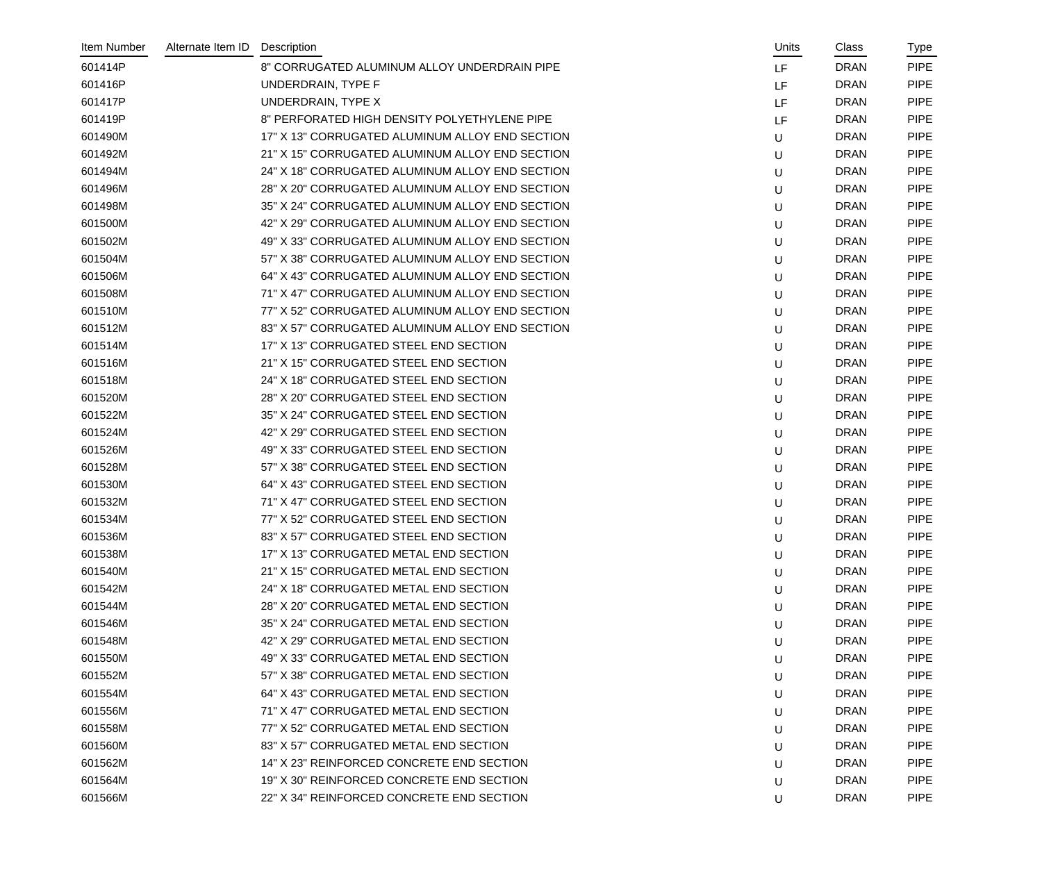| Item Number | Alternate Item ID | Description | Units | Class | Type |
|---|---|---|---|---|---|
| 601414P | | 8" CORRUGATED ALUMINUM ALLOY UNDERDRAIN PIPE | LF | DRAN | PIPE |
| 601416P | | UNDERDRAIN, TYPE F | LF | DRAN | PIPE |
| 601417P | | UNDERDRAIN, TYPE X | LF | DRAN | PIPE |
| 601419P | | 8" PERFORATED HIGH DENSITY POLYETHYLENE PIPE | LF | DRAN | PIPE |
| 601490M | | 17" X 13" CORRUGATED ALUMINUM ALLOY END SECTION | U | DRAN | PIPE |
| 601492M | | 21" X 15" CORRUGATED ALUMINUM ALLOY END SECTION | U | DRAN | PIPE |
| 601494M | | 24" X 18" CORRUGATED ALUMINUM ALLOY END SECTION | U | DRAN | PIPE |
| 601496M | | 28" X 20" CORRUGATED ALUMINUM ALLOY END SECTION | U | DRAN | PIPE |
| 601498M | | 35" X 24" CORRUGATED ALUMINUM ALLOY END SECTION | U | DRAN | PIPE |
| 601500M | | 42" X 29" CORRUGATED ALUMINUM ALLOY END SECTION | U | DRAN | PIPE |
| 601502M | | 49" X 33" CORRUGATED ALUMINUM ALLOY END SECTION | U | DRAN | PIPE |
| 601504M | | 57" X 38" CORRUGATED ALUMINUM ALLOY END SECTION | U | DRAN | PIPE |
| 601506M | | 64" X 43" CORRUGATED ALUMINUM ALLOY END SECTION | U | DRAN | PIPE |
| 601508M | | 71" X 47" CORRUGATED ALUMINUM ALLOY END SECTION | U | DRAN | PIPE |
| 601510M | | 77" X 52" CORRUGATED ALUMINUM ALLOY END SECTION | U | DRAN | PIPE |
| 601512M | | 83" X 57" CORRUGATED ALUMINUM ALLOY END SECTION | U | DRAN | PIPE |
| 601514M | | 17" X 13" CORRUGATED STEEL END SECTION | U | DRAN | PIPE |
| 601516M | | 21" X 15" CORRUGATED STEEL END SECTION | U | DRAN | PIPE |
| 601518M | | 24" X 18" CORRUGATED STEEL END SECTION | U | DRAN | PIPE |
| 601520M | | 28" X 20" CORRUGATED STEEL END SECTION | U | DRAN | PIPE |
| 601522M | | 35" X 24" CORRUGATED STEEL END SECTION | U | DRAN | PIPE |
| 601524M | | 42" X 29" CORRUGATED STEEL END SECTION | U | DRAN | PIPE |
| 601526M | | 49" X 33" CORRUGATED STEEL END SECTION | U | DRAN | PIPE |
| 601528M | | 57" X 38" CORRUGATED STEEL END SECTION | U | DRAN | PIPE |
| 601530M | | 64" X 43" CORRUGATED STEEL END SECTION | U | DRAN | PIPE |
| 601532M | | 71" X 47" CORRUGATED STEEL END SECTION | U | DRAN | PIPE |
| 601534M | | 77" X 52" CORRUGATED STEEL END SECTION | U | DRAN | PIPE |
| 601536M | | 83" X 57" CORRUGATED STEEL END SECTION | U | DRAN | PIPE |
| 601538M | | 17" X 13" CORRUGATED METAL END SECTION | U | DRAN | PIPE |
| 601540M | | 21" X 15" CORRUGATED METAL END SECTION | U | DRAN | PIPE |
| 601542M | | 24" X 18" CORRUGATED METAL END SECTION | U | DRAN | PIPE |
| 601544M | | 28" X 20" CORRUGATED METAL END SECTION | U | DRAN | PIPE |
| 601546M | | 35" X 24" CORRUGATED METAL END SECTION | U | DRAN | PIPE |
| 601548M | | 42" X 29" CORRUGATED METAL END SECTION | U | DRAN | PIPE |
| 601550M | | 49" X 33" CORRUGATED METAL END SECTION | U | DRAN | PIPE |
| 601552M | | 57" X 38" CORRUGATED METAL END SECTION | U | DRAN | PIPE |
| 601554M | | 64" X 43" CORRUGATED METAL END SECTION | U | DRAN | PIPE |
| 601556M | | 71" X 47" CORRUGATED METAL END SECTION | U | DRAN | PIPE |
| 601558M | | 77" X 52" CORRUGATED METAL END SECTION | U | DRAN | PIPE |
| 601560M | | 83" X 57" CORRUGATED METAL END SECTION | U | DRAN | PIPE |
| 601562M | | 14" X 23" REINFORCED CONCRETE END SECTION | U | DRAN | PIPE |
| 601564M | | 19" X 30" REINFORCED CONCRETE END SECTION | U | DRAN | PIPE |
| 601566M | | 22" X 34" REINFORCED CONCRETE END SECTION | U | DRAN | PIPE |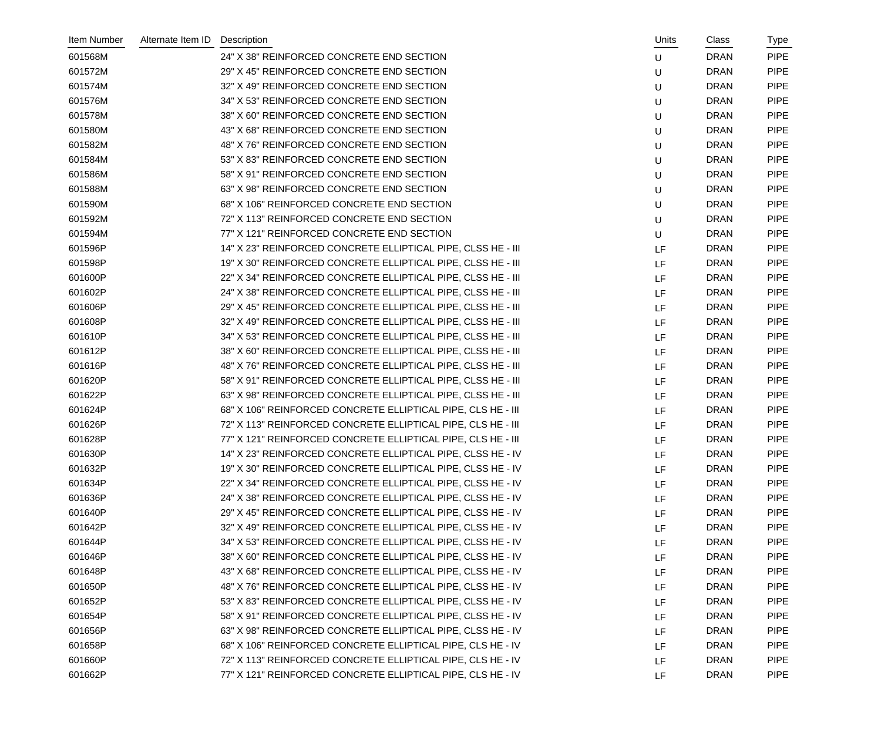| Item Number | Alternate Item ID | Description | Units | Class | Type |
|---|---|---|---|---|---|
| 601568M | | 24" X 38" REINFORCED CONCRETE END SECTION | U | DRAN | PIPE |
| 601572M | | 29" X 45" REINFORCED CONCRETE END SECTION | U | DRAN | PIPE |
| 601574M | | 32" X 49" REINFORCED CONCRETE END SECTION | U | DRAN | PIPE |
| 601576M | | 34" X 53" REINFORCED CONCRETE END SECTION | U | DRAN | PIPE |
| 601578M | | 38" X 60" REINFORCED CONCRETE END SECTION | U | DRAN | PIPE |
| 601580M | | 43" X 68" REINFORCED CONCRETE END SECTION | U | DRAN | PIPE |
| 601582M | | 48" X 76" REINFORCED CONCRETE END SECTION | U | DRAN | PIPE |
| 601584M | | 53" X 83" REINFORCED CONCRETE END SECTION | U | DRAN | PIPE |
| 601586M | | 58" X 91" REINFORCED CONCRETE END SECTION | U | DRAN | PIPE |
| 601588M | | 63" X 98" REINFORCED CONCRETE END SECTION | U | DRAN | PIPE |
| 601590M | | 68" X 106" REINFORCED CONCRETE END SECTION | U | DRAN | PIPE |
| 601592M | | 72" X 113" REINFORCED CONCRETE END SECTION | U | DRAN | PIPE |
| 601594M | | 77" X 121" REINFORCED CONCRETE END SECTION | U | DRAN | PIPE |
| 601596P | | 14" X 23" REINFORCED CONCRETE ELLIPTICAL PIPE, CLSS HE - III | LF | DRAN | PIPE |
| 601598P | | 19" X 30" REINFORCED CONCRETE ELLIPTICAL PIPE, CLSS HE - III | LF | DRAN | PIPE |
| 601600P | | 22" X 34" REINFORCED CONCRETE ELLIPTICAL PIPE, CLSS HE - III | LF | DRAN | PIPE |
| 601602P | | 24" X 38" REINFORCED CONCRETE ELLIPTICAL PIPE, CLSS HE - III | LF | DRAN | PIPE |
| 601606P | | 29" X 45" REINFORCED CONCRETE ELLIPTICAL PIPE, CLSS HE - III | LF | DRAN | PIPE |
| 601608P | | 32" X 49" REINFORCED CONCRETE ELLIPTICAL PIPE, CLSS HE - III | LF | DRAN | PIPE |
| 601610P | | 34" X 53" REINFORCED CONCRETE ELLIPTICAL PIPE, CLSS HE - III | LF | DRAN | PIPE |
| 601612P | | 38" X 60" REINFORCED CONCRETE ELLIPTICAL PIPE, CLSS HE - III | LF | DRAN | PIPE |
| 601616P | | 48" X 76" REINFORCED CONCRETE ELLIPTICAL PIPE, CLSS HE - III | LF | DRAN | PIPE |
| 601620P | | 58" X 91" REINFORCED CONCRETE ELLIPTICAL PIPE, CLSS HE - III | LF | DRAN | PIPE |
| 601622P | | 63" X 98" REINFORCED CONCRETE ELLIPTICAL PIPE, CLSS HE - III | LF | DRAN | PIPE |
| 601624P | | 68" X 106" REINFORCED CONCRETE ELLIPTICAL PIPE, CLS HE - III | LF | DRAN | PIPE |
| 601626P | | 72" X 113" REINFORCED CONCRETE ELLIPTICAL PIPE, CLS HE - III | LF | DRAN | PIPE |
| 601628P | | 77" X 121" REINFORCED CONCRETE ELLIPTICAL PIPE, CLS HE - III | LF | DRAN | PIPE |
| 601630P | | 14" X 23" REINFORCED CONCRETE ELLIPTICAL PIPE, CLSS HE - IV | LF | DRAN | PIPE |
| 601632P | | 19" X 30" REINFORCED CONCRETE ELLIPTICAL PIPE, CLSS HE - IV | LF | DRAN | PIPE |
| 601634P | | 22" X 34" REINFORCED CONCRETE ELLIPTICAL PIPE, CLSS HE - IV | LF | DRAN | PIPE |
| 601636P | | 24" X 38" REINFORCED CONCRETE ELLIPTICAL PIPE, CLSS HE - IV | LF | DRAN | PIPE |
| 601640P | | 29" X 45" REINFORCED CONCRETE ELLIPTICAL PIPE, CLSS HE - IV | LF | DRAN | PIPE |
| 601642P | | 32" X 49" REINFORCED CONCRETE ELLIPTICAL PIPE, CLSS HE - IV | LF | DRAN | PIPE |
| 601644P | | 34" X 53" REINFORCED CONCRETE ELLIPTICAL PIPE, CLSS HE - IV | LF | DRAN | PIPE |
| 601646P | | 38" X 60" REINFORCED CONCRETE ELLIPTICAL PIPE, CLSS HE - IV | LF | DRAN | PIPE |
| 601648P | | 43" X 68" REINFORCED CONCRETE ELLIPTICAL PIPE, CLSS HE - IV | LF | DRAN | PIPE |
| 601650P | | 48" X 76" REINFORCED CONCRETE ELLIPTICAL PIPE, CLSS HE - IV | LF | DRAN | PIPE |
| 601652P | | 53" X 83" REINFORCED CONCRETE ELLIPTICAL PIPE, CLSS HE - IV | LF | DRAN | PIPE |
| 601654P | | 58" X 91" REINFORCED CONCRETE ELLIPTICAL PIPE, CLSS HE - IV | LF | DRAN | PIPE |
| 601656P | | 63" X 98" REINFORCED CONCRETE ELLIPTICAL PIPE, CLSS HE - IV | LF | DRAN | PIPE |
| 601658P | | 68" X 106" REINFORCED CONCRETE ELLIPTICAL PIPE, CLS HE - IV | LF | DRAN | PIPE |
| 601660P | | 72" X 113" REINFORCED CONCRETE ELLIPTICAL PIPE, CLS HE - IV | LF | DRAN | PIPE |
| 601662P | | 77" X 121" REINFORCED CONCRETE ELLIPTICAL PIPE, CLS HE - IV | LF | DRAN | PIPE |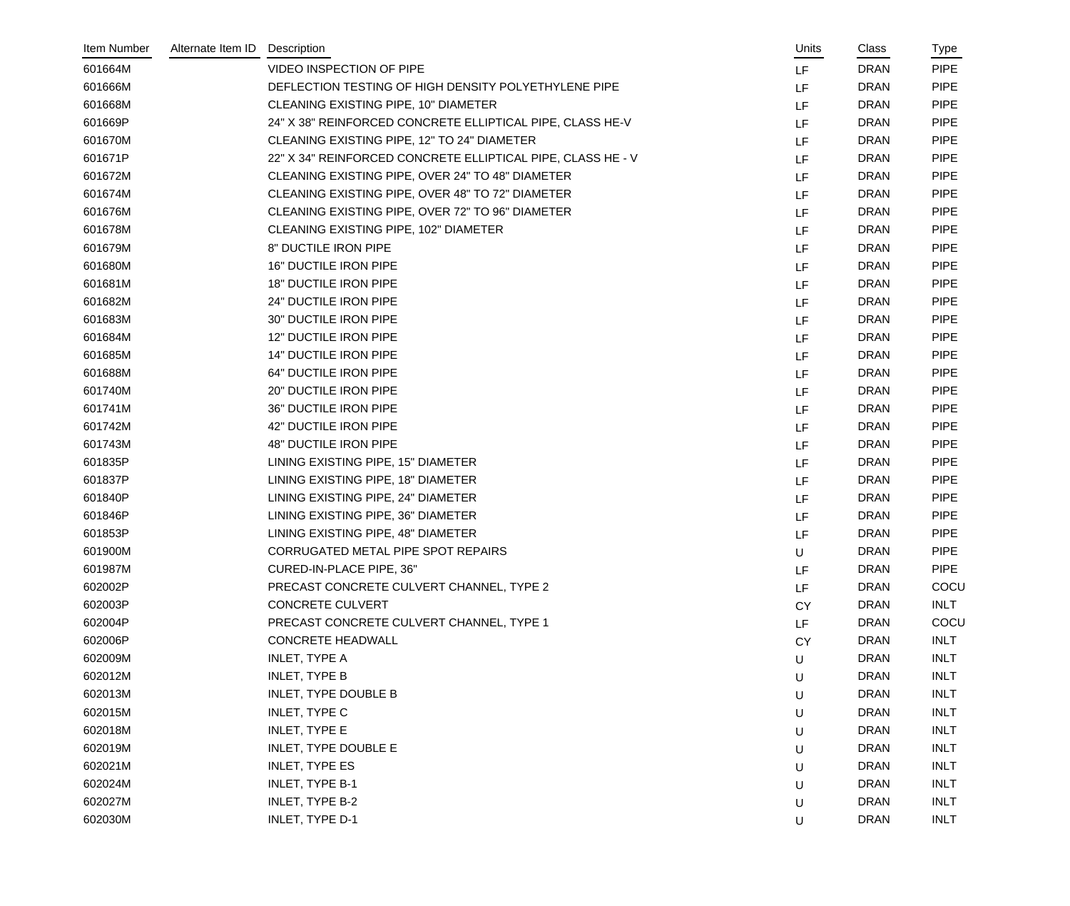| Item Number | Alternate Item ID | Description | Units | Class | Type |
|---|---|---|---|---|---|
| 601664M | | VIDEO INSPECTION OF PIPE | LF | DRAN | PIPE |
| 601666M | | DEFLECTION TESTING OF HIGH DENSITY POLYETHYLENE PIPE | LF | DRAN | PIPE |
| 601668M | | CLEANING EXISTING PIPE, 10" DIAMETER | LF | DRAN | PIPE |
| 601669P | | 24" X 38" REINFORCED CONCRETE ELLIPTICAL PIPE, CLASS HE-V | LF | DRAN | PIPE |
| 601670M | | CLEANING EXISTING PIPE, 12" TO 24" DIAMETER | LF | DRAN | PIPE |
| 601671P | | 22" X 34" REINFORCED CONCRETE ELLIPTICAL PIPE, CLASS HE - V | LF | DRAN | PIPE |
| 601672M | | CLEANING EXISTING PIPE, OVER 24" TO 48" DIAMETER | LF | DRAN | PIPE |
| 601674M | | CLEANING EXISTING PIPE, OVER 48" TO 72" DIAMETER | LF | DRAN | PIPE |
| 601676M | | CLEANING EXISTING PIPE, OVER 72" TO 96" DIAMETER | LF | DRAN | PIPE |
| 601678M | | CLEANING EXISTING PIPE, 102" DIAMETER | LF | DRAN | PIPE |
| 601679M | | 8" DUCTILE IRON PIPE | LF | DRAN | PIPE |
| 601680M | | 16" DUCTILE IRON PIPE | LF | DRAN | PIPE |
| 601681M | | 18" DUCTILE IRON PIPE | LF | DRAN | PIPE |
| 601682M | | 24" DUCTILE IRON PIPE | LF | DRAN | PIPE |
| 601683M | | 30" DUCTILE IRON PIPE | LF | DRAN | PIPE |
| 601684M | | 12" DUCTILE IRON PIPE | LF | DRAN | PIPE |
| 601685M | | 14" DUCTILE IRON PIPE | LF | DRAN | PIPE |
| 601688M | | 64" DUCTILE IRON PIPE | LF | DRAN | PIPE |
| 601740M | | 20" DUCTILE IRON PIPE | LF | DRAN | PIPE |
| 601741M | | 36" DUCTILE IRON PIPE | LF | DRAN | PIPE |
| 601742M | | 42" DUCTILE IRON PIPE | LF | DRAN | PIPE |
| 601743M | | 48" DUCTILE IRON PIPE | LF | DRAN | PIPE |
| 601835P | | LINING EXISTING PIPE, 15" DIAMETER | LF | DRAN | PIPE |
| 601837P | | LINING EXISTING PIPE, 18" DIAMETER | LF | DRAN | PIPE |
| 601840P | | LINING EXISTING PIPE, 24" DIAMETER | LF | DRAN | PIPE |
| 601846P | | LINING EXISTING PIPE, 36" DIAMETER | LF | DRAN | PIPE |
| 601853P | | LINING EXISTING PIPE, 48" DIAMETER | LF | DRAN | PIPE |
| 601900M | | CORRUGATED METAL PIPE SPOT REPAIRS | U | DRAN | PIPE |
| 601987M | | CURED-IN-PLACE PIPE, 36" | LF | DRAN | PIPE |
| 602002P | | PRECAST CONCRETE CULVERT CHANNEL, TYPE 2 | LF | DRAN | COCU |
| 602003P | | CONCRETE CULVERT | CY | DRAN | INLT |
| 602004P | | PRECAST CONCRETE CULVERT CHANNEL, TYPE 1 | LF | DRAN | COCU |
| 602006P | | CONCRETE HEADWALL | CY | DRAN | INLT |
| 602009M | | INLET, TYPE A | U | DRAN | INLT |
| 602012M | | INLET, TYPE B | U | DRAN | INLT |
| 602013M | | INLET, TYPE DOUBLE B | U | DRAN | INLT |
| 602015M | | INLET, TYPE C | U | DRAN | INLT |
| 602018M | | INLET, TYPE E | U | DRAN | INLT |
| 602019M | | INLET, TYPE DOUBLE E | U | DRAN | INLT |
| 602021M | | INLET, TYPE ES | U | DRAN | INLT |
| 602024M | | INLET, TYPE B-1 | U | DRAN | INLT |
| 602027M | | INLET, TYPE B-2 | U | DRAN | INLT |
| 602030M | | INLET, TYPE D-1 | U | DRAN | INLT |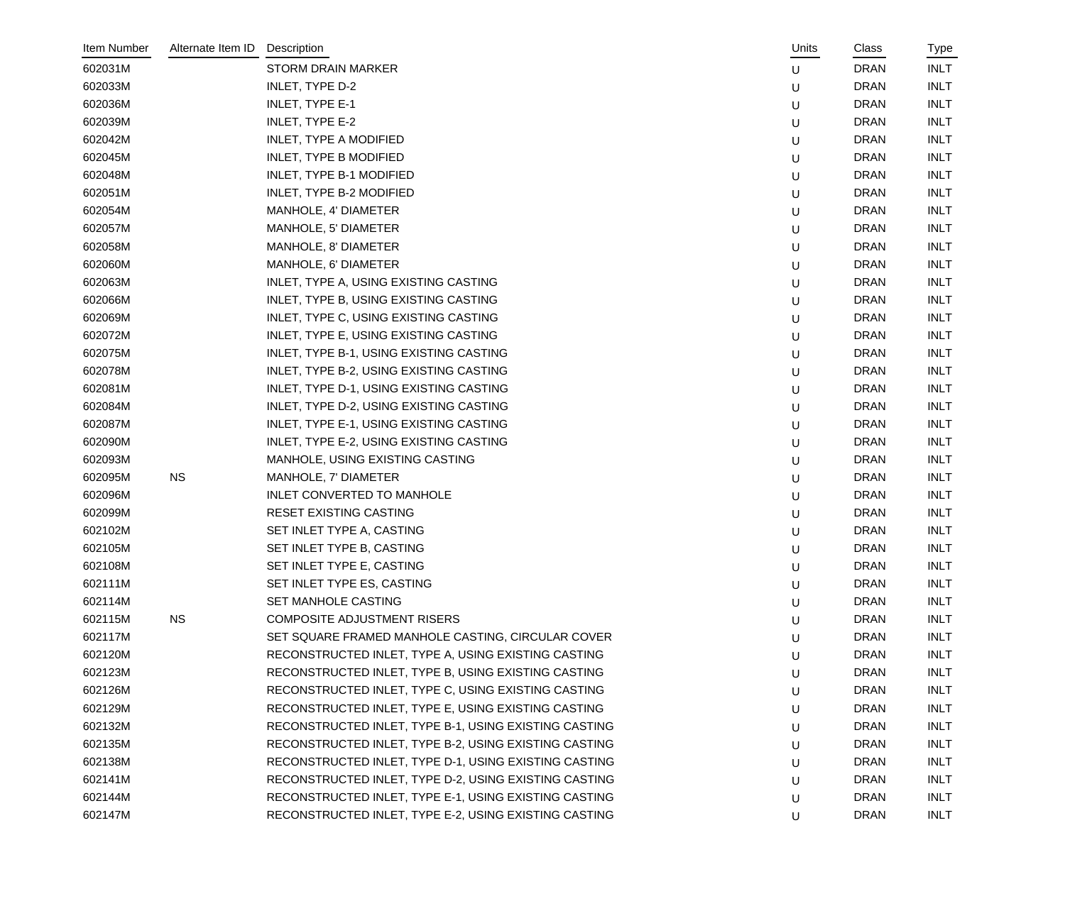| Item Number | Alternate Item ID | Description | Units | Class | Type |
|---|---|---|---|---|---|
| 602031M | | STORM DRAIN MARKER | U | DRAN | INLT |
| 602033M | | INLET, TYPE D-2 | U | DRAN | INLT |
| 602036M | | INLET, TYPE E-1 | U | DRAN | INLT |
| 602039M | | INLET, TYPE E-2 | U | DRAN | INLT |
| 602042M | | INLET, TYPE A MODIFIED | U | DRAN | INLT |
| 602045M | | INLET, TYPE B MODIFIED | U | DRAN | INLT |
| 602048M | | INLET, TYPE B-1 MODIFIED | U | DRAN | INLT |
| 602051M | | INLET, TYPE B-2 MODIFIED | U | DRAN | INLT |
| 602054M | | MANHOLE, 4' DIAMETER | U | DRAN | INLT |
| 602057M | | MANHOLE, 5' DIAMETER | U | DRAN | INLT |
| 602058M | | MANHOLE, 8' DIAMETER | U | DRAN | INLT |
| 602060M | | MANHOLE, 6' DIAMETER | U | DRAN | INLT |
| 602063M | | INLET, TYPE A, USING EXISTING CASTING | U | DRAN | INLT |
| 602066M | | INLET, TYPE B, USING EXISTING CASTING | U | DRAN | INLT |
| 602069M | | INLET, TYPE C, USING EXISTING CASTING | U | DRAN | INLT |
| 602072M | | INLET, TYPE E, USING EXISTING CASTING | U | DRAN | INLT |
| 602075M | | INLET, TYPE B-1, USING EXISTING CASTING | U | DRAN | INLT |
| 602078M | | INLET, TYPE B-2, USING EXISTING CASTING | U | DRAN | INLT |
| 602081M | | INLET, TYPE D-1, USING EXISTING CASTING | U | DRAN | INLT |
| 602084M | | INLET, TYPE D-2, USING EXISTING CASTING | U | DRAN | INLT |
| 602087M | | INLET, TYPE E-1, USING EXISTING CASTING | U | DRAN | INLT |
| 602090M | | INLET, TYPE E-2, USING EXISTING CASTING | U | DRAN | INLT |
| 602093M | | MANHOLE, USING EXISTING CASTING | U | DRAN | INLT |
| 602095M | NS | MANHOLE, 7' DIAMETER | U | DRAN | INLT |
| 602096M | | INLET CONVERTED TO MANHOLE | U | DRAN | INLT |
| 602099M | | RESET EXISTING CASTING | U | DRAN | INLT |
| 602102M | | SET INLET TYPE A, CASTING | U | DRAN | INLT |
| 602105M | | SET INLET TYPE B, CASTING | U | DRAN | INLT |
| 602108M | | SET INLET TYPE E, CASTING | U | DRAN | INLT |
| 602111M | | SET INLET TYPE ES, CASTING | U | DRAN | INLT |
| 602114M | | SET MANHOLE CASTING | U | DRAN | INLT |
| 602115M | NS | COMPOSITE ADJUSTMENT RISERS | U | DRAN | INLT |
| 602117M | | SET SQUARE FRAMED MANHOLE CASTING, CIRCULAR COVER | U | DRAN | INLT |
| 602120M | | RECONSTRUCTED INLET, TYPE A, USING EXISTING CASTING | U | DRAN | INLT |
| 602123M | | RECONSTRUCTED INLET, TYPE B, USING EXISTING CASTING | U | DRAN | INLT |
| 602126M | | RECONSTRUCTED INLET, TYPE C, USING EXISTING CASTING | U | DRAN | INLT |
| 602129M | | RECONSTRUCTED INLET, TYPE E, USING EXISTING CASTING | U | DRAN | INLT |
| 602132M | | RECONSTRUCTED INLET, TYPE B-1, USING EXISTING CASTING | U | DRAN | INLT |
| 602135M | | RECONSTRUCTED INLET, TYPE B-2, USING EXISTING CASTING | U | DRAN | INLT |
| 602138M | | RECONSTRUCTED INLET, TYPE D-1, USING EXISTING CASTING | U | DRAN | INLT |
| 602141M | | RECONSTRUCTED INLET, TYPE D-2, USING EXISTING CASTING | U | DRAN | INLT |
| 602144M | | RECONSTRUCTED INLET, TYPE E-1, USING EXISTING CASTING | U | DRAN | INLT |
| 602147M | | RECONSTRUCTED INLET, TYPE E-2, USING EXISTING CASTING | U | DRAN | INLT |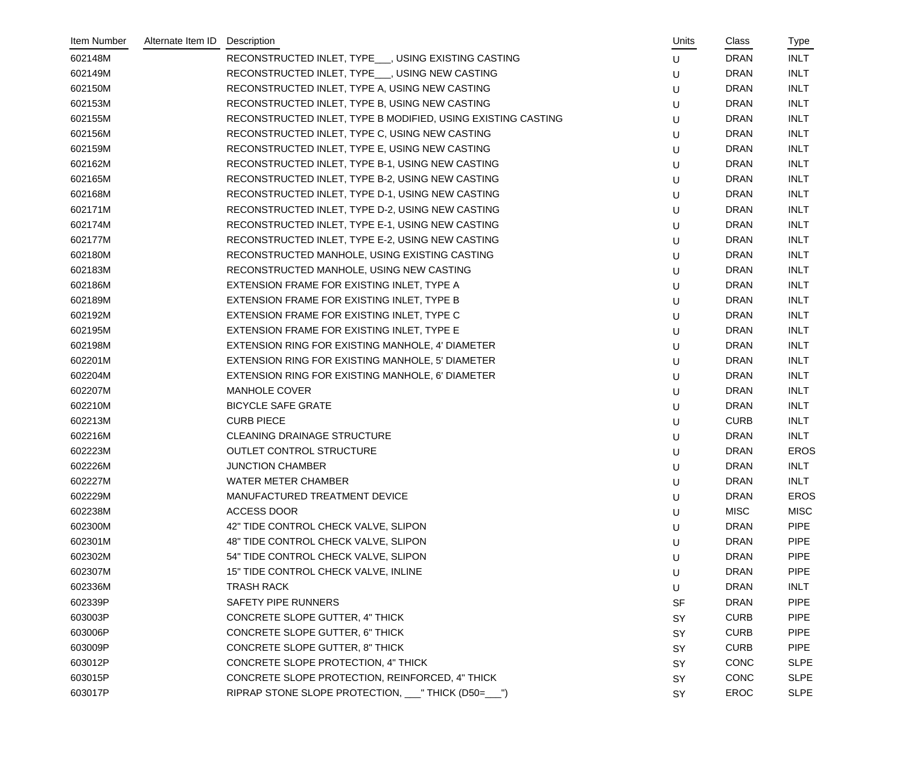| Item Number | Alternate Item ID | Description | Units | Class | Type |
|---|---|---|---|---|---|
| 602148M | | RECONSTRUCTED INLET, TYPE___, USING EXISTING CASTING | U | DRAN | INLT |
| 602149M | | RECONSTRUCTED INLET, TYPE___, USING NEW CASTING | U | DRAN | INLT |
| 602150M | | RECONSTRUCTED INLET, TYPE A, USING NEW CASTING | U | DRAN | INLT |
| 602153M | | RECONSTRUCTED INLET, TYPE B, USING NEW CASTING | U | DRAN | INLT |
| 602155M | | RECONSTRUCTED INLET, TYPE B MODIFIED, USING EXISTING CASTING | U | DRAN | INLT |
| 602156M | | RECONSTRUCTED INLET, TYPE C, USING NEW CASTING | U | DRAN | INLT |
| 602159M | | RECONSTRUCTED INLET, TYPE E, USING NEW CASTING | U | DRAN | INLT |
| 602162M | | RECONSTRUCTED INLET, TYPE B-1, USING NEW CASTING | U | DRAN | INLT |
| 602165M | | RECONSTRUCTED INLET, TYPE B-2, USING NEW CASTING | U | DRAN | INLT |
| 602168M | | RECONSTRUCTED INLET, TYPE D-1, USING NEW CASTING | U | DRAN | INLT |
| 602171M | | RECONSTRUCTED INLET, TYPE D-2, USING NEW CASTING | U | DRAN | INLT |
| 602174M | | RECONSTRUCTED INLET, TYPE E-1, USING NEW CASTING | U | DRAN | INLT |
| 602177M | | RECONSTRUCTED INLET, TYPE E-2, USING NEW CASTING | U | DRAN | INLT |
| 602180M | | RECONSTRUCTED MANHOLE, USING EXISTING CASTING | U | DRAN | INLT |
| 602183M | | RECONSTRUCTED MANHOLE, USING NEW CASTING | U | DRAN | INLT |
| 602186M | | EXTENSION FRAME FOR EXISTING INLET, TYPE A | U | DRAN | INLT |
| 602189M | | EXTENSION FRAME FOR EXISTING INLET, TYPE B | U | DRAN | INLT |
| 602192M | | EXTENSION FRAME FOR EXISTING INLET, TYPE C | U | DRAN | INLT |
| 602195M | | EXTENSION FRAME FOR EXISTING INLET, TYPE E | U | DRAN | INLT |
| 602198M | | EXTENSION RING FOR EXISTING MANHOLE, 4' DIAMETER | U | DRAN | INLT |
| 602201M | | EXTENSION RING FOR EXISTING MANHOLE, 5' DIAMETER | U | DRAN | INLT |
| 602204M | | EXTENSION RING FOR EXISTING MANHOLE, 6' DIAMETER | U | DRAN | INLT |
| 602207M | | MANHOLE COVER | U | DRAN | INLT |
| 602210M | | BICYCLE SAFE GRATE | U | DRAN | INLT |
| 602213M | | CURB PIECE | U | CURB | INLT |
| 602216M | | CLEANING DRAINAGE STRUCTURE | U | DRAN | INLT |
| 602223M | | OUTLET CONTROL STRUCTURE | U | DRAN | EROS |
| 602226M | | JUNCTION CHAMBER | U | DRAN | INLT |
| 602227M | | WATER METER CHAMBER | U | DRAN | INLT |
| 602229M | | MANUFACTURED TREATMENT DEVICE | U | DRAN | EROS |
| 602238M | | ACCESS DOOR | U | MISC | MISC |
| 602300M | | 42" TIDE CONTROL CHECK VALVE, SLIPON | U | DRAN | PIPE |
| 602301M | | 48" TIDE CONTROL CHECK VALVE, SLIPON | U | DRAN | PIPE |
| 602302M | | 54" TIDE CONTROL CHECK VALVE, SLIPON | U | DRAN | PIPE |
| 602307M | | 15" TIDE CONTROL CHECK VALVE, INLINE | U | DRAN | PIPE |
| 602336M | | TRASH RACK | U | DRAN | INLT |
| 602339P | | SAFETY PIPE RUNNERS | SF | DRAN | PIPE |
| 603003P | | CONCRETE SLOPE GUTTER, 4" THICK | SY | CURB | PIPE |
| 603006P | | CONCRETE SLOPE GUTTER, 6" THICK | SY | CURB | PIPE |
| 603009P | | CONCRETE SLOPE GUTTER, 8" THICK | SY | CURB | PIPE |
| 603012P | | CONCRETE SLOPE PROTECTION, 4" THICK | SY | CONC | SLPE |
| 603015P | | CONCRETE SLOPE PROTECTION, REINFORCED, 4" THICK | SY | CONC | SLPE |
| 603017P | | RIPRAP STONE SLOPE PROTECTION, ___" THICK (D50=___") | SY | EROC | SLPE |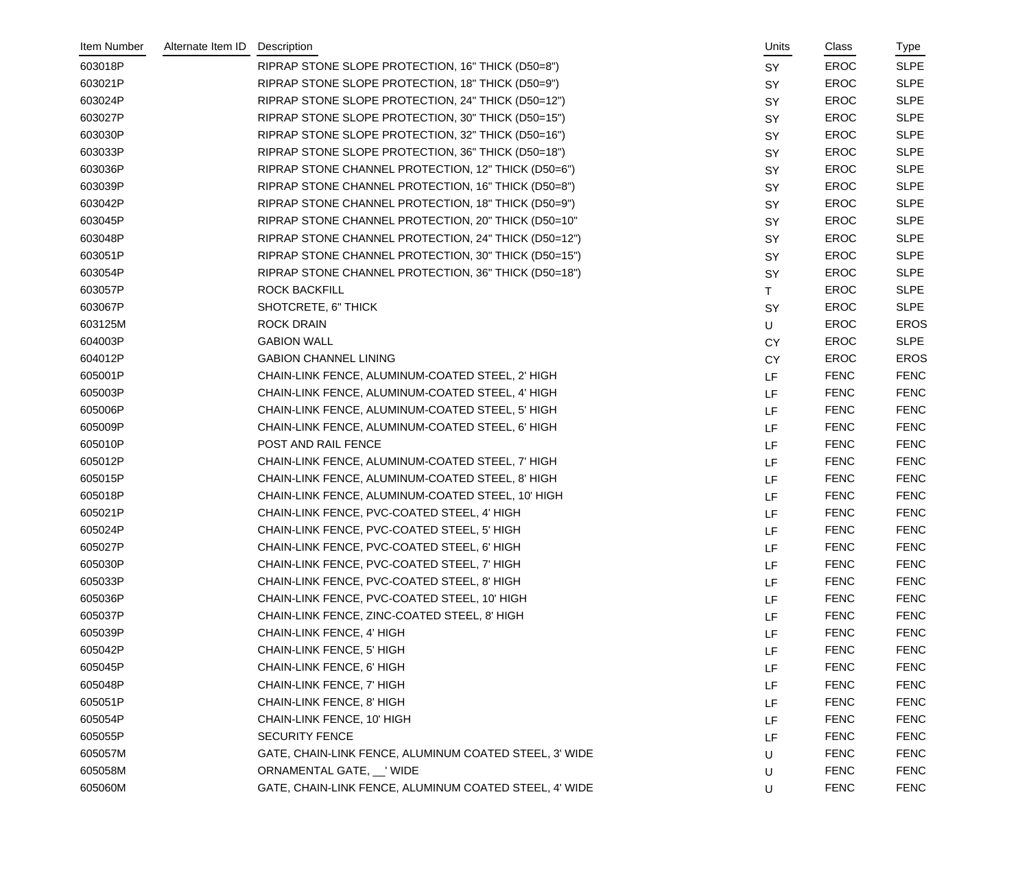| Item Number | Alternate Item ID | Description | Units | Class | Type |
| --- | --- | --- | --- | --- | --- |
| 603018P | | RIPRAP STONE SLOPE PROTECTION, 16" THICK (D50=8") | SY | EROC | SLPE |
| 603021P | | RIPRAP STONE SLOPE PROTECTION, 18" THICK (D50=9") | SY | EROC | SLPE |
| 603024P | | RIPRAP STONE SLOPE PROTECTION, 24" THICK (D50=12") | SY | EROC | SLPE |
| 603027P | | RIPRAP STONE SLOPE PROTECTION, 30" THICK (D50=15") | SY | EROC | SLPE |
| 603030P | | RIPRAP STONE SLOPE PROTECTION, 32" THICK (D50=16") | SY | EROC | SLPE |
| 603033P | | RIPRAP STONE SLOPE PROTECTION, 36" THICK (D50=18") | SY | EROC | SLPE |
| 603036P | | RIPRAP STONE CHANNEL PROTECTION, 12" THICK (D50=6") | SY | EROC | SLPE |
| 603039P | | RIPRAP STONE CHANNEL PROTECTION, 16" THICK (D50=8") | SY | EROC | SLPE |
| 603042P | | RIPRAP STONE CHANNEL PROTECTION, 18" THICK (D50=9") | SY | EROC | SLPE |
| 603045P | | RIPRAP STONE CHANNEL PROTECTION, 20" THICK (D50=10" | SY | EROC | SLPE |
| 603048P | | RIPRAP STONE CHANNEL PROTECTION, 24" THICK (D50=12") | SY | EROC | SLPE |
| 603051P | | RIPRAP STONE CHANNEL PROTECTION, 30" THICK (D50=15") | SY | EROC | SLPE |
| 603054P | | RIPRAP STONE CHANNEL PROTECTION, 36" THICK (D50=18") | SY | EROC | SLPE |
| 603057P | | ROCK BACKFILL | T | EROC | SLPE |
| 603067P | | SHOTCRETE, 6" THICK | SY | EROC | SLPE |
| 603125M | | ROCK DRAIN | U | EROC | EROS |
| 604003P | | GABION WALL | CY | EROC | SLPE |
| 604012P | | GABION CHANNEL LINING | CY | EROC | EROS |
| 605001P | | CHAIN-LINK FENCE, ALUMINUM-COATED STEEL, 2' HIGH | LF | FENC | FENC |
| 605003P | | CHAIN-LINK FENCE, ALUMINUM-COATED STEEL, 4' HIGH | LF | FENC | FENC |
| 605006P | | CHAIN-LINK FENCE, ALUMINUM-COATED STEEL, 5' HIGH | LF | FENC | FENC |
| 605009P | | CHAIN-LINK FENCE, ALUMINUM-COATED STEEL, 6' HIGH | LF | FENC | FENC |
| 605010P | | POST AND RAIL FENCE | LF | FENC | FENC |
| 605012P | | CHAIN-LINK FENCE, ALUMINUM-COATED STEEL, 7' HIGH | LF | FENC | FENC |
| 605015P | | CHAIN-LINK FENCE, ALUMINUM-COATED STEEL, 8' HIGH | LF | FENC | FENC |
| 605018P | | CHAIN-LINK FENCE, ALUMINUM-COATED STEEL, 10' HIGH | LF | FENC | FENC |
| 605021P | | CHAIN-LINK FENCE, PVC-COATED STEEL, 4' HIGH | LF | FENC | FENC |
| 605024P | | CHAIN-LINK FENCE, PVC-COATED STEEL, 5' HIGH | LF | FENC | FENC |
| 605027P | | CHAIN-LINK FENCE, PVC-COATED STEEL, 6' HIGH | LF | FENC | FENC |
| 605030P | | CHAIN-LINK FENCE, PVC-COATED STEEL, 7' HIGH | LF | FENC | FENC |
| 605033P | | CHAIN-LINK FENCE, PVC-COATED STEEL, 8' HIGH | LF | FENC | FENC |
| 605036P | | CHAIN-LINK FENCE, PVC-COATED STEEL, 10' HIGH | LF | FENC | FENC |
| 605037P | | CHAIN-LINK FENCE, ZINC-COATED STEEL, 8' HIGH | LF | FENC | FENC |
| 605039P | | CHAIN-LINK FENCE, 4' HIGH | LF | FENC | FENC |
| 605042P | | CHAIN-LINK FENCE, 5' HIGH | LF | FENC | FENC |
| 605045P | | CHAIN-LINK FENCE, 6' HIGH | LF | FENC | FENC |
| 605048P | | CHAIN-LINK FENCE, 7' HIGH | LF | FENC | FENC |
| 605051P | | CHAIN-LINK FENCE, 8' HIGH | LF | FENC | FENC |
| 605054P | | CHAIN-LINK FENCE, 10' HIGH | LF | FENC | FENC |
| 605055P | | SECURITY FENCE | LF | FENC | FENC |
| 605057M | | GATE, CHAIN-LINK FENCE, ALUMINUM COATED STEEL, 3' WIDE | U | FENC | FENC |
| 605058M | | ORNAMENTAL GATE, __' WIDE | U | FENC | FENC |
| 605060M | | GATE, CHAIN-LINK FENCE, ALUMINUM COATED STEEL, 4' WIDE | U | FENC | FENC |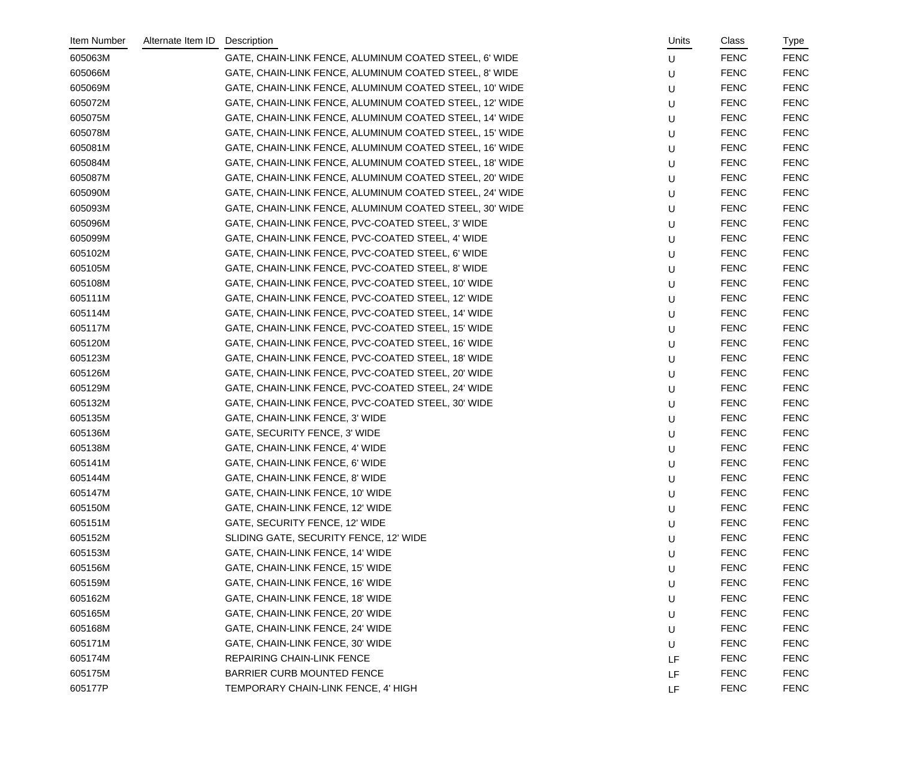| Item Number | Alternate Item ID | Description | Units | Class | Type |
|---|---|---|---|---|---|
| 605063M | | GATE, CHAIN-LINK FENCE, ALUMINUM COATED STEEL, 6' WIDE | U | FENC | FENC |
| 605066M | | GATE, CHAIN-LINK FENCE, ALUMINUM COATED STEEL, 8' WIDE | U | FENC | FENC |
| 605069M | | GATE, CHAIN-LINK FENCE, ALUMINUM COATED STEEL, 10' WIDE | U | FENC | FENC |
| 605072M | | GATE, CHAIN-LINK FENCE, ALUMINUM COATED STEEL, 12' WIDE | U | FENC | FENC |
| 605075M | | GATE, CHAIN-LINK FENCE, ALUMINUM COATED STEEL, 14' WIDE | U | FENC | FENC |
| 605078M | | GATE, CHAIN-LINK FENCE, ALUMINUM COATED STEEL, 15' WIDE | U | FENC | FENC |
| 605081M | | GATE, CHAIN-LINK FENCE, ALUMINUM COATED STEEL, 16' WIDE | U | FENC | FENC |
| 605084M | | GATE, CHAIN-LINK FENCE, ALUMINUM COATED STEEL, 18' WIDE | U | FENC | FENC |
| 605087M | | GATE, CHAIN-LINK FENCE, ALUMINUM COATED STEEL, 20' WIDE | U | FENC | FENC |
| 605090M | | GATE, CHAIN-LINK FENCE, ALUMINUM COATED STEEL, 24' WIDE | U | FENC | FENC |
| 605093M | | GATE, CHAIN-LINK FENCE, ALUMINUM COATED STEEL, 30' WIDE | U | FENC | FENC |
| 605096M | | GATE, CHAIN-LINK FENCE, PVC-COATED STEEL, 3' WIDE | U | FENC | FENC |
| 605099M | | GATE, CHAIN-LINK FENCE, PVC-COATED STEEL, 4' WIDE | U | FENC | FENC |
| 605102M | | GATE, CHAIN-LINK FENCE, PVC-COATED STEEL, 6' WIDE | U | FENC | FENC |
| 605105M | | GATE, CHAIN-LINK FENCE, PVC-COATED STEEL, 8' WIDE | U | FENC | FENC |
| 605108M | | GATE, CHAIN-LINK FENCE, PVC-COATED STEEL, 10' WIDE | U | FENC | FENC |
| 605111M | | GATE, CHAIN-LINK FENCE, PVC-COATED STEEL, 12' WIDE | U | FENC | FENC |
| 605114M | | GATE, CHAIN-LINK FENCE, PVC-COATED STEEL, 14' WIDE | U | FENC | FENC |
| 605117M | | GATE, CHAIN-LINK FENCE, PVC-COATED STEEL, 15' WIDE | U | FENC | FENC |
| 605120M | | GATE, CHAIN-LINK FENCE, PVC-COATED STEEL, 16' WIDE | U | FENC | FENC |
| 605123M | | GATE, CHAIN-LINK FENCE, PVC-COATED STEEL, 18' WIDE | U | FENC | FENC |
| 605126M | | GATE, CHAIN-LINK FENCE, PVC-COATED STEEL, 20' WIDE | U | FENC | FENC |
| 605129M | | GATE, CHAIN-LINK FENCE, PVC-COATED STEEL, 24' WIDE | U | FENC | FENC |
| 605132M | | GATE, CHAIN-LINK FENCE, PVC-COATED STEEL, 30' WIDE | U | FENC | FENC |
| 605135M | | GATE, CHAIN-LINK FENCE, 3' WIDE | U | FENC | FENC |
| 605136M | | GATE, SECURITY FENCE, 3' WIDE | U | FENC | FENC |
| 605138M | | GATE, CHAIN-LINK FENCE, 4' WIDE | U | FENC | FENC |
| 605141M | | GATE, CHAIN-LINK FENCE, 6' WIDE | U | FENC | FENC |
| 605144M | | GATE, CHAIN-LINK FENCE, 8' WIDE | U | FENC | FENC |
| 605147M | | GATE, CHAIN-LINK FENCE, 10' WIDE | U | FENC | FENC |
| 605150M | | GATE, CHAIN-LINK FENCE, 12' WIDE | U | FENC | FENC |
| 605151M | | GATE, SECURITY FENCE, 12' WIDE | U | FENC | FENC |
| 605152M | | SLIDING GATE, SECURITY FENCE, 12' WIDE | U | FENC | FENC |
| 605153M | | GATE, CHAIN-LINK FENCE, 14' WIDE | U | FENC | FENC |
| 605156M | | GATE, CHAIN-LINK FENCE, 15' WIDE | U | FENC | FENC |
| 605159M | | GATE, CHAIN-LINK FENCE, 16' WIDE | U | FENC | FENC |
| 605162M | | GATE, CHAIN-LINK FENCE, 18' WIDE | U | FENC | FENC |
| 605165M | | GATE, CHAIN-LINK FENCE, 20' WIDE | U | FENC | FENC |
| 605168M | | GATE, CHAIN-LINK FENCE, 24' WIDE | U | FENC | FENC |
| 605171M | | GATE, CHAIN-LINK FENCE, 30' WIDE | U | FENC | FENC |
| 605174M | | REPAIRING CHAIN-LINK FENCE | LF | FENC | FENC |
| 605175M | | BARRIER CURB MOUNTED FENCE | LF | FENC | FENC |
| 605177P | | TEMPORARY CHAIN-LINK FENCE, 4' HIGH | LF | FENC | FENC |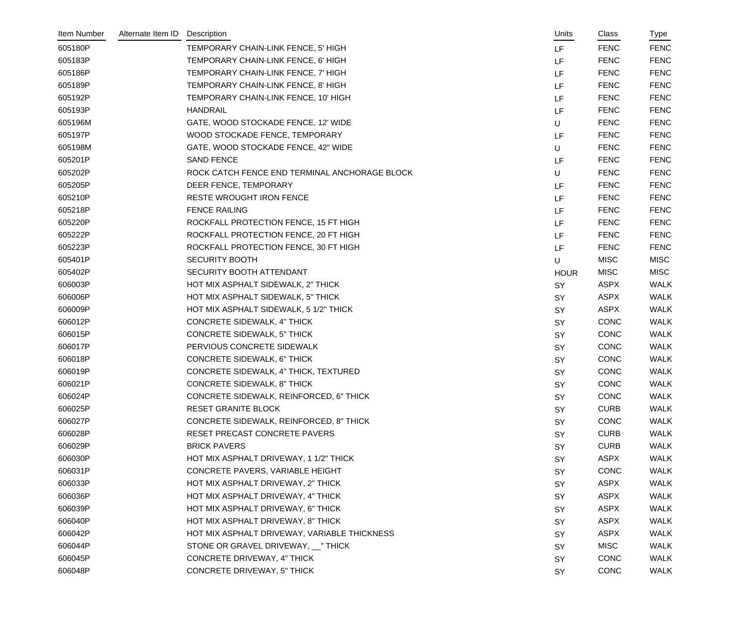| Item Number | Alternate Item ID | Description | Units | Class | Type |
|---|---|---|---|---|---|
| 605180P | | TEMPORARY CHAIN-LINK FENCE, 5' HIGH | LF | FENC | FENC |
| 605183P | | TEMPORARY CHAIN-LINK FENCE, 6' HIGH | LF | FENC | FENC |
| 605186P | | TEMPORARY CHAIN-LINK FENCE, 7' HIGH | LF | FENC | FENC |
| 605189P | | TEMPORARY CHAIN-LINK FENCE, 8' HIGH | LF | FENC | FENC |
| 605192P | | TEMPORARY CHAIN-LINK FENCE, 10' HIGH | LF | FENC | FENC |
| 605193P | | HANDRAIL | LF | FENC | FENC |
| 605196M | | GATE, WOOD STOCKADE FENCE, 12' WIDE | U | FENC | FENC |
| 605197P | | WOOD STOCKADE FENCE, TEMPORARY | LF | FENC | FENC |
| 605198M | | GATE, WOOD STOCKADE FENCE, 42" WIDE | U | FENC | FENC |
| 605201P | | SAND FENCE | LF | FENC | FENC |
| 605202P | | ROCK CATCH FENCE END TERMINAL ANCHORAGE BLOCK | U | FENC | FENC |
| 605205P | | DEER FENCE, TEMPORARY | LF | FENC | FENC |
| 605210P | | RESTE WROUGHT IRON FENCE | LF | FENC | FENC |
| 605218P | | FENCE RAILING | LF | FENC | FENC |
| 605220P | | ROCKFALL PROTECTION FENCE, 15 FT HIGH | LF | FENC | FENC |
| 605222P | | ROCKFALL PROTECTION FENCE, 20 FT HIGH | LF | FENC | FENC |
| 605223P | | ROCKFALL PROTECTION FENCE, 30 FT HIGH | LF | FENC | FENC |
| 605401P | | SECURITY BOOTH | U | MISC | MISC |
| 605402P | | SECURITY BOOTH ATTENDANT | HOUR | MISC | MISC |
| 606003P | | HOT MIX ASPHALT SIDEWALK, 2" THICK | SY | ASPX | WALK |
| 606006P | | HOT MIX ASPHALT SIDEWALK, 5" THICK | SY | ASPX | WALK |
| 606009P | | HOT MIX ASPHALT SIDEWALK, 5 1/2" THICK | SY | ASPX | WALK |
| 606012P | | CONCRETE SIDEWALK, 4" THICK | SY | CONC | WALK |
| 606015P | | CONCRETE SIDEWALK, 5" THICK | SY | CONC | WALK |
| 606017P | | PERVIOUS CONCRETE SIDEWALK | SY | CONC | WALK |
| 606018P | | CONCRETE SIDEWALK, 6" THICK | SY | CONC | WALK |
| 606019P | | CONCRETE SIDEWALK, 4" THICK, TEXTURED | SY | CONC | WALK |
| 606021P | | CONCRETE SIDEWALK, 8" THICK | SY | CONC | WALK |
| 606024P | | CONCRETE SIDEWALK, REINFORCED, 6" THICK | SY | CONC | WALK |
| 606025P | | RESET GRANITE BLOCK | SY | CURB | WALK |
| 606027P | | CONCRETE SIDEWALK, REINFORCED, 8" THICK | SY | CONC | WALK |
| 606028P | | RESET PRECAST CONCRETE PAVERS | SY | CURB | WALK |
| 606029P | | BRICK PAVERS | SY | CURB | WALK |
| 606030P | | HOT MIX ASPHALT DRIVEWAY, 1 1/2" THICK | SY | ASPX | WALK |
| 606031P | | CONCRETE PAVERS, VARIABLE HEIGHT | SY | CONC | WALK |
| 606033P | | HOT MIX ASPHALT DRIVEWAY, 2" THICK | SY | ASPX | WALK |
| 606036P | | HOT MIX ASPHALT DRIVEWAY, 4" THICK | SY | ASPX | WALK |
| 606039P | | HOT MIX ASPHALT DRIVEWAY, 6" THICK | SY | ASPX | WALK |
| 606040P | | HOT MIX ASPHALT DRIVEWAY, 8" THICK | SY | ASPX | WALK |
| 606042P | | HOT MIX ASPHALT DRIVEWAY, VARIABLE THICKNESS | SY | ASPX | WALK |
| 606044P | | STONE OR GRAVEL DRIVEWAY, __" THICK | SY | MISC | WALK |
| 606045P | | CONCRETE DRIVEWAY, 4" THICK | SY | CONC | WALK |
| 606048P | | CONCRETE DRIVEWAY, 5" THICK | SY | CONC | WALK |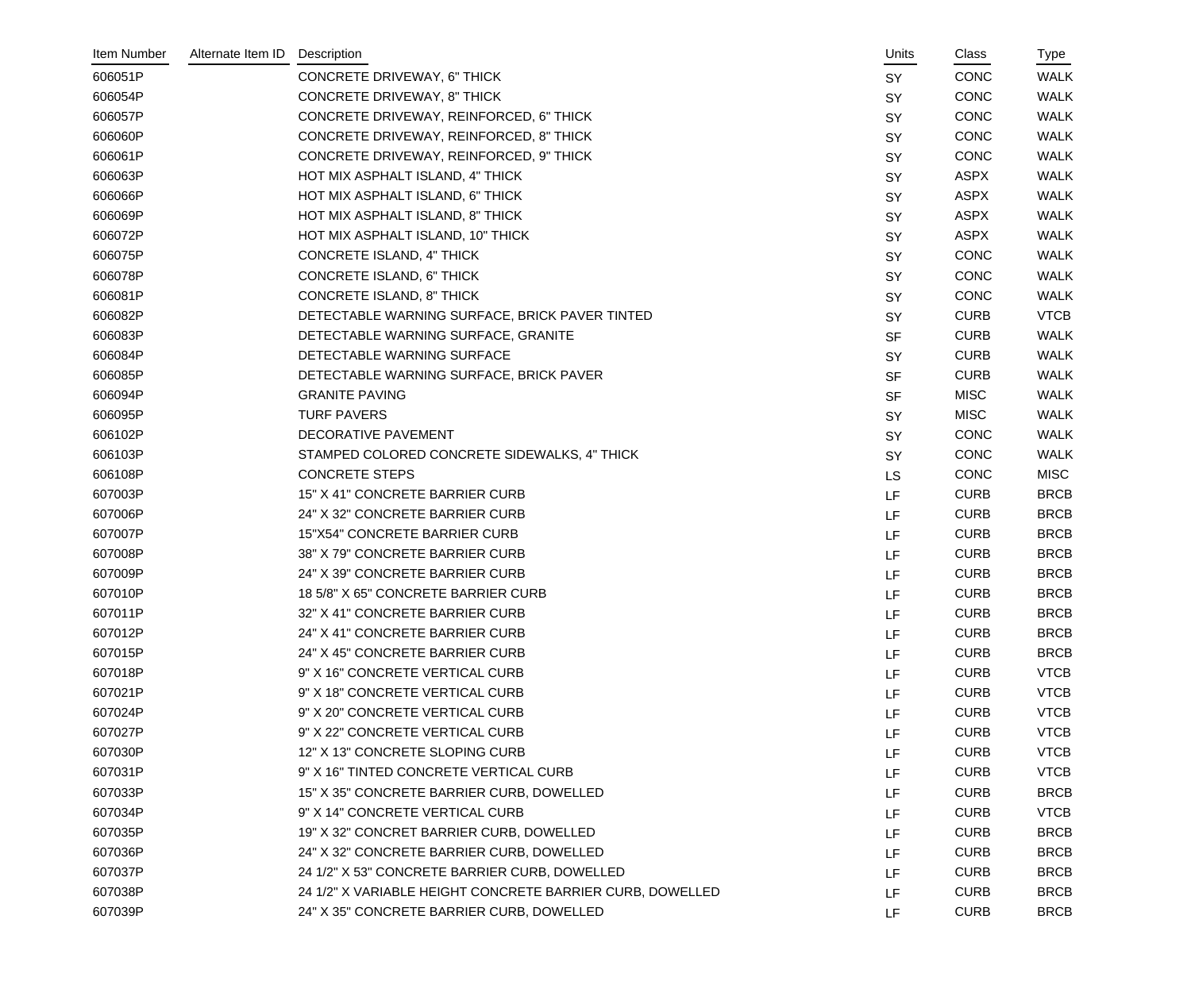| Item Number | Alternate Item ID | Description | Units | Class | Type |
|---|---|---|---|---|---|
| 606051P | | CONCRETE DRIVEWAY, 6" THICK | SY | CONC | WALK |
| 606054P | | CONCRETE DRIVEWAY, 8" THICK | SY | CONC | WALK |
| 606057P | | CONCRETE DRIVEWAY, REINFORCED, 6" THICK | SY | CONC | WALK |
| 606060P | | CONCRETE DRIVEWAY, REINFORCED, 8" THICK | SY | CONC | WALK |
| 606061P | | CONCRETE DRIVEWAY, REINFORCED, 9" THICK | SY | CONC | WALK |
| 606063P | | HOT MIX ASPHALT ISLAND, 4" THICK | SY | ASPX | WALK |
| 606066P | | HOT MIX ASPHALT ISLAND, 6" THICK | SY | ASPX | WALK |
| 606069P | | HOT MIX ASPHALT ISLAND, 8" THICK | SY | ASPX | WALK |
| 606072P | | HOT MIX ASPHALT ISLAND, 10" THICK | SY | ASPX | WALK |
| 606075P | | CONCRETE ISLAND, 4" THICK | SY | CONC | WALK |
| 606078P | | CONCRETE ISLAND, 6" THICK | SY | CONC | WALK |
| 606081P | | CONCRETE ISLAND, 8" THICK | SY | CONC | WALK |
| 606082P | | DETECTABLE WARNING SURFACE, BRICK PAVER TINTED | SY | CURB | VTCB |
| 606083P | | DETECTABLE WARNING SURFACE, GRANITE | SF | CURB | WALK |
| 606084P | | DETECTABLE WARNING SURFACE | SY | CURB | WALK |
| 606085P | | DETECTABLE WARNING SURFACE, BRICK PAVER | SF | CURB | WALK |
| 606094P | | GRANITE PAVING | SF | MISC | WALK |
| 606095P | | TURF PAVERS | SY | MISC | WALK |
| 606102P | | DECORATIVE PAVEMENT | SY | CONC | WALK |
| 606103P | | STAMPED COLORED CONCRETE SIDEWALKS, 4" THICK | SY | CONC | WALK |
| 606108P | | CONCRETE STEPS | LS | CONC | MISC |
| 607003P | | 15" X 41" CONCRETE BARRIER CURB | LF | CURB | BRCB |
| 607006P | | 24" X 32" CONCRETE BARRIER CURB | LF | CURB | BRCB |
| 607007P | | 15"X54" CONCRETE BARRIER CURB | LF | CURB | BRCB |
| 607008P | | 38" X 79" CONCRETE BARRIER CURB | LF | CURB | BRCB |
| 607009P | | 24" X 39" CONCRETE BARRIER CURB | LF | CURB | BRCB |
| 607010P | | 18 5/8" X 65" CONCRETE BARRIER CURB | LF | CURB | BRCB |
| 607011P | | 32" X 41" CONCRETE BARRIER CURB | LF | CURB | BRCB |
| 607012P | | 24" X 41" CONCRETE BARRIER CURB | LF | CURB | BRCB |
| 607015P | | 24" X 45" CONCRETE BARRIER CURB | LF | CURB | BRCB |
| 607018P | | 9" X 16" CONCRETE VERTICAL CURB | LF | CURB | VTCB |
| 607021P | | 9" X 18" CONCRETE VERTICAL CURB | LF | CURB | VTCB |
| 607024P | | 9" X 20" CONCRETE VERTICAL CURB | LF | CURB | VTCB |
| 607027P | | 9" X 22" CONCRETE VERTICAL CURB | LF | CURB | VTCB |
| 607030P | | 12" X 13" CONCRETE SLOPING CURB | LF | CURB | VTCB |
| 607031P | | 9" X 16" TINTED CONCRETE VERTICAL CURB | LF | CURB | VTCB |
| 607033P | | 15" X 35" CONCRETE BARRIER CURB, DOWELLED | LF | CURB | BRCB |
| 607034P | | 9" X 14" CONCRETE VERTICAL CURB | LF | CURB | VTCB |
| 607035P | | 19" X 32" CONCRET BARRIER CURB, DOWELLED | LF | CURB | BRCB |
| 607036P | | 24" X 32" CONCRETE BARRIER CURB, DOWELLED | LF | CURB | BRCB |
| 607037P | | 24 1/2" X 53" CONCRETE BARRIER CURB, DOWELLED | LF | CURB | BRCB |
| 607038P | | 24 1/2" X VARIABLE HEIGHT CONCRETE BARRIER CURB, DOWELLED | LF | CURB | BRCB |
| 607039P | | 24" X 35" CONCRETE BARRIER CURB, DOWELLED | LF | CURB | BRCB |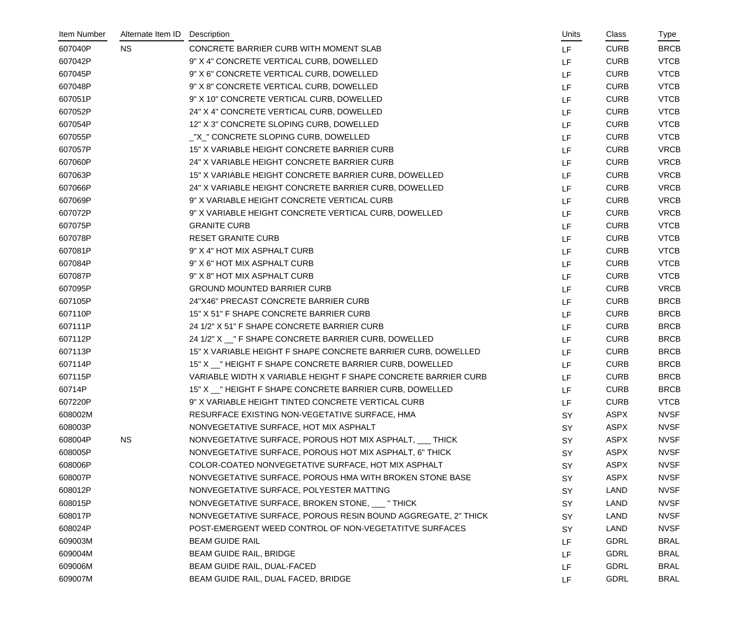| Item Number | Alternate Item ID | Description | Units | Class | Type |
|---|---|---|---|---|---|
| 607040P | NS | CONCRETE BARRIER CURB WITH MOMENT SLAB | LF | CURB | BRCB |
| 607042P | | 9" X 4" CONCRETE VERTICAL CURB, DOWELLED | LF | CURB | VTCB |
| 607045P | | 9" X 6" CONCRETE VERTICAL CURB, DOWELLED | LF | CURB | VTCB |
| 607048P | | 9" X 8" CONCRETE VERTICAL CURB, DOWELLED | LF | CURB | VTCB |
| 607051P | | 9" X 10" CONCRETE VERTICAL CURB, DOWELLED | LF | CURB | VTCB |
| 607052P | | 24" X 4" CONCRETE VERTICAL CURB, DOWELLED | LF | CURB | VTCB |
| 607054P | | 12" X 3" CONCRETE SLOPING CURB, DOWELLED | LF | CURB | VTCB |
| 607055P | | _"X_" CONCRETE SLOPING CURB, DOWELLED | LF | CURB | VTCB |
| 607057P | | 15" X VARIABLE HEIGHT CONCRETE BARRIER CURB | LF | CURB | VRCB |
| 607060P | | 24" X VARIABLE HEIGHT CONCRETE BARRIER CURB | LF | CURB | VRCB |
| 607063P | | 15" X VARIABLE HEIGHT CONCRETE BARRIER CURB, DOWELLED | LF | CURB | VRCB |
| 607066P | | 24" X VARIABLE HEIGHT CONCRETE BARRIER CURB, DOWELLED | LF | CURB | VRCB |
| 607069P | | 9" X VARIABLE HEIGHT CONCRETE VERTICAL CURB | LF | CURB | VRCB |
| 607072P | | 9" X VARIABLE HEIGHT CONCRETE VERTICAL CURB, DOWELLED | LF | CURB | VRCB |
| 607075P | | GRANITE CURB | LF | CURB | VTCB |
| 607078P | | RESET GRANITE CURB | LF | CURB | VTCB |
| 607081P | | 9" X 4" HOT MIX ASPHALT CURB | LF | CURB | VTCB |
| 607084P | | 9" X 6" HOT MIX ASPHALT CURB | LF | CURB | VTCB |
| 607087P | | 9" X 8" HOT MIX ASPHALT CURB | LF | CURB | VTCB |
| 607095P | | GROUND MOUNTED BARRIER CURB | LF | CURB | VRCB |
| 607105P | | 24"X46" PRECAST CONCRETE BARRIER CURB | LF | CURB | BRCB |
| 607110P | | 15" X 51" F SHAPE CONCRETE BARRIER CURB | LF | CURB | BRCB |
| 607111P | | 24 1/2" X 51" F SHAPE CONCRETE BARRIER CURB | LF | CURB | BRCB |
| 607112P | | 24 1/2" X __" F SHAPE CONCRETE BARRIER CURB, DOWELLED | LF | CURB | BRCB |
| 607113P | | 15" X VARIABLE HEIGHT F SHAPE CONCRETE BARRIER CURB, DOWELLED | LF | CURB | BRCB |
| 607114P | | 15" X __" HEIGHT F SHAPE CONCRETE BARRIER CURB, DOWELLED | LF | CURB | BRCB |
| 607115P | | VARIABLE WIDTH X VARIABLE HEIGHT F SHAPE CONCRETE BARRIER CURB | LF | CURB | BRCB |
| 60714P | | 15" X __" HEIGHT F SHAPE CONCRETE BARRIER CURB, DOWELLED | LF | CURB | BRCB |
| 607220P | | 9" X VARIABLE HEIGHT TINTED CONCRETE VERTICAL CURB | LF | CURB | VTCB |
| 608002M | | RESURFACE EXISTING NON-VEGETATIVE SURFACE, HMA | SY | ASPX | NVSF |
| 608003P | | NONVEGETATIVE SURFACE, HOT MIX ASPHALT | SY | ASPX | NVSF |
| 608004P | NS | NONVEGETATIVE SURFACE, POROUS HOT MIX ASPHALT, ___ THICK | SY | ASPX | NVSF |
| 608005P | | NONVEGETATIVE SURFACE, POROUS HOT MIX ASPHALT, 6" THICK | SY | ASPX | NVSF |
| 608006P | | COLOR-COATED NONVEGETATIVE SURFACE, HOT MIX ASPHALT | SY | ASPX | NVSF |
| 608007P | | NONVEGETATIVE SURFACE, POROUS HMA WITH BROKEN STONE BASE | SY | ASPX | NVSF |
| 608012P | | NONVEGETATIVE SURFACE, POLYESTER MATTING | SY | LAND | NVSF |
| 608015P | | NONVEGETATIVE SURFACE, BROKEN STONE, ___ " THICK | SY | LAND | NVSF |
| 608017P | | NONVEGETATIVE SURFACE, POROUS RESIN BOUND AGGREGATE, 2" THICK | SY | LAND | NVSF |
| 608024P | | POST-EMERGENT WEED CONTROL OF NON-VEGETATITVE SURFACES | SY | LAND | NVSF |
| 609003M | | BEAM GUIDE RAIL | LF | GDRL | BRAL |
| 609004M | | BEAM GUIDE RAIL, BRIDGE | LF | GDRL | BRAL |
| 609006M | | BEAM GUIDE RAIL, DUAL-FACED | LF | GDRL | BRAL |
| 609007M | | BEAM GUIDE RAIL, DUAL FACED, BRIDGE | LF | GDRL | BRAL |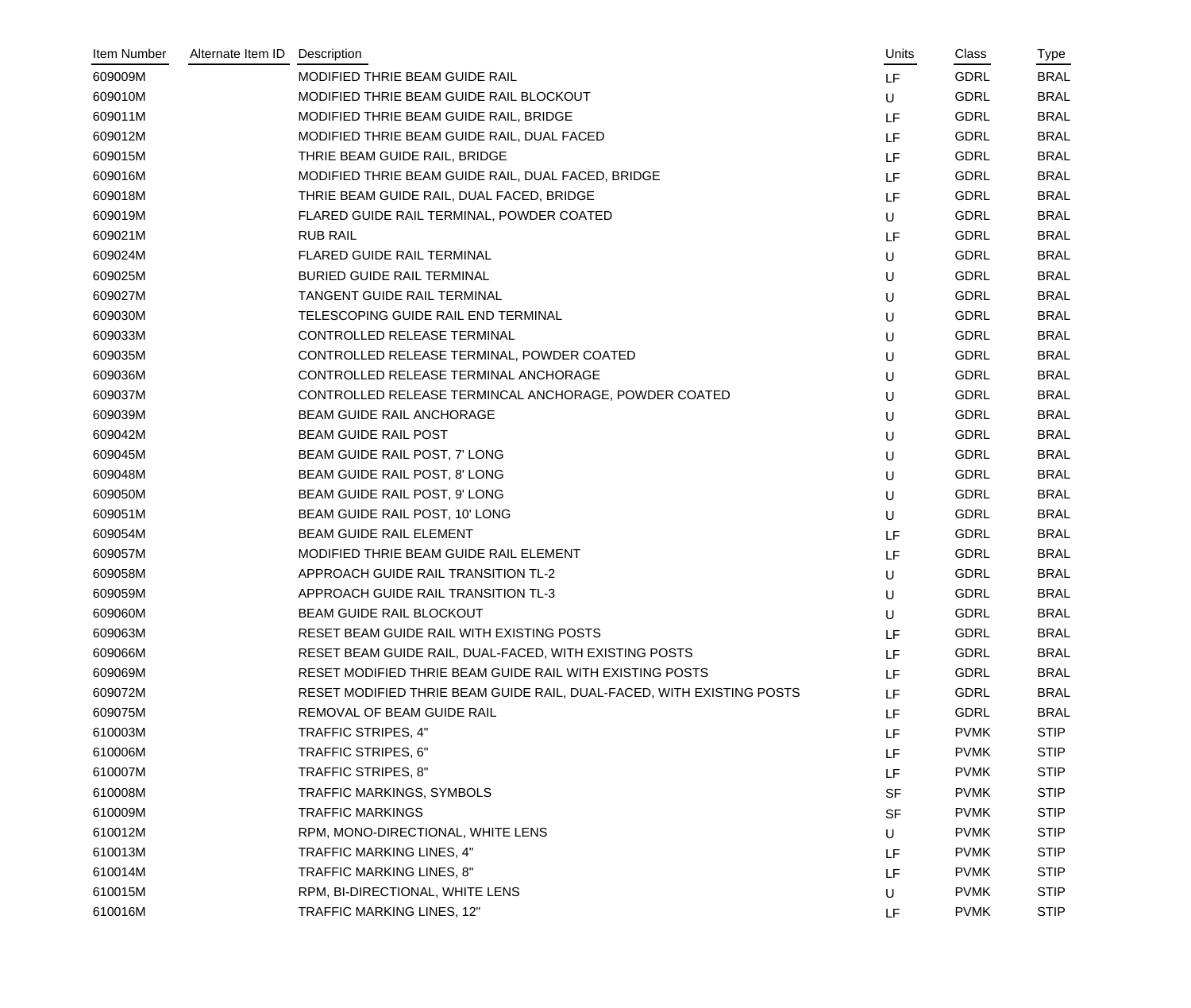| Item Number | Alternate Item ID | Description | Units | Class | Type |
|---|---|---|---|---|---|
| 609009M | | MODIFIED THRIE BEAM GUIDE RAIL | LF | GDRL | BRAL |
| 609010M | | MODIFIED THRIE BEAM GUIDE RAIL BLOCKOUT | U | GDRL | BRAL |
| 609011M | | MODIFIED THRIE BEAM GUIDE RAIL, BRIDGE | LF | GDRL | BRAL |
| 609012M | | MODIFIED THRIE BEAM GUIDE RAIL, DUAL FACED | LF | GDRL | BRAL |
| 609015M | | THRIE BEAM GUIDE RAIL, BRIDGE | LF | GDRL | BRAL |
| 609016M | | MODIFIED THRIE BEAM GUIDE RAIL, DUAL FACED, BRIDGE | LF | GDRL | BRAL |
| 609018M | | THRIE BEAM GUIDE RAIL, DUAL FACED, BRIDGE | LF | GDRL | BRAL |
| 609019M | | FLARED GUIDE RAIL TERMINAL, POWDER COATED | U | GDRL | BRAL |
| 609021M | | RUB RAIL | LF | GDRL | BRAL |
| 609024M | | FLARED GUIDE RAIL TERMINAL | U | GDRL | BRAL |
| 609025M | | BURIED GUIDE RAIL TERMINAL | U | GDRL | BRAL |
| 609027M | | TANGENT GUIDE RAIL TERMINAL | U | GDRL | BRAL |
| 609030M | | TELESCOPING GUIDE RAIL END TERMINAL | U | GDRL | BRAL |
| 609033M | | CONTROLLED RELEASE TERMINAL | U | GDRL | BRAL |
| 609035M | | CONTROLLED RELEASE TERMINAL, POWDER COATED | U | GDRL | BRAL |
| 609036M | | CONTROLLED RELEASE TERMINAL ANCHORAGE | U | GDRL | BRAL |
| 609037M | | CONTROLLED RELEASE TERMINCAL ANCHORAGE, POWDER COATED | U | GDRL | BRAL |
| 609039M | | BEAM GUIDE RAIL ANCHORAGE | U | GDRL | BRAL |
| 609042M | | BEAM GUIDE RAIL POST | U | GDRL | BRAL |
| 609045M | | BEAM GUIDE RAIL POST, 7' LONG | U | GDRL | BRAL |
| 609048M | | BEAM GUIDE RAIL POST, 8' LONG | U | GDRL | BRAL |
| 609050M | | BEAM GUIDE RAIL POST, 9' LONG | U | GDRL | BRAL |
| 609051M | | BEAM GUIDE RAIL POST, 10' LONG | U | GDRL | BRAL |
| 609054M | | BEAM GUIDE RAIL ELEMENT | LF | GDRL | BRAL |
| 609057M | | MODIFIED THRIE BEAM GUIDE RAIL ELEMENT | LF | GDRL | BRAL |
| 609058M | | APPROACH GUIDE RAIL TRANSITION TL-2 | U | GDRL | BRAL |
| 609059M | | APPROACH GUIDE RAIL TRANSITION TL-3 | U | GDRL | BRAL |
| 609060M | | BEAM GUIDE RAIL BLOCKOUT | U | GDRL | BRAL |
| 609063M | | RESET BEAM GUIDE RAIL WITH EXISTING POSTS | LF | GDRL | BRAL |
| 609066M | | RESET BEAM GUIDE RAIL, DUAL-FACED, WITH EXISTING POSTS | LF | GDRL | BRAL |
| 609069M | | RESET MODIFIED THRIE BEAM GUIDE RAIL WITH EXISTING POSTS | LF | GDRL | BRAL |
| 609072M | | RESET MODIFIED THRIE BEAM GUIDE RAIL, DUAL-FACED, WITH EXISTING POSTS | LF | GDRL | BRAL |
| 609075M | | REMOVAL OF BEAM GUIDE RAIL | LF | GDRL | BRAL |
| 610003M | | TRAFFIC STRIPES, 4" | LF | PVMK | STIP |
| 610006M | | TRAFFIC STRIPES, 6" | LF | PVMK | STIP |
| 610007M | | TRAFFIC STRIPES, 8" | LF | PVMK | STIP |
| 610008M | | TRAFFIC MARKINGS, SYMBOLS | SF | PVMK | STIP |
| 610009M | | TRAFFIC MARKINGS | SF | PVMK | STIP |
| 610012M | | RPM, MONO-DIRECTIONAL, WHITE LENS | U | PVMK | STIP |
| 610013M | | TRAFFIC MARKING LINES, 4" | LF | PVMK | STIP |
| 610014M | | TRAFFIC MARKING LINES, 8" | LF | PVMK | STIP |
| 610015M | | RPM, BI-DIRECTIONAL, WHITE LENS | U | PVMK | STIP |
| 610016M | | TRAFFIC MARKING LINES, 12" | LF | PVMK | STIP |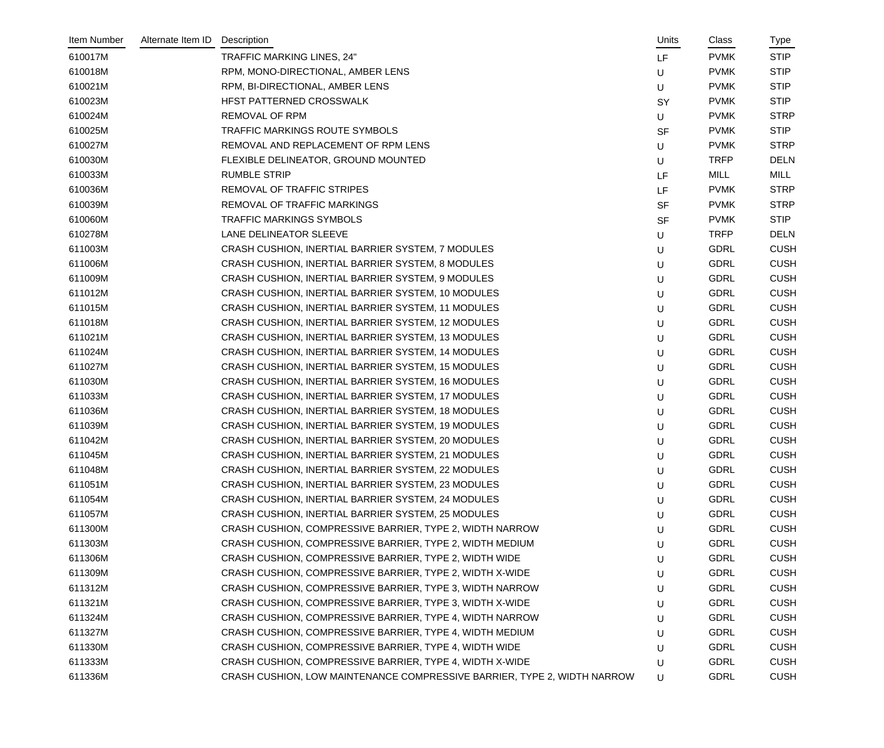| Item Number | Alternate Item ID | Description | Units | Class | Type |
|---|---|---|---|---|---|
| 610017M | | TRAFFIC MARKING LINES, 24" | LF | PVMK | STIP |
| 610018M | | RPM, MONO-DIRECTIONAL, AMBER LENS | U | PVMK | STIP |
| 610021M | | RPM, BI-DIRECTIONAL, AMBER LENS | U | PVMK | STIP |
| 610023M | | HFST PATTERNED CROSSWALK | SY | PVMK | STIP |
| 610024M | | REMOVAL OF RPM | U | PVMK | STRP |
| 610025M | | TRAFFIC MARKINGS ROUTE SYMBOLS | SF | PVMK | STIP |
| 610027M | | REMOVAL AND REPLACEMENT OF RPM LENS | U | PVMK | STRP |
| 610030M | | FLEXIBLE DELINEATOR, GROUND MOUNTED | U | TRFP | DELN |
| 610033M | | RUMBLE STRIP | LF | MILL | MILL |
| 610036M | | REMOVAL OF TRAFFIC STRIPES | LF | PVMK | STRP |
| 610039M | | REMOVAL OF TRAFFIC MARKINGS | SF | PVMK | STRP |
| 610060M | | TRAFFIC MARKINGS SYMBOLS | SF | PVMK | STIP |
| 610278M | | LANE DELINEATOR SLEEVE | U | TRFP | DELN |
| 611003M | | CRASH CUSHION, INERTIAL BARRIER SYSTEM, 7 MODULES | U | GDRL | CUSH |
| 611006M | | CRASH CUSHION, INERTIAL BARRIER SYSTEM, 8 MODULES | U | GDRL | CUSH |
| 611009M | | CRASH CUSHION, INERTIAL BARRIER SYSTEM, 9 MODULES | U | GDRL | CUSH |
| 611012M | | CRASH CUSHION, INERTIAL BARRIER SYSTEM, 10 MODULES | U | GDRL | CUSH |
| 611015M | | CRASH CUSHION, INERTIAL BARRIER SYSTEM, 11 MODULES | U | GDRL | CUSH |
| 611018M | | CRASH CUSHION, INERTIAL BARRIER SYSTEM, 12 MODULES | U | GDRL | CUSH |
| 611021M | | CRASH CUSHION, INERTIAL BARRIER SYSTEM, 13 MODULES | U | GDRL | CUSH |
| 611024M | | CRASH CUSHION, INERTIAL BARRIER SYSTEM, 14 MODULES | U | GDRL | CUSH |
| 611027M | | CRASH CUSHION, INERTIAL BARRIER SYSTEM, 15 MODULES | U | GDRL | CUSH |
| 611030M | | CRASH CUSHION, INERTIAL BARRIER SYSTEM, 16 MODULES | U | GDRL | CUSH |
| 611033M | | CRASH CUSHION, INERTIAL BARRIER SYSTEM, 17 MODULES | U | GDRL | CUSH |
| 611036M | | CRASH CUSHION, INERTIAL BARRIER SYSTEM, 18 MODULES | U | GDRL | CUSH |
| 611039M | | CRASH CUSHION, INERTIAL BARRIER SYSTEM, 19 MODULES | U | GDRL | CUSH |
| 611042M | | CRASH CUSHION, INERTIAL BARRIER SYSTEM, 20 MODULES | U | GDRL | CUSH |
| 611045M | | CRASH CUSHION, INERTIAL BARRIER SYSTEM, 21 MODULES | U | GDRL | CUSH |
| 611048M | | CRASH CUSHION, INERTIAL BARRIER SYSTEM, 22 MODULES | U | GDRL | CUSH |
| 611051M | | CRASH CUSHION, INERTIAL BARRIER SYSTEM, 23 MODULES | U | GDRL | CUSH |
| 611054M | | CRASH CUSHION, INERTIAL BARRIER SYSTEM, 24 MODULES | U | GDRL | CUSH |
| 611057M | | CRASH CUSHION, INERTIAL BARRIER SYSTEM, 25 MODULES | U | GDRL | CUSH |
| 611300M | | CRASH CUSHION, COMPRESSIVE BARRIER, TYPE 2, WIDTH NARROW | U | GDRL | CUSH |
| 611303M | | CRASH CUSHION, COMPRESSIVE BARRIER, TYPE 2, WIDTH MEDIUM | U | GDRL | CUSH |
| 611306M | | CRASH CUSHION, COMPRESSIVE BARRIER, TYPE 2, WIDTH WIDE | U | GDRL | CUSH |
| 611309M | | CRASH CUSHION, COMPRESSIVE BARRIER, TYPE 2, WIDTH X-WIDE | U | GDRL | CUSH |
| 611312M | | CRASH CUSHION, COMPRESSIVE BARRIER, TYPE 3, WIDTH NARROW | U | GDRL | CUSH |
| 611321M | | CRASH CUSHION, COMPRESSIVE BARRIER, TYPE 3, WIDTH X-WIDE | U | GDRL | CUSH |
| 611324M | | CRASH CUSHION, COMPRESSIVE BARRIER, TYPE 4, WIDTH NARROW | U | GDRL | CUSH |
| 611327M | | CRASH CUSHION, COMPRESSIVE BARRIER, TYPE 4, WIDTH MEDIUM | U | GDRL | CUSH |
| 611330M | | CRASH CUSHION, COMPRESSIVE BARRIER, TYPE 4, WIDTH WIDE | U | GDRL | CUSH |
| 611333M | | CRASH CUSHION, COMPRESSIVE BARRIER, TYPE 4, WIDTH X-WIDE | U | GDRL | CUSH |
| 611336M | | CRASH CUSHION, LOW MAINTENANCE COMPRESSIVE BARRIER, TYPE 2, WIDTH NARROW | U | GDRL | CUSH |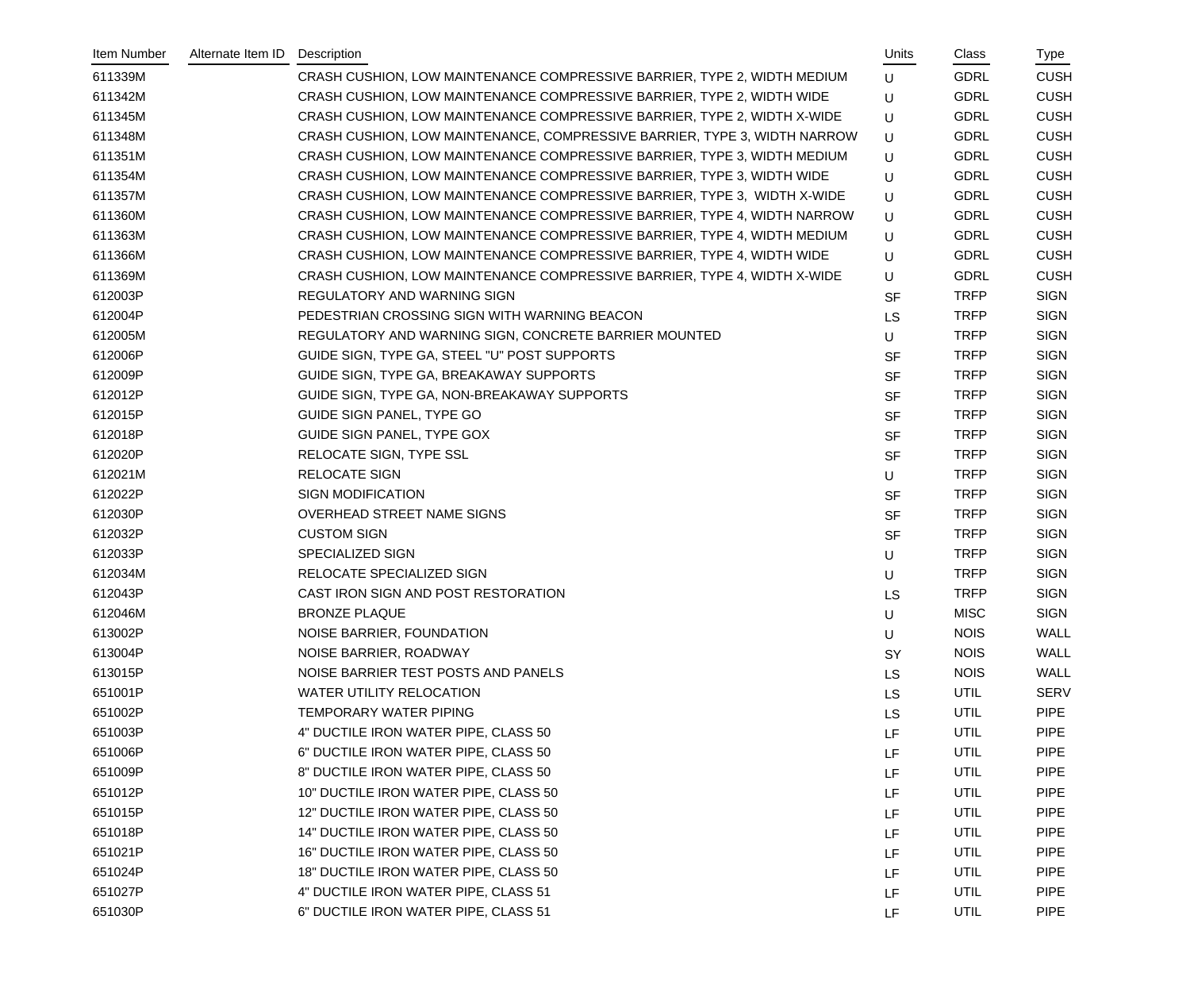| Item Number | Alternate Item ID | Description | Units | Class | Type |
|---|---|---|---|---|---|
| 611339M | | CRASH CUSHION, LOW MAINTENANCE COMPRESSIVE BARRIER, TYPE 2, WIDTH MEDIUM | U | GDRL | CUSH |
| 611342M | | CRASH CUSHION, LOW MAINTENANCE COMPRESSIVE BARRIER, TYPE 2, WIDTH WIDE | U | GDRL | CUSH |
| 611345M | | CRASH CUSHION, LOW MAINTENANCE COMPRESSIVE BARRIER, TYPE 2, WIDTH X-WIDE | U | GDRL | CUSH |
| 611348M | | CRASH CUSHION, LOW MAINTENANCE, COMPRESSIVE BARRIER, TYPE 3, WIDTH NARROW | U | GDRL | CUSH |
| 611351M | | CRASH CUSHION, LOW MAINTENANCE COMPRESSIVE BARRIER, TYPE 3, WIDTH MEDIUM | U | GDRL | CUSH |
| 611354M | | CRASH CUSHION, LOW MAINTENANCE COMPRESSIVE BARRIER, TYPE 3, WIDTH WIDE | U | GDRL | CUSH |
| 611357M | | CRASH CUSHION, LOW MAINTENANCE COMPRESSIVE BARRIER, TYPE 3, WIDTH X-WIDE | U | GDRL | CUSH |
| 611360M | | CRASH CUSHION, LOW MAINTENANCE COMPRESSIVE BARRIER, TYPE 4, WIDTH NARROW | U | GDRL | CUSH |
| 611363M | | CRASH CUSHION, LOW MAINTENANCE COMPRESSIVE BARRIER, TYPE 4, WIDTH MEDIUM | U | GDRL | CUSH |
| 611366M | | CRASH CUSHION, LOW MAINTENANCE COMPRESSIVE BARRIER, TYPE 4, WIDTH WIDE | U | GDRL | CUSH |
| 611369M | | CRASH CUSHION, LOW MAINTENANCE COMPRESSIVE BARRIER, TYPE 4, WIDTH X-WIDE | U | GDRL | CUSH |
| 612003P | | REGULATORY AND WARNING SIGN | SF | TRFP | SIGN |
| 612004P | | PEDESTRIAN CROSSING SIGN WITH WARNING BEACON | LS | TRFP | SIGN |
| 612005M | | REGULATORY AND WARNING SIGN, CONCRETE BARRIER MOUNTED | U | TRFP | SIGN |
| 612006P | | GUIDE SIGN, TYPE GA, STEEL "U" POST SUPPORTS | SF | TRFP | SIGN |
| 612009P | | GUIDE SIGN, TYPE GA, BREAKAWAY SUPPORTS | SF | TRFP | SIGN |
| 612012P | | GUIDE SIGN, TYPE GA, NON-BREAKAWAY SUPPORTS | SF | TRFP | SIGN |
| 612015P | | GUIDE SIGN PANEL, TYPE GO | SF | TRFP | SIGN |
| 612018P | | GUIDE SIGN PANEL, TYPE GOX | SF | TRFP | SIGN |
| 612020P | | RELOCATE SIGN, TYPE SSL | SF | TRFP | SIGN |
| 612021M | | RELOCATE SIGN | U | TRFP | SIGN |
| 612022P | | SIGN MODIFICATION | SF | TRFP | SIGN |
| 612030P | | OVERHEAD STREET NAME SIGNS | SF | TRFP | SIGN |
| 612032P | | CUSTOM SIGN | SF | TRFP | SIGN |
| 612033P | | SPECIALIZED SIGN | U | TRFP | SIGN |
| 612034M | | RELOCATE SPECIALIZED SIGN | U | TRFP | SIGN |
| 612043P | | CAST IRON SIGN AND POST RESTORATION | LS | TRFP | SIGN |
| 612046M | | BRONZE PLAQUE | U | MISC | SIGN |
| 613002P | | NOISE BARRIER, FOUNDATION | U | NOIS | WALL |
| 613004P | | NOISE BARRIER, ROADWAY | SY | NOIS | WALL |
| 613015P | | NOISE BARRIER TEST POSTS AND PANELS | LS | NOIS | WALL |
| 651001P | | WATER UTILITY RELOCATION | LS | UTIL | SERV |
| 651002P | | TEMPORARY WATER PIPING | LS | UTIL | PIPE |
| 651003P | | 4" DUCTILE IRON WATER PIPE, CLASS 50 | LF | UTIL | PIPE |
| 651006P | | 6" DUCTILE IRON WATER PIPE, CLASS 50 | LF | UTIL | PIPE |
| 651009P | | 8" DUCTILE IRON WATER PIPE, CLASS 50 | LF | UTIL | PIPE |
| 651012P | | 10" DUCTILE IRON WATER PIPE, CLASS 50 | LF | UTIL | PIPE |
| 651015P | | 12" DUCTILE IRON WATER PIPE, CLASS 50 | LF | UTIL | PIPE |
| 651018P | | 14" DUCTILE IRON WATER PIPE, CLASS 50 | LF | UTIL | PIPE |
| 651021P | | 16" DUCTILE IRON WATER PIPE, CLASS 50 | LF | UTIL | PIPE |
| 651024P | | 18" DUCTILE IRON WATER PIPE, CLASS 50 | LF | UTIL | PIPE |
| 651027P | | 4" DUCTILE IRON WATER PIPE, CLASS 51 | LF | UTIL | PIPE |
| 651030P | | 6" DUCTILE IRON WATER PIPE, CLASS 51 | LF | UTIL | PIPE |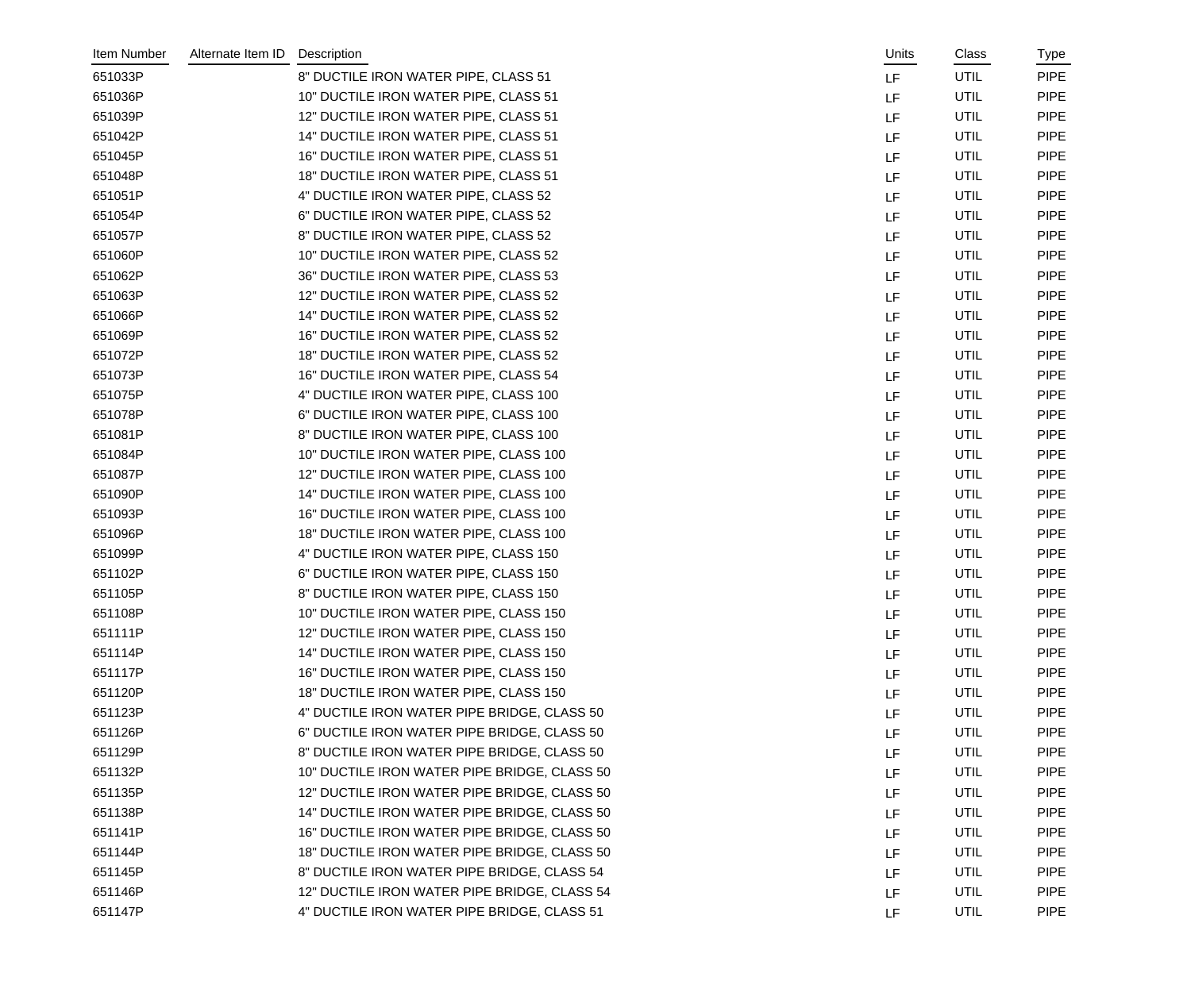| Item Number | Alternate Item ID | Description | Units | Class | Type |
|---|---|---|---|---|---|
| 651033P | | 8" DUCTILE IRON WATER PIPE, CLASS 51 | LF | UTIL | PIPE |
| 651036P | | 10" DUCTILE IRON WATER PIPE, CLASS 51 | LF | UTIL | PIPE |
| 651039P | | 12" DUCTILE IRON WATER PIPE, CLASS 51 | LF | UTIL | PIPE |
| 651042P | | 14" DUCTILE IRON WATER PIPE, CLASS 51 | LF | UTIL | PIPE |
| 651045P | | 16" DUCTILE IRON WATER PIPE, CLASS 51 | LF | UTIL | PIPE |
| 651048P | | 18" DUCTILE IRON WATER PIPE, CLASS 51 | LF | UTIL | PIPE |
| 651051P | | 4" DUCTILE IRON WATER PIPE, CLASS 52 | LF | UTIL | PIPE |
| 651054P | | 6" DUCTILE IRON WATER PIPE, CLASS 52 | LF | UTIL | PIPE |
| 651057P | | 8" DUCTILE IRON WATER PIPE, CLASS 52 | LF | UTIL | PIPE |
| 651060P | | 10" DUCTILE IRON WATER PIPE, CLASS 52 | LF | UTIL | PIPE |
| 651062P | | 36" DUCTILE IRON WATER PIPE, CLASS 53 | LF | UTIL | PIPE |
| 651063P | | 12" DUCTILE IRON WATER PIPE, CLASS 52 | LF | UTIL | PIPE |
| 651066P | | 14" DUCTILE IRON WATER PIPE, CLASS 52 | LF | UTIL | PIPE |
| 651069P | | 16" DUCTILE IRON WATER PIPE, CLASS 52 | LF | UTIL | PIPE |
| 651072P | | 18" DUCTILE IRON WATER PIPE, CLASS 52 | LF | UTIL | PIPE |
| 651073P | | 16" DUCTILE IRON WATER PIPE, CLASS 54 | LF | UTIL | PIPE |
| 651075P | | 4" DUCTILE IRON WATER PIPE, CLASS 100 | LF | UTIL | PIPE |
| 651078P | | 6" DUCTILE IRON WATER PIPE, CLASS 100 | LF | UTIL | PIPE |
| 651081P | | 8" DUCTILE IRON WATER PIPE, CLASS 100 | LF | UTIL | PIPE |
| 651084P | | 10" DUCTILE IRON WATER PIPE, CLASS 100 | LF | UTIL | PIPE |
| 651087P | | 12" DUCTILE IRON WATER PIPE, CLASS 100 | LF | UTIL | PIPE |
| 651090P | | 14" DUCTILE IRON WATER PIPE, CLASS 100 | LF | UTIL | PIPE |
| 651093P | | 16" DUCTILE IRON WATER PIPE, CLASS 100 | LF | UTIL | PIPE |
| 651096P | | 18" DUCTILE IRON WATER PIPE, CLASS 100 | LF | UTIL | PIPE |
| 651099P | | 4" DUCTILE IRON WATER PIPE, CLASS 150 | LF | UTIL | PIPE |
| 651102P | | 6" DUCTILE IRON WATER PIPE, CLASS 150 | LF | UTIL | PIPE |
| 651105P | | 8" DUCTILE IRON WATER PIPE, CLASS 150 | LF | UTIL | PIPE |
| 651108P | | 10" DUCTILE IRON WATER PIPE, CLASS 150 | LF | UTIL | PIPE |
| 651111P | | 12" DUCTILE IRON WATER PIPE, CLASS 150 | LF | UTIL | PIPE |
| 651114P | | 14" DUCTILE IRON WATER PIPE, CLASS 150 | LF | UTIL | PIPE |
| 651117P | | 16" DUCTILE IRON WATER PIPE, CLASS 150 | LF | UTIL | PIPE |
| 651120P | | 18" DUCTILE IRON WATER PIPE, CLASS 150 | LF | UTIL | PIPE |
| 651123P | | 4" DUCTILE IRON WATER PIPE BRIDGE, CLASS 50 | LF | UTIL | PIPE |
| 651126P | | 6" DUCTILE IRON WATER PIPE BRIDGE, CLASS 50 | LF | UTIL | PIPE |
| 651129P | | 8" DUCTILE IRON WATER PIPE BRIDGE, CLASS 50 | LF | UTIL | PIPE |
| 651132P | | 10" DUCTILE IRON WATER PIPE BRIDGE, CLASS 50 | LF | UTIL | PIPE |
| 651135P | | 12" DUCTILE IRON WATER PIPE BRIDGE, CLASS 50 | LF | UTIL | PIPE |
| 651138P | | 14" DUCTILE IRON WATER PIPE BRIDGE, CLASS 50 | LF | UTIL | PIPE |
| 651141P | | 16" DUCTILE IRON WATER PIPE BRIDGE, CLASS 50 | LF | UTIL | PIPE |
| 651144P | | 18" DUCTILE IRON WATER PIPE BRIDGE, CLASS 50 | LF | UTIL | PIPE |
| 651145P | | 8" DUCTILE IRON WATER PIPE BRIDGE, CLASS 54 | LF | UTIL | PIPE |
| 651146P | | 12" DUCTILE IRON WATER PIPE BRIDGE, CLASS 54 | LF | UTIL | PIPE |
| 651147P | | 4" DUCTILE IRON WATER PIPE BRIDGE, CLASS 51 | LF | UTIL | PIPE |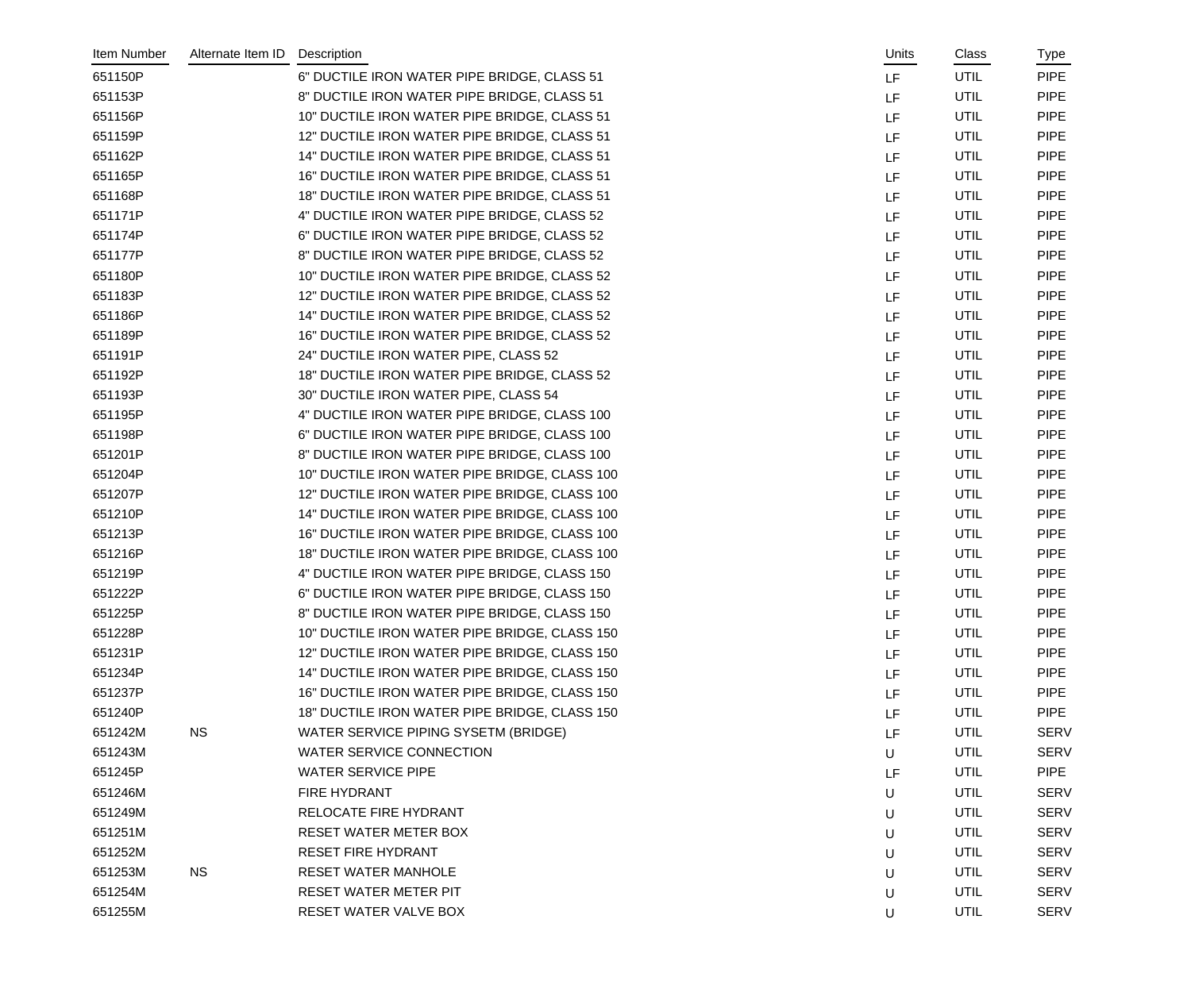| Item Number | Alternate Item ID | Description | Units | Class | Type |
| --- | --- | --- | --- | --- | --- |
| 651150P | | 6" DUCTILE IRON WATER PIPE BRIDGE, CLASS 51 | LF | UTIL | PIPE |
| 651153P | | 8" DUCTILE IRON WATER PIPE BRIDGE, CLASS 51 | LF | UTIL | PIPE |
| 651156P | | 10" DUCTILE IRON WATER PIPE BRIDGE, CLASS 51 | LF | UTIL | PIPE |
| 651159P | | 12" DUCTILE IRON WATER PIPE BRIDGE, CLASS 51 | LF | UTIL | PIPE |
| 651162P | | 14" DUCTILE IRON WATER PIPE BRIDGE, CLASS 51 | LF | UTIL | PIPE |
| 651165P | | 16" DUCTILE IRON WATER PIPE BRIDGE, CLASS 51 | LF | UTIL | PIPE |
| 651168P | | 18" DUCTILE IRON WATER PIPE BRIDGE, CLASS 51 | LF | UTIL | PIPE |
| 651171P | | 4" DUCTILE IRON WATER PIPE BRIDGE, CLASS 52 | LF | UTIL | PIPE |
| 651174P | | 6" DUCTILE IRON WATER PIPE BRIDGE, CLASS 52 | LF | UTIL | PIPE |
| 651177P | | 8" DUCTILE IRON WATER PIPE BRIDGE, CLASS 52 | LF | UTIL | PIPE |
| 651180P | | 10" DUCTILE IRON WATER PIPE BRIDGE, CLASS 52 | LF | UTIL | PIPE |
| 651183P | | 12" DUCTILE IRON WATER PIPE BRIDGE, CLASS 52 | LF | UTIL | PIPE |
| 651186P | | 14" DUCTILE IRON WATER PIPE BRIDGE, CLASS 52 | LF | UTIL | PIPE |
| 651189P | | 16" DUCTILE IRON WATER PIPE BRIDGE, CLASS 52 | LF | UTIL | PIPE |
| 651191P | | 24" DUCTILE IRON WATER PIPE, CLASS 52 | LF | UTIL | PIPE |
| 651192P | | 18" DUCTILE IRON WATER PIPE BRIDGE, CLASS 52 | LF | UTIL | PIPE |
| 651193P | | 30" DUCTILE IRON WATER PIPE, CLASS 54 | LF | UTIL | PIPE |
| 651195P | | 4" DUCTILE IRON WATER PIPE BRIDGE, CLASS 100 | LF | UTIL | PIPE |
| 651198P | | 6" DUCTILE IRON WATER PIPE BRIDGE, CLASS 100 | LF | UTIL | PIPE |
| 651201P | | 8" DUCTILE IRON WATER PIPE BRIDGE, CLASS 100 | LF | UTIL | PIPE |
| 651204P | | 10" DUCTILE IRON WATER PIPE BRIDGE, CLASS 100 | LF | UTIL | PIPE |
| 651207P | | 12" DUCTILE IRON WATER PIPE BRIDGE, CLASS 100 | LF | UTIL | PIPE |
| 651210P | | 14" DUCTILE IRON WATER PIPE BRIDGE, CLASS 100 | LF | UTIL | PIPE |
| 651213P | | 16" DUCTILE IRON WATER PIPE BRIDGE, CLASS 100 | LF | UTIL | PIPE |
| 651216P | | 18" DUCTILE IRON WATER PIPE BRIDGE, CLASS 100 | LF | UTIL | PIPE |
| 651219P | | 4" DUCTILE IRON WATER PIPE BRIDGE, CLASS 150 | LF | UTIL | PIPE |
| 651222P | | 6" DUCTILE IRON WATER PIPE BRIDGE, CLASS 150 | LF | UTIL | PIPE |
| 651225P | | 8" DUCTILE IRON WATER PIPE BRIDGE, CLASS 150 | LF | UTIL | PIPE |
| 651228P | | 10" DUCTILE IRON WATER PIPE BRIDGE, CLASS 150 | LF | UTIL | PIPE |
| 651231P | | 12" DUCTILE IRON WATER PIPE BRIDGE, CLASS 150 | LF | UTIL | PIPE |
| 651234P | | 14" DUCTILE IRON WATER PIPE BRIDGE, CLASS 150 | LF | UTIL | PIPE |
| 651237P | | 16" DUCTILE IRON WATER PIPE BRIDGE, CLASS 150 | LF | UTIL | PIPE |
| 651240P | | 18" DUCTILE IRON WATER PIPE BRIDGE, CLASS 150 | LF | UTIL | PIPE |
| 651242M | NS | WATER SERVICE PIPING SYSETM (BRIDGE) | LF | UTIL | SERV |
| 651243M | | WATER SERVICE CONNECTION | U | UTIL | SERV |
| 651245P | | WATER SERVICE PIPE | LF | UTIL | PIPE |
| 651246M | | FIRE HYDRANT | U | UTIL | SERV |
| 651249M | | RELOCATE FIRE HYDRANT | U | UTIL | SERV |
| 651251M | | RESET WATER METER BOX | U | UTIL | SERV |
| 651252M | | RESET FIRE HYDRANT | U | UTIL | SERV |
| 651253M | NS | RESET WATER MANHOLE | U | UTIL | SERV |
| 651254M | | RESET WATER METER PIT | U | UTIL | SERV |
| 651255M | | RESET WATER VALVE BOX | U | UTIL | SERV |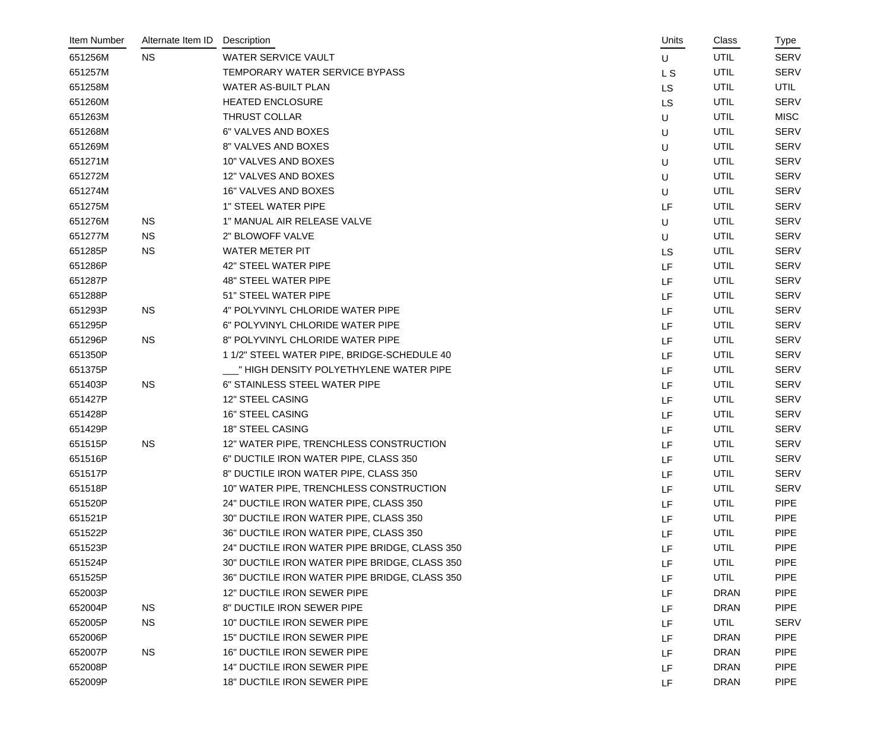| Item Number | Alternate Item ID | Description | Units | Class | Type |
|---|---|---|---|---|---|
| 651256M | NS | WATER SERVICE VAULT | U | UTIL | SERV |
| 651257M | | TEMPORARY WATER SERVICE BYPASS | L S | UTIL | SERV |
| 651258M | | WATER AS-BUILT PLAN | LS | UTIL | UTIL |
| 651260M | | HEATED ENCLOSURE | LS | UTIL | SERV |
| 651263M | | THRUST COLLAR | U | UTIL | MISC |
| 651268M | | 6" VALVES AND BOXES | U | UTIL | SERV |
| 651269M | | 8" VALVES AND BOXES | U | UTIL | SERV |
| 651271M | | 10" VALVES AND BOXES | U | UTIL | SERV |
| 651272M | | 12" VALVES AND BOXES | U | UTIL | SERV |
| 651274M | | 16" VALVES AND BOXES | U | UTIL | SERV |
| 651275M | | 1" STEEL WATER PIPE | LF | UTIL | SERV |
| 651276M | NS | 1" MANUAL AIR RELEASE VALVE | U | UTIL | SERV |
| 651277M | NS | 2" BLOWOFF VALVE | U | UTIL | SERV |
| 651285P | NS | WATER METER PIT | LS | UTIL | SERV |
| 651286P | | 42" STEEL WATER PIPE | LF | UTIL | SERV |
| 651287P | | 48" STEEL WATER PIPE | LF | UTIL | SERV |
| 651288P | | 51" STEEL WATER PIPE | LF | UTIL | SERV |
| 651293P | NS | 4" POLYVINYL CHLORIDE WATER PIPE | LF | UTIL | SERV |
| 651295P | | 6" POLYVINYL CHLORIDE WATER PIPE | LF | UTIL | SERV |
| 651296P | NS | 8" POLYVINYL CHLORIDE WATER PIPE | LF | UTIL | SERV |
| 651350P | | 1 1/2" STEEL WATER PIPE, BRIDGE-SCHEDULE 40 | LF | UTIL | SERV |
| 651375P | | ___" HIGH DENSITY POLYETHYLENE WATER PIPE | LF | UTIL | SERV |
| 651403P | NS | 6" STAINLESS STEEL WATER PIPE | LF | UTIL | SERV |
| 651427P | | 12" STEEL CASING | LF | UTIL | SERV |
| 651428P | | 16" STEEL CASING | LF | UTIL | SERV |
| 651429P | | 18" STEEL CASING | LF | UTIL | SERV |
| 651515P | NS | 12" WATER PIPE, TRENCHLESS CONSTRUCTION | LF | UTIL | SERV |
| 651516P | | 6" DUCTILE IRON WATER PIPE, CLASS 350 | LF | UTIL | SERV |
| 651517P | | 8" DUCTILE IRON WATER PIPE, CLASS 350 | LF | UTIL | SERV |
| 651518P | | 10" WATER PIPE, TRENCHLESS CONSTRUCTION | LF | UTIL | SERV |
| 651520P | | 24" DUCTILE IRON WATER PIPE, CLASS 350 | LF | UTIL | PIPE |
| 651521P | | 30" DUCTILE IRON WATER PIPE, CLASS 350 | LF | UTIL | PIPE |
| 651522P | | 36" DUCTILE IRON WATER PIPE, CLASS 350 | LF | UTIL | PIPE |
| 651523P | | 24" DUCTILE IRON WATER PIPE BRIDGE, CLASS 350 | LF | UTIL | PIPE |
| 651524P | | 30" DUCTILE IRON WATER PIPE BRIDGE, CLASS 350 | LF | UTIL | PIPE |
| 651525P | | 36" DUCTILE IRON WATER PIPE BRIDGE, CLASS 350 | LF | UTIL | PIPE |
| 652003P | | 12" DUCTILE IRON SEWER PIPE | LF | DRAN | PIPE |
| 652004P | NS | 8" DUCTILE IRON SEWER PIPE | LF | DRAN | PIPE |
| 652005P | NS | 10" DUCTILE IRON SEWER PIPE | LF | UTIL | SERV |
| 652006P | | 15" DUCTILE IRON SEWER PIPE | LF | DRAN | PIPE |
| 652007P | NS | 16" DUCTILE IRON SEWER PIPE | LF | DRAN | PIPE |
| 652008P | | 14" DUCTILE IRON SEWER PIPE | LF | DRAN | PIPE |
| 652009P | | 18" DUCTILE IRON SEWER PIPE | LF | DRAN | PIPE |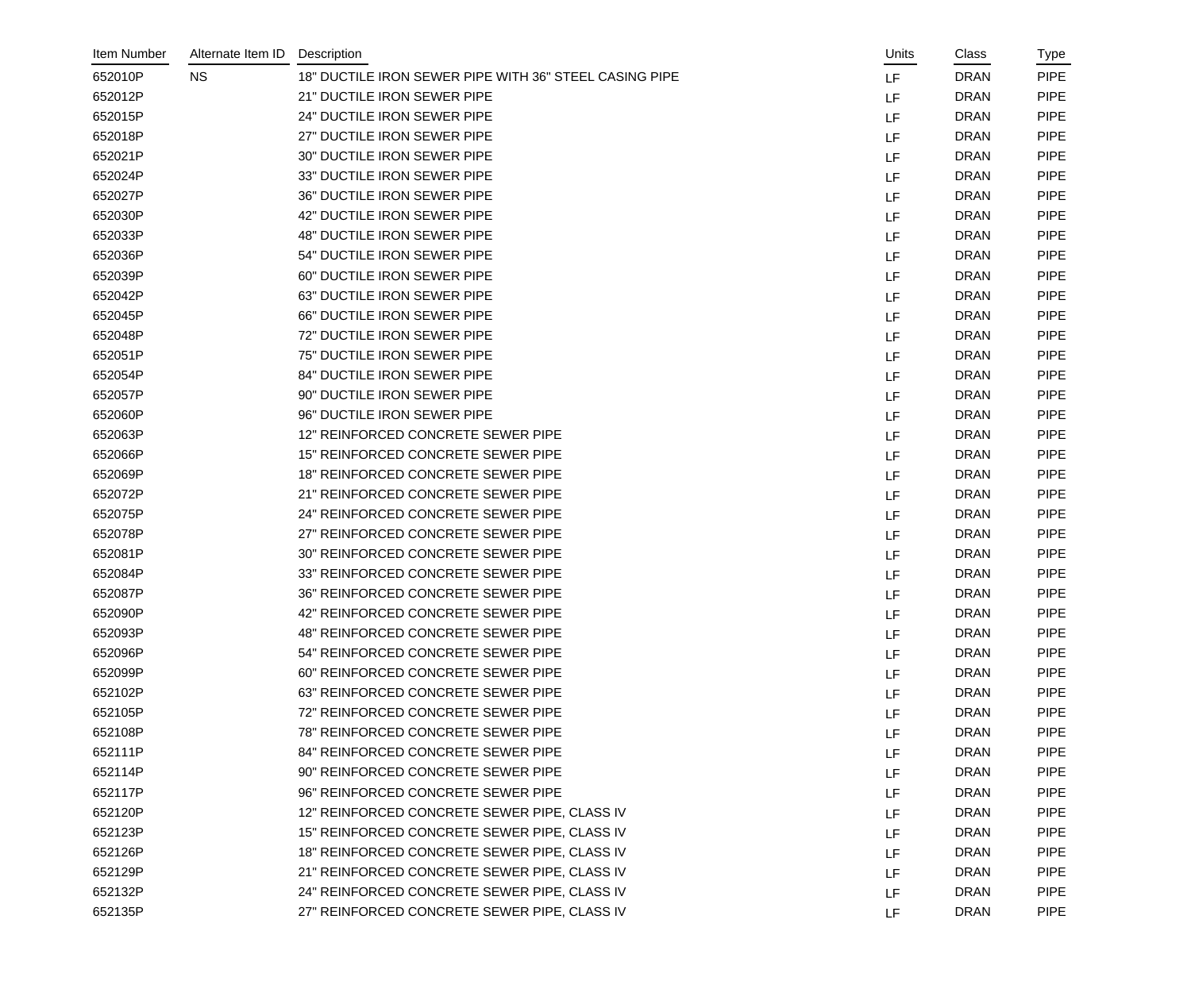| Item Number | Alternate Item ID | Description | Units | Class | Type |
|---|---|---|---|---|---|
| 652010P | NS | 18" DUCTILE IRON SEWER PIPE WITH 36" STEEL CASING PIPE | LF | DRAN | PIPE |
| 652012P | | 21" DUCTILE IRON SEWER PIPE | LF | DRAN | PIPE |
| 652015P | | 24" DUCTILE IRON SEWER PIPE | LF | DRAN | PIPE |
| 652018P | | 27" DUCTILE IRON SEWER PIPE | LF | DRAN | PIPE |
| 652021P | | 30" DUCTILE IRON SEWER PIPE | LF | DRAN | PIPE |
| 652024P | | 33" DUCTILE IRON SEWER PIPE | LF | DRAN | PIPE |
| 652027P | | 36" DUCTILE IRON SEWER PIPE | LF | DRAN | PIPE |
| 652030P | | 42" DUCTILE IRON SEWER PIPE | LF | DRAN | PIPE |
| 652033P | | 48" DUCTILE IRON SEWER PIPE | LF | DRAN | PIPE |
| 652036P | | 54" DUCTILE IRON SEWER PIPE | LF | DRAN | PIPE |
| 652039P | | 60" DUCTILE IRON SEWER PIPE | LF | DRAN | PIPE |
| 652042P | | 63" DUCTILE IRON SEWER PIPE | LF | DRAN | PIPE |
| 652045P | | 66" DUCTILE IRON SEWER PIPE | LF | DRAN | PIPE |
| 652048P | | 72" DUCTILE IRON SEWER PIPE | LF | DRAN | PIPE |
| 652051P | | 75" DUCTILE IRON SEWER PIPE | LF | DRAN | PIPE |
| 652054P | | 84" DUCTILE IRON SEWER PIPE | LF | DRAN | PIPE |
| 652057P | | 90" DUCTILE IRON SEWER PIPE | LF | DRAN | PIPE |
| 652060P | | 96" DUCTILE IRON SEWER PIPE | LF | DRAN | PIPE |
| 652063P | | 12" REINFORCED CONCRETE SEWER PIPE | LF | DRAN | PIPE |
| 652066P | | 15" REINFORCED CONCRETE SEWER PIPE | LF | DRAN | PIPE |
| 652069P | | 18" REINFORCED CONCRETE SEWER PIPE | LF | DRAN | PIPE |
| 652072P | | 21" REINFORCED CONCRETE SEWER PIPE | LF | DRAN | PIPE |
| 652075P | | 24" REINFORCED CONCRETE SEWER PIPE | LF | DRAN | PIPE |
| 652078P | | 27" REINFORCED CONCRETE SEWER PIPE | LF | DRAN | PIPE |
| 652081P | | 30" REINFORCED CONCRETE SEWER PIPE | LF | DRAN | PIPE |
| 652084P | | 33" REINFORCED CONCRETE SEWER PIPE | LF | DRAN | PIPE |
| 652087P | | 36" REINFORCED CONCRETE SEWER PIPE | LF | DRAN | PIPE |
| 652090P | | 42" REINFORCED CONCRETE SEWER PIPE | LF | DRAN | PIPE |
| 652093P | | 48" REINFORCED CONCRETE SEWER PIPE | LF | DRAN | PIPE |
| 652096P | | 54" REINFORCED CONCRETE SEWER PIPE | LF | DRAN | PIPE |
| 652099P | | 60" REINFORCED CONCRETE SEWER PIPE | LF | DRAN | PIPE |
| 652102P | | 63" REINFORCED CONCRETE SEWER PIPE | LF | DRAN | PIPE |
| 652105P | | 72" REINFORCED CONCRETE SEWER PIPE | LF | DRAN | PIPE |
| 652108P | | 78" REINFORCED CONCRETE SEWER PIPE | LF | DRAN | PIPE |
| 652111P | | 84" REINFORCED CONCRETE SEWER PIPE | LF | DRAN | PIPE |
| 652114P | | 90" REINFORCED CONCRETE SEWER PIPE | LF | DRAN | PIPE |
| 652117P | | 96" REINFORCED CONCRETE SEWER PIPE | LF | DRAN | PIPE |
| 652120P | | 12" REINFORCED CONCRETE SEWER PIPE, CLASS IV | LF | DRAN | PIPE |
| 652123P | | 15" REINFORCED CONCRETE SEWER PIPE, CLASS IV | LF | DRAN | PIPE |
| 652126P | | 18" REINFORCED CONCRETE SEWER PIPE, CLASS IV | LF | DRAN | PIPE |
| 652129P | | 21" REINFORCED CONCRETE SEWER PIPE, CLASS IV | LF | DRAN | PIPE |
| 652132P | | 24" REINFORCED CONCRETE SEWER PIPE, CLASS IV | LF | DRAN | PIPE |
| 652135P | | 27" REINFORCED CONCRETE SEWER PIPE, CLASS IV | LF | DRAN | PIPE |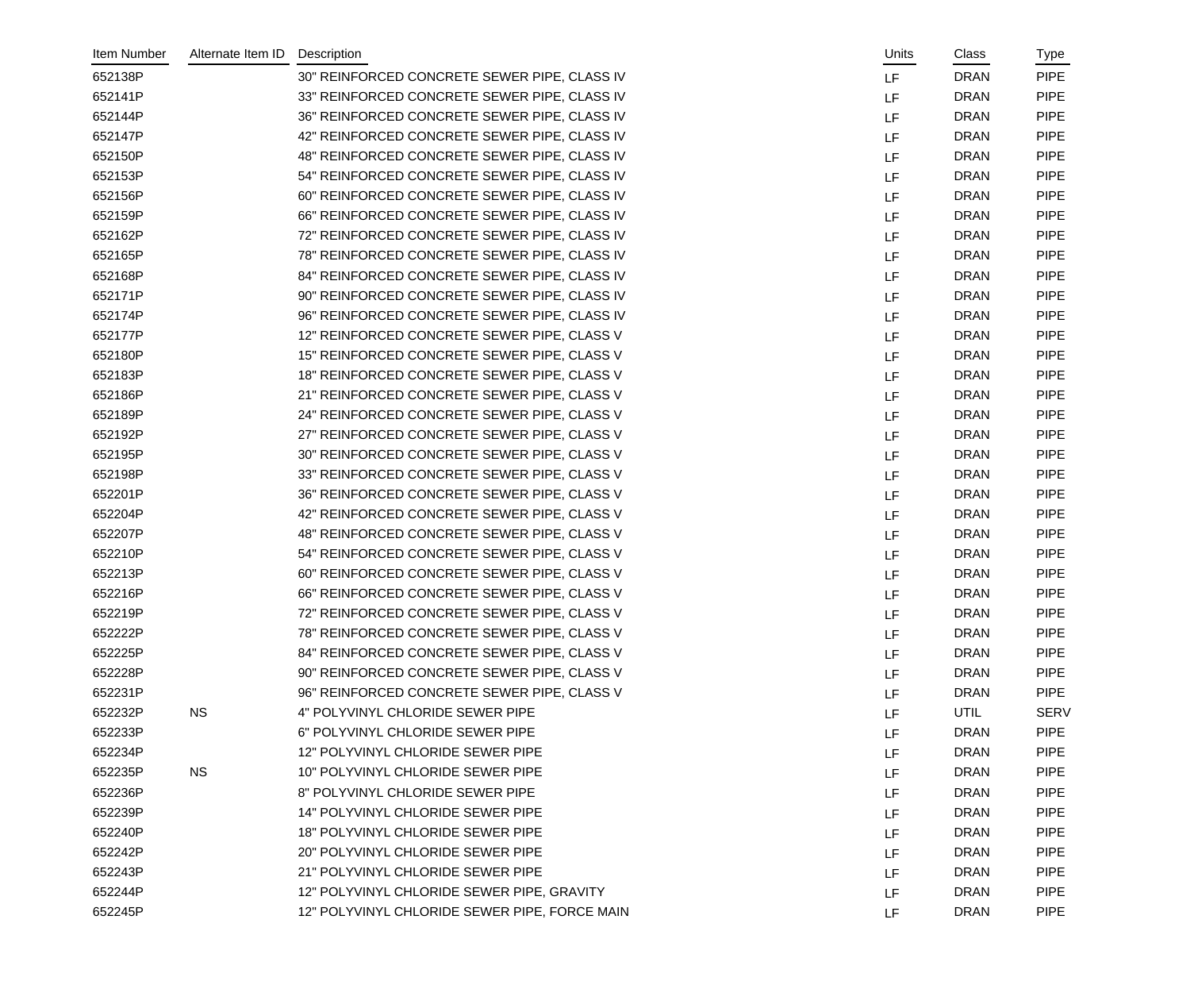| Item Number | Alternate Item ID | Description | Units | Class | Type |
|---|---|---|---|---|---|
| 652138P | | 30" REINFORCED CONCRETE SEWER PIPE, CLASS IV | LF | DRAN | PIPE |
| 652141P | | 33" REINFORCED CONCRETE SEWER PIPE, CLASS IV | LF | DRAN | PIPE |
| 652144P | | 36" REINFORCED CONCRETE SEWER PIPE, CLASS IV | LF | DRAN | PIPE |
| 652147P | | 42" REINFORCED CONCRETE SEWER PIPE, CLASS IV | LF | DRAN | PIPE |
| 652150P | | 48" REINFORCED CONCRETE SEWER PIPE, CLASS IV | LF | DRAN | PIPE |
| 652153P | | 54" REINFORCED CONCRETE SEWER PIPE, CLASS IV | LF | DRAN | PIPE |
| 652156P | | 60" REINFORCED CONCRETE SEWER PIPE, CLASS IV | LF | DRAN | PIPE |
| 652159P | | 66" REINFORCED CONCRETE SEWER PIPE, CLASS IV | LF | DRAN | PIPE |
| 652162P | | 72" REINFORCED CONCRETE SEWER PIPE, CLASS IV | LF | DRAN | PIPE |
| 652165P | | 78" REINFORCED CONCRETE SEWER PIPE, CLASS IV | LF | DRAN | PIPE |
| 652168P | | 84" REINFORCED CONCRETE SEWER PIPE, CLASS IV | LF | DRAN | PIPE |
| 652171P | | 90" REINFORCED CONCRETE SEWER PIPE, CLASS IV | LF | DRAN | PIPE |
| 652174P | | 96" REINFORCED CONCRETE SEWER PIPE, CLASS IV | LF | DRAN | PIPE |
| 652177P | | 12" REINFORCED CONCRETE SEWER PIPE, CLASS V | LF | DRAN | PIPE |
| 652180P | | 15" REINFORCED CONCRETE SEWER PIPE, CLASS V | LF | DRAN | PIPE |
| 652183P | | 18" REINFORCED CONCRETE SEWER PIPE, CLASS V | LF | DRAN | PIPE |
| 652186P | | 21" REINFORCED CONCRETE SEWER PIPE, CLASS V | LF | DRAN | PIPE |
| 652189P | | 24" REINFORCED CONCRETE SEWER PIPE, CLASS V | LF | DRAN | PIPE |
| 652192P | | 27" REINFORCED CONCRETE SEWER PIPE, CLASS V | LF | DRAN | PIPE |
| 652195P | | 30" REINFORCED CONCRETE SEWER PIPE, CLASS V | LF | DRAN | PIPE |
| 652198P | | 33" REINFORCED CONCRETE SEWER PIPE, CLASS V | LF | DRAN | PIPE |
| 652201P | | 36" REINFORCED CONCRETE SEWER PIPE, CLASS V | LF | DRAN | PIPE |
| 652204P | | 42" REINFORCED CONCRETE SEWER PIPE, CLASS V | LF | DRAN | PIPE |
| 652207P | | 48" REINFORCED CONCRETE SEWER PIPE, CLASS V | LF | DRAN | PIPE |
| 652210P | | 54" REINFORCED CONCRETE SEWER PIPE, CLASS V | LF | DRAN | PIPE |
| 652213P | | 60" REINFORCED CONCRETE SEWER PIPE, CLASS V | LF | DRAN | PIPE |
| 652216P | | 66" REINFORCED CONCRETE SEWER PIPE, CLASS V | LF | DRAN | PIPE |
| 652219P | | 72" REINFORCED CONCRETE SEWER PIPE, CLASS V | LF | DRAN | PIPE |
| 652222P | | 78" REINFORCED CONCRETE SEWER PIPE, CLASS V | LF | DRAN | PIPE |
| 652225P | | 84" REINFORCED CONCRETE SEWER PIPE, CLASS V | LF | DRAN | PIPE |
| 652228P | | 90" REINFORCED CONCRETE SEWER PIPE, CLASS V | LF | DRAN | PIPE |
| 652231P | | 96" REINFORCED CONCRETE SEWER PIPE, CLASS V | LF | DRAN | PIPE |
| 652232P | NS | 4" POLYVINYL CHLORIDE SEWER PIPE | LF | UTIL | SERV |
| 652233P | | 6" POLYVINYL CHLORIDE SEWER PIPE | LF | DRAN | PIPE |
| 652234P | | 12" POLYVINYL CHLORIDE SEWER PIPE | LF | DRAN | PIPE |
| 652235P | NS | 10" POLYVINYL CHLORIDE SEWER PIPE | LF | DRAN | PIPE |
| 652236P | | 8" POLYVINYL CHLORIDE SEWER PIPE | LF | DRAN | PIPE |
| 652239P | | 14" POLYVINYL CHLORIDE SEWER PIPE | LF | DRAN | PIPE |
| 652240P | | 18" POLYVINYL CHLORIDE SEWER PIPE | LF | DRAN | PIPE |
| 652242P | | 20" POLYVINYL CHLORIDE SEWER PIPE | LF | DRAN | PIPE |
| 652243P | | 21" POLYVINYL CHLORIDE SEWER PIPE | LF | DRAN | PIPE |
| 652244P | | 12" POLYVINYL CHLORIDE SEWER PIPE, GRAVITY | LF | DRAN | PIPE |
| 652245P | | 12" POLYVINYL CHLORIDE SEWER PIPE, FORCE MAIN | LF | DRAN | PIPE |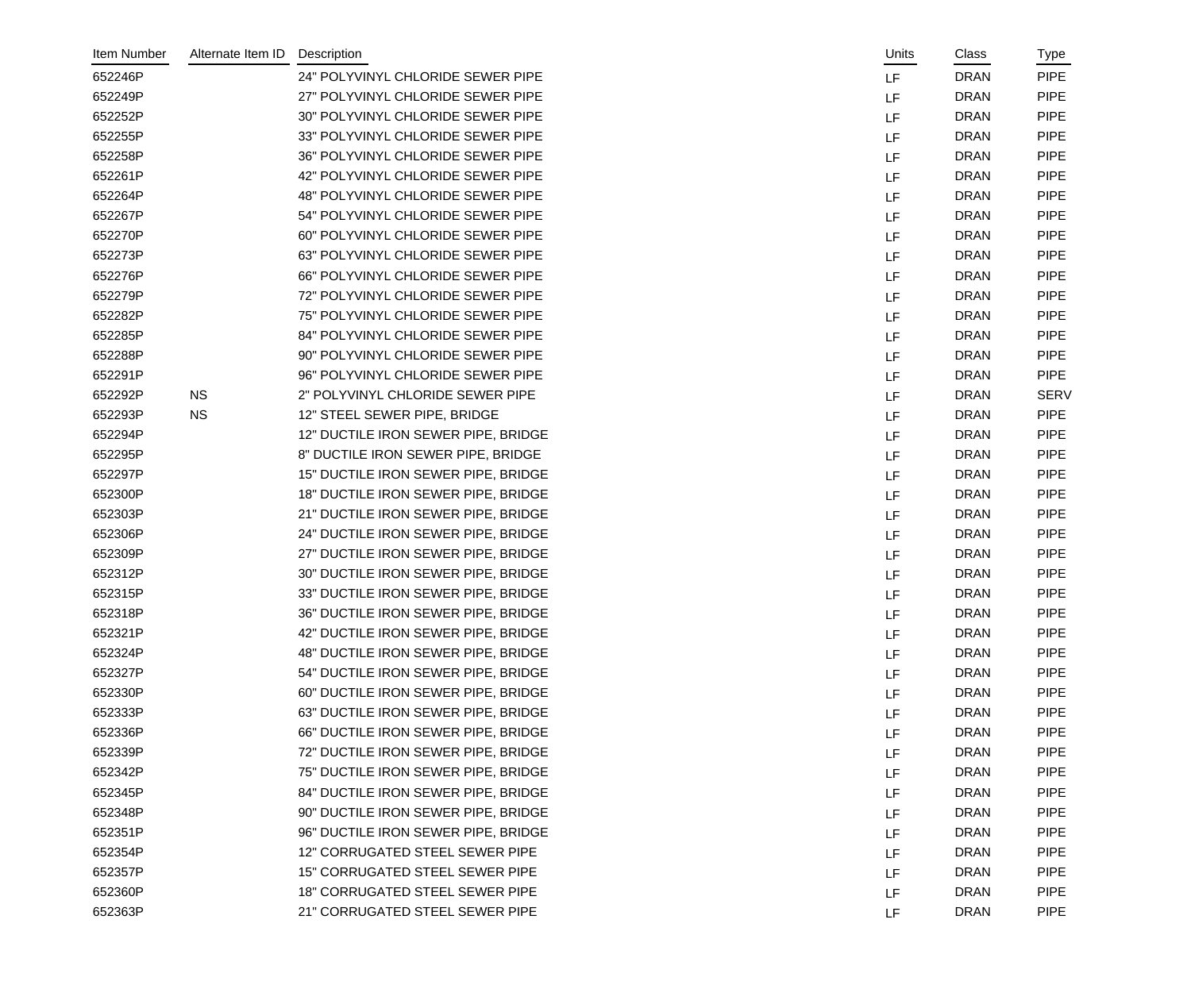| Item Number | Alternate Item ID | Description | Units | Class | Type |
|---|---|---|---|---|---|
| 652246P | | 24" POLYVINYL CHLORIDE SEWER PIPE | LF | DRAN | PIPE |
| 652249P | | 27" POLYVINYL CHLORIDE SEWER PIPE | LF | DRAN | PIPE |
| 652252P | | 30" POLYVINYL CHLORIDE SEWER PIPE | LF | DRAN | PIPE |
| 652255P | | 33" POLYVINYL CHLORIDE SEWER PIPE | LF | DRAN | PIPE |
| 652258P | | 36" POLYVINYL CHLORIDE SEWER PIPE | LF | DRAN | PIPE |
| 652261P | | 42" POLYVINYL CHLORIDE SEWER PIPE | LF | DRAN | PIPE |
| 652264P | | 48" POLYVINYL CHLORIDE SEWER PIPE | LF | DRAN | PIPE |
| 652267P | | 54" POLYVINYL CHLORIDE SEWER PIPE | LF | DRAN | PIPE |
| 652270P | | 60" POLYVINYL CHLORIDE SEWER PIPE | LF | DRAN | PIPE |
| 652273P | | 63" POLYVINYL CHLORIDE SEWER PIPE | LF | DRAN | PIPE |
| 652276P | | 66" POLYVINYL CHLORIDE SEWER PIPE | LF | DRAN | PIPE |
| 652279P | | 72" POLYVINYL CHLORIDE SEWER PIPE | LF | DRAN | PIPE |
| 652282P | | 75" POLYVINYL CHLORIDE SEWER PIPE | LF | DRAN | PIPE |
| 652285P | | 84" POLYVINYL CHLORIDE SEWER PIPE | LF | DRAN | PIPE |
| 652288P | | 90" POLYVINYL CHLORIDE SEWER PIPE | LF | DRAN | PIPE |
| 652291P | | 96" POLYVINYL CHLORIDE SEWER PIPE | LF | DRAN | PIPE |
| 652292P | NS | 2" POLYVINYL CHLORIDE SEWER PIPE | LF | DRAN | SERV |
| 652293P | NS | 12" STEEL SEWER PIPE, BRIDGE | LF | DRAN | PIPE |
| 652294P | | 12" DUCTILE IRON SEWER PIPE, BRIDGE | LF | DRAN | PIPE |
| 652295P | | 8" DUCTILE IRON SEWER PIPE, BRIDGE | LF | DRAN | PIPE |
| 652297P | | 15" DUCTILE IRON SEWER PIPE, BRIDGE | LF | DRAN | PIPE |
| 652300P | | 18" DUCTILE IRON SEWER PIPE, BRIDGE | LF | DRAN | PIPE |
| 652303P | | 21" DUCTILE IRON SEWER PIPE, BRIDGE | LF | DRAN | PIPE |
| 652306P | | 24" DUCTILE IRON SEWER PIPE, BRIDGE | LF | DRAN | PIPE |
| 652309P | | 27" DUCTILE IRON SEWER PIPE, BRIDGE | LF | DRAN | PIPE |
| 652312P | | 30" DUCTILE IRON SEWER PIPE, BRIDGE | LF | DRAN | PIPE |
| 652315P | | 33" DUCTILE IRON SEWER PIPE, BRIDGE | LF | DRAN | PIPE |
| 652318P | | 36" DUCTILE IRON SEWER PIPE, BRIDGE | LF | DRAN | PIPE |
| 652321P | | 42" DUCTILE IRON SEWER PIPE, BRIDGE | LF | DRAN | PIPE |
| 652324P | | 48" DUCTILE IRON SEWER PIPE, BRIDGE | LF | DRAN | PIPE |
| 652327P | | 54" DUCTILE IRON SEWER PIPE, BRIDGE | LF | DRAN | PIPE |
| 652330P | | 60" DUCTILE IRON SEWER PIPE, BRIDGE | LF | DRAN | PIPE |
| 652333P | | 63" DUCTILE IRON SEWER PIPE, BRIDGE | LF | DRAN | PIPE |
| 652336P | | 66" DUCTILE IRON SEWER PIPE, BRIDGE | LF | DRAN | PIPE |
| 652339P | | 72" DUCTILE IRON SEWER PIPE, BRIDGE | LF | DRAN | PIPE |
| 652342P | | 75" DUCTILE IRON SEWER PIPE, BRIDGE | LF | DRAN | PIPE |
| 652345P | | 84" DUCTILE IRON SEWER PIPE, BRIDGE | LF | DRAN | PIPE |
| 652348P | | 90" DUCTILE IRON SEWER PIPE, BRIDGE | LF | DRAN | PIPE |
| 652351P | | 96" DUCTILE IRON SEWER PIPE, BRIDGE | LF | DRAN | PIPE |
| 652354P | | 12" CORRUGATED STEEL SEWER PIPE | LF | DRAN | PIPE |
| 652357P | | 15" CORRUGATED STEEL SEWER PIPE | LF | DRAN | PIPE |
| 652360P | | 18" CORRUGATED STEEL SEWER PIPE | LF | DRAN | PIPE |
| 652363P | | 21" CORRUGATED STEEL SEWER PIPE | LF | DRAN | PIPE |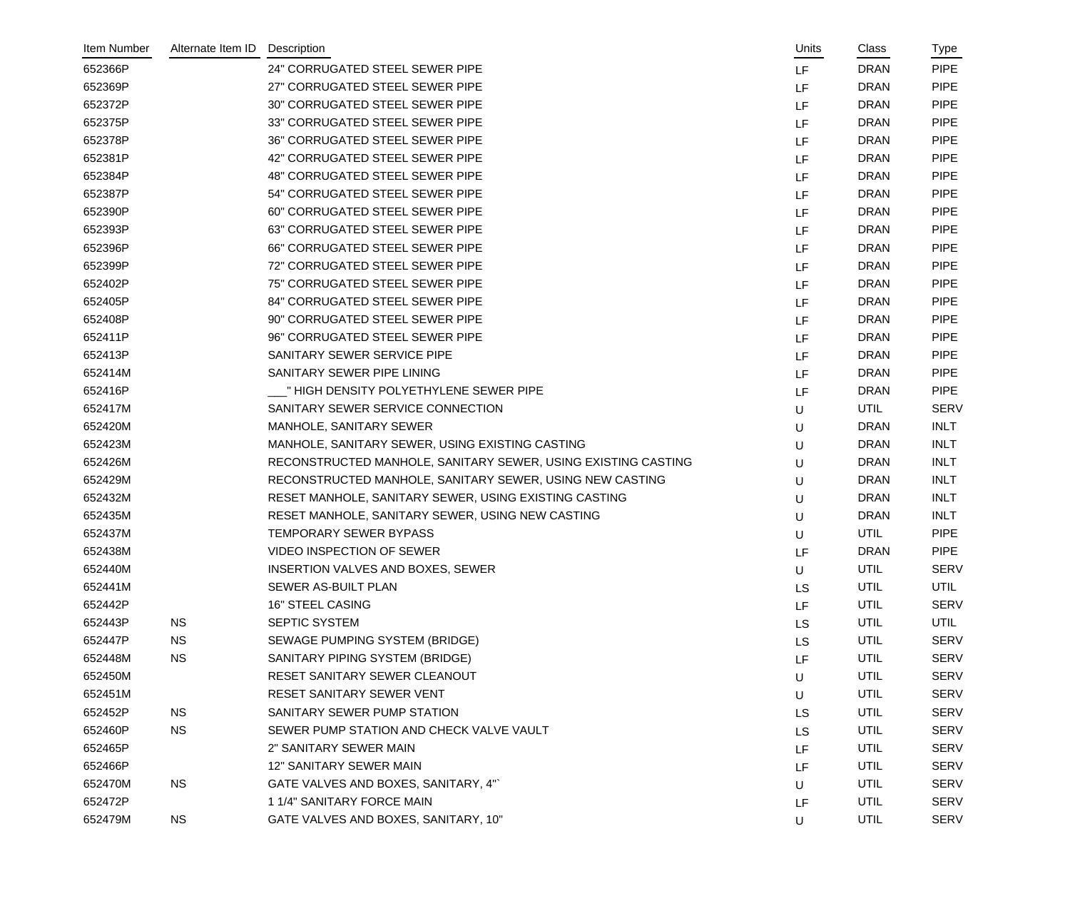| Item Number | Alternate Item ID | Description | Units | Class | Type |
|---|---|---|---|---|---|
| 652366P | | 24" CORRUGATED STEEL SEWER PIPE | LF | DRAN | PIPE |
| 652369P | | 27" CORRUGATED STEEL SEWER PIPE | LF | DRAN | PIPE |
| 652372P | | 30" CORRUGATED STEEL SEWER PIPE | LF | DRAN | PIPE |
| 652375P | | 33" CORRUGATED STEEL SEWER PIPE | LF | DRAN | PIPE |
| 652378P | | 36" CORRUGATED STEEL SEWER PIPE | LF | DRAN | PIPE |
| 652381P | | 42" CORRUGATED STEEL SEWER PIPE | LF | DRAN | PIPE |
| 652384P | | 48" CORRUGATED STEEL SEWER PIPE | LF | DRAN | PIPE |
| 652387P | | 54" CORRUGATED STEEL SEWER PIPE | LF | DRAN | PIPE |
| 652390P | | 60" CORRUGATED STEEL SEWER PIPE | LF | DRAN | PIPE |
| 652393P | | 63" CORRUGATED STEEL SEWER PIPE | LF | DRAN | PIPE |
| 652396P | | 66" CORRUGATED STEEL SEWER PIPE | LF | DRAN | PIPE |
| 652399P | | 72" CORRUGATED STEEL SEWER PIPE | LF | DRAN | PIPE |
| 652402P | | 75" CORRUGATED STEEL SEWER PIPE | LF | DRAN | PIPE |
| 652405P | | 84" CORRUGATED STEEL SEWER PIPE | LF | DRAN | PIPE |
| 652408P | | 90" CORRUGATED STEEL SEWER PIPE | LF | DRAN | PIPE |
| 652411P | | 96" CORRUGATED STEEL SEWER PIPE | LF | DRAN | PIPE |
| 652413P | | SANITARY SEWER SERVICE PIPE | LF | DRAN | PIPE |
| 652414M | | SANITARY SEWER PIPE LINING | LF | DRAN | PIPE |
| 652416P | | ___" HIGH DENSITY POLYETHYLENE SEWER PIPE | LF | DRAN | PIPE |
| 652417M | | SANITARY SEWER SERVICE CONNECTION | U | UTIL | SERV |
| 652420M | | MANHOLE, SANITARY SEWER | U | DRAN | INLT |
| 652423M | | MANHOLE, SANITARY SEWER, USING EXISTING CASTING | U | DRAN | INLT |
| 652426M | | RECONSTRUCTED MANHOLE, SANITARY SEWER, USING EXISTING CASTING | U | DRAN | INLT |
| 652429M | | RECONSTRUCTED MANHOLE, SANITARY SEWER, USING NEW CASTING | U | DRAN | INLT |
| 652432M | | RESET MANHOLE, SANITARY SEWER, USING EXISTING CASTING | U | DRAN | INLT |
| 652435M | | RESET MANHOLE, SANITARY SEWER, USING NEW CASTING | U | DRAN | INLT |
| 652437M | | TEMPORARY SEWER BYPASS | U | UTIL | PIPE |
| 652438M | | VIDEO INSPECTION OF SEWER | LF | DRAN | PIPE |
| 652440M | | INSERTION VALVES AND BOXES, SEWER | U | UTIL | SERV |
| 652441M | | SEWER AS-BUILT PLAN | LS | UTIL | UTIL |
| 652442P | | 16" STEEL CASING | LF | UTIL | SERV |
| 652443P | NS | SEPTIC SYSTEM | LS | UTIL | UTIL |
| 652447P | NS | SEWAGE PUMPING SYSTEM (BRIDGE) | LS | UTIL | SERV |
| 652448M | NS | SANITARY PIPING SYSTEM (BRIDGE) | LF | UTIL | SERV |
| 652450M | | RESET SANITARY SEWER CLEANOUT | U | UTIL | SERV |
| 652451M | | RESET SANITARY SEWER VENT | U | UTIL | SERV |
| 652452P | NS | SANITARY SEWER PUMP STATION | LS | UTIL | SERV |
| 652460P | NS | SEWER PUMP STATION AND CHECK VALVE VAULT | LS | UTIL | SERV |
| 652465P | | 2" SANITARY SEWER MAIN | LF | UTIL | SERV |
| 652466P | | 12" SANITARY SEWER MAIN | LF | UTIL | SERV |
| 652470M | NS | GATE VALVES AND BOXES, SANITARY, 4"` | U | UTIL | SERV |
| 652472P | | 1 1/4" SANITARY FORCE MAIN | LF | UTIL | SERV |
| 652479M | NS | GATE VALVES AND BOXES, SANITARY, 10" | U | UTIL | SERV |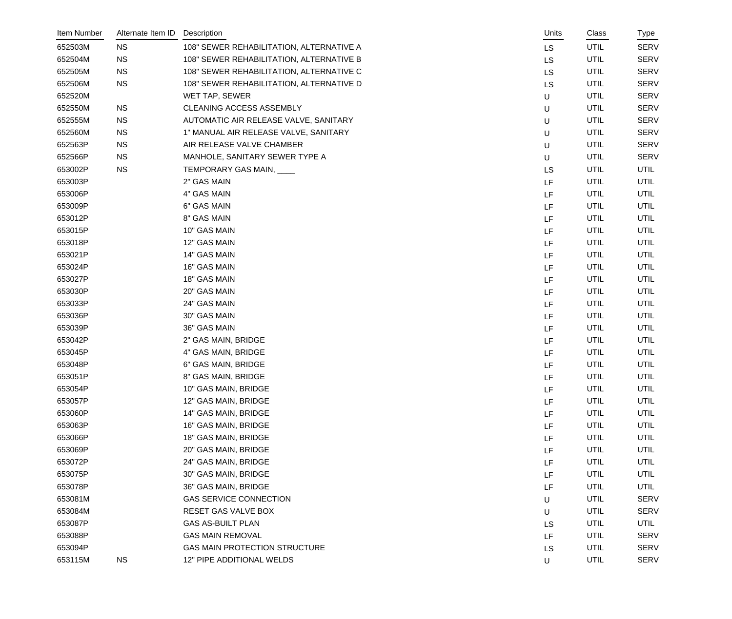| Item Number | Alternate Item ID | Description | Units | Class | Type |
|---|---|---|---|---|---|
| 652503M | NS | 108" SEWER REHABILITATION, ALTERNATIVE A | LS | UTIL | SERV |
| 652504M | NS | 108" SEWER REHABILITATION, ALTERNATIVE B | LS | UTIL | SERV |
| 652505M | NS | 108" SEWER REHABILITATION, ALTERNATIVE C | LS | UTIL | SERV |
| 652506M | NS | 108" SEWER REHABILITATION, ALTERNATIVE D | LS | UTIL | SERV |
| 652520M | | WET TAP, SEWER | U | UTIL | SERV |
| 652550M | NS | CLEANING ACCESS ASSEMBLY | U | UTIL | SERV |
| 652555M | NS | AUTOMATIC AIR RELEASE VALVE, SANITARY | U | UTIL | SERV |
| 652560M | NS | 1" MANUAL AIR RELEASE VALVE, SANITARY | U | UTIL | SERV |
| 652563P | NS | AIR RELEASE VALVE CHAMBER | U | UTIL | SERV |
| 652566P | NS | MANHOLE, SANITARY SEWER TYPE A | U | UTIL | SERV |
| 653002P | NS | TEMPORARY GAS MAIN, ____ | LS | UTIL | UTIL |
| 653003P | | 2" GAS MAIN | LF | UTIL | UTIL |
| 653006P | | 4" GAS MAIN | LF | UTIL | UTIL |
| 653009P | | 6" GAS MAIN | LF | UTIL | UTIL |
| 653012P | | 8" GAS MAIN | LF | UTIL | UTIL |
| 653015P | | 10" GAS MAIN | LF | UTIL | UTIL |
| 653018P | | 12" GAS MAIN | LF | UTIL | UTIL |
| 653021P | | 14" GAS MAIN | LF | UTIL | UTIL |
| 653024P | | 16" GAS MAIN | LF | UTIL | UTIL |
| 653027P | | 18" GAS MAIN | LF | UTIL | UTIL |
| 653030P | | 20" GAS MAIN | LF | UTIL | UTIL |
| 653033P | | 24" GAS MAIN | LF | UTIL | UTIL |
| 653036P | | 30" GAS MAIN | LF | UTIL | UTIL |
| 653039P | | 36" GAS MAIN | LF | UTIL | UTIL |
| 653042P | | 2" GAS MAIN, BRIDGE | LF | UTIL | UTIL |
| 653045P | | 4" GAS MAIN, BRIDGE | LF | UTIL | UTIL |
| 653048P | | 6" GAS MAIN, BRIDGE | LF | UTIL | UTIL |
| 653051P | | 8" GAS MAIN, BRIDGE | LF | UTIL | UTIL |
| 653054P | | 10" GAS MAIN, BRIDGE | LF | UTIL | UTIL |
| 653057P | | 12" GAS MAIN, BRIDGE | LF | UTIL | UTIL |
| 653060P | | 14" GAS MAIN, BRIDGE | LF | UTIL | UTIL |
| 653063P | | 16" GAS MAIN, BRIDGE | LF | UTIL | UTIL |
| 653066P | | 18" GAS MAIN, BRIDGE | LF | UTIL | UTIL |
| 653069P | | 20" GAS MAIN, BRIDGE | LF | UTIL | UTIL |
| 653072P | | 24" GAS MAIN, BRIDGE | LF | UTIL | UTIL |
| 653075P | | 30" GAS MAIN, BRIDGE | LF | UTIL | UTIL |
| 653078P | | 36" GAS MAIN, BRIDGE | LF | UTIL | UTIL |
| 653081M | | GAS SERVICE CONNECTION | U | UTIL | SERV |
| 653084M | | RESET GAS VALVE BOX | U | UTIL | SERV |
| 653087P | | GAS AS-BUILT PLAN | LS | UTIL | UTIL |
| 653088P | | GAS MAIN REMOVAL | LF | UTIL | SERV |
| 653094P | | GAS MAIN PROTECTION STRUCTURE | LS | UTIL | SERV |
| 653115M | NS | 12" PIPE ADDITIONAL WELDS | U | UTIL | SERV |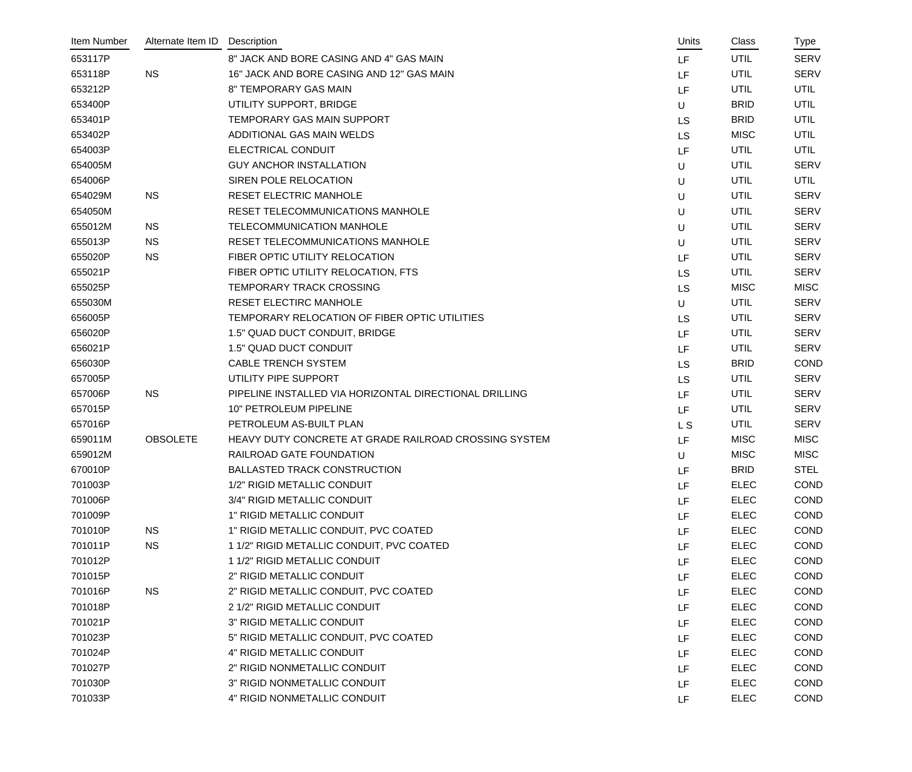| Item Number | Alternate Item ID | Description | Units | Class | Type |
|---|---|---|---|---|---|
| 653117P | | 8" JACK AND BORE CASING AND 4" GAS MAIN | LF | UTIL | SERV |
| 653118P | NS | 16" JACK AND BORE CASING AND 12" GAS MAIN | LF | UTIL | SERV |
| 653212P | | 8" TEMPORARY GAS MAIN | LF | UTIL | UTIL |
| 653400P | | UTILITY SUPPORT, BRIDGE | U | BRID | UTIL |
| 653401P | | TEMPORARY GAS MAIN SUPPORT | LS | BRID | UTIL |
| 653402P | | ADDITIONAL GAS MAIN WELDS | LS | MISC | UTIL |
| 654003P | | ELECTRICAL CONDUIT | LF | UTIL | UTIL |
| 654005M | | GUY ANCHOR INSTALLATION | U | UTIL | SERV |
| 654006P | | SIREN POLE RELOCATION | U | UTIL | UTIL |
| 654029M | NS | RESET ELECTRIC MANHOLE | U | UTIL | SERV |
| 654050M | | RESET TELECOMMUNICATIONS MANHOLE | U | UTIL | SERV |
| 655012M | NS | TELECOMMUNICATION MANHOLE | U | UTIL | SERV |
| 655013P | NS | RESET TELECOMMUNICATIONS MANHOLE | U | UTIL | SERV |
| 655020P | NS | FIBER OPTIC UTILITY RELOCATION | LF | UTIL | SERV |
| 655021P | | FIBER OPTIC UTILITY RELOCATION, FTS | LS | UTIL | SERV |
| 655025P | | TEMPORARY TRACK CROSSING | LS | MISC | MISC |
| 655030M | | RESET ELECTIRC MANHOLE | U | UTIL | SERV |
| 656005P | | TEMPORARY RELOCATION OF FIBER OPTIC UTILITIES | LS | UTIL | SERV |
| 656020P | | 1.5" QUAD DUCT CONDUIT, BRIDGE | LF | UTIL | SERV |
| 656021P | | 1.5" QUAD DUCT CONDUIT | LF | UTIL | SERV |
| 656030P | | CABLE TRENCH SYSTEM | LS | BRID | COND |
| 657005P | | UTILITY PIPE SUPPORT | LS | UTIL | SERV |
| 657006P | NS | PIPELINE INSTALLED VIA HORIZONTAL DIRECTIONAL DRILLING | LF | UTIL | SERV |
| 657015P | | 10" PETROLEUM PIPELINE | LF | UTIL | SERV |
| 657016P | | PETROLEUM AS-BUILT PLAN | L S | UTIL | SERV |
| 659011M | OBSOLETE | HEAVY DUTY CONCRETE AT GRADE RAILROAD CROSSING SYSTEM | LF | MISC | MISC |
| 659012M | | RAILROAD GATE FOUNDATION | U | MISC | MISC |
| 670010P | | BALLASTED TRACK CONSTRUCTION | LF | BRID | STEL |
| 701003P | | 1/2" RIGID METALLIC CONDUIT | LF | ELEC | COND |
| 701006P | | 3/4" RIGID METALLIC CONDUIT | LF | ELEC | COND |
| 701009P | | 1" RIGID METALLIC CONDUIT | LF | ELEC | COND |
| 701010P | NS | 1" RIGID METALLIC CONDUIT, PVC COATED | LF | ELEC | COND |
| 701011P | NS | 1 1/2" RIGID METALLIC CONDUIT, PVC COATED | LF | ELEC | COND |
| 701012P | | 1 1/2" RIGID METALLIC CONDUIT | LF | ELEC | COND |
| 701015P | | 2" RIGID METALLIC CONDUIT | LF | ELEC | COND |
| 701016P | NS | 2" RIGID METALLIC CONDUIT, PVC COATED | LF | ELEC | COND |
| 701018P | | 2 1/2" RIGID METALLIC CONDUIT | LF | ELEC | COND |
| 701021P | | 3" RIGID METALLIC CONDUIT | LF | ELEC | COND |
| 701023P | | 5" RIGID METALLIC CONDUIT, PVC COATED | LF | ELEC | COND |
| 701024P | | 4" RIGID METALLIC CONDUIT | LF | ELEC | COND |
| 701027P | | 2" RIGID NONMETALLIC CONDUIT | LF | ELEC | COND |
| 701030P | | 3" RIGID NONMETALLIC CONDUIT | LF | ELEC | COND |
| 701033P | | 4" RIGID NONMETALLIC CONDUIT | LF | ELEC | COND |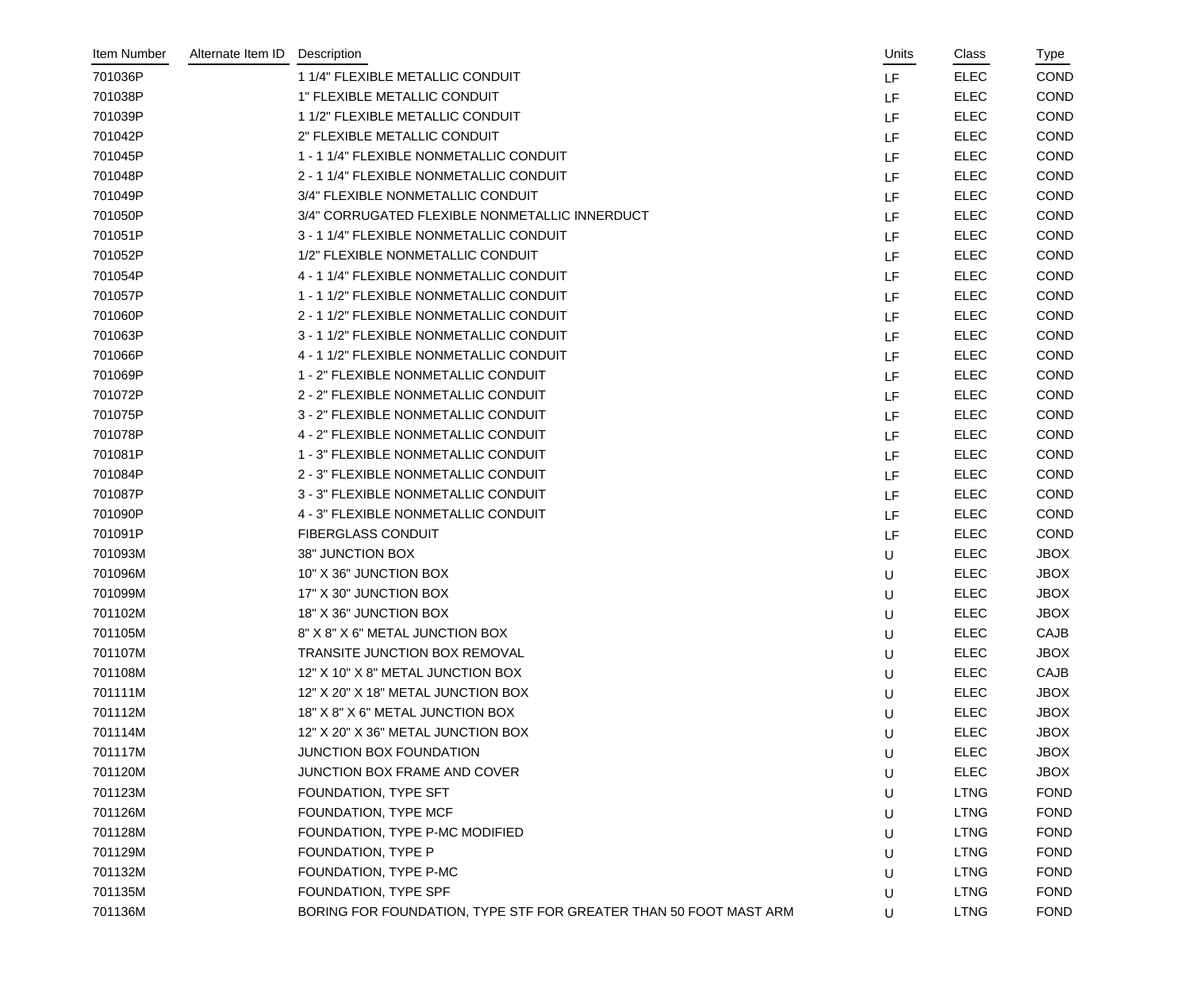| Item Number | Alternate Item ID | Description | Units | Class | Type |
|---|---|---|---|---|---|
| 701036P | | 1 1/4" FLEXIBLE METALLIC CONDUIT | LF | ELEC | COND |
| 701038P | | 1" FLEXIBLE METALLIC CONDUIT | LF | ELEC | COND |
| 701039P | | 1 1/2" FLEXIBLE METALLIC CONDUIT | LF | ELEC | COND |
| 701042P | | 2" FLEXIBLE METALLIC CONDUIT | LF | ELEC | COND |
| 701045P | | 1 - 1 1/4" FLEXIBLE NONMETALLIC CONDUIT | LF | ELEC | COND |
| 701048P | | 2 - 1 1/4" FLEXIBLE NONMETALLIC CONDUIT | LF | ELEC | COND |
| 701049P | | 3/4" FLEXIBLE NONMETALLIC CONDUIT | LF | ELEC | COND |
| 701050P | | 3/4" CORRUGATED FLEXIBLE NONMETALLIC INNERDUCT | LF | ELEC | COND |
| 701051P | | 3 - 1 1/4" FLEXIBLE NONMETALLIC CONDUIT | LF | ELEC | COND |
| 701052P | | 1/2" FLEXIBLE NONMETALLIC CONDUIT | LF | ELEC | COND |
| 701054P | | 4 - 1 1/4" FLEXIBLE NONMETALLIC CONDUIT | LF | ELEC | COND |
| 701057P | | 1 - 1 1/2" FLEXIBLE NONMETALLIC CONDUIT | LF | ELEC | COND |
| 701060P | | 2 - 1 1/2" FLEXIBLE NONMETALLIC CONDUIT | LF | ELEC | COND |
| 701063P | | 3 - 1 1/2" FLEXIBLE NONMETALLIC CONDUIT | LF | ELEC | COND |
| 701066P | | 4 - 1 1/2" FLEXIBLE NONMETALLIC CONDUIT | LF | ELEC | COND |
| 701069P | | 1 - 2" FLEXIBLE NONMETALLIC CONDUIT | LF | ELEC | COND |
| 701072P | | 2 - 2" FLEXIBLE NONMETALLIC CONDUIT | LF | ELEC | COND |
| 701075P | | 3 - 2" FLEXIBLE NONMETALLIC CONDUIT | LF | ELEC | COND |
| 701078P | | 4 - 2" FLEXIBLE NONMETALLIC CONDUIT | LF | ELEC | COND |
| 701081P | | 1 - 3" FLEXIBLE NONMETALLIC CONDUIT | LF | ELEC | COND |
| 701084P | | 2 - 3" FLEXIBLE NONMETALLIC CONDUIT | LF | ELEC | COND |
| 701087P | | 3 - 3" FLEXIBLE NONMETALLIC CONDUIT | LF | ELEC | COND |
| 701090P | | 4 - 3" FLEXIBLE NONMETALLIC CONDUIT | LF | ELEC | COND |
| 701091P | | FIBERGLASS CONDUIT | LF | ELEC | COND |
| 701093M | | 38" JUNCTION BOX | U | ELEC | JBOX |
| 701096M | | 10" X 36" JUNCTION BOX | U | ELEC | JBOX |
| 701099M | | 17" X 30" JUNCTION BOX | U | ELEC | JBOX |
| 701102M | | 18" X 36" JUNCTION BOX | U | ELEC | JBOX |
| 701105M | | 8" X 8" X 6" METAL JUNCTION BOX | U | ELEC | CAJB |
| 701107M | | TRANSITE JUNCTION BOX REMOVAL | U | ELEC | JBOX |
| 701108M | | 12" X 10" X 8" METAL JUNCTION BOX | U | ELEC | CAJB |
| 701111M | | 12" X 20" X 18" METAL JUNCTION BOX | U | ELEC | JBOX |
| 701112M | | 18" X 8" X 6" METAL JUNCTION BOX | U | ELEC | JBOX |
| 701114M | | 12" X 20" X 36" METAL JUNCTION BOX | U | ELEC | JBOX |
| 701117M | | JUNCTION BOX FOUNDATION | U | ELEC | JBOX |
| 701120M | | JUNCTION BOX FRAME AND COVER | U | ELEC | JBOX |
| 701123M | | FOUNDATION, TYPE SFT | U | LTNG | FOND |
| 701126M | | FOUNDATION, TYPE MCF | U | LTNG | FOND |
| 701128M | | FOUNDATION, TYPE P-MC MODIFIED | U | LTNG | FOND |
| 701129M | | FOUNDATION, TYPE P | U | LTNG | FOND |
| 701132M | | FOUNDATION, TYPE P-MC | U | LTNG | FOND |
| 701135M | | FOUNDATION, TYPE SPF | U | LTNG | FOND |
| 701136M | | BORING FOR FOUNDATION, TYPE STF FOR GREATER THAN 50 FOOT MAST ARM | U | LTNG | FOND |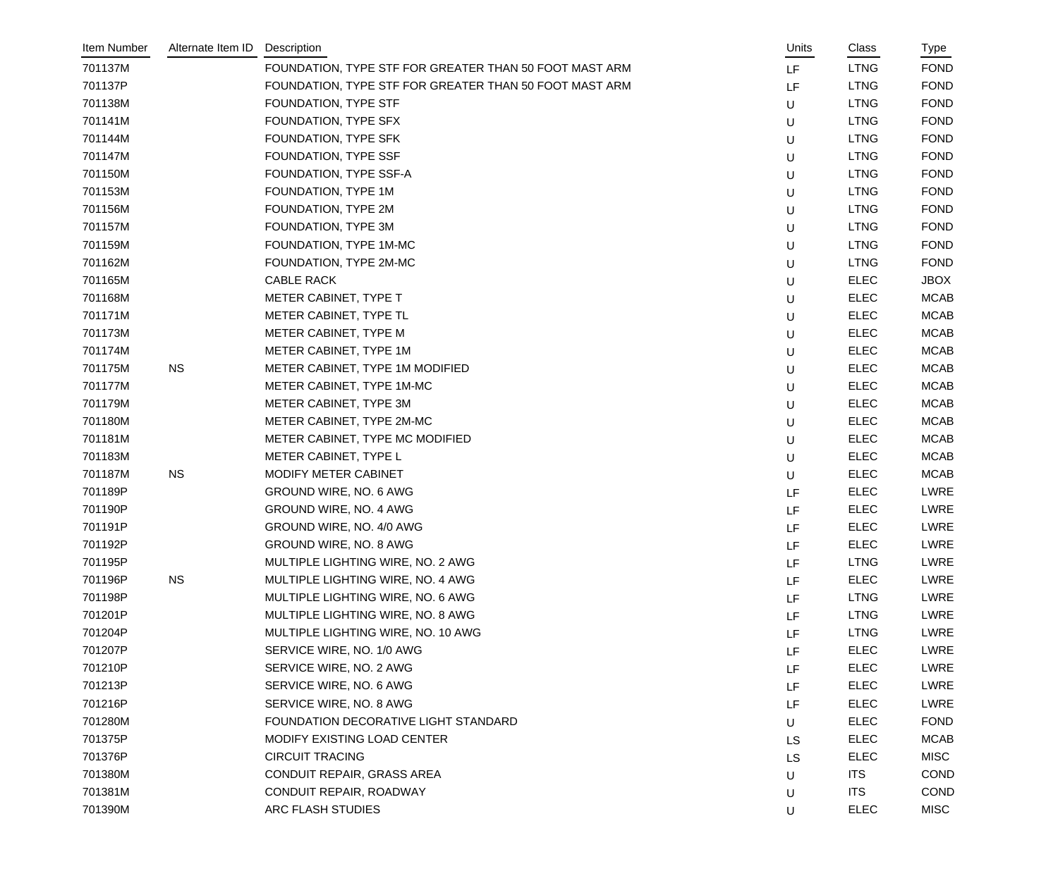| Item Number | Alternate Item ID | Description | Units | Class | Type |
|---|---|---|---|---|---|
| 701137M | | FOUNDATION, TYPE STF FOR GREATER THAN 50 FOOT MAST ARM | LF | LTNG | FOND |
| 701137P | | FOUNDATION, TYPE STF FOR GREATER THAN 50 FOOT MAST ARM | LF | LTNG | FOND |
| 701138M | | FOUNDATION, TYPE STF | U | LTNG | FOND |
| 701141M | | FOUNDATION, TYPE SFX | U | LTNG | FOND |
| 701144M | | FOUNDATION, TYPE SFK | U | LTNG | FOND |
| 701147M | | FOUNDATION, TYPE SSF | U | LTNG | FOND |
| 701150M | | FOUNDATION, TYPE SSF-A | U | LTNG | FOND |
| 701153M | | FOUNDATION, TYPE 1M | U | LTNG | FOND |
| 701156M | | FOUNDATION, TYPE 2M | U | LTNG | FOND |
| 701157M | | FOUNDATION, TYPE 3M | U | LTNG | FOND |
| 701159M | | FOUNDATION, TYPE 1M-MC | U | LTNG | FOND |
| 701162M | | FOUNDATION, TYPE 2M-MC | U | LTNG | FOND |
| 701165M | | CABLE RACK | U | ELEC | JBOX |
| 701168M | | METER CABINET, TYPE T | U | ELEC | MCAB |
| 701171M | | METER CABINET, TYPE TL | U | ELEC | MCAB |
| 701173M | | METER CABINET, TYPE M | U | ELEC | MCAB |
| 701174M | | METER CABINET, TYPE 1M | U | ELEC | MCAB |
| 701175M | NS | METER CABINET, TYPE 1M MODIFIED | U | ELEC | MCAB |
| 701177M | | METER CABINET, TYPE 1M-MC | U | ELEC | MCAB |
| 701179M | | METER CABINET, TYPE 3M | U | ELEC | MCAB |
| 701180M | | METER CABINET, TYPE 2M-MC | U | ELEC | MCAB |
| 701181M | | METER CABINET, TYPE MC MODIFIED | U | ELEC | MCAB |
| 701183M | | METER CABINET, TYPE L | U | ELEC | MCAB |
| 701187M | NS | MODIFY METER CABINET | U | ELEC | MCAB |
| 701189P | | GROUND WIRE, NO. 6 AWG | LF | ELEC | LWRE |
| 701190P | | GROUND WIRE, NO. 4 AWG | LF | ELEC | LWRE |
| 701191P | | GROUND WIRE, NO. 4/0 AWG | LF | ELEC | LWRE |
| 701192P | | GROUND WIRE, NO. 8 AWG | LF | ELEC | LWRE |
| 701195P | | MULTIPLE LIGHTING WIRE, NO. 2 AWG | LF | LTNG | LWRE |
| 701196P | NS | MULTIPLE LIGHTING WIRE, NO. 4 AWG | LF | ELEC | LWRE |
| 701198P | | MULTIPLE LIGHTING WIRE, NO. 6 AWG | LF | LTNG | LWRE |
| 701201P | | MULTIPLE LIGHTING WIRE, NO. 8 AWG | LF | LTNG | LWRE |
| 701204P | | MULTIPLE LIGHTING WIRE, NO. 10 AWG | LF | LTNG | LWRE |
| 701207P | | SERVICE WIRE, NO. 1/0 AWG | LF | ELEC | LWRE |
| 701210P | | SERVICE WIRE, NO. 2 AWG | LF | ELEC | LWRE |
| 701213P | | SERVICE WIRE, NO. 6 AWG | LF | ELEC | LWRE |
| 701216P | | SERVICE WIRE, NO. 8 AWG | LF | ELEC | LWRE |
| 701280M | | FOUNDATION DECORATIVE LIGHT STANDARD | U | ELEC | FOND |
| 701375P | | MODIFY EXISTING LOAD CENTER | LS | ELEC | MCAB |
| 701376P | | CIRCUIT TRACING | LS | ELEC | MISC |
| 701380M | | CONDUIT REPAIR, GRASS AREA | U | ITS | COND |
| 701381M | | CONDUIT REPAIR, ROADWAY | U | ITS | COND |
| 701390M | | ARC FLASH STUDIES | U | ELEC | MISC |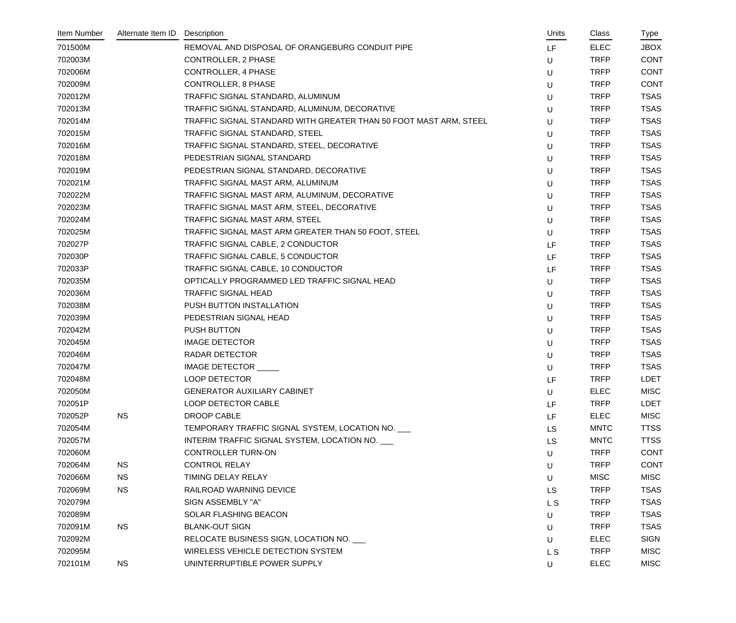| Item Number | Alternate Item ID | Description | Units | Class | Type |
|---|---|---|---|---|---|
| 701500M | | REMOVAL AND DISPOSAL OF ORANGEBURG CONDUIT PIPE | LF | ELEC | JBOX |
| 702003M | | CONTROLLER, 2 PHASE | U | TRFP | CONT |
| 702006M | | CONTROLLER, 4 PHASE | U | TRFP | CONT |
| 702009M | | CONTROLLER, 8 PHASE | U | TRFP | CONT |
| 702012M | | TRAFFIC SIGNAL STANDARD, ALUMINUM | U | TRFP | TSAS |
| 702013M | | TRAFFIC SIGNAL STANDARD, ALUMINUM, DECORATIVE | U | TRFP | TSAS |
| 702014M | | TRAFFIC SIGNAL STANDARD WITH GREATER THAN 50 FOOT MAST ARM, STEEL | U | TRFP | TSAS |
| 702015M | | TRAFFIC SIGNAL STANDARD, STEEL | U | TRFP | TSAS |
| 702016M | | TRAFFIC SIGNAL STANDARD, STEEL, DECORATIVE | U | TRFP | TSAS |
| 702018M | | PEDESTRIAN SIGNAL STANDARD | U | TRFP | TSAS |
| 702019M | | PEDESTRIAN SIGNAL STANDARD, DECORATIVE | U | TRFP | TSAS |
| 702021M | | TRAFFIC SIGNAL MAST ARM, ALUMINUM | U | TRFP | TSAS |
| 702022M | | TRAFFIC SIGNAL MAST ARM, ALUMINUM, DECORATIVE | U | TRFP | TSAS |
| 702023M | | TRAFFIC SIGNAL MAST ARM, STEEL, DECORATIVE | U | TRFP | TSAS |
| 702024M | | TRAFFIC SIGNAL MAST ARM, STEEL | U | TRFP | TSAS |
| 702025M | | TRAFFIC SIGNAL MAST ARM GREATER THAN 50 FOOT, STEEL | U | TRFP | TSAS |
| 702027P | | TRAFFIC SIGNAL CABLE, 2 CONDUCTOR | LF | TRFP | TSAS |
| 702030P | | TRAFFIC SIGNAL CABLE, 5 CONDUCTOR | LF | TRFP | TSAS |
| 702033P | | TRAFFIC SIGNAL CABLE, 10 CONDUCTOR | LF | TRFP | TSAS |
| 702035M | | OPTICALLY PROGRAMMED LED TRAFFIC SIGNAL HEAD | U | TRFP | TSAS |
| 702036M | | TRAFFIC SIGNAL HEAD | U | TRFP | TSAS |
| 702038M | | PUSH BUTTON INSTALLATION | U | TRFP | TSAS |
| 702039M | | PEDESTRIAN SIGNAL HEAD | U | TRFP | TSAS |
| 702042M | | PUSH BUTTON | U | TRFP | TSAS |
| 702045M | | IMAGE DETECTOR | U | TRFP | TSAS |
| 702046M | | RADAR DETECTOR | U | TRFP | TSAS |
| 702047M | | IMAGE DETECTOR _____ | U | TRFP | TSAS |
| 702048M | | LOOP DETECTOR | LF | TRFP | LDET |
| 702050M | | GENERATOR AUXILIARY CABINET | U | ELEC | MISC |
| 702051P | | LOOP DETECTOR CABLE | LF | TRFP | LDET |
| 702052P | NS | DROOP CABLE | LF | ELEC | MISC |
| 702054M | | TEMPORARY TRAFFIC SIGNAL SYSTEM, LOCATION NO. ___ | LS | MNTC | TTSS |
| 702057M | | INTERIM TRAFFIC SIGNAL SYSTEM, LOCATION NO. ___ | LS | MNTC | TTSS |
| 702060M | | CONTROLLER TURN-ON | U | TRFP | CONT |
| 702064M | NS | CONTROL RELAY | U | TRFP | CONT |
| 702066M | NS | TIMING DELAY RELAY | U | MISC | MISC |
| 702069M | NS | RAILROAD WARNING DEVICE | LS | TRFP | TSAS |
| 702079M | | SIGN ASSEMBLY "A" | L S | TRFP | TSAS |
| 702089M | | SOLAR FLASHING BEACON | U | TRFP | TSAS |
| 702091M | NS | BLANK-OUT SIGN | U | TRFP | TSAS |
| 702092M | | RELOCATE BUSINESS SIGN, LOCATION NO. ___ | U | ELEC | SIGN |
| 702095M | | WIRELESS VEHICLE DETECTION SYSTEM | L S | TRFP | MISC |
| 702101M | NS | UNINTERRUPTIBLE POWER SUPPLY | U | ELEC | MISC |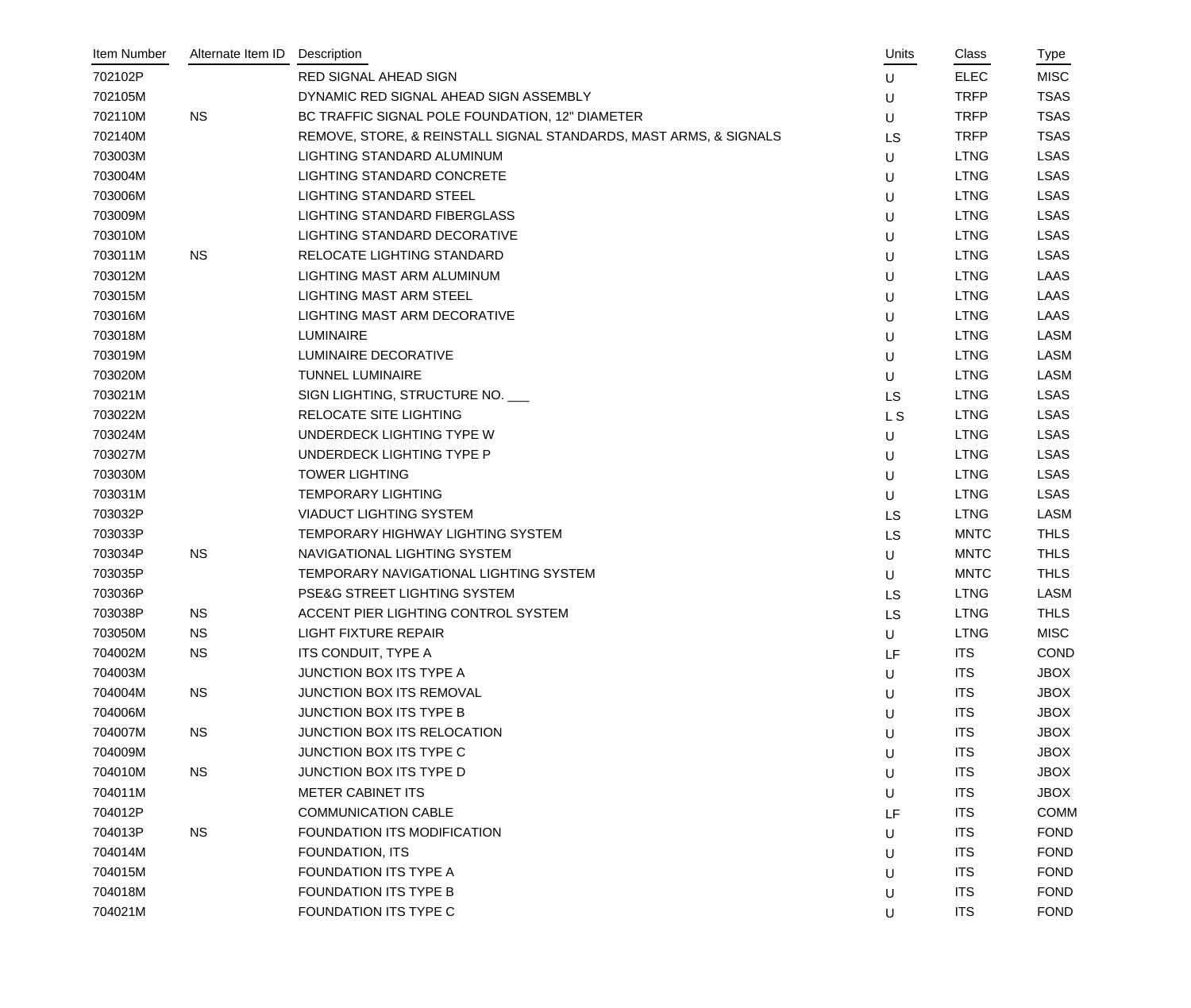| Item Number | Alternate Item ID | Description | Units | Class | Type |
|---|---|---|---|---|---|
| 702102P | | RED SIGNAL AHEAD SIGN | U | ELEC | MISC |
| 702105M | | DYNAMIC RED SIGNAL AHEAD SIGN ASSEMBLY | U | TRFP | TSAS |
| 702110M | NS | BC TRAFFIC SIGNAL POLE FOUNDATION, 12" DIAMETER | U | TRFP | TSAS |
| 702140M | | REMOVE, STORE, & REINSTALL SIGNAL STANDARDS, MAST ARMS, & SIGNALS | LS | TRFP | TSAS |
| 703003M | | LIGHTING STANDARD ALUMINUM | U | LTNG | LSAS |
| 703004M | | LIGHTING STANDARD CONCRETE | U | LTNG | LSAS |
| 703006M | | LIGHTING STANDARD STEEL | U | LTNG | LSAS |
| 703009M | | LIGHTING STANDARD FIBERGLASS | U | LTNG | LSAS |
| 703010M | | LIGHTING STANDARD DECORATIVE | U | LTNG | LSAS |
| 703011M | NS | RELOCATE LIGHTING STANDARD | U | LTNG | LSAS |
| 703012M | | LIGHTING MAST ARM ALUMINUM | U | LTNG | LAAS |
| 703015M | | LIGHTING MAST ARM STEEL | U | LTNG | LAAS |
| 703016M | | LIGHTING MAST ARM DECORATIVE | U | LTNG | LAAS |
| 703018M | | LUMINAIRE | U | LTNG | LASM |
| 703019M | | LUMINAIRE DECORATIVE | U | LTNG | LASM |
| 703020M | | TUNNEL LUMINAIRE | U | LTNG | LASM |
| 703021M | | SIGN LIGHTING, STRUCTURE NO. ___ | LS | LTNG | LSAS |
| 703022M | | RELOCATE SITE LIGHTING | L S | LTNG | LSAS |
| 703024M | | UNDERDECK LIGHTING TYPE W | U | LTNG | LSAS |
| 703027M | | UNDERDECK LIGHTING TYPE P | U | LTNG | LSAS |
| 703030M | | TOWER LIGHTING | U | LTNG | LSAS |
| 703031M | | TEMPORARY LIGHTING | U | LTNG | LSAS |
| 703032P | | VIADUCT LIGHTING SYSTEM | LS | LTNG | LASM |
| 703033P | | TEMPORARY HIGHWAY LIGHTING SYSTEM | LS | MNTC | THLS |
| 703034P | NS | NAVIGATIONAL LIGHTING SYSTEM | U | MNTC | THLS |
| 703035P | | TEMPORARY NAVIGATIONAL LIGHTING SYSTEM | U | MNTC | THLS |
| 703036P | | PSE&G STREET LIGHTING SYSTEM | LS | LTNG | LASM |
| 703038P | NS | ACCENT PIER LIGHTING CONTROL SYSTEM | LS | LTNG | THLS |
| 703050M | NS | LIGHT FIXTURE REPAIR | U | LTNG | MISC |
| 704002M | NS | ITS CONDUIT, TYPE A | LF | ITS | COND |
| 704003M | | JUNCTION BOX ITS TYPE A | U | ITS | JBOX |
| 704004M | NS | JUNCTION BOX ITS REMOVAL | U | ITS | JBOX |
| 704006M | | JUNCTION BOX ITS TYPE B | U | ITS | JBOX |
| 704007M | NS | JUNCTION BOX ITS RELOCATION | U | ITS | JBOX |
| 704009M | | JUNCTION BOX ITS TYPE C | U | ITS | JBOX |
| 704010M | NS | JUNCTION BOX ITS TYPE D | U | ITS | JBOX |
| 704011M | | METER CABINET ITS | U | ITS | JBOX |
| 704012P | | COMMUNICATION CABLE | LF | ITS | COMM |
| 704013P | NS | FOUNDATION ITS MODIFICATION | U | ITS | FOND |
| 704014M | | FOUNDATION, ITS | U | ITS | FOND |
| 704015M | | FOUNDATION ITS TYPE A | U | ITS | FOND |
| 704018M | | FOUNDATION ITS TYPE B | U | ITS | FOND |
| 704021M | | FOUNDATION ITS TYPE C | U | ITS | FOND |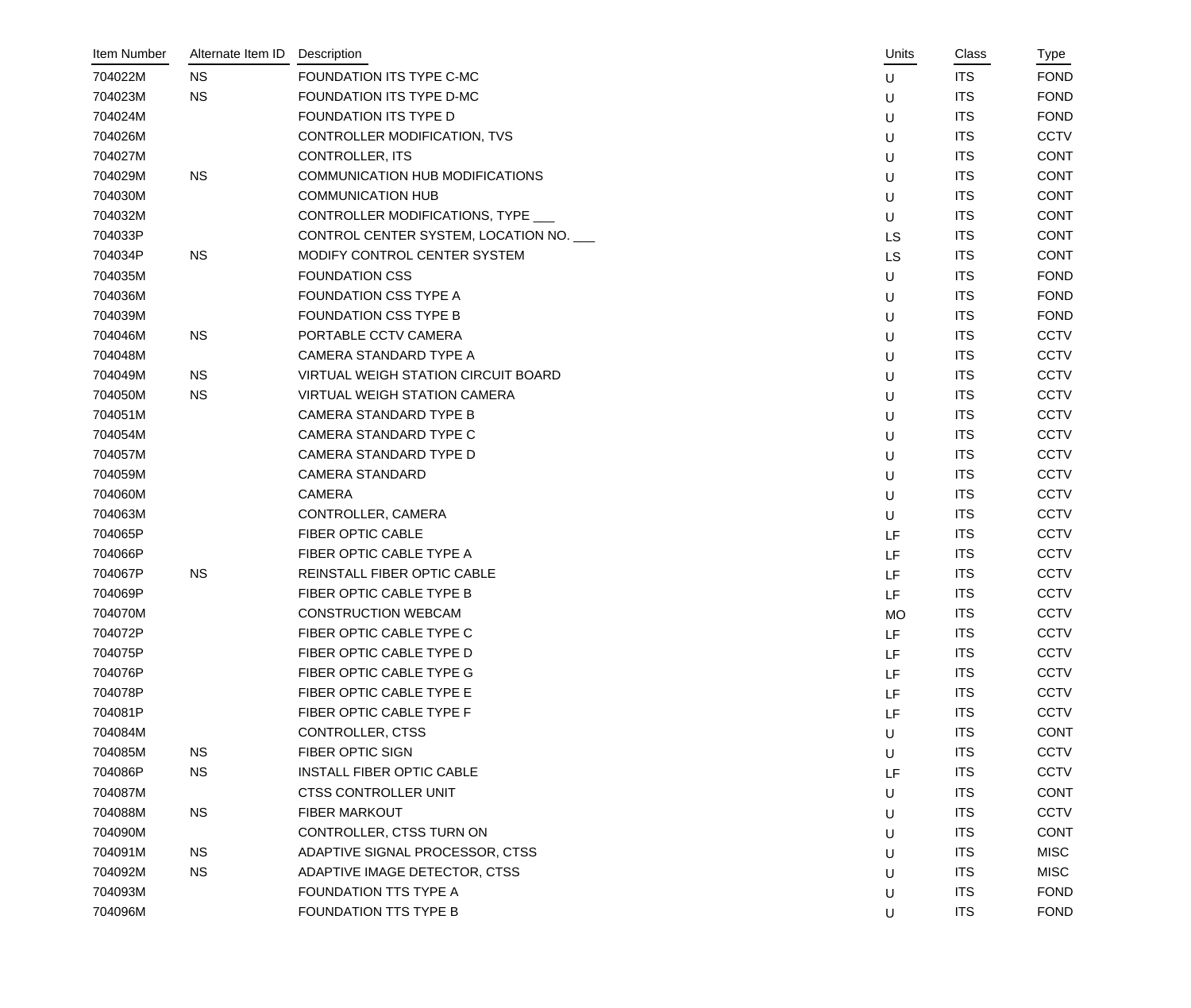| Item Number | Alternate Item ID | Description | Units | Class | Type |
|---|---|---|---|---|---|
| 704022M | NS | FOUNDATION ITS TYPE C-MC | U | ITS | FOND |
| 704023M | NS | FOUNDATION ITS TYPE D-MC | U | ITS | FOND |
| 704024M | | FOUNDATION ITS TYPE D | U | ITS | FOND |
| 704026M | | CONTROLLER MODIFICATION, TVS | U | ITS | CCTV |
| 704027M | | CONTROLLER, ITS | U | ITS | CONT |
| 704029M | NS | COMMUNICATION HUB MODIFICATIONS | U | ITS | CONT |
| 704030M | | COMMUNICATION HUB | U | ITS | CONT |
| 704032M | | CONTROLLER MODIFICATIONS, TYPE ___ | U | ITS | CONT |
| 704033P | | CONTROL CENTER SYSTEM, LOCATION NO. ___ | LS | ITS | CONT |
| 704034P | NS | MODIFY CONTROL CENTER SYSTEM | LS | ITS | CONT |
| 704035M | | FOUNDATION CSS | U | ITS | FOND |
| 704036M | | FOUNDATION CSS TYPE A | U | ITS | FOND |
| 704039M | | FOUNDATION CSS TYPE B | U | ITS | FOND |
| 704046M | NS | PORTABLE CCTV CAMERA | U | ITS | CCTV |
| 704048M | | CAMERA STANDARD TYPE A | U | ITS | CCTV |
| 704049M | NS | VIRTUAL WEIGH STATION CIRCUIT BOARD | U | ITS | CCTV |
| 704050M | NS | VIRTUAL WEIGH STATION CAMERA | U | ITS | CCTV |
| 704051M | | CAMERA STANDARD TYPE B | U | ITS | CCTV |
| 704054M | | CAMERA STANDARD TYPE C | U | ITS | CCTV |
| 704057M | | CAMERA STANDARD TYPE D | U | ITS | CCTV |
| 704059M | | CAMERA STANDARD | U | ITS | CCTV |
| 704060M | | CAMERA | U | ITS | CCTV |
| 704063M | | CONTROLLER, CAMERA | U | ITS | CCTV |
| 704065P | | FIBER OPTIC CABLE | LF | ITS | CCTV |
| 704066P | | FIBER OPTIC CABLE TYPE A | LF | ITS | CCTV |
| 704067P | NS | REINSTALL FIBER OPTIC CABLE | LF | ITS | CCTV |
| 704069P | | FIBER OPTIC CABLE TYPE B | LF | ITS | CCTV |
| 704070M | | CONSTRUCTION WEBCAM | MO | ITS | CCTV |
| 704072P | | FIBER OPTIC CABLE TYPE C | LF | ITS | CCTV |
| 704075P | | FIBER OPTIC CABLE TYPE D | LF | ITS | CCTV |
| 704076P | | FIBER OPTIC CABLE TYPE G | LF | ITS | CCTV |
| 704078P | | FIBER OPTIC CABLE TYPE E | LF | ITS | CCTV |
| 704081P | | FIBER OPTIC CABLE TYPE F | LF | ITS | CCTV |
| 704084M | | CONTROLLER, CTSS | U | ITS | CONT |
| 704085M | NS | FIBER OPTIC SIGN | U | ITS | CCTV |
| 704086P | NS | INSTALL FIBER OPTIC CABLE | LF | ITS | CCTV |
| 704087M | | CTSS CONTROLLER UNIT | U | ITS | CONT |
| 704088M | NS | FIBER MARKOUT | U | ITS | CCTV |
| 704090M | | CONTROLLER, CTSS TURN ON | U | ITS | CONT |
| 704091M | NS | ADAPTIVE SIGNAL PROCESSOR, CTSS | U | ITS | MISC |
| 704092M | NS | ADAPTIVE IMAGE DETECTOR, CTSS | U | ITS | MISC |
| 704093M | | FOUNDATION TTS TYPE A | U | ITS | FOND |
| 704096M | | FOUNDATION TTS TYPE B | U | ITS | FOND |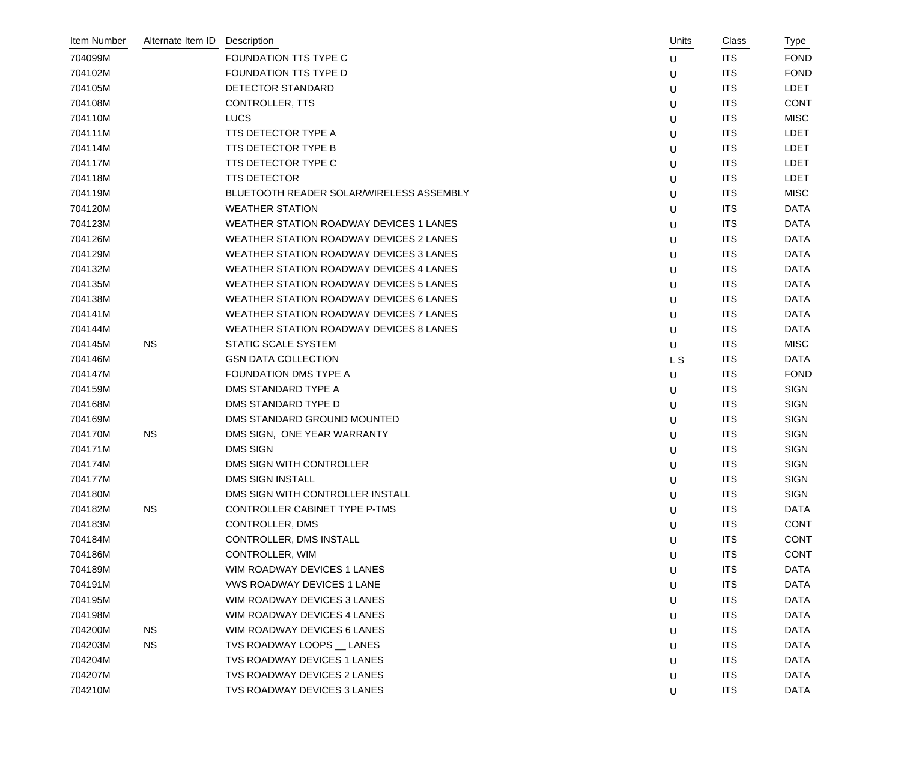| Item Number | Alternate Item ID | Description | Units | Class | Type |
|---|---|---|---|---|---|
| 704099M | | FOUNDATION TTS TYPE C | U | ITS | FOND |
| 704102M | | FOUNDATION TTS TYPE D | U | ITS | FOND |
| 704105M | | DETECTOR STANDARD | U | ITS | LDET |
| 704108M | | CONTROLLER, TTS | U | ITS | CONT |
| 704110M | | LUCS | U | ITS | MISC |
| 704111M | | TTS DETECTOR TYPE A | U | ITS | LDET |
| 704114M | | TTS DETECTOR TYPE B | U | ITS | LDET |
| 704117M | | TTS DETECTOR TYPE C | U | ITS | LDET |
| 704118M | | TTS DETECTOR | U | ITS | LDET |
| 704119M | | BLUETOOTH READER SOLAR/WIRELESS ASSEMBLY | U | ITS | MISC |
| 704120M | | WEATHER STATION | U | ITS | DATA |
| 704123M | | WEATHER STATION ROADWAY DEVICES 1 LANES | U | ITS | DATA |
| 704126M | | WEATHER STATION ROADWAY DEVICES 2 LANES | U | ITS | DATA |
| 704129M | | WEATHER STATION ROADWAY DEVICES 3 LANES | U | ITS | DATA |
| 704132M | | WEATHER STATION ROADWAY DEVICES 4 LANES | U | ITS | DATA |
| 704135M | | WEATHER STATION ROADWAY DEVICES 5 LANES | U | ITS | DATA |
| 704138M | | WEATHER STATION ROADWAY DEVICES 6 LANES | U | ITS | DATA |
| 704141M | | WEATHER STATION ROADWAY DEVICES 7 LANES | U | ITS | DATA |
| 704144M | | WEATHER STATION ROADWAY DEVICES 8 LANES | U | ITS | DATA |
| 704145M | NS | STATIC SCALE SYSTEM | U | ITS | MISC |
| 704146M | | GSN DATA COLLECTION | L S | ITS | DATA |
| 704147M | | FOUNDATION DMS TYPE A | U | ITS | FOND |
| 704159M | | DMS STANDARD TYPE A | U | ITS | SIGN |
| 704168M | | DMS STANDARD TYPE D | U | ITS | SIGN |
| 704169M | | DMS STANDARD GROUND MOUNTED | U | ITS | SIGN |
| 704170M | NS | DMS SIGN, ONE YEAR WARRANTY | U | ITS | SIGN |
| 704171M | | DMS SIGN | U | ITS | SIGN |
| 704174M | | DMS SIGN WITH CONTROLLER | U | ITS | SIGN |
| 704177M | | DMS SIGN INSTALL | U | ITS | SIGN |
| 704180M | | DMS SIGN WITH CONTROLLER INSTALL | U | ITS | SIGN |
| 704182M | NS | CONTROLLER CABINET TYPE P-TMS | U | ITS | DATA |
| 704183M | | CONTROLLER, DMS | U | ITS | CONT |
| 704184M | | CONTROLLER, DMS INSTALL | U | ITS | CONT |
| 704186M | | CONTROLLER, WIM | U | ITS | CONT |
| 704189M | | WIM ROADWAY DEVICES 1 LANES | U | ITS | DATA |
| 704191M | | VWS ROADWAY DEVICES 1 LANE | U | ITS | DATA |
| 704195M | | WIM ROADWAY DEVICES 3 LANES | U | ITS | DATA |
| 704198M | | WIM ROADWAY DEVICES 4 LANES | U | ITS | DATA |
| 704200M | NS | WIM ROADWAY DEVICES 6 LANES | U | ITS | DATA |
| 704203M | NS | TVS ROADWAY LOOPS __ LANES | U | ITS | DATA |
| 704204M | | TVS ROADWAY DEVICES 1 LANES | U | ITS | DATA |
| 704207M | | TVS ROADWAY DEVICES 2 LANES | U | ITS | DATA |
| 704210M | | TVS ROADWAY DEVICES 3 LANES | U | ITS | DATA |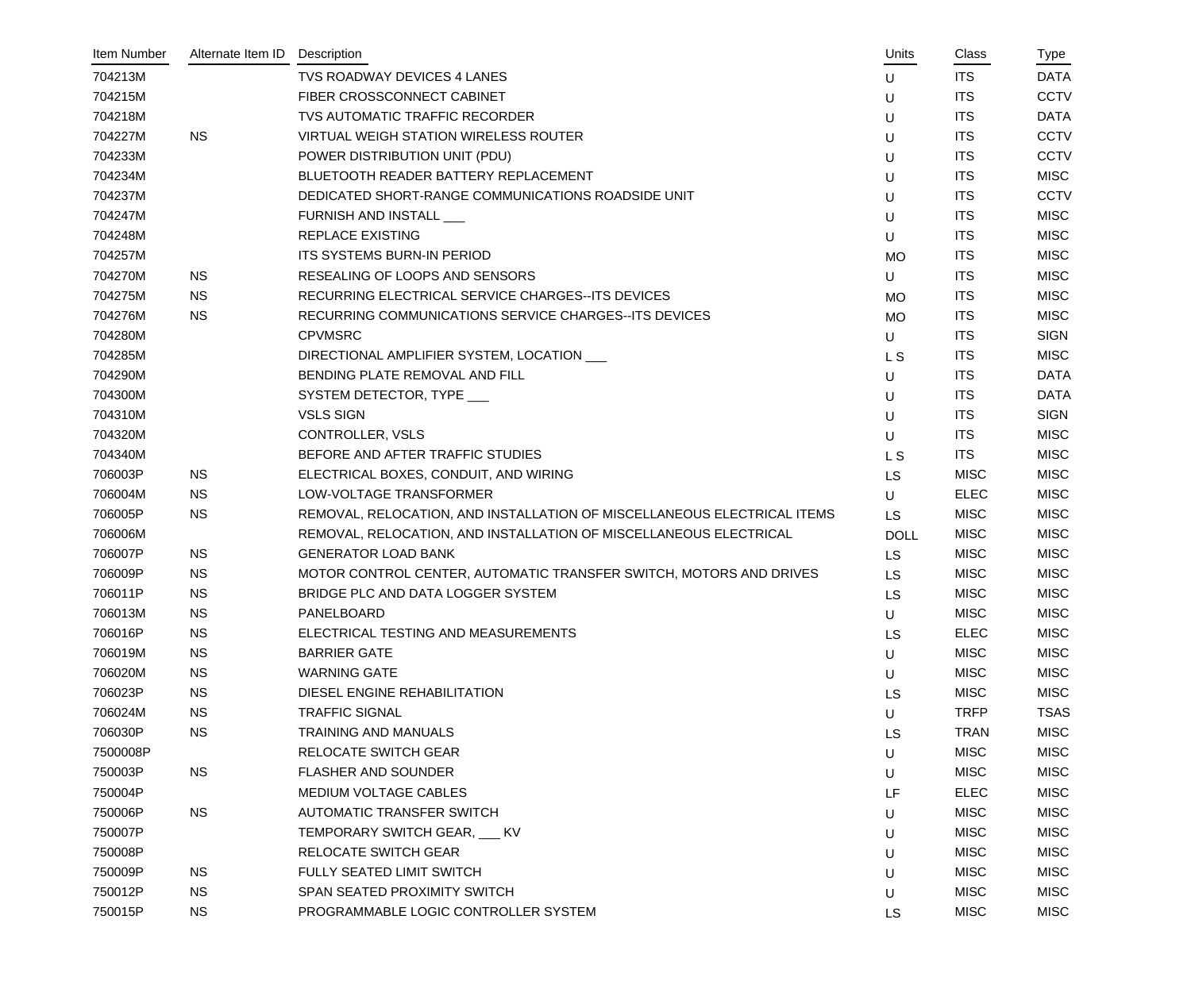| Item Number | Alternate Item ID | Description | Units | Class | Type |
|---|---|---|---|---|---|
| 704213M | | TVS ROADWAY DEVICES 4 LANES | U | ITS | DATA |
| 704215M | | FIBER CROSSCONNECT CABINET | U | ITS | CCTV |
| 704218M | | TVS AUTOMATIC TRAFFIC RECORDER | U | ITS | DATA |
| 704227M | NS | VIRTUAL WEIGH STATION WIRELESS ROUTER | U | ITS | CCTV |
| 704233M | | POWER DISTRIBUTION UNIT (PDU) | U | ITS | CCTV |
| 704234M | | BLUETOOTH READER BATTERY REPLACEMENT | U | ITS | MISC |
| 704237M | | DEDICATED SHORT-RANGE COMMUNICATIONS ROADSIDE UNIT | U | ITS | CCTV |
| 704247M | | FURNISH AND INSTALL ___ | U | ITS | MISC |
| 704248M | | REPLACE EXISTING | U | ITS | MISC |
| 704257M | | ITS SYSTEMS BURN-IN PERIOD | MO | ITS | MISC |
| 704270M | NS | RESEALING OF LOOPS AND SENSORS | U | ITS | MISC |
| 704275M | NS | RECURRING ELECTRICAL SERVICE CHARGES--ITS DEVICES | MO | ITS | MISC |
| 704276M | NS | RECURRING COMMUNICATIONS SERVICE CHARGES--ITS DEVICES | MO | ITS | MISC |
| 704280M | | CPVMSRC | U | ITS | SIGN |
| 704285M | | DIRECTIONAL AMPLIFIER SYSTEM, LOCATION ___ | L S | ITS | MISC |
| 704290M | | BENDING PLATE REMOVAL AND FILL | U | ITS | DATA |
| 704300M | | SYSTEM DETECTOR, TYPE ___ | U | ITS | DATA |
| 704310M | | VSLS SIGN | U | ITS | SIGN |
| 704320M | | CONTROLLER, VSLS | U | ITS | MISC |
| 704340M | | BEFORE AND AFTER TRAFFIC STUDIES | L S | ITS | MISC |
| 706003P | NS | ELECTRICAL BOXES, CONDUIT, AND WIRING | LS | MISC | MISC |
| 706004M | NS | LOW-VOLTAGE TRANSFORMER | U | ELEC | MISC |
| 706005P | NS | REMOVAL, RELOCATION, AND INSTALLATION OF MISCELLANEOUS ELECTRICAL ITEMS | LS | MISC | MISC |
| 706006M | | REMOVAL, RELOCATION, AND INSTALLATION OF MISCELLANEOUS ELECTRICAL | DOLL | MISC | MISC |
| 706007P | NS | GENERATOR LOAD BANK | LS | MISC | MISC |
| 706009P | NS | MOTOR CONTROL CENTER, AUTOMATIC TRANSFER SWITCH, MOTORS AND DRIVES | LS | MISC | MISC |
| 706011P | NS | BRIDGE PLC AND DATA LOGGER SYSTEM | LS | MISC | MISC |
| 706013M | NS | PANELBOARD | U | MISC | MISC |
| 706016P | NS | ELECTRICAL TESTING AND MEASUREMENTS | LS | ELEC | MISC |
| 706019M | NS | BARRIER GATE | U | MISC | MISC |
| 706020M | NS | WARNING GATE | U | MISC | MISC |
| 706023P | NS | DIESEL ENGINE REHABILITATION | LS | MISC | MISC |
| 706024M | NS | TRAFFIC SIGNAL | U | TRFP | TSAS |
| 706030P | NS | TRAINING AND MANUALS | LS | TRAN | MISC |
| 7500008P | | RELOCATE SWITCH GEAR | U | MISC | MISC |
| 750003P | NS | FLASHER AND SOUNDER | U | MISC | MISC |
| 750004P | | MEDIUM VOLTAGE CABLES | LF | ELEC | MISC |
| 750006P | NS | AUTOMATIC TRANSFER SWITCH | U | MISC | MISC |
| 750007P | | TEMPORARY SWITCH GEAR, ___ KV | U | MISC | MISC |
| 750008P | | RELOCATE SWITCH GEAR | U | MISC | MISC |
| 750009P | NS | FULLY SEATED LIMIT SWITCH | U | MISC | MISC |
| 750012P | NS | SPAN SEATED PROXIMITY SWITCH | U | MISC | MISC |
| 750015P | NS | PROGRAMMABLE LOGIC CONTROLLER SYSTEM | LS | MISC | MISC |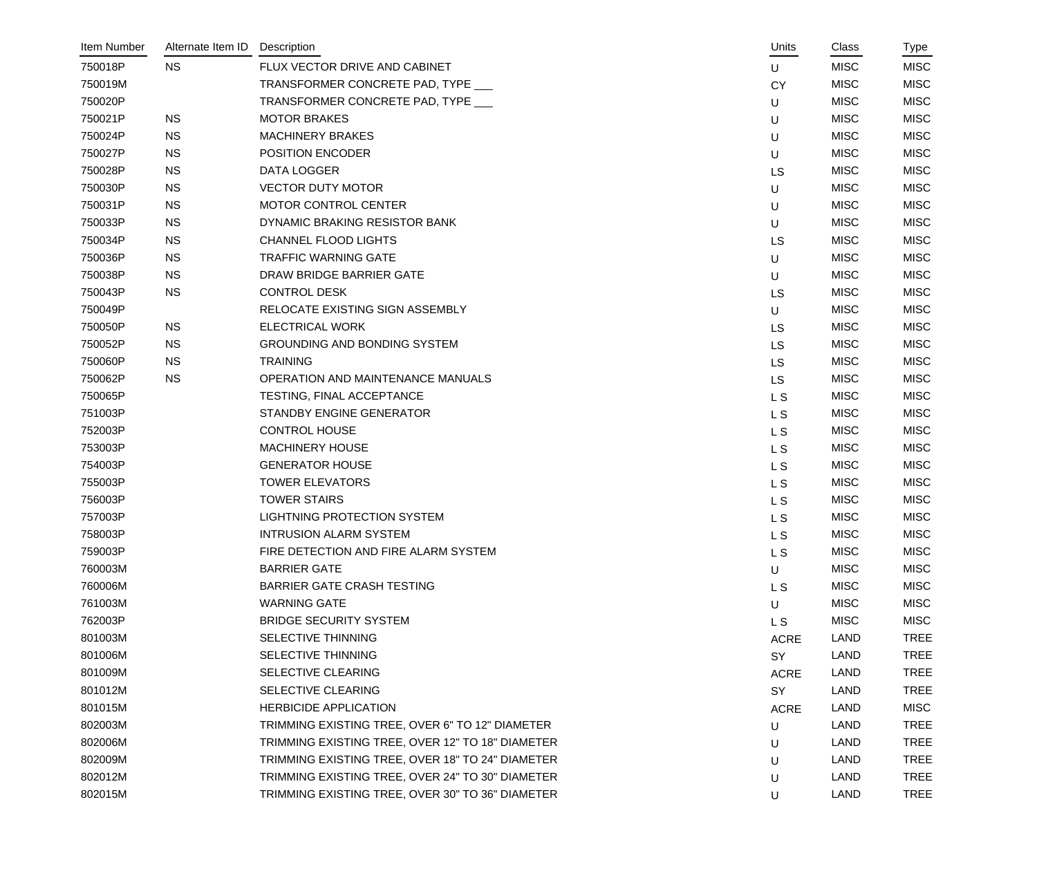| Item Number | Alternate Item ID | Description | Units | Class | Type |
|---|---|---|---|---|---|
| 750018P | NS | FLUX VECTOR DRIVE AND CABINET | U | MISC | MISC |
| 750019M | | TRANSFORMER CONCRETE PAD, TYPE ___ | CY | MISC | MISC |
| 750020P | | TRANSFORMER CONCRETE PAD, TYPE ___ | U | MISC | MISC |
| 750021P | NS | MOTOR BRAKES | U | MISC | MISC |
| 750024P | NS | MACHINERY BRAKES | U | MISC | MISC |
| 750027P | NS | POSITION ENCODER | U | MISC | MISC |
| 750028P | NS | DATA LOGGER | LS | MISC | MISC |
| 750030P | NS | VECTOR DUTY MOTOR | U | MISC | MISC |
| 750031P | NS | MOTOR CONTROL CENTER | U | MISC | MISC |
| 750033P | NS | DYNAMIC BRAKING RESISTOR BANK | U | MISC | MISC |
| 750034P | NS | CHANNEL FLOOD LIGHTS | LS | MISC | MISC |
| 750036P | NS | TRAFFIC WARNING GATE | U | MISC | MISC |
| 750038P | NS | DRAW BRIDGE BARRIER GATE | U | MISC | MISC |
| 750043P | NS | CONTROL DESK | LS | MISC | MISC |
| 750049P | | RELOCATE EXISTING SIGN ASSEMBLY | U | MISC | MISC |
| 750050P | NS | ELECTRICAL WORK | LS | MISC | MISC |
| 750052P | NS | GROUNDING AND BONDING SYSTEM | LS | MISC | MISC |
| 750060P | NS | TRAINING | LS | MISC | MISC |
| 750062P | NS | OPERATION AND MAINTENANCE MANUALS | LS | MISC | MISC |
| 750065P | | TESTING, FINAL ACCEPTANCE | L S | MISC | MISC |
| 751003P | | STANDBY ENGINE GENERATOR | L S | MISC | MISC |
| 752003P | | CONTROL HOUSE | L S | MISC | MISC |
| 753003P | | MACHINERY HOUSE | L S | MISC | MISC |
| 754003P | | GENERATOR HOUSE | L S | MISC | MISC |
| 755003P | | TOWER ELEVATORS | L S | MISC | MISC |
| 756003P | | TOWER STAIRS | L S | MISC | MISC |
| 757003P | | LIGHTNING PROTECTION SYSTEM | L S | MISC | MISC |
| 758003P | | INTRUSION ALARM SYSTEM | L S | MISC | MISC |
| 759003P | | FIRE DETECTION AND FIRE ALARM SYSTEM | L S | MISC | MISC |
| 760003M | | BARRIER GATE | U | MISC | MISC |
| 760006M | | BARRIER GATE CRASH TESTING | L S | MISC | MISC |
| 761003M | | WARNING GATE | U | MISC | MISC |
| 762003P | | BRIDGE SECURITY SYSTEM | L S | MISC | MISC |
| 801003M | | SELECTIVE THINNING | ACRE | LAND | TREE |
| 801006M | | SELECTIVE THINNING | SY | LAND | TREE |
| 801009M | | SELECTIVE CLEARING | ACRE | LAND | TREE |
| 801012M | | SELECTIVE CLEARING | SY | LAND | TREE |
| 801015M | | HERBICIDE APPLICATION | ACRE | LAND | MISC |
| 802003M | | TRIMMING EXISTING TREE, OVER 6" TO 12" DIAMETER | U | LAND | TREE |
| 802006M | | TRIMMING EXISTING TREE, OVER 12" TO 18" DIAMETER | U | LAND | TREE |
| 802009M | | TRIMMING EXISTING TREE, OVER 18" TO 24" DIAMETER | U | LAND | TREE |
| 802012M | | TRIMMING EXISTING TREE, OVER 24" TO 30" DIAMETER | U | LAND | TREE |
| 802015M | | TRIMMING EXISTING TREE, OVER 30" TO 36" DIAMETER | U | LAND | TREE |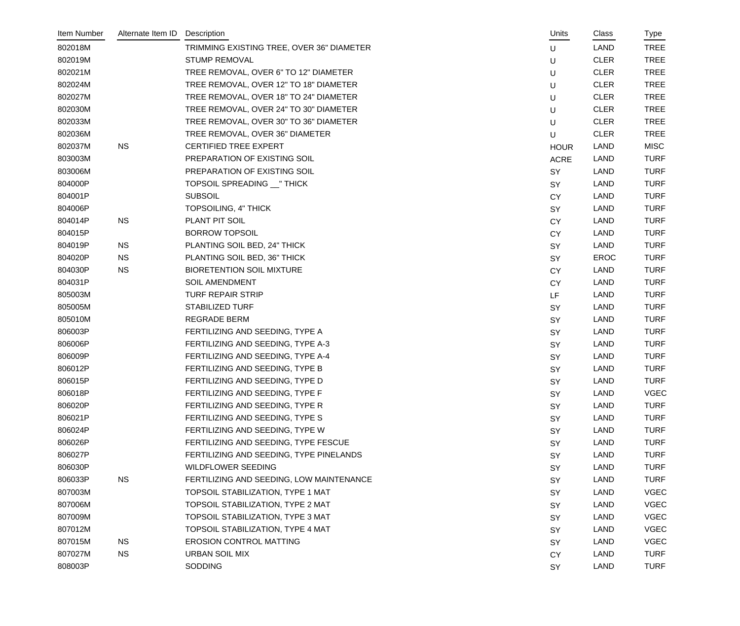| Item Number | Alternate Item ID | Description | Units | Class | Type |
| --- | --- | --- | --- | --- | --- |
| 802018M | | TRIMMING EXISTING TREE, OVER 36" DIAMETER | U | LAND | TREE |
| 802019M | | STUMP REMOVAL | U | CLER | TREE |
| 802021M | | TREE REMOVAL, OVER 6" TO 12" DIAMETER | U | CLER | TREE |
| 802024M | | TREE REMOVAL, OVER 12" TO 18" DIAMETER | U | CLER | TREE |
| 802027M | | TREE REMOVAL, OVER 18" TO 24" DIAMETER | U | CLER | TREE |
| 802030M | | TREE REMOVAL, OVER 24" TO 30" DIAMETER | U | CLER | TREE |
| 802033M | | TREE REMOVAL, OVER 30" TO 36" DIAMETER | U | CLER | TREE |
| 802036M | | TREE REMOVAL, OVER 36" DIAMETER | U | CLER | TREE |
| 802037M | NS | CERTIFIED TREE EXPERT | HOUR | LAND | MISC |
| 803003M | | PREPARATION OF EXISTING SOIL | ACRE | LAND | TURF |
| 803006M | | PREPARATION OF EXISTING SOIL | SY | LAND | TURF |
| 804000P | | TOPSOIL SPREADING __" THICK | SY | LAND | TURF |
| 804001P | | SUBSOIL | CY | LAND | TURF |
| 804006P | | TOPSOILING, 4" THICK | SY | LAND | TURF |
| 804014P | NS | PLANT PIT SOIL | CY | LAND | TURF |
| 804015P | | BORROW TOPSOIL | CY | LAND | TURF |
| 804019P | NS | PLANTING SOIL BED, 24" THICK | SY | LAND | TURF |
| 804020P | NS | PLANTING SOIL BED, 36" THICK | SY | EROC | TURF |
| 804030P | NS | BIORETENTION SOIL MIXTURE | CY | LAND | TURF |
| 804031P | | SOIL AMENDMENT | CY | LAND | TURF |
| 805003M | | TURF REPAIR STRIP | LF | LAND | TURF |
| 805005M | | STABILIZED TURF | SY | LAND | TURF |
| 805010M | | REGRADE BERM | SY | LAND | TURF |
| 806003P | | FERTILIZING AND SEEDING, TYPE A | SY | LAND | TURF |
| 806006P | | FERTILIZING AND SEEDING, TYPE A-3 | SY | LAND | TURF |
| 806009P | | FERTILIZING AND SEEDING, TYPE A-4 | SY | LAND | TURF |
| 806012P | | FERTILIZING AND SEEDING, TYPE B | SY | LAND | TURF |
| 806015P | | FERTILIZING AND SEEDING, TYPE D | SY | LAND | TURF |
| 806018P | | FERTILIZING AND SEEDING, TYPE F | SY | LAND | VGEC |
| 806020P | | FERTILIZING AND SEEDING, TYPE R | SY | LAND | TURF |
| 806021P | | FERTILIZING AND SEEDING, TYPE S | SY | LAND | TURF |
| 806024P | | FERTILIZING AND SEEDING, TYPE W | SY | LAND | TURF |
| 806026P | | FERTILIZING AND SEEDING, TYPE FESCUE | SY | LAND | TURF |
| 806027P | | FERTILIZING AND SEEDING, TYPE PINELANDS | SY | LAND | TURF |
| 806030P | | WILDFLOWER SEEDING | SY | LAND | TURF |
| 806033P | NS | FERTILIZING AND SEEDING, LOW MAINTENANCE | SY | LAND | TURF |
| 807003M | | TOPSOIL STABILIZATION, TYPE 1 MAT | SY | LAND | VGEC |
| 807006M | | TOPSOIL STABILIZATION, TYPE 2 MAT | SY | LAND | VGEC |
| 807009M | | TOPSOIL STABILIZATION, TYPE 3 MAT | SY | LAND | VGEC |
| 807012M | | TOPSOIL STABILIZATION, TYPE 4 MAT | SY | LAND | VGEC |
| 807015M | NS | EROSION CONTROL MATTING | SY | LAND | VGEC |
| 807027M | NS | URBAN SOIL MIX | CY | LAND | TURF |
| 808003P | | SODDING | SY | LAND | TURF |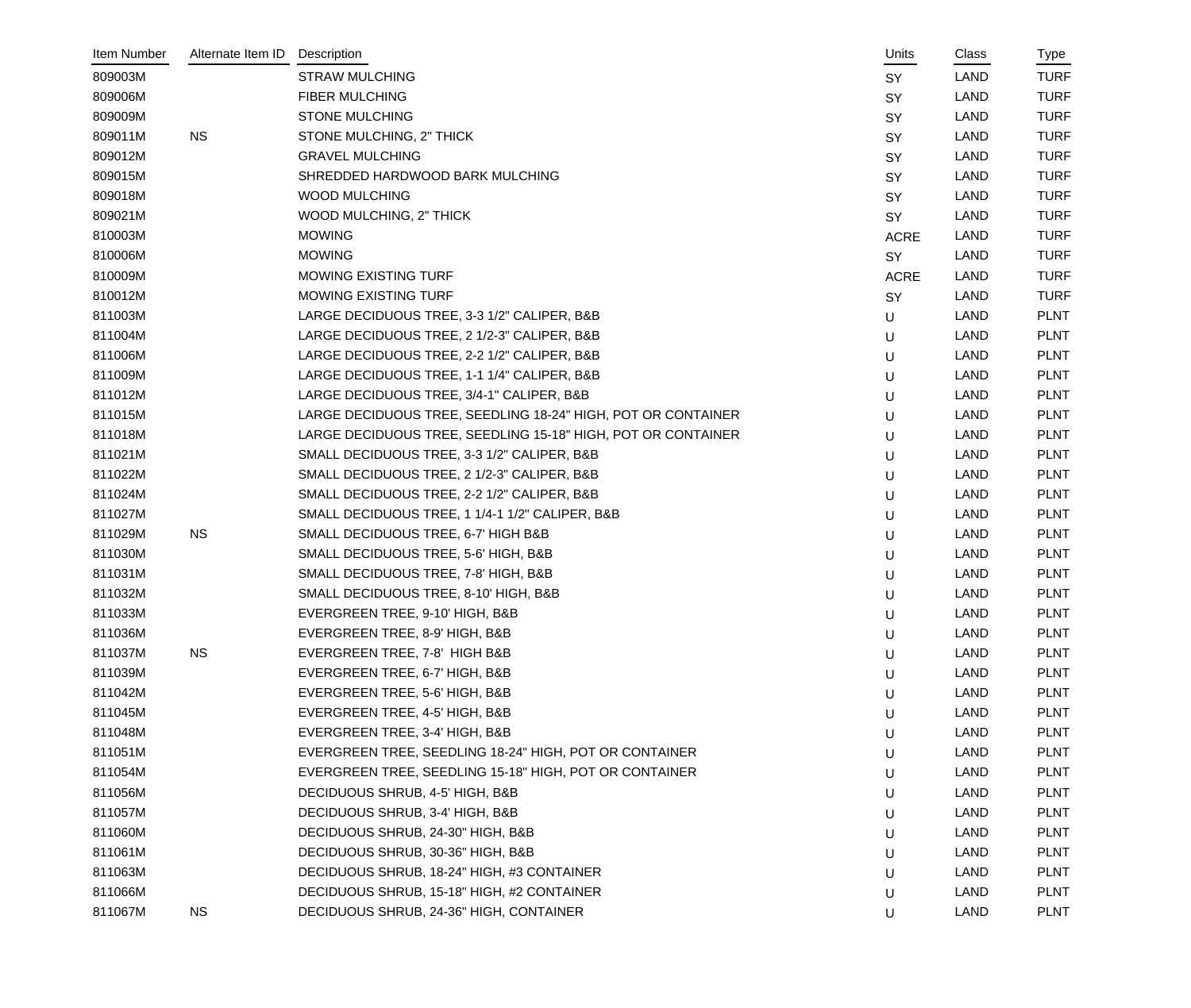| Item Number | Alternate Item ID | Description | Units | Class | Type |
|---|---|---|---|---|---|
| 809003M | | STRAW MULCHING | SY | LAND | TURF |
| 809006M | | FIBER MULCHING | SY | LAND | TURF |
| 809009M | | STONE MULCHING | SY | LAND | TURF |
| 809011M | NS | STONE MULCHING, 2" THICK | SY | LAND | TURF |
| 809012M | | GRAVEL MULCHING | SY | LAND | TURF |
| 809015M | | SHREDDED HARDWOOD BARK MULCHING | SY | LAND | TURF |
| 809018M | | WOOD MULCHING | SY | LAND | TURF |
| 809021M | | WOOD MULCHING, 2" THICK | SY | LAND | TURF |
| 810003M | | MOWING | ACRE | LAND | TURF |
| 810006M | | MOWING | SY | LAND | TURF |
| 810009M | | MOWING EXISTING TURF | ACRE | LAND | TURF |
| 810012M | | MOWING EXISTING TURF | SY | LAND | TURF |
| 811003M | | LARGE DECIDUOUS TREE, 3-3 1/2" CALIPER, B&B | U | LAND | PLNT |
| 811004M | | LARGE DECIDUOUS TREE, 2 1/2-3" CALIPER, B&B | U | LAND | PLNT |
| 811006M | | LARGE DECIDUOUS TREE, 2-2 1/2" CALIPER, B&B | U | LAND | PLNT |
| 811009M | | LARGE DECIDUOUS TREE, 1-1 1/4" CALIPER, B&B | U | LAND | PLNT |
| 811012M | | LARGE DECIDUOUS TREE, 3/4-1" CALIPER, B&B | U | LAND | PLNT |
| 811015M | | LARGE DECIDUOUS TREE, SEEDLING 18-24" HIGH, POT OR CONTAINER | U | LAND | PLNT |
| 811018M | | LARGE DECIDUOUS TREE, SEEDLING 15-18" HIGH, POT OR CONTAINER | U | LAND | PLNT |
| 811021M | | SMALL DECIDUOUS TREE, 3-3 1/2" CALIPER, B&B | U | LAND | PLNT |
| 811022M | | SMALL DECIDUOUS TREE, 2 1/2-3" CALIPER, B&B | U | LAND | PLNT |
| 811024M | | SMALL DECIDUOUS TREE, 2-2 1/2" CALIPER, B&B | U | LAND | PLNT |
| 811027M | | SMALL DECIDUOUS TREE, 1 1/4-1 1/2" CALIPER, B&B | U | LAND | PLNT |
| 811029M | NS | SMALL DECIDUOUS TREE, 6-7' HIGH B&B | U | LAND | PLNT |
| 811030M | | SMALL DECIDUOUS TREE, 5-6' HIGH, B&B | U | LAND | PLNT |
| 811031M | | SMALL DECIDUOUS TREE, 7-8' HIGH, B&B | U | LAND | PLNT |
| 811032M | | SMALL DECIDUOUS TREE, 8-10' HIGH, B&B | U | LAND | PLNT |
| 811033M | | EVERGREEN TREE, 9-10' HIGH, B&B | U | LAND | PLNT |
| 811036M | | EVERGREEN TREE, 8-9' HIGH, B&B | U | LAND | PLNT |
| 811037M | NS | EVERGREEN TREE, 7-8' HIGH B&B | U | LAND | PLNT |
| 811039M | | EVERGREEN TREE, 6-7' HIGH, B&B | U | LAND | PLNT |
| 811042M | | EVERGREEN TREE, 5-6' HIGH, B&B | U | LAND | PLNT |
| 811045M | | EVERGREEN TREE, 4-5' HIGH, B&B | U | LAND | PLNT |
| 811048M | | EVERGREEN TREE, 3-4' HIGH, B&B | U | LAND | PLNT |
| 811051M | | EVERGREEN TREE, SEEDLING 18-24" HIGH, POT OR CONTAINER | U | LAND | PLNT |
| 811054M | | EVERGREEN TREE, SEEDLING 15-18" HIGH, POT OR CONTAINER | U | LAND | PLNT |
| 811056M | | DECIDUOUS SHRUB, 4-5' HIGH, B&B | U | LAND | PLNT |
| 811057M | | DECIDUOUS SHRUB, 3-4' HIGH, B&B | U | LAND | PLNT |
| 811060M | | DECIDUOUS SHRUB, 24-30" HIGH, B&B | U | LAND | PLNT |
| 811061M | | DECIDUOUS SHRUB, 30-36" HIGH, B&B | U | LAND | PLNT |
| 811063M | | DECIDUOUS SHRUB, 18-24" HIGH, #3 CONTAINER | U | LAND | PLNT |
| 811066M | | DECIDUOUS SHRUB, 15-18" HIGH, #2 CONTAINER | U | LAND | PLNT |
| 811067M | NS | DECIDUOUS SHRUB, 24-36" HIGH, CONTAINER | U | LAND | PLNT |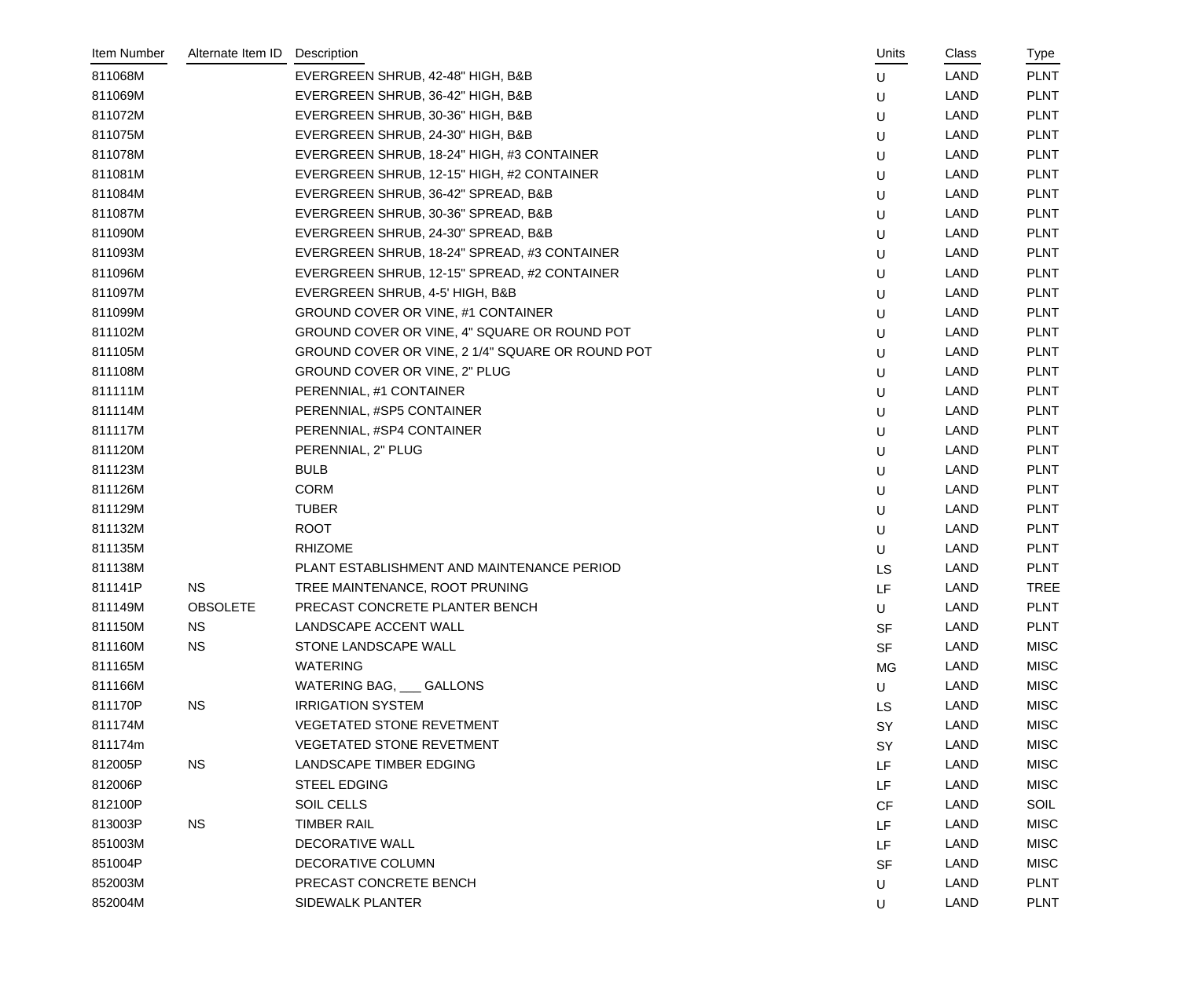| Item Number | Alternate Item ID | Description | Units | Class | Type |
|---|---|---|---|---|---|
| 811068M | | EVERGREEN SHRUB, 42-48" HIGH, B&B | U | LAND | PLNT |
| 811069M | | EVERGREEN SHRUB, 36-42" HIGH, B&B | U | LAND | PLNT |
| 811072M | | EVERGREEN SHRUB, 30-36" HIGH, B&B | U | LAND | PLNT |
| 811075M | | EVERGREEN SHRUB, 24-30" HIGH, B&B | U | LAND | PLNT |
| 811078M | | EVERGREEN SHRUB, 18-24" HIGH, #3 CONTAINER | U | LAND | PLNT |
| 811081M | | EVERGREEN SHRUB, 12-15" HIGH, #2 CONTAINER | U | LAND | PLNT |
| 811084M | | EVERGREEN SHRUB, 36-42" SPREAD, B&B | U | LAND | PLNT |
| 811087M | | EVERGREEN SHRUB, 30-36" SPREAD, B&B | U | LAND | PLNT |
| 811090M | | EVERGREEN SHRUB, 24-30" SPREAD, B&B | U | LAND | PLNT |
| 811093M | | EVERGREEN SHRUB, 18-24" SPREAD, #3 CONTAINER | U | LAND | PLNT |
| 811096M | | EVERGREEN SHRUB, 12-15" SPREAD, #2 CONTAINER | U | LAND | PLNT |
| 811097M | | EVERGREEN SHRUB, 4-5' HIGH, B&B | U | LAND | PLNT |
| 811099M | | GROUND COVER OR VINE, #1 CONTAINER | U | LAND | PLNT |
| 811102M | | GROUND COVER OR VINE, 4" SQUARE OR ROUND POT | U | LAND | PLNT |
| 811105M | | GROUND COVER OR VINE, 2 1/4" SQUARE OR ROUND POT | U | LAND | PLNT |
| 811108M | | GROUND COVER OR VINE, 2" PLUG | U | LAND | PLNT |
| 811111M | | PERENNIAL, #1 CONTAINER | U | LAND | PLNT |
| 811114M | | PERENNIAL, #SP5 CONTAINER | U | LAND | PLNT |
| 811117M | | PERENNIAL, #SP4 CONTAINER | U | LAND | PLNT |
| 811120M | | PERENNIAL, 2" PLUG | U | LAND | PLNT |
| 811123M | | BULB | U | LAND | PLNT |
| 811126M | | CORM | U | LAND | PLNT |
| 811129M | | TUBER | U | LAND | PLNT |
| 811132M | | ROOT | U | LAND | PLNT |
| 811135M | | RHIZOME | U | LAND | PLNT |
| 811138M | | PLANT ESTABLISHMENT AND MAINTENANCE PERIOD | LS | LAND | PLNT |
| 811141P | NS | TREE MAINTENANCE, ROOT PRUNING | LF | LAND | TREE |
| 811149M | OBSOLETE | PRECAST CONCRETE PLANTER BENCH | U | LAND | PLNT |
| 811150M | NS | LANDSCAPE ACCENT WALL | SF | LAND | PLNT |
| 811160M | NS | STONE LANDSCAPE WALL | SF | LAND | MISC |
| 811165M | | WATERING | MG | LAND | MISC |
| 811166M | | WATERING BAG, ___ GALLONS | U | LAND | MISC |
| 811170P | NS | IRRIGATION SYSTEM | LS | LAND | MISC |
| 811174M | | VEGETATED STONE REVETMENT | SY | LAND | MISC |
| 811174m | | VEGETATED STONE REVETMENT | SY | LAND | MISC |
| 812005P | NS | LANDSCAPE TIMBER EDGING | LF | LAND | MISC |
| 812006P | | STEEL EDGING | LF | LAND | MISC |
| 812100P | | SOIL CELLS | CF | LAND | SOIL |
| 813003P | NS | TIMBER RAIL | LF | LAND | MISC |
| 851003M | | DECORATIVE WALL | LF | LAND | MISC |
| 851004P | | DECORATIVE COLUMN | SF | LAND | MISC |
| 852003M | | PRECAST CONCRETE BENCH | U | LAND | PLNT |
| 852004M | | SIDEWALK PLANTER | U | LAND | PLNT |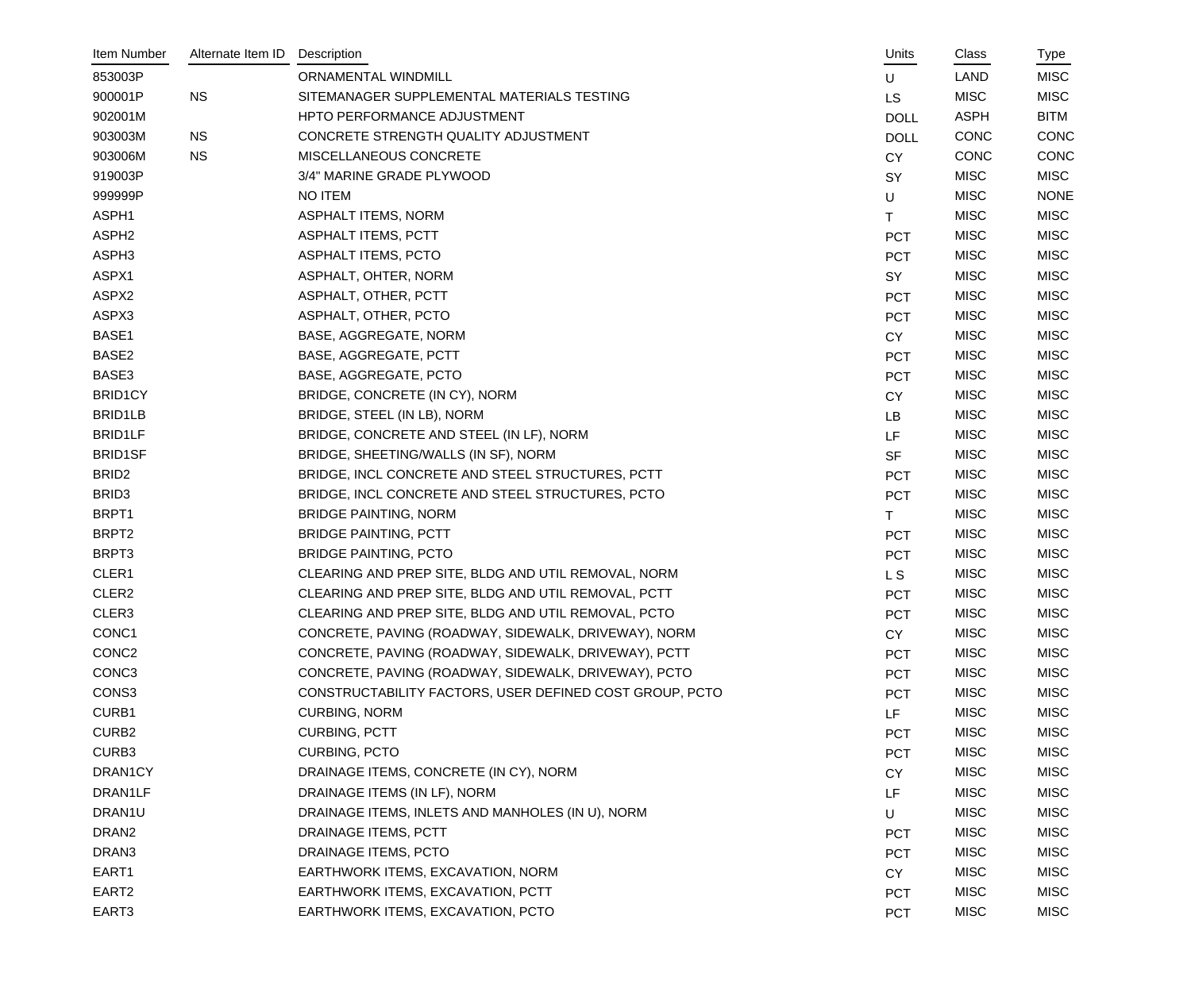| Item Number | Alternate Item ID | Description | Units | Class | Type |
|---|---|---|---|---|---|
| 853003P | | ORNAMENTAL WINDMILL | U | LAND | MISC |
| 900001P | NS | SITEMANAGER SUPPLEMENTAL MATERIALS TESTING | LS | MISC | MISC |
| 902001M | | HPTO PERFORMANCE ADJUSTMENT | DOLL | ASPH | BITM |
| 903003M | NS | CONCRETE STRENGTH QUALITY ADJUSTMENT | DOLL | CONC | CONC |
| 903006M | NS | MISCELLANEOUS CONCRETE | CY | CONC | CONC |
| 919003P | | 3/4" MARINE GRADE PLYWOOD | SY | MISC | MISC |
| 999999P | | NO ITEM | U | MISC | NONE |
| ASPH1 | | ASPHALT ITEMS, NORM | T | MISC | MISC |
| ASPH2 | | ASPHALT ITEMS, PCTT | PCT | MISC | MISC |
| ASPH3 | | ASPHALT ITEMS, PCTO | PCT | MISC | MISC |
| ASPX1 | | ASPHALT, OHTER, NORM | SY | MISC | MISC |
| ASPX2 | | ASPHALT, OTHER, PCTT | PCT | MISC | MISC |
| ASPX3 | | ASPHALT, OTHER, PCTO | PCT | MISC | MISC |
| BASE1 | | BASE, AGGREGATE, NORM | CY | MISC | MISC |
| BASE2 | | BASE, AGGREGATE, PCTT | PCT | MISC | MISC |
| BASE3 | | BASE, AGGREGATE, PCTO | PCT | MISC | MISC |
| BRID1CY | | BRIDGE, CONCRETE (IN CY), NORM | CY | MISC | MISC |
| BRID1LB | | BRIDGE, STEEL (IN LB), NORM | LB | MISC | MISC |
| BRID1LF | | BRIDGE, CONCRETE AND STEEL (IN LF), NORM | LF | MISC | MISC |
| BRID1SF | | BRIDGE, SHEETING/WALLS (IN SF), NORM | SF | MISC | MISC |
| BRID2 | | BRIDGE, INCL CONCRETE AND STEEL STRUCTURES, PCTT | PCT | MISC | MISC |
| BRID3 | | BRIDGE, INCL CONCRETE AND STEEL STRUCTURES, PCTO | PCT | MISC | MISC |
| BRPT1 | | BRIDGE PAINTING, NORM | T | MISC | MISC |
| BRPT2 | | BRIDGE PAINTING, PCTT | PCT | MISC | MISC |
| BRPT3 | | BRIDGE PAINTING, PCTO | PCT | MISC | MISC |
| CLER1 | | CLEARING AND PREP SITE, BLDG AND UTIL REMOVAL, NORM | L S | MISC | MISC |
| CLER2 | | CLEARING AND PREP SITE, BLDG AND UTIL REMOVAL, PCTT | PCT | MISC | MISC |
| CLER3 | | CLEARING AND PREP SITE, BLDG AND UTIL REMOVAL, PCTO | PCT | MISC | MISC |
| CONC1 | | CONCRETE, PAVING (ROADWAY, SIDEWALK, DRIVEWAY), NORM | CY | MISC | MISC |
| CONC2 | | CONCRETE, PAVING (ROADWAY, SIDEWALK, DRIVEWAY), PCTT | PCT | MISC | MISC |
| CONC3 | | CONCRETE, PAVING (ROADWAY, SIDEWALK, DRIVEWAY), PCTO | PCT | MISC | MISC |
| CONS3 | | CONSTRUCTABILITY FACTORS, USER DEFINED COST GROUP, PCTO | PCT | MISC | MISC |
| CURB1 | | CURBING, NORM | LF | MISC | MISC |
| CURB2 | | CURBING, PCTT | PCT | MISC | MISC |
| CURB3 | | CURBING, PCTO | PCT | MISC | MISC |
| DRAN1CY | | DRAINAGE ITEMS, CONCRETE (IN CY), NORM | CY | MISC | MISC |
| DRAN1LF | | DRAINAGE ITEMS (IN LF), NORM | LF | MISC | MISC |
| DRAN1U | | DRAINAGE ITEMS, INLETS AND MANHOLES (IN U), NORM | U | MISC | MISC |
| DRAN2 | | DRAINAGE ITEMS, PCTT | PCT | MISC | MISC |
| DRAN3 | | DRAINAGE ITEMS, PCTO | PCT | MISC | MISC |
| EART1 | | EARTHWORK ITEMS, EXCAVATION, NORM | CY | MISC | MISC |
| EART2 | | EARTHWORK ITEMS, EXCAVATION, PCTT | PCT | MISC | MISC |
| EART3 | | EARTHWORK ITEMS, EXCAVATION, PCTO | PCT | MISC | MISC |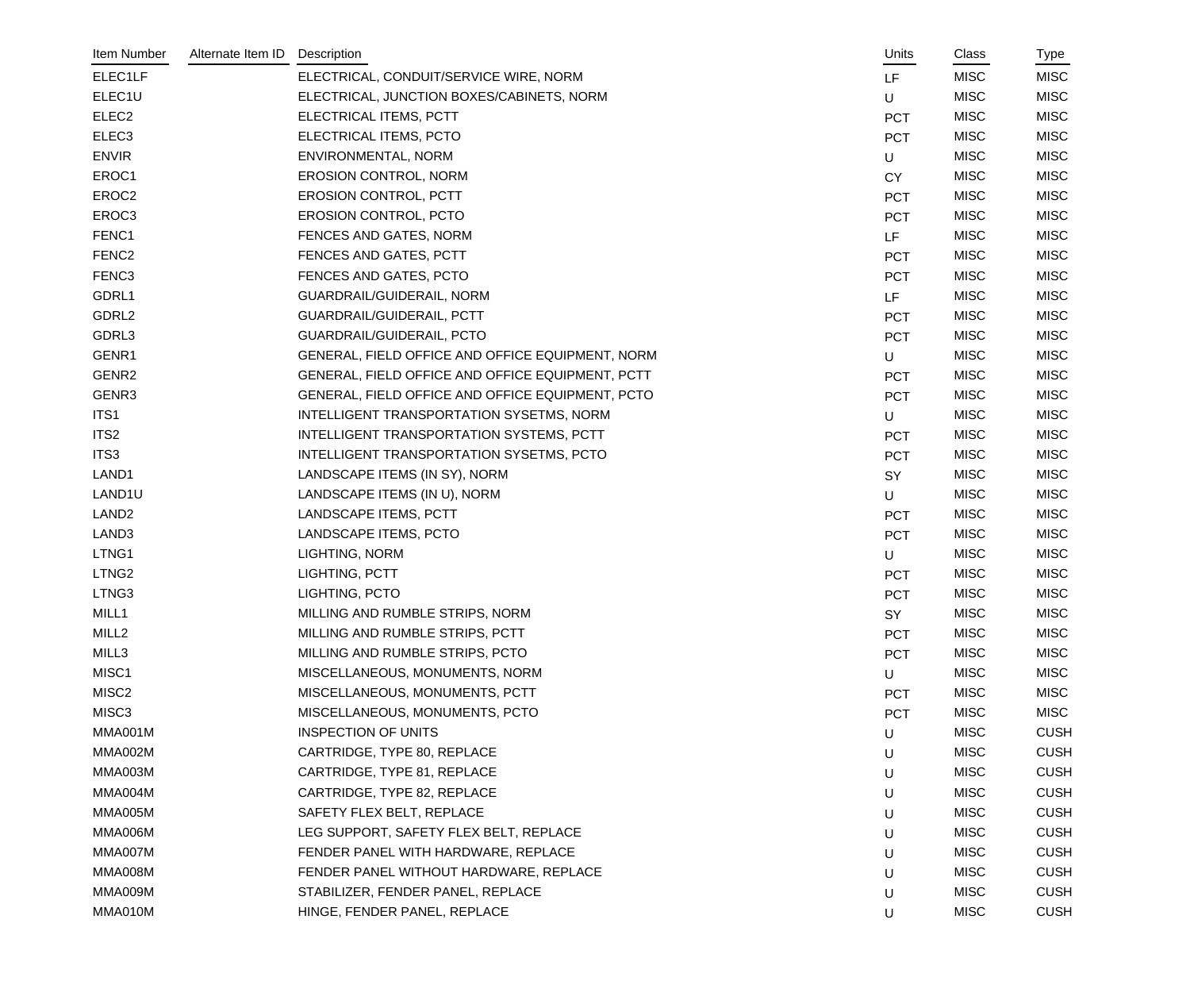| Item Number | Alternate Item ID | Description | Units | Class | Type |
|---|---|---|---|---|---|
| ELEC1LF | | ELECTRICAL, CONDUIT/SERVICE WIRE, NORM | LF | MISC | MISC |
| ELEC1U | | ELECTRICAL, JUNCTION BOXES/CABINETS, NORM | U | MISC | MISC |
| ELEC2 | | ELECTRICAL ITEMS, PCTT | PCT | MISC | MISC |
| ELEC3 | | ELECTRICAL ITEMS, PCTO | PCT | MISC | MISC |
| ENVIR | | ENVIRONMENTAL, NORM | U | MISC | MISC |
| EROC1 | | EROSION CONTROL, NORM | CY | MISC | MISC |
| EROC2 | | EROSION CONTROL, PCTT | PCT | MISC | MISC |
| EROC3 | | EROSION CONTROL, PCTO | PCT | MISC | MISC |
| FENC1 | | FENCES AND GATES, NORM | LF | MISC | MISC |
| FENC2 | | FENCES AND GATES, PCTT | PCT | MISC | MISC |
| FENC3 | | FENCES AND GATES, PCTO | PCT | MISC | MISC |
| GDRL1 | | GUARDRAIL/GUIDERAIL, NORM | LF | MISC | MISC |
| GDRL2 | | GUARDRAIL/GUIDERAIL, PCTT | PCT | MISC | MISC |
| GDRL3 | | GUARDRAIL/GUIDERAIL, PCTO | PCT | MISC | MISC |
| GENR1 | | GENERAL, FIELD OFFICE AND OFFICE EQUIPMENT, NORM | U | MISC | MISC |
| GENR2 | | GENERAL, FIELD OFFICE AND OFFICE EQUIPMENT, PCTT | PCT | MISC | MISC |
| GENR3 | | GENERAL, FIELD OFFICE AND OFFICE EQUIPMENT, PCTO | PCT | MISC | MISC |
| ITS1 | | INTELLIGENT TRANSPORTATION SYSETMS, NORM | U | MISC | MISC |
| ITS2 | | INTELLIGENT TRANSPORTATION SYSTEMS, PCTT | PCT | MISC | MISC |
| ITS3 | | INTELLIGENT TRANSPORTATION SYSETMS, PCTO | PCT | MISC | MISC |
| LAND1 | | LANDSCAPE ITEMS (IN SY), NORM | SY | MISC | MISC |
| LAND1U | | LANDSCAPE ITEMS (IN U), NORM | U | MISC | MISC |
| LAND2 | | LANDSCAPE ITEMS, PCTT | PCT | MISC | MISC |
| LAND3 | | LANDSCAPE ITEMS, PCTO | PCT | MISC | MISC |
| LTNG1 | | LIGHTING, NORM | U | MISC | MISC |
| LTNG2 | | LIGHTING, PCTT | PCT | MISC | MISC |
| LTNG3 | | LIGHTING, PCTO | PCT | MISC | MISC |
| MILL1 | | MILLING AND RUMBLE STRIPS, NORM | SY | MISC | MISC |
| MILL2 | | MILLING AND RUMBLE STRIPS, PCTT | PCT | MISC | MISC |
| MILL3 | | MILLING AND RUMBLE STRIPS, PCTO | PCT | MISC | MISC |
| MISC1 | | MISCELLANEOUS, MONUMENTS, NORM | U | MISC | MISC |
| MISC2 | | MISCELLANEOUS, MONUMENTS, PCTT | PCT | MISC | MISC |
| MISC3 | | MISCELLANEOUS, MONUMENTS, PCTO | PCT | MISC | MISC |
| MMA001M | | INSPECTION OF UNITS | U | MISC | CUSH |
| MMA002M | | CARTRIDGE, TYPE 80, REPLACE | U | MISC | CUSH |
| MMA003M | | CARTRIDGE, TYPE 81, REPLACE | U | MISC | CUSH |
| MMA004M | | CARTRIDGE, TYPE 82, REPLACE | U | MISC | CUSH |
| MMA005M | | SAFETY FLEX BELT, REPLACE | U | MISC | CUSH |
| MMA006M | | LEG SUPPORT, SAFETY FLEX BELT, REPLACE | U | MISC | CUSH |
| MMA007M | | FENDER PANEL WITH HARDWARE, REPLACE | U | MISC | CUSH |
| MMA008M | | FENDER PANEL WITHOUT HARDWARE, REPLACE | U | MISC | CUSH |
| MMA009M | | STABILIZER, FENDER PANEL, REPLACE | U | MISC | CUSH |
| MMA010M | | HINGE, FENDER PANEL, REPLACE | U | MISC | CUSH |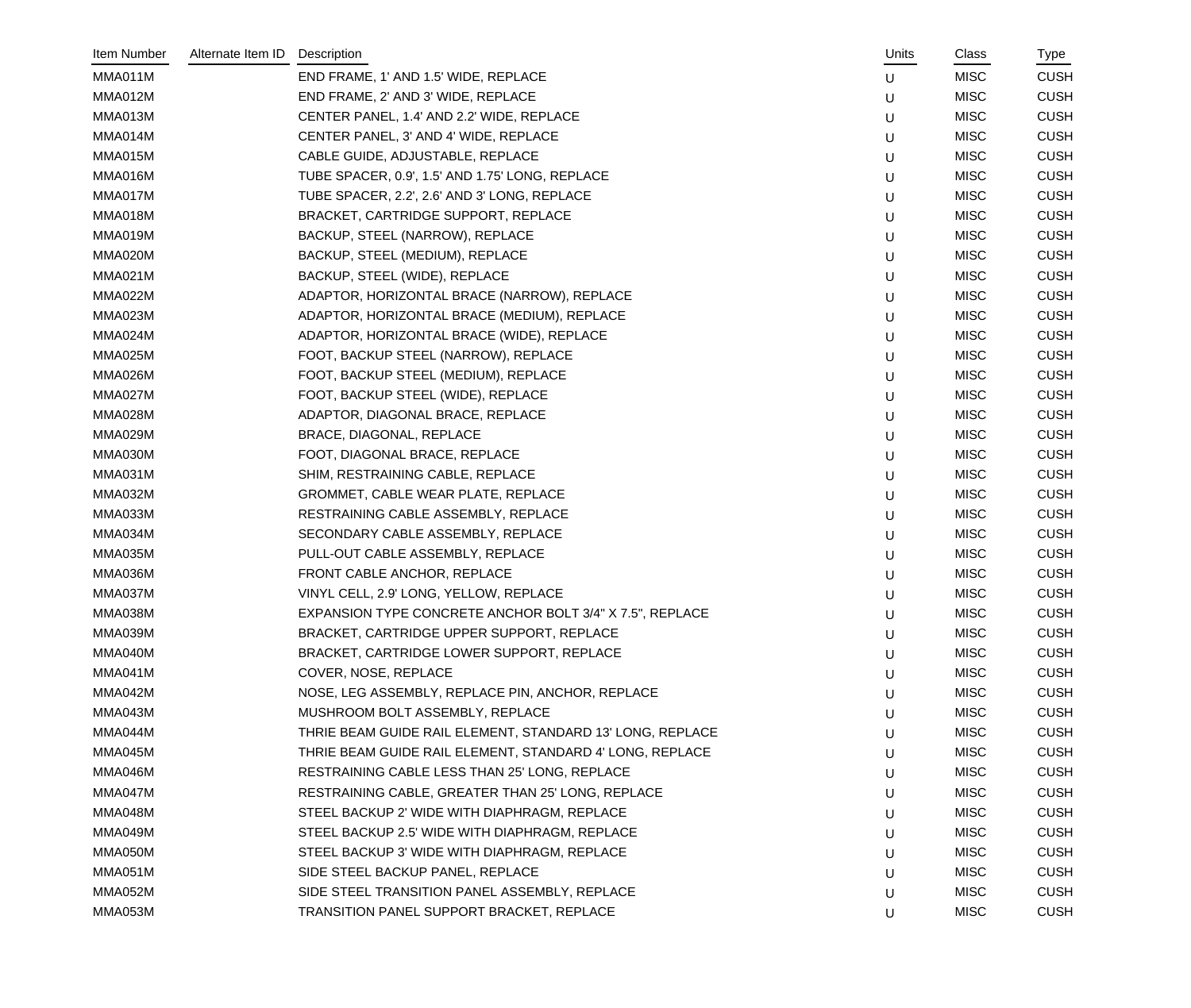| Item Number | Alternate Item ID | Description | Units | Class | Type |
|---|---|---|---|---|---|
| MMA011M | | END FRAME, 1' AND 1.5' WIDE, REPLACE | U | MISC | CUSH |
| MMA012M | | END FRAME, 2' AND 3' WIDE, REPLACE | U | MISC | CUSH |
| MMA013M | | CENTER PANEL, 1.4' AND 2.2' WIDE, REPLACE | U | MISC | CUSH |
| MMA014M | | CENTER PANEL, 3' AND 4' WIDE, REPLACE | U | MISC | CUSH |
| MMA015M | | CABLE GUIDE, ADJUSTABLE, REPLACE | U | MISC | CUSH |
| MMA016M | | TUBE SPACER, 0.9', 1.5' AND 1.75' LONG, REPLACE | U | MISC | CUSH |
| MMA017M | | TUBE SPACER, 2.2', 2.6' AND 3' LONG, REPLACE | U | MISC | CUSH |
| MMA018M | | BRACKET, CARTRIDGE SUPPORT, REPLACE | U | MISC | CUSH |
| MMA019M | | BACKUP, STEEL (NARROW), REPLACE | U | MISC | CUSH |
| MMA020M | | BACKUP, STEEL (MEDIUM), REPLACE | U | MISC | CUSH |
| MMA021M | | BACKUP, STEEL (WIDE), REPLACE | U | MISC | CUSH |
| MMA022M | | ADAPTOR, HORIZONTAL BRACE (NARROW), REPLACE | U | MISC | CUSH |
| MMA023M | | ADAPTOR, HORIZONTAL BRACE (MEDIUM), REPLACE | U | MISC | CUSH |
| MMA024M | | ADAPTOR, HORIZONTAL BRACE (WIDE), REPLACE | U | MISC | CUSH |
| MMA025M | | FOOT, BACKUP STEEL (NARROW), REPLACE | U | MISC | CUSH |
| MMA026M | | FOOT, BACKUP STEEL (MEDIUM), REPLACE | U | MISC | CUSH |
| MMA027M | | FOOT, BACKUP STEEL (WIDE), REPLACE | U | MISC | CUSH |
| MMA028M | | ADAPTOR, DIAGONAL BRACE, REPLACE | U | MISC | CUSH |
| MMA029M | | BRACE, DIAGONAL, REPLACE | U | MISC | CUSH |
| MMA030M | | FOOT, DIAGONAL BRACE, REPLACE | U | MISC | CUSH |
| MMA031M | | SHIM, RESTRAINING CABLE, REPLACE | U | MISC | CUSH |
| MMA032M | | GROMMET, CABLE WEAR PLATE, REPLACE | U | MISC | CUSH |
| MMA033M | | RESTRAINING CABLE ASSEMBLY, REPLACE | U | MISC | CUSH |
| MMA034M | | SECONDARY CABLE ASSEMBLY, REPLACE | U | MISC | CUSH |
| MMA035M | | PULL-OUT CABLE ASSEMBLY, REPLACE | U | MISC | CUSH |
| MMA036M | | FRONT CABLE ANCHOR, REPLACE | U | MISC | CUSH |
| MMA037M | | VINYL CELL, 2.9' LONG, YELLOW, REPLACE | U | MISC | CUSH |
| MMA038M | | EXPANSION TYPE CONCRETE ANCHOR BOLT 3/4" X 7.5", REPLACE | U | MISC | CUSH |
| MMA039M | | BRACKET, CARTRIDGE UPPER SUPPORT, REPLACE | U | MISC | CUSH |
| MMA040M | | BRACKET, CARTRIDGE LOWER SUPPORT, REPLACE | U | MISC | CUSH |
| MMA041M | | COVER, NOSE, REPLACE | U | MISC | CUSH |
| MMA042M | | NOSE, LEG ASSEMBLY, REPLACE PIN, ANCHOR, REPLACE | U | MISC | CUSH |
| MMA043M | | MUSHROOM BOLT ASSEMBLY, REPLACE | U | MISC | CUSH |
| MMA044M | | THRIE BEAM GUIDE RAIL ELEMENT, STANDARD 13' LONG, REPLACE | U | MISC | CUSH |
| MMA045M | | THRIE BEAM GUIDE RAIL ELEMENT, STANDARD 4' LONG, REPLACE | U | MISC | CUSH |
| MMA046M | | RESTRAINING CABLE LESS THAN 25' LONG, REPLACE | U | MISC | CUSH |
| MMA047M | | RESTRAINING CABLE, GREATER THAN 25' LONG, REPLACE | U | MISC | CUSH |
| MMA048M | | STEEL BACKUP 2' WIDE WITH DIAPHRAGM, REPLACE | U | MISC | CUSH |
| MMA049M | | STEEL BACKUP 2.5' WIDE WITH DIAPHRAGM, REPLACE | U | MISC | CUSH |
| MMA050M | | STEEL BACKUP 3' WIDE WITH DIAPHRAGM, REPLACE | U | MISC | CUSH |
| MMA051M | | SIDE STEEL BACKUP PANEL, REPLACE | U | MISC | CUSH |
| MMA052M | | SIDE STEEL TRANSITION PANEL ASSEMBLY, REPLACE | U | MISC | CUSH |
| MMA053M | | TRANSITION PANEL SUPPORT BRACKET, REPLACE | U | MISC | CUSH |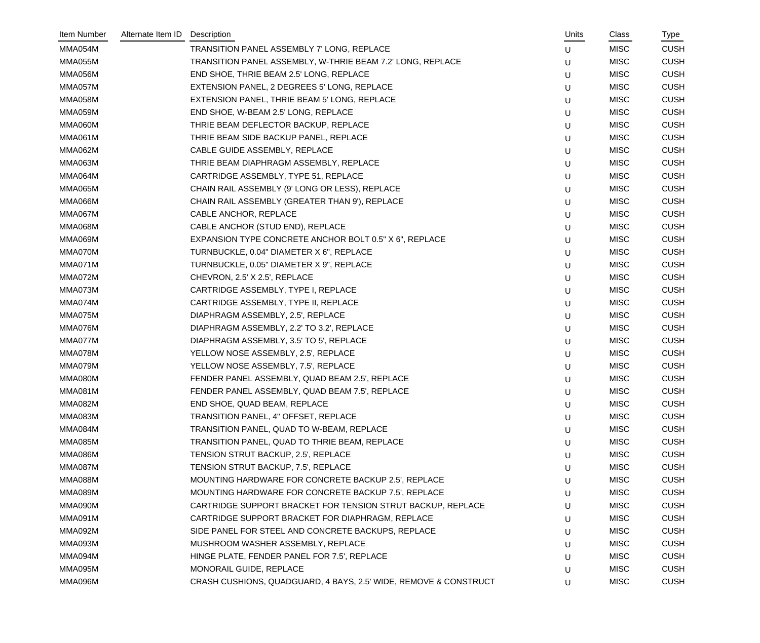| Item Number | Alternate Item ID | Description | Units | Class | Type |
|---|---|---|---|---|---|
| MMA054M | | TRANSITION PANEL ASSEMBLY 7' LONG, REPLACE | U | MISC | CUSH |
| MMA055M | | TRANSITION PANEL ASSEMBLY, W-THRIE BEAM 7.2' LONG, REPLACE | U | MISC | CUSH |
| MMA056M | | END SHOE, THRIE BEAM 2.5' LONG, REPLACE | U | MISC | CUSH |
| MMA057M | | EXTENSION PANEL, 2 DEGREES 5' LONG, REPLACE | U | MISC | CUSH |
| MMA058M | | EXTENSION PANEL, THRIE BEAM 5' LONG, REPLACE | U | MISC | CUSH |
| MMA059M | | END SHOE, W-BEAM 2.5' LONG, REPLACE | U | MISC | CUSH |
| MMA060M | | THRIE BEAM DEFLECTOR BACKUP, REPLACE | U | MISC | CUSH |
| MMA061M | | THRIE BEAM SIDE BACKUP PANEL, REPLACE | U | MISC | CUSH |
| MMA062M | | CABLE GUIDE ASSEMBLY, REPLACE | U | MISC | CUSH |
| MMA063M | | THRIE BEAM DIAPHRAGM ASSEMBLY, REPLACE | U | MISC | CUSH |
| MMA064M | | CARTRIDGE ASSEMBLY, TYPE 51, REPLACE | U | MISC | CUSH |
| MMA065M | | CHAIN RAIL ASSEMBLY (9' LONG OR LESS), REPLACE | U | MISC | CUSH |
| MMA066M | | CHAIN RAIL ASSEMBLY (GREATER THAN 9'), REPLACE | U | MISC | CUSH |
| MMA067M | | CABLE ANCHOR, REPLACE | U | MISC | CUSH |
| MMA068M | | CABLE ANCHOR (STUD END), REPLACE | U | MISC | CUSH |
| MMA069M | | EXPANSION TYPE CONCRETE ANCHOR BOLT 0.5" X 6", REPLACE | U | MISC | CUSH |
| MMA070M | | TURNBUCKLE, 0.04" DIAMETER X 6", REPLACE | U | MISC | CUSH |
| MMA071M | | TURNBUCKLE, 0.05" DIAMETER X 9", REPLACE | U | MISC | CUSH |
| MMA072M | | CHEVRON, 2.5' X 2.5', REPLACE | U | MISC | CUSH |
| MMA073M | | CARTRIDGE ASSEMBLY, TYPE I, REPLACE | U | MISC | CUSH |
| MMA074M | | CARTRIDGE ASSEMBLY, TYPE II, REPLACE | U | MISC | CUSH |
| MMA075M | | DIAPHRAGM ASSEMBLY, 2.5', REPLACE | U | MISC | CUSH |
| MMA076M | | DIAPHRAGM ASSEMBLY, 2.2' TO 3.2', REPLACE | U | MISC | CUSH |
| MMA077M | | DIAPHRAGM ASSEMBLY, 3.5' TO 5', REPLACE | U | MISC | CUSH |
| MMA078M | | YELLOW NOSE ASSEMBLY, 2.5', REPLACE | U | MISC | CUSH |
| MMA079M | | YELLOW NOSE ASSEMBLY, 7.5', REPLACE | U | MISC | CUSH |
| MMA080M | | FENDER PANEL ASSEMBLY, QUAD BEAM 2.5', REPLACE | U | MISC | CUSH |
| MMA081M | | FENDER PANEL ASSEMBLY, QUAD BEAM 7.5', REPLACE | U | MISC | CUSH |
| MMA082M | | END SHOE, QUAD BEAM, REPLACE | U | MISC | CUSH |
| MMA083M | | TRANSITION PANEL, 4" OFFSET, REPLACE | U | MISC | CUSH |
| MMA084M | | TRANSITION PANEL, QUAD TO W-BEAM, REPLACE | U | MISC | CUSH |
| MMA085M | | TRANSITION PANEL, QUAD TO THRIE BEAM, REPLACE | U | MISC | CUSH |
| MMA086M | | TENSION STRUT BACKUP, 2.5', REPLACE | U | MISC | CUSH |
| MMA087M | | TENSION STRUT BACKUP, 7.5', REPLACE | U | MISC | CUSH |
| MMA088M | | MOUNTING HARDWARE FOR CONCRETE BACKUP 2.5', REPLACE | U | MISC | CUSH |
| MMA089M | | MOUNTING HARDWARE FOR CONCRETE BACKUP 7.5', REPLACE | U | MISC | CUSH |
| MMA090M | | CARTRIDGE SUPPORT BRACKET FOR TENSION STRUT BACKUP, REPLACE | U | MISC | CUSH |
| MMA091M | | CARTRIDGE SUPPORT BRACKET FOR DIAPHRAGM, REPLACE | U | MISC | CUSH |
| MMA092M | | SIDE PANEL FOR STEEL AND CONCRETE BACKUPS, REPLACE | U | MISC | CUSH |
| MMA093M | | MUSHROOM WASHER ASSEMBLY, REPLACE | U | MISC | CUSH |
| MMA094M | | HINGE PLATE, FENDER PANEL FOR 7.5', REPLACE | U | MISC | CUSH |
| MMA095M | | MONORAIL GUIDE, REPLACE | U | MISC | CUSH |
| MMA096M | | CRASH CUSHIONS, QUADGUARD, 4 BAYS, 2.5' WIDE, REMOVE & CONSTRUCT | U | MISC | CUSH |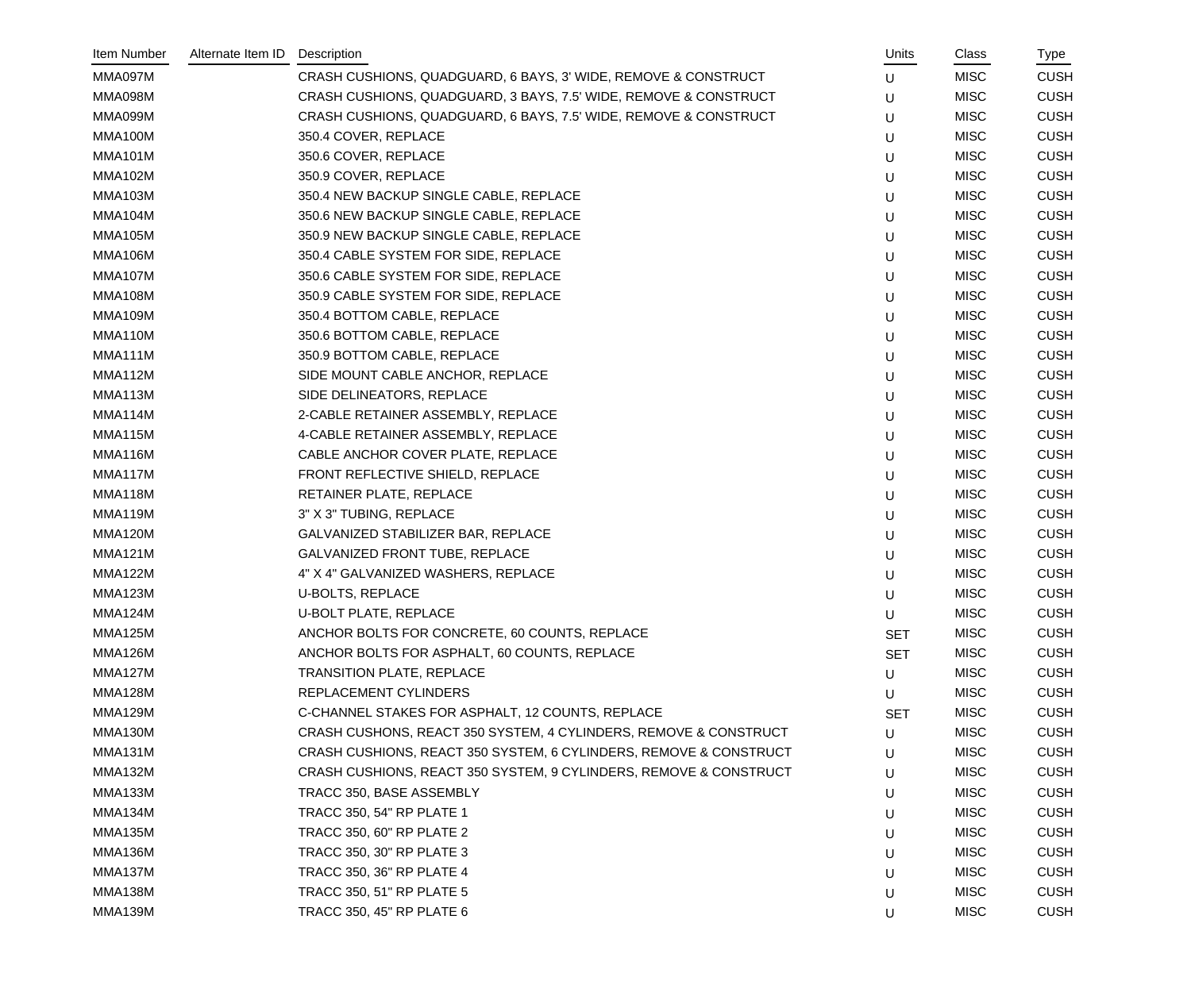| Item Number | Alternate Item ID | Description | Units | Class | Type |
|---|---|---|---|---|---|
| MMA097M | | CRASH CUSHIONS, QUADGUARD, 6 BAYS, 3' WIDE, REMOVE & CONSTRUCT | U | MISC | CUSH |
| MMA098M | | CRASH CUSHIONS, QUADGUARD, 3 BAYS, 7.5' WIDE, REMOVE & CONSTRUCT | U | MISC | CUSH |
| MMA099M | | CRASH CUSHIONS, QUADGUARD, 6 BAYS, 7.5' WIDE, REMOVE & CONSTRUCT | U | MISC | CUSH |
| MMA100M | | 350.4 COVER, REPLACE | U | MISC | CUSH |
| MMA101M | | 350.6 COVER, REPLACE | U | MISC | CUSH |
| MMA102M | | 350.9 COVER, REPLACE | U | MISC | CUSH |
| MMA103M | | 350.4 NEW BACKUP SINGLE CABLE, REPLACE | U | MISC | CUSH |
| MMA104M | | 350.6 NEW BACKUP SINGLE CABLE, REPLACE | U | MISC | CUSH |
| MMA105M | | 350.9 NEW BACKUP SINGLE CABLE, REPLACE | U | MISC | CUSH |
| MMA106M | | 350.4 CABLE SYSTEM FOR SIDE, REPLACE | U | MISC | CUSH |
| MMA107M | | 350.6 CABLE SYSTEM FOR SIDE, REPLACE | U | MISC | CUSH |
| MMA108M | | 350.9 CABLE SYSTEM FOR SIDE, REPLACE | U | MISC | CUSH |
| MMA109M | | 350.4 BOTTOM CABLE, REPLACE | U | MISC | CUSH |
| MMA110M | | 350.6 BOTTOM CABLE, REPLACE | U | MISC | CUSH |
| MMA111M | | 350.9 BOTTOM CABLE, REPLACE | U | MISC | CUSH |
| MMA112M | | SIDE MOUNT CABLE ANCHOR, REPLACE | U | MISC | CUSH |
| MMA113M | | SIDE DELINEATORS, REPLACE | U | MISC | CUSH |
| MMA114M | | 2-CABLE RETAINER ASSEMBLY, REPLACE | U | MISC | CUSH |
| MMA115M | | 4-CABLE RETAINER ASSEMBLY, REPLACE | U | MISC | CUSH |
| MMA116M | | CABLE ANCHOR COVER PLATE, REPLACE | U | MISC | CUSH |
| MMA117M | | FRONT REFLECTIVE SHIELD, REPLACE | U | MISC | CUSH |
| MMA118M | | RETAINER PLATE, REPLACE | U | MISC | CUSH |
| MMA119M | | 3" X 3" TUBING, REPLACE | U | MISC | CUSH |
| MMA120M | | GALVANIZED STABILIZER BAR, REPLACE | U | MISC | CUSH |
| MMA121M | | GALVANIZED FRONT TUBE, REPLACE | U | MISC | CUSH |
| MMA122M | | 4" X 4" GALVANIZED WASHERS, REPLACE | U | MISC | CUSH |
| MMA123M | | U-BOLTS, REPLACE | U | MISC | CUSH |
| MMA124M | | U-BOLT PLATE, REPLACE | U | MISC | CUSH |
| MMA125M | | ANCHOR BOLTS FOR CONCRETE, 60 COUNTS, REPLACE | SET | MISC | CUSH |
| MMA126M | | ANCHOR BOLTS FOR ASPHALT, 60 COUNTS, REPLACE | SET | MISC | CUSH |
| MMA127M | | TRANSITION PLATE, REPLACE | U | MISC | CUSH |
| MMA128M | | REPLACEMENT CYLINDERS | U | MISC | CUSH |
| MMA129M | | C-CHANNEL STAKES FOR ASPHALT, 12 COUNTS, REPLACE | SET | MISC | CUSH |
| MMA130M | | CRASH CUSHONS, REACT 350 SYSTEM, 4 CYLINDERS, REMOVE & CONSTRUCT | U | MISC | CUSH |
| MMA131M | | CRASH CUSHIONS, REACT 350 SYSTEM, 6 CYLINDERS, REMOVE & CONSTRUCT | U | MISC | CUSH |
| MMA132M | | CRASH CUSHIONS, REACT 350 SYSTEM, 9 CYLINDERS, REMOVE & CONSTRUCT | U | MISC | CUSH |
| MMA133M | | TRACC 350, BASE ASSEMBLY | U | MISC | CUSH |
| MMA134M | | TRACC 350, 54" RP PLATE 1 | U | MISC | CUSH |
| MMA135M | | TRACC 350, 60" RP PLATE 2 | U | MISC | CUSH |
| MMA136M | | TRACC 350, 30" RP PLATE 3 | U | MISC | CUSH |
| MMA137M | | TRACC 350, 36" RP PLATE 4 | U | MISC | CUSH |
| MMA138M | | TRACC 350, 51" RP PLATE 5 | U | MISC | CUSH |
| MMA139M | | TRACC 350, 45" RP PLATE 6 | U | MISC | CUSH |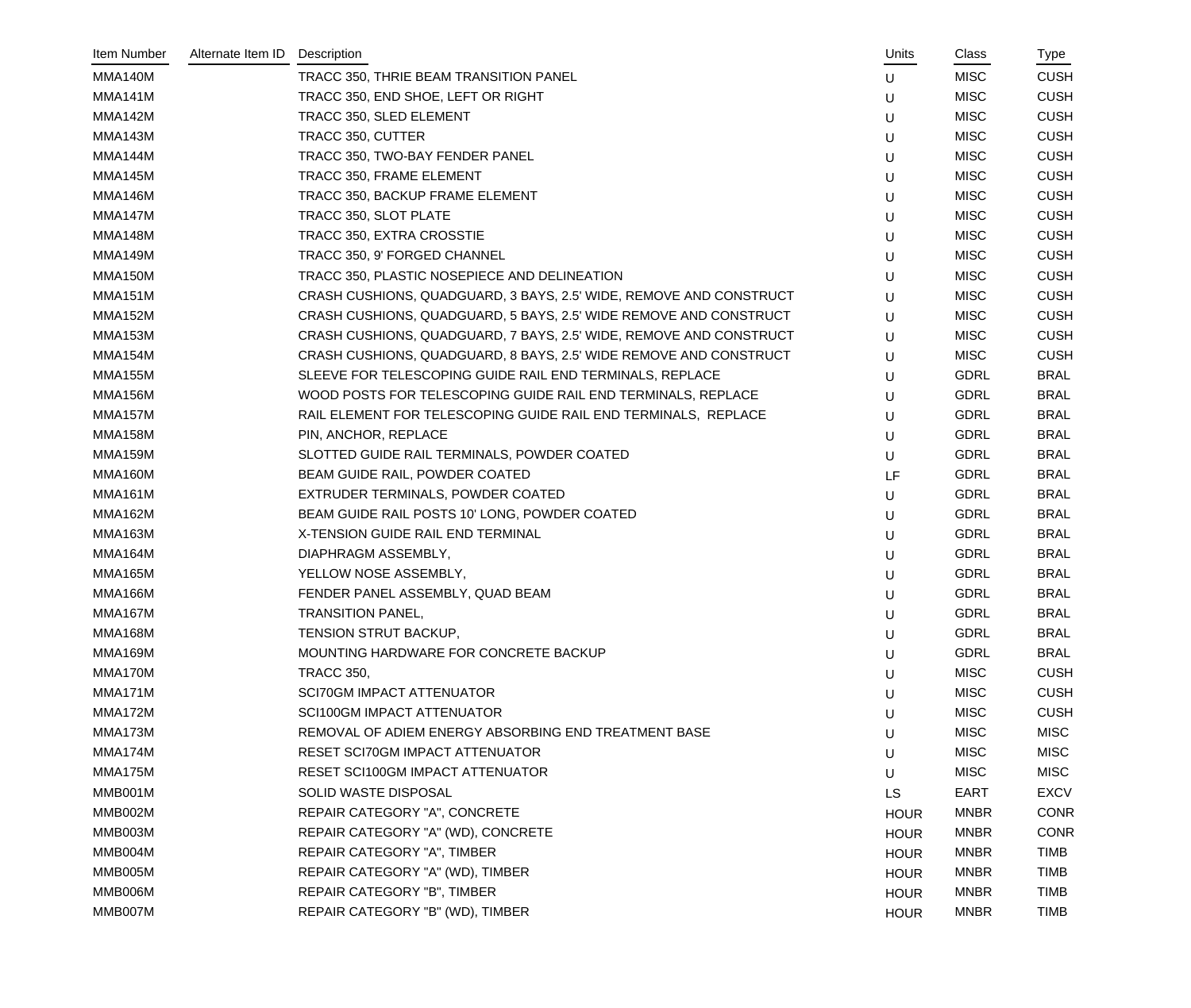| Item Number | Alternate Item ID | Description | Units | Class | Type |
|---|---|---|---|---|---|
| MMA140M | | TRACC 350, THRIE BEAM TRANSITION PANEL | U | MISC | CUSH |
| MMA141M | | TRACC 350, END SHOE, LEFT OR RIGHT | U | MISC | CUSH |
| MMA142M | | TRACC 350, SLED ELEMENT | U | MISC | CUSH |
| MMA143M | | TRACC 350, CUTTER | U | MISC | CUSH |
| MMA144M | | TRACC 350, TWO-BAY FENDER PANEL | U | MISC | CUSH |
| MMA145M | | TRACC 350, FRAME ELEMENT | U | MISC | CUSH |
| MMA146M | | TRACC 350, BACKUP FRAME ELEMENT | U | MISC | CUSH |
| MMA147M | | TRACC 350, SLOT PLATE | U | MISC | CUSH |
| MMA148M | | TRACC 350, EXTRA CROSSTIE | U | MISC | CUSH |
| MMA149M | | TRACC 350, 9' FORGED CHANNEL | U | MISC | CUSH |
| MMA150M | | TRACC 350, PLASTIC NOSEPIECE AND DELINEATION | U | MISC | CUSH |
| MMA151M | | CRASH CUSHIONS, QUADGUARD, 3 BAYS, 2.5' WIDE, REMOVE AND CONSTRUCT | U | MISC | CUSH |
| MMA152M | | CRASH CUSHIONS, QUADGUARD, 5 BAYS, 2.5' WIDE REMOVE AND CONSTRUCT | U | MISC | CUSH |
| MMA153M | | CRASH CUSHIONS, QUADGUARD, 7 BAYS, 2.5' WIDE, REMOVE AND CONSTRUCT | U | MISC | CUSH |
| MMA154M | | CRASH CUSHIONS, QUADGUARD, 8 BAYS, 2.5' WIDE REMOVE AND CONSTRUCT | U | MISC | CUSH |
| MMA155M | | SLEEVE FOR TELESCOPING GUIDE RAIL END TERMINALS, REPLACE | U | GDRL | BRAL |
| MMA156M | | WOOD POSTS FOR TELESCOPING GUIDE RAIL END TERMINALS, REPLACE | U | GDRL | BRAL |
| MMA157M | | RAIL ELEMENT FOR TELESCOPING GUIDE RAIL END TERMINALS, REPLACE | U | GDRL | BRAL |
| MMA158M | | PIN, ANCHOR, REPLACE | U | GDRL | BRAL |
| MMA159M | | SLOTTED GUIDE RAIL TERMINALS, POWDER COATED | U | GDRL | BRAL |
| MMA160M | | BEAM GUIDE RAIL, POWDER COATED | LF | GDRL | BRAL |
| MMA161M | | EXTRUDER TERMINALS, POWDER COATED | U | GDRL | BRAL |
| MMA162M | | BEAM GUIDE RAIL POSTS 10' LONG, POWDER COATED | U | GDRL | BRAL |
| MMA163M | | X-TENSION GUIDE RAIL END TERMINAL | U | GDRL | BRAL |
| MMA164M | | DIAPHRAGM ASSEMBLY, | U | GDRL | BRAL |
| MMA165M | | YELLOW NOSE ASSEMBLY, | U | GDRL | BRAL |
| MMA166M | | FENDER PANEL ASSEMBLY, QUAD BEAM | U | GDRL | BRAL |
| MMA167M | | TRANSITION PANEL, | U | GDRL | BRAL |
| MMA168M | | TENSION STRUT BACKUP, | U | GDRL | BRAL |
| MMA169M | | MOUNTING HARDWARE FOR CONCRETE BACKUP | U | GDRL | BRAL |
| MMA170M | | TRACC 350, | U | MISC | CUSH |
| MMA171M | | SCI70GM IMPACT ATTENUATOR | U | MISC | CUSH |
| MMA172M | | SCI100GM IMPACT ATTENUATOR | U | MISC | CUSH |
| MMA173M | | REMOVAL OF ADIEM ENERGY ABSORBING END TREATMENT BASE | U | MISC | MISC |
| MMA174M | | RESET SCI70GM IMPACT ATTENUATOR | U | MISC | MISC |
| MMA175M | | RESET SCI100GM IMPACT ATTENUATOR | U | MISC | MISC |
| MMB001M | | SOLID WASTE DISPOSAL | LS | EART | EXCV |
| MMB002M | | REPAIR CATEGORY "A", CONCRETE | HOUR | MNBR | CONR |
| MMB003M | | REPAIR CATEGORY "A" (WD), CONCRETE | HOUR | MNBR | CONR |
| MMB004M | | REPAIR CATEGORY "A", TIMBER | HOUR | MNBR | TIMB |
| MMB005M | | REPAIR CATEGORY "A" (WD), TIMBER | HOUR | MNBR | TIMB |
| MMB006M | | REPAIR CATEGORY "B", TIMBER | HOUR | MNBR | TIMB |
| MMB007M | | REPAIR CATEGORY "B" (WD), TIMBER | HOUR | MNBR | TIMB |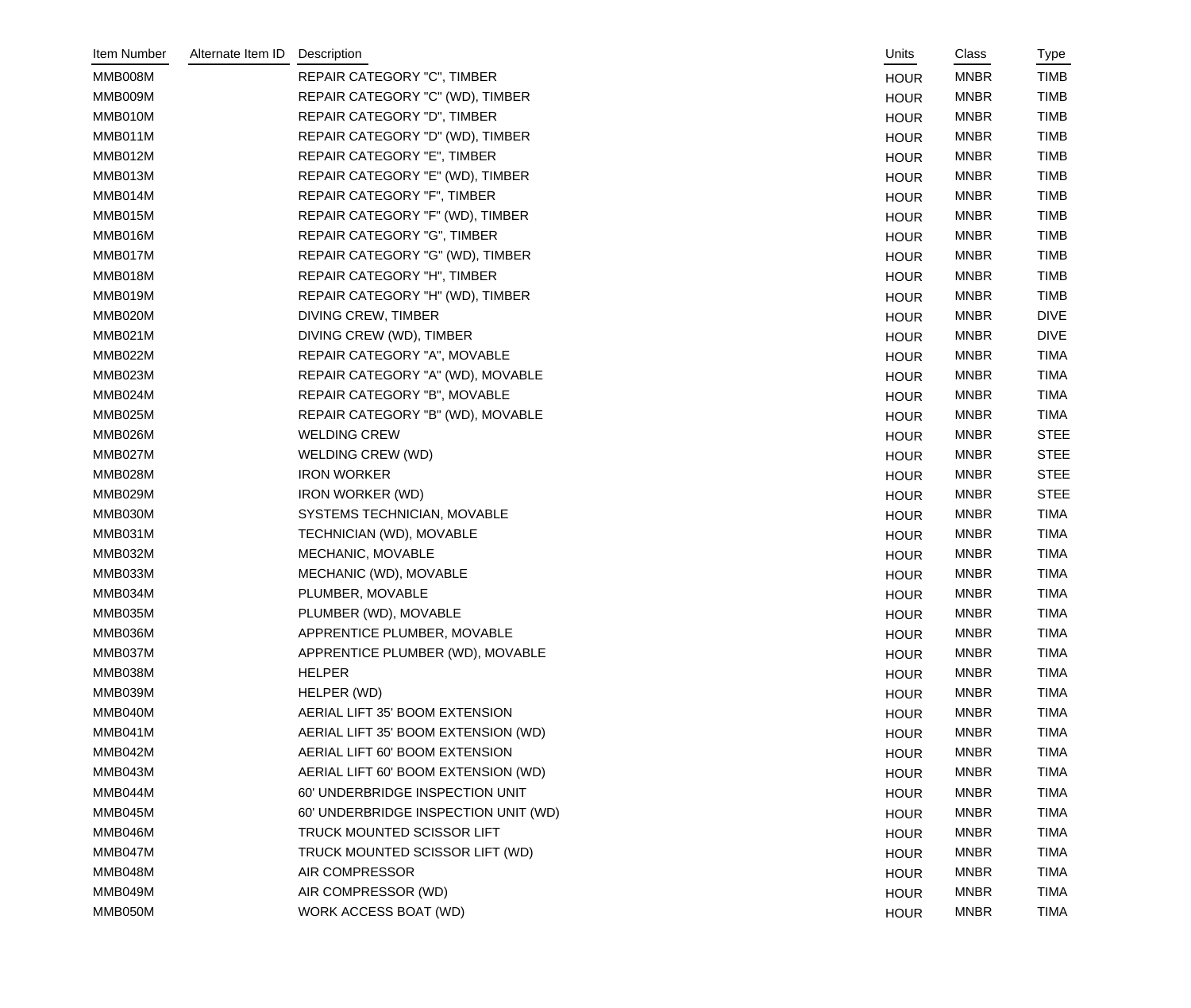| Item Number | Alternate Item ID | Description | Units | Class | Type |
|---|---|---|---|---|---|
| MMB008M | | REPAIR CATEGORY "C", TIMBER | HOUR | MNBR | TIMB |
| MMB009M | | REPAIR CATEGORY "C" (WD), TIMBER | HOUR | MNBR | TIMB |
| MMB010M | | REPAIR CATEGORY "D", TIMBER | HOUR | MNBR | TIMB |
| MMB011M | | REPAIR CATEGORY "D" (WD), TIMBER | HOUR | MNBR | TIMB |
| MMB012M | | REPAIR CATEGORY "E", TIMBER | HOUR | MNBR | TIMB |
| MMB013M | | REPAIR CATEGORY "E" (WD), TIMBER | HOUR | MNBR | TIMB |
| MMB014M | | REPAIR CATEGORY "F", TIMBER | HOUR | MNBR | TIMB |
| MMB015M | | REPAIR CATEGORY "F" (WD), TIMBER | HOUR | MNBR | TIMB |
| MMB016M | | REPAIR CATEGORY "G", TIMBER | HOUR | MNBR | TIMB |
| MMB017M | | REPAIR CATEGORY "G" (WD), TIMBER | HOUR | MNBR | TIMB |
| MMB018M | | REPAIR CATEGORY "H", TIMBER | HOUR | MNBR | TIMB |
| MMB019M | | REPAIR CATEGORY "H" (WD), TIMBER | HOUR | MNBR | TIMB |
| MMB020M | | DIVING CREW, TIMBER | HOUR | MNBR | DIVE |
| MMB021M | | DIVING CREW (WD), TIMBER | HOUR | MNBR | DIVE |
| MMB022M | | REPAIR CATEGORY "A", MOVABLE | HOUR | MNBR | TIMA |
| MMB023M | | REPAIR CATEGORY "A" (WD), MOVABLE | HOUR | MNBR | TIMA |
| MMB024M | | REPAIR CATEGORY "B", MOVABLE | HOUR | MNBR | TIMA |
| MMB025M | | REPAIR CATEGORY "B" (WD), MOVABLE | HOUR | MNBR | TIMA |
| MMB026M | | WELDING CREW | HOUR | MNBR | STEE |
| MMB027M | | WELDING CREW (WD) | HOUR | MNBR | STEE |
| MMB028M | | IRON WORKER | HOUR | MNBR | STEE |
| MMB029M | | IRON WORKER (WD) | HOUR | MNBR | STEE |
| MMB030M | | SYSTEMS TECHNICIAN, MOVABLE | HOUR | MNBR | TIMA |
| MMB031M | | TECHNICIAN (WD), MOVABLE | HOUR | MNBR | TIMA |
| MMB032M | | MECHANIC, MOVABLE | HOUR | MNBR | TIMA |
| MMB033M | | MECHANIC (WD), MOVABLE | HOUR | MNBR | TIMA |
| MMB034M | | PLUMBER, MOVABLE | HOUR | MNBR | TIMA |
| MMB035M | | PLUMBER (WD), MOVABLE | HOUR | MNBR | TIMA |
| MMB036M | | APPRENTICE PLUMBER, MOVABLE | HOUR | MNBR | TIMA |
| MMB037M | | APPRENTICE PLUMBER (WD), MOVABLE | HOUR | MNBR | TIMA |
| MMB038M | | HELPER | HOUR | MNBR | TIMA |
| MMB039M | | HELPER (WD) | HOUR | MNBR | TIMA |
| MMB040M | | AERIAL LIFT 35' BOOM EXTENSION | HOUR | MNBR | TIMA |
| MMB041M | | AERIAL LIFT 35' BOOM EXTENSION (WD) | HOUR | MNBR | TIMA |
| MMB042M | | AERIAL LIFT 60' BOOM EXTENSION | HOUR | MNBR | TIMA |
| MMB043M | | AERIAL LIFT 60' BOOM EXTENSION (WD) | HOUR | MNBR | TIMA |
| MMB044M | | 60' UNDERBRIDGE INSPECTION UNIT | HOUR | MNBR | TIMA |
| MMB045M | | 60' UNDERBRIDGE INSPECTION UNIT (WD) | HOUR | MNBR | TIMA |
| MMB046M | | TRUCK MOUNTED SCISSOR LIFT | HOUR | MNBR | TIMA |
| MMB047M | | TRUCK MOUNTED SCISSOR LIFT (WD) | HOUR | MNBR | TIMA |
| MMB048M | | AIR COMPRESSOR | HOUR | MNBR | TIMA |
| MMB049M | | AIR COMPRESSOR (WD) | HOUR | MNBR | TIMA |
| MMB050M | | WORK ACCESS BOAT (WD) | HOUR | MNBR | TIMA |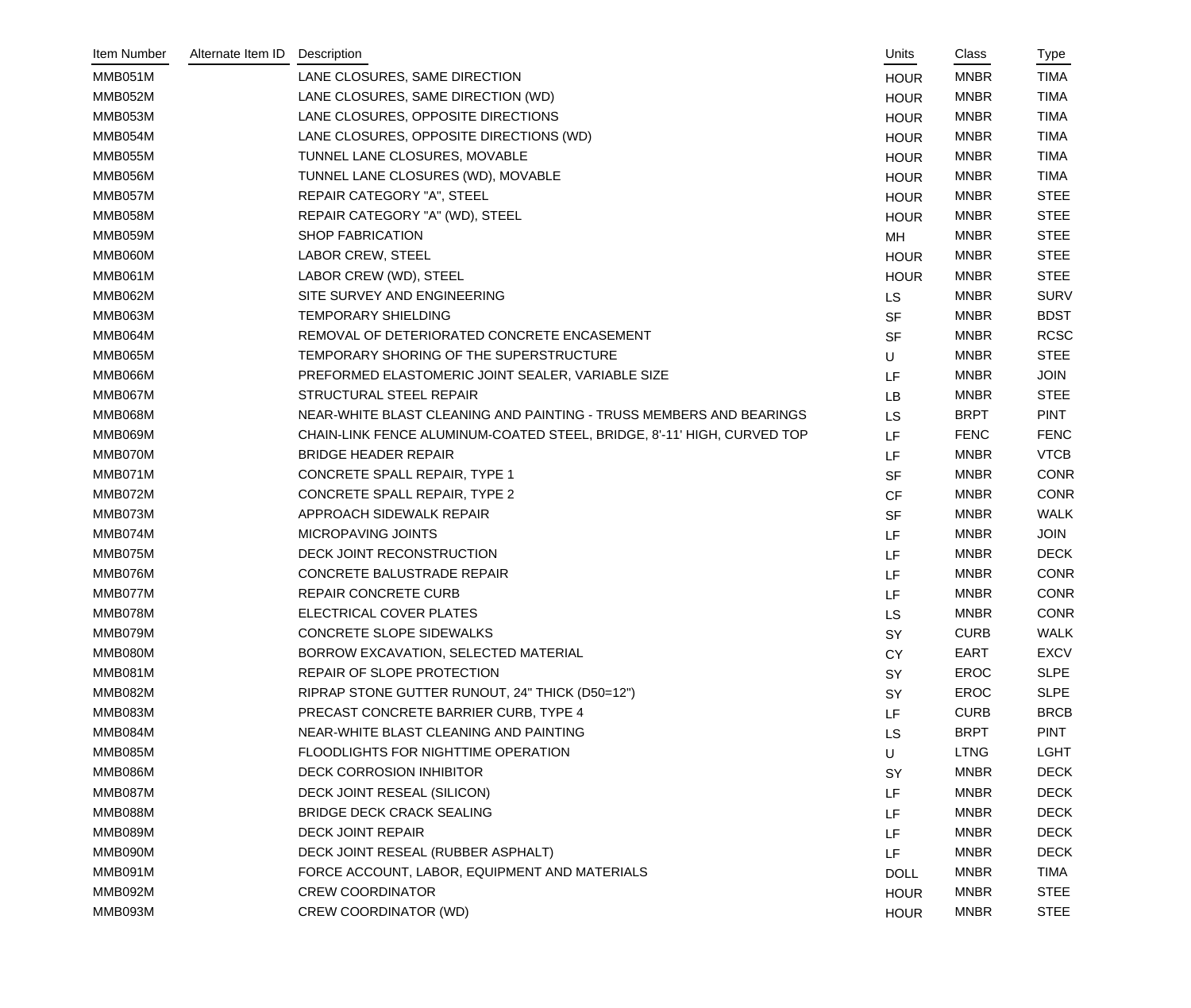| Item Number | Alternate Item ID | Description | Units | Class | Type |
|---|---|---|---|---|---|
| MMB051M | | LANE CLOSURES, SAME DIRECTION | HOUR | MNBR | TIMA |
| MMB052M | | LANE CLOSURES, SAME DIRECTION (WD) | HOUR | MNBR | TIMA |
| MMB053M | | LANE CLOSURES, OPPOSITE DIRECTIONS | HOUR | MNBR | TIMA |
| MMB054M | | LANE CLOSURES, OPPOSITE DIRECTIONS (WD) | HOUR | MNBR | TIMA |
| MMB055M | | TUNNEL LANE CLOSURES, MOVABLE | HOUR | MNBR | TIMA |
| MMB056M | | TUNNEL LANE CLOSURES (WD), MOVABLE | HOUR | MNBR | TIMA |
| MMB057M | | REPAIR CATEGORY "A", STEEL | HOUR | MNBR | STEE |
| MMB058M | | REPAIR CATEGORY "A" (WD), STEEL | HOUR | MNBR | STEE |
| MMB059M | | SHOP FABRICATION | MH | MNBR | STEE |
| MMB060M | | LABOR CREW, STEEL | HOUR | MNBR | STEE |
| MMB061M | | LABOR CREW (WD), STEEL | HOUR | MNBR | STEE |
| MMB062M | | SITE SURVEY AND ENGINEERING | LS | MNBR | SURV |
| MMB063M | | TEMPORARY SHIELDING | SF | MNBR | BDST |
| MMB064M | | REMOVAL OF DETERIORATED CONCRETE ENCASEMENT | SF | MNBR | RCSC |
| MMB065M | | TEMPORARY SHORING OF THE SUPERSTRUCTURE | U | MNBR | STEE |
| MMB066M | | PREFORMED ELASTOMERIC JOINT SEALER, VARIABLE SIZE | LF | MNBR | JOIN |
| MMB067M | | STRUCTURAL STEEL REPAIR | LB | MNBR | STEE |
| MMB068M | | NEAR-WHITE BLAST CLEANING AND PAINTING - TRUSS MEMBERS AND BEARINGS | LS | BRPT | PINT |
| MMB069M | | CHAIN-LINK FENCE ALUMINUM-COATED STEEL, BRIDGE, 8'-11' HIGH, CURVED TOP | LF | FENC | FENC |
| MMB070M | | BRIDGE HEADER REPAIR | LF | MNBR | VTCB |
| MMB071M | | CONCRETE SPALL REPAIR, TYPE 1 | SF | MNBR | CONR |
| MMB072M | | CONCRETE SPALL REPAIR, TYPE 2 | CF | MNBR | CONR |
| MMB073M | | APPROACH SIDEWALK REPAIR | SF | MNBR | WALK |
| MMB074M | | MICROPAVING JOINTS | LF | MNBR | JOIN |
| MMB075M | | DECK JOINT RECONSTRUCTION | LF | MNBR | DECK |
| MMB076M | | CONCRETE BALUSTRADE REPAIR | LF | MNBR | CONR |
| MMB077M | | REPAIR CONCRETE CURB | LF | MNBR | CONR |
| MMB078M | | ELECTRICAL COVER PLATES | LS | MNBR | CONR |
| MMB079M | | CONCRETE SLOPE SIDEWALKS | SY | CURB | WALK |
| MMB080M | | BORROW EXCAVATION, SELECTED MATERIAL | CY | EART | EXCV |
| MMB081M | | REPAIR OF SLOPE PROTECTION | SY | EROC | SLPE |
| MMB082M | | RIPRAP STONE GUTTER RUNOUT, 24" THICK (D50=12") | SY | EROC | SLPE |
| MMB083M | | PRECAST CONCRETE BARRIER CURB, TYPE 4 | LF | CURB | BRCB |
| MMB084M | | NEAR-WHITE BLAST CLEANING AND PAINTING | LS | BRPT | PINT |
| MMB085M | | FLOODLIGHTS FOR NIGHTTIME OPERATION | U | LTNG | LGHT |
| MMB086M | | DECK CORROSION INHIBITOR | SY | MNBR | DECK |
| MMB087M | | DECK JOINT RESEAL (SILICON) | LF | MNBR | DECK |
| MMB088M | | BRIDGE DECK CRACK SEALING | LF | MNBR | DECK |
| MMB089M | | DECK JOINT REPAIR | LF | MNBR | DECK |
| MMB090M | | DECK JOINT RESEAL (RUBBER ASPHALT) | LF | MNBR | DECK |
| MMB091M | | FORCE ACCOUNT, LABOR, EQUIPMENT AND MATERIALS | DOLL | MNBR | TIMA |
| MMB092M | | CREW COORDINATOR | HOUR | MNBR | STEE |
| MMB093M | | CREW COORDINATOR (WD) | HOUR | MNBR | STEE |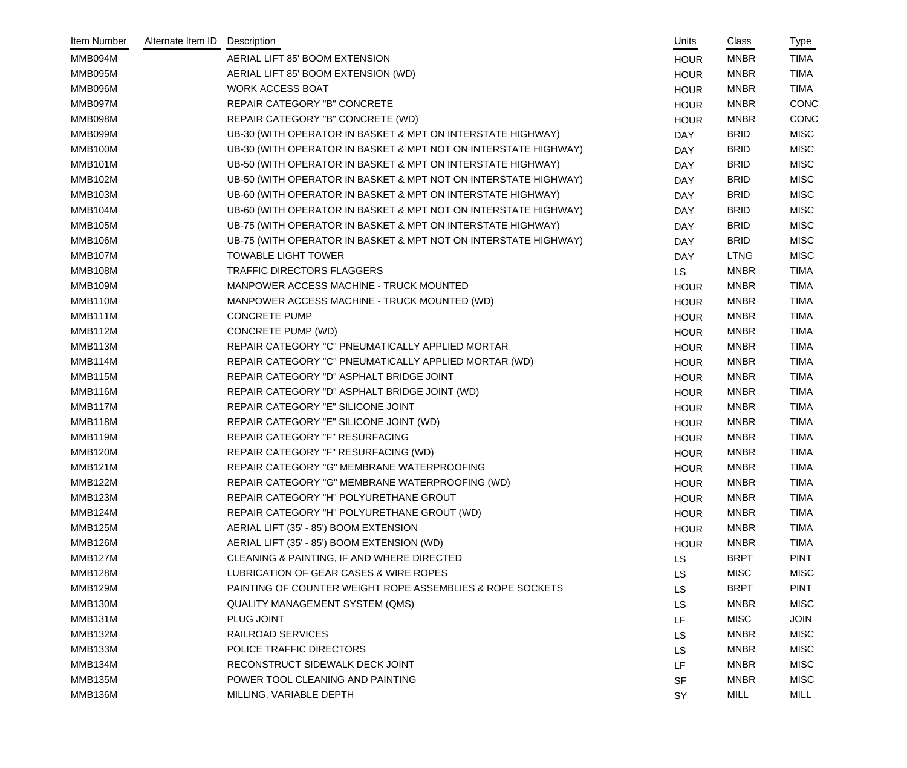| Item Number | Alternate Item ID | Description | Units | Class | Type |
|---|---|---|---|---|---|
| MMB094M | | AERIAL LIFT 85' BOOM EXTENSION | HOUR | MNBR | TIMA |
| MMB095M | | AERIAL LIFT 85' BOOM EXTENSION (WD) | HOUR | MNBR | TIMA |
| MMB096M | | WORK ACCESS BOAT | HOUR | MNBR | TIMA |
| MMB097M | | REPAIR CATEGORY "B" CONCRETE | HOUR | MNBR | CONC |
| MMB098M | | REPAIR CATEGORY "B" CONCRETE (WD) | HOUR | MNBR | CONC |
| MMB099M | | UB-30 (WITH OPERATOR IN BASKET & MPT ON INTERSTATE HIGHWAY) | DAY | BRID | MISC |
| MMB100M | | UB-30 (WITH OPERATOR IN BASKET & MPT NOT ON INTERSTATE HIGHWAY) | DAY | BRID | MISC |
| MMB101M | | UB-50 (WITH OPERATOR IN BASKET & MPT ON INTERSTATE HIGHWAY) | DAY | BRID | MISC |
| MMB102M | | UB-50 (WITH OPERATOR IN BASKET & MPT NOT ON INTERSTATE HIGHWAY) | DAY | BRID | MISC |
| MMB103M | | UB-60 (WITH OPERATOR IN BASKET & MPT ON INTERSTATE HIGHWAY) | DAY | BRID | MISC |
| MMB104M | | UB-60 (WITH OPERATOR IN BASKET & MPT NOT ON INTERSTATE HIGHWAY) | DAY | BRID | MISC |
| MMB105M | | UB-75 (WITH OPERATOR IN BASKET & MPT ON INTERSTATE HIGHWAY) | DAY | BRID | MISC |
| MMB106M | | UB-75 (WITH OPERATOR IN BASKET & MPT NOT ON INTERSTATE HIGHWAY) | DAY | BRID | MISC |
| MMB107M | | TOWABLE LIGHT TOWER | DAY | LTNG | MISC |
| MMB108M | | TRAFFIC DIRECTORS FLAGGERS | LS | MNBR | TIMA |
| MMB109M | | MANPOWER ACCESS MACHINE - TRUCK MOUNTED | HOUR | MNBR | TIMA |
| MMB110M | | MANPOWER ACCESS MACHINE - TRUCK MOUNTED (WD) | HOUR | MNBR | TIMA |
| MMB111M | | CONCRETE PUMP | HOUR | MNBR | TIMA |
| MMB112M | | CONCRETE PUMP (WD) | HOUR | MNBR | TIMA |
| MMB113M | | REPAIR CATEGORY "C" PNEUMATICALLY APPLIED MORTAR | HOUR | MNBR | TIMA |
| MMB114M | | REPAIR CATEGORY "C" PNEUMATICALLY APPLIED MORTAR (WD) | HOUR | MNBR | TIMA |
| MMB115M | | REPAIR CATEGORY "D" ASPHALT BRIDGE JOINT | HOUR | MNBR | TIMA |
| MMB116M | | REPAIR CATEGORY "D" ASPHALT BRIDGE JOINT (WD) | HOUR | MNBR | TIMA |
| MMB117M | | REPAIR CATEGORY "E" SILICONE JOINT | HOUR | MNBR | TIMA |
| MMB118M | | REPAIR CATEGORY "E" SILICONE JOINT (WD) | HOUR | MNBR | TIMA |
| MMB119M | | REPAIR CATEGORY "F" RESURFACING | HOUR | MNBR | TIMA |
| MMB120M | | REPAIR CATEGORY "F" RESURFACING (WD) | HOUR | MNBR | TIMA |
| MMB121M | | REPAIR CATEGORY "G" MEMBRANE WATERPROOFING | HOUR | MNBR | TIMA |
| MMB122M | | REPAIR CATEGORY "G" MEMBRANE WATERPROOFING (WD) | HOUR | MNBR | TIMA |
| MMB123M | | REPAIR CATEGORY "H" POLYURETHANE GROUT | HOUR | MNBR | TIMA |
| MMB124M | | REPAIR CATEGORY "H" POLYURETHANE GROUT (WD) | HOUR | MNBR | TIMA |
| MMB125M | | AERIAL LIFT (35' - 85') BOOM EXTENSION | HOUR | MNBR | TIMA |
| MMB126M | | AERIAL LIFT (35' - 85') BOOM EXTENSION (WD) | HOUR | MNBR | TIMA |
| MMB127M | | CLEANING & PAINTING, IF AND WHERE DIRECTED | LS | BRPT | PINT |
| MMB128M | | LUBRICATION OF GEAR CASES & WIRE ROPES | LS | MISC | MISC |
| MMB129M | | PAINTING OF COUNTER WEIGHT ROPE ASSEMBLIES & ROPE SOCKETS | LS | BRPT | PINT |
| MMB130M | | QUALITY MANAGEMENT SYSTEM (QMS) | LS | MNBR | MISC |
| MMB131M | | PLUG JOINT | LF | MISC | JOIN |
| MMB132M | | RAILROAD SERVICES | LS | MNBR | MISC |
| MMB133M | | POLICE TRAFFIC DIRECTORS | LS | MNBR | MISC |
| MMB134M | | RECONSTRUCT SIDEWALK DECK JOINT | LF | MNBR | MISC |
| MMB135M | | POWER TOOL CLEANING AND PAINTING | SF | MNBR | MISC |
| MMB136M | | MILLING, VARIABLE DEPTH | SY | MILL | MILL |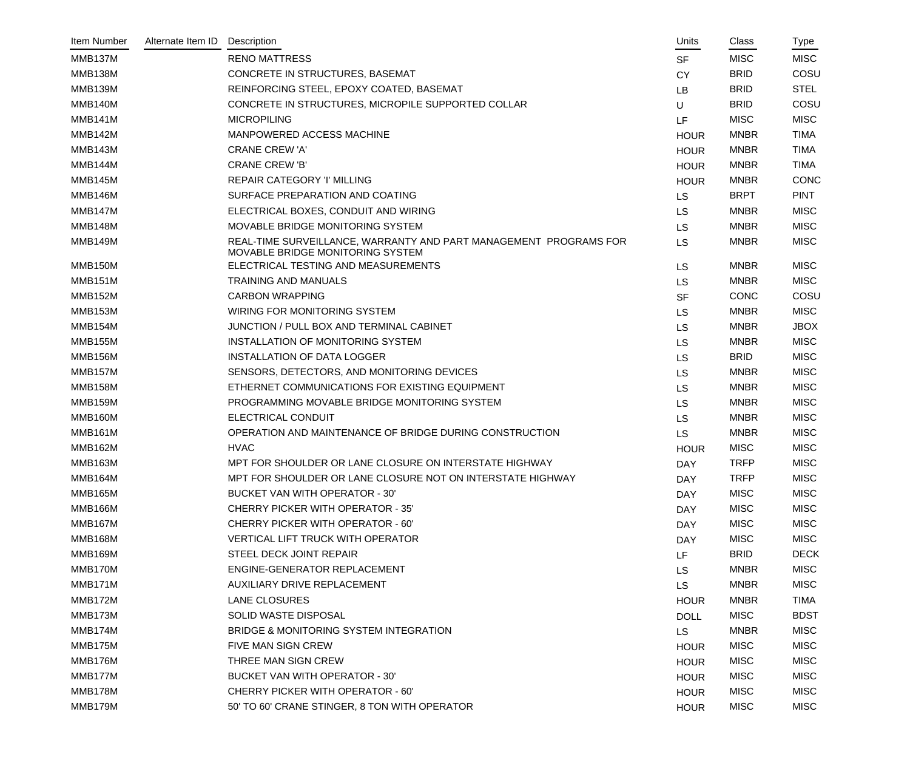| Item Number | Alternate Item ID | Description | Units | Class | Type |
|---|---|---|---|---|---|
| MMB137M | | RENO MATTRESS | SF | MISC | MISC |
| MMB138M | | CONCRETE IN STRUCTURES, BASEMAT | CY | BRID | COSU |
| MMB139M | | REINFORCING STEEL, EPOXY COATED, BASEMAT | LB | BRID | STEL |
| MMB140M | | CONCRETE IN STRUCTURES, MICROPILE SUPPORTED COLLAR | U | BRID | COSU |
| MMB141M | | MICROPILING | LF | MISC | MISC |
| MMB142M | | MANPOWERED ACCESS MACHINE | HOUR | MNBR | TIMA |
| MMB143M | | CRANE CREW 'A' | HOUR | MNBR | TIMA |
| MMB144M | | CRANE CREW 'B' | HOUR | MNBR | TIMA |
| MMB145M | | REPAIR CATEGORY 'I' MILLING | HOUR | MNBR | CONC |
| MMB146M | | SURFACE PREPARATION AND COATING | LS | BRPT | PINT |
| MMB147M | | ELECTRICAL BOXES, CONDUIT AND WIRING | LS | MNBR | MISC |
| MMB148M | | MOVABLE BRIDGE MONITORING SYSTEM | LS | MNBR | MISC |
| MMB149M | | REAL-TIME SURVEILLANCE, WARRANTY AND PART MANAGEMENT PROGRAMS FOR MOVABLE BRIDGE MONITORING SYSTEM | LS | MNBR | MISC |
| MMB150M | | ELECTRICAL TESTING AND MEASUREMENTS | LS | MNBR | MISC |
| MMB151M | | TRAINING AND MANUALS | LS | MNBR | MISC |
| MMB152M | | CARBON WRAPPING | SF | CONC | COSU |
| MMB153M | | WIRING FOR MONITORING SYSTEM | LS | MNBR | MISC |
| MMB154M | | JUNCTION / PULL BOX AND TERMINAL CABINET | LS | MNBR | JBOX |
| MMB155M | | INSTALLATION OF MONITORING SYSTEM | LS | MNBR | MISC |
| MMB156M | | INSTALLATION OF DATA LOGGER | LS | BRID | MISC |
| MMB157M | | SENSORS, DETECTORS, AND MONITORING DEVICES | LS | MNBR | MISC |
| MMB158M | | ETHERNET COMMUNICATIONS FOR EXISTING EQUIPMENT | LS | MNBR | MISC |
| MMB159M | | PROGRAMMING MOVABLE BRIDGE MONITORING SYSTEM | LS | MNBR | MISC |
| MMB160M | | ELECTRICAL CONDUIT | LS | MNBR | MISC |
| MMB161M | | OPERATION AND MAINTENANCE OF BRIDGE DURING CONSTRUCTION | LS | MNBR | MISC |
| MMB162M | | HVAC | HOUR | MISC | MISC |
| MMB163M | | MPT FOR SHOULDER OR LANE CLOSURE ON INTERSTATE HIGHWAY | DAY | TRFP | MISC |
| MMB164M | | MPT FOR SHOULDER OR LANE CLOSURE NOT ON INTERSTATE HIGHWAY | DAY | TRFP | MISC |
| MMB165M | | BUCKET VAN WITH OPERATOR - 30' | DAY | MISC | MISC |
| MMB166M | | CHERRY PICKER WITH OPERATOR - 35' | DAY | MISC | MISC |
| MMB167M | | CHERRY PICKER WITH OPERATOR - 60' | DAY | MISC | MISC |
| MMB168M | | VERTICAL LIFT TRUCK WITH OPERATOR | DAY | MISC | MISC |
| MMB169M | | STEEL DECK JOINT REPAIR | LF | BRID | DECK |
| MMB170M | | ENGINE-GENERATOR REPLACEMENT | LS | MNBR | MISC |
| MMB171M | | AUXILIARY DRIVE REPLACEMENT | LS | MNBR | MISC |
| MMB172M | | LANE CLOSURES | HOUR | MNBR | TIMA |
| MMB173M | | SOLID WASTE DISPOSAL | DOLL | MISC | BDST |
| MMB174M | | BRIDGE & MONITORING SYSTEM INTEGRATION | LS | MNBR | MISC |
| MMB175M | | FIVE MAN SIGN CREW | HOUR | MISC | MISC |
| MMB176M | | THREE MAN SIGN CREW | HOUR | MISC | MISC |
| MMB177M | | BUCKET VAN WITH OPERATOR - 30' | HOUR | MISC | MISC |
| MMB178M | | CHERRY PICKER WITH OPERATOR - 60' | HOUR | MISC | MISC |
| MMB179M | | 50' TO 60' CRANE STINGER, 8 TON WITH OPERATOR | HOUR | MISC | MISC |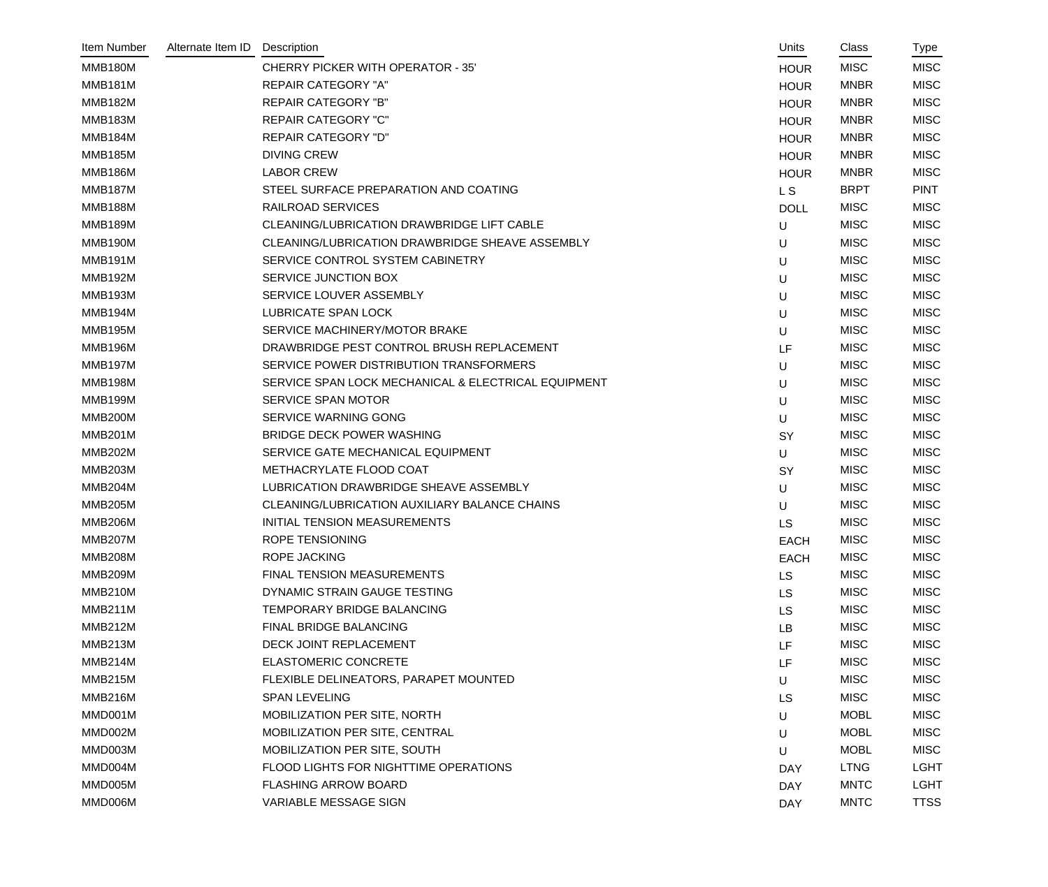| Item Number | Alternate Item ID | Description | Units | Class | Type |
|---|---|---|---|---|---|
| MMB180M | | CHERRY PICKER WITH OPERATOR - 35' | HOUR | MISC | MISC |
| MMB181M | | REPAIR CATEGORY "A" | HOUR | MNBR | MISC |
| MMB182M | | REPAIR CATEGORY "B" | HOUR | MNBR | MISC |
| MMB183M | | REPAIR CATEGORY "C" | HOUR | MNBR | MISC |
| MMB184M | | REPAIR CATEGORY "D" | HOUR | MNBR | MISC |
| MMB185M | | DIVING CREW | HOUR | MNBR | MISC |
| MMB186M | | LABOR CREW | HOUR | MNBR | MISC |
| MMB187M | | STEEL SURFACE PREPARATION AND COATING | L S | BRPT | PINT |
| MMB188M | | RAILROAD SERVICES | DOLL | MISC | MISC |
| MMB189M | | CLEANING/LUBRICATION DRAWBRIDGE LIFT CABLE | U | MISC | MISC |
| MMB190M | | CLEANING/LUBRICATION DRAWBRIDGE SHEAVE ASSEMBLY | U | MISC | MISC |
| MMB191M | | SERVICE CONTROL SYSTEM CABINETRY | U | MISC | MISC |
| MMB192M | | SERVICE JUNCTION BOX | U | MISC | MISC |
| MMB193M | | SERVICE LOUVER ASSEMBLY | U | MISC | MISC |
| MMB194M | | LUBRICATE SPAN LOCK | U | MISC | MISC |
| MMB195M | | SERVICE MACHINERY/MOTOR BRAKE | U | MISC | MISC |
| MMB196M | | DRAWBRIDGE PEST CONTROL BRUSH REPLACEMENT | LF | MISC | MISC |
| MMB197M | | SERVICE POWER DISTRIBUTION TRANSFORMERS | U | MISC | MISC |
| MMB198M | | SERVICE SPAN LOCK MECHANICAL & ELECTRICAL EQUIPMENT | U | MISC | MISC |
| MMB199M | | SERVICE SPAN MOTOR | U | MISC | MISC |
| MMB200M | | SERVICE WARNING GONG | U | MISC | MISC |
| MMB201M | | BRIDGE DECK POWER WASHING | SY | MISC | MISC |
| MMB202M | | SERVICE GATE MECHANICAL EQUIPMENT | U | MISC | MISC |
| MMB203M | | METHACRYLATE FLOOD COAT | SY | MISC | MISC |
| MMB204M | | LUBRICATION DRAWBRIDGE SHEAVE ASSEMBLY | U | MISC | MISC |
| MMB205M | | CLEANING/LUBRICATION AUXILIARY BALANCE CHAINS | U | MISC | MISC |
| MMB206M | | INITIAL TENSION MEASUREMENTS | LS | MISC | MISC |
| MMB207M | | ROPE TENSIONING | EACH | MISC | MISC |
| MMB208M | | ROPE JACKING | EACH | MISC | MISC |
| MMB209M | | FINAL TENSION MEASUREMENTS | LS | MISC | MISC |
| MMB210M | | DYNAMIC STRAIN GAUGE TESTING | LS | MISC | MISC |
| MMB211M | | TEMPORARY BRIDGE BALANCING | LS | MISC | MISC |
| MMB212M | | FINAL BRIDGE BALANCING | LB | MISC | MISC |
| MMB213M | | DECK JOINT REPLACEMENT | LF | MISC | MISC |
| MMB214M | | ELASTOMERIC CONCRETE | LF | MISC | MISC |
| MMB215M | | FLEXIBLE DELINEATORS, PARAPET MOUNTED | U | MISC | MISC |
| MMB216M | | SPAN LEVELING | LS | MISC | MISC |
| MMD001M | | MOBILIZATION PER SITE, NORTH | U | MOBL | MISC |
| MMD002M | | MOBILIZATION PER SITE, CENTRAL | U | MOBL | MISC |
| MMD003M | | MOBILIZATION PER SITE, SOUTH | U | MOBL | MISC |
| MMD004M | | FLOOD LIGHTS FOR NIGHTTIME OPERATIONS | DAY | LTNG | LGHT |
| MMD005M | | FLASHING ARROW BOARD | DAY | MNTC | LGHT |
| MMD006M | | VARIABLE MESSAGE SIGN | DAY | MNTC | TTSS |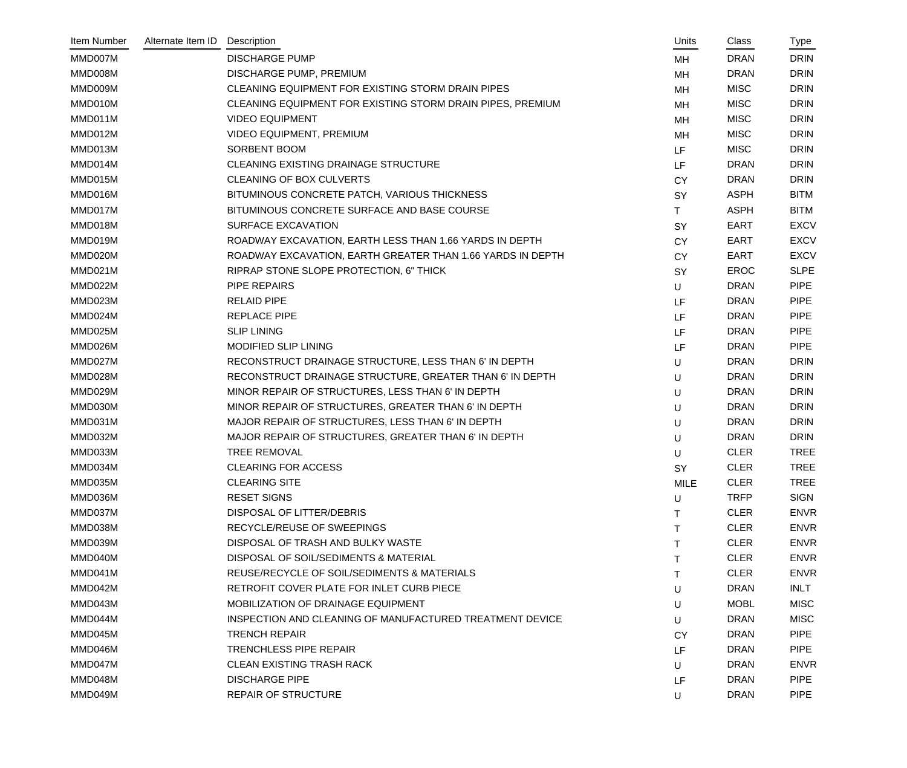| Item Number | Alternate Item ID | Description | Units | Class | Type |
|---|---|---|---|---|---|
| MMD007M | | DISCHARGE PUMP | MH | DRAN | DRIN |
| MMD008M | | DISCHARGE PUMP, PREMIUM | MH | DRAN | DRIN |
| MMD009M | | CLEANING EQUIPMENT FOR EXISTING STORM DRAIN PIPES | MH | MISC | DRIN |
| MMD010M | | CLEANING EQUIPMENT FOR EXISTING STORM DRAIN PIPES, PREMIUM | MH | MISC | DRIN |
| MMD011M | | VIDEO EQUIPMENT | MH | MISC | DRIN |
| MMD012M | | VIDEO EQUIPMENT, PREMIUM | MH | MISC | DRIN |
| MMD013M | | SORBENT BOOM | LF | MISC | DRIN |
| MMD014M | | CLEANING EXISTING DRAINAGE STRUCTURE | LF | DRAN | DRIN |
| MMD015M | | CLEANING OF BOX CULVERTS | CY | DRAN | DRIN |
| MMD016M | | BITUMINOUS CONCRETE PATCH, VARIOUS THICKNESS | SY | ASPH | BITM |
| MMD017M | | BITUMINOUS CONCRETE SURFACE AND BASE COURSE | T | ASPH | BITM |
| MMD018M | | SURFACE EXCAVATION | SY | EART | EXCV |
| MMD019M | | ROADWAY EXCAVATION, EARTH LESS THAN 1.66 YARDS IN DEPTH | CY | EART | EXCV |
| MMD020M | | ROADWAY EXCAVATION, EARTH GREATER THAN 1.66 YARDS IN DEPTH | CY | EART | EXCV |
| MMD021M | | RIPRAP STONE SLOPE PROTECTION, 6" THICK | SY | EROC | SLPE |
| MMD022M | | PIPE REPAIRS | U | DRAN | PIPE |
| MMD023M | | RELAID PIPE | LF | DRAN | PIPE |
| MMD024M | | REPLACE PIPE | LF | DRAN | PIPE |
| MMD025M | | SLIP LINING | LF | DRAN | PIPE |
| MMD026M | | MODIFIED SLIP LINING | LF | DRAN | PIPE |
| MMD027M | | RECONSTRUCT DRAINAGE STRUCTURE, LESS THAN 6' IN DEPTH | U | DRAN | DRIN |
| MMD028M | | RECONSTRUCT DRAINAGE STRUCTURE, GREATER THAN 6' IN DEPTH | U | DRAN | DRIN |
| MMD029M | | MINOR REPAIR OF STRUCTURES, LESS THAN 6' IN DEPTH | U | DRAN | DRIN |
| MMD030M | | MINOR REPAIR OF STRUCTURES, GREATER THAN 6' IN DEPTH | U | DRAN | DRIN |
| MMD031M | | MAJOR REPAIR OF STRUCTURES, LESS THAN 6' IN DEPTH | U | DRAN | DRIN |
| MMD032M | | MAJOR REPAIR OF STRUCTURES, GREATER THAN 6' IN DEPTH | U | DRAN | DRIN |
| MMD033M | | TREE REMOVAL | U | CLER | TREE |
| MMD034M | | CLEARING FOR ACCESS | SY | CLER | TREE |
| MMD035M | | CLEARING SITE | MILE | CLER | TREE |
| MMD036M | | RESET SIGNS | U | TRFP | SIGN |
| MMD037M | | DISPOSAL OF LITTER/DEBRIS | T | CLER | ENVR |
| MMD038M | | RECYCLE/REUSE OF SWEEPINGS | T | CLER | ENVR |
| MMD039M | | DISPOSAL OF TRASH AND BULKY WASTE | T | CLER | ENVR |
| MMD040M | | DISPOSAL OF SOIL/SEDIMENTS & MATERIAL | T | CLER | ENVR |
| MMD041M | | REUSE/RECYCLE OF SOIL/SEDIMENTS & MATERIALS | T | CLER | ENVR |
| MMD042M | | RETROFIT COVER PLATE FOR INLET CURB PIECE | U | DRAN | INLT |
| MMD043M | | MOBILIZATION OF DRAINAGE EQUIPMENT | U | MOBL | MISC |
| MMD044M | | INSPECTION AND CLEANING OF MANUFACTURED TREATMENT DEVICE | U | DRAN | MISC |
| MMD045M | | TRENCH REPAIR | CY | DRAN | PIPE |
| MMD046M | | TRENCHLESS PIPE REPAIR | LF | DRAN | PIPE |
| MMD047M | | CLEAN EXISTING TRASH RACK | U | DRAN | ENVR |
| MMD048M | | DISCHARGE PIPE | LF | DRAN | PIPE |
| MMD049M | | REPAIR OF STRUCTURE | U | DRAN | PIPE |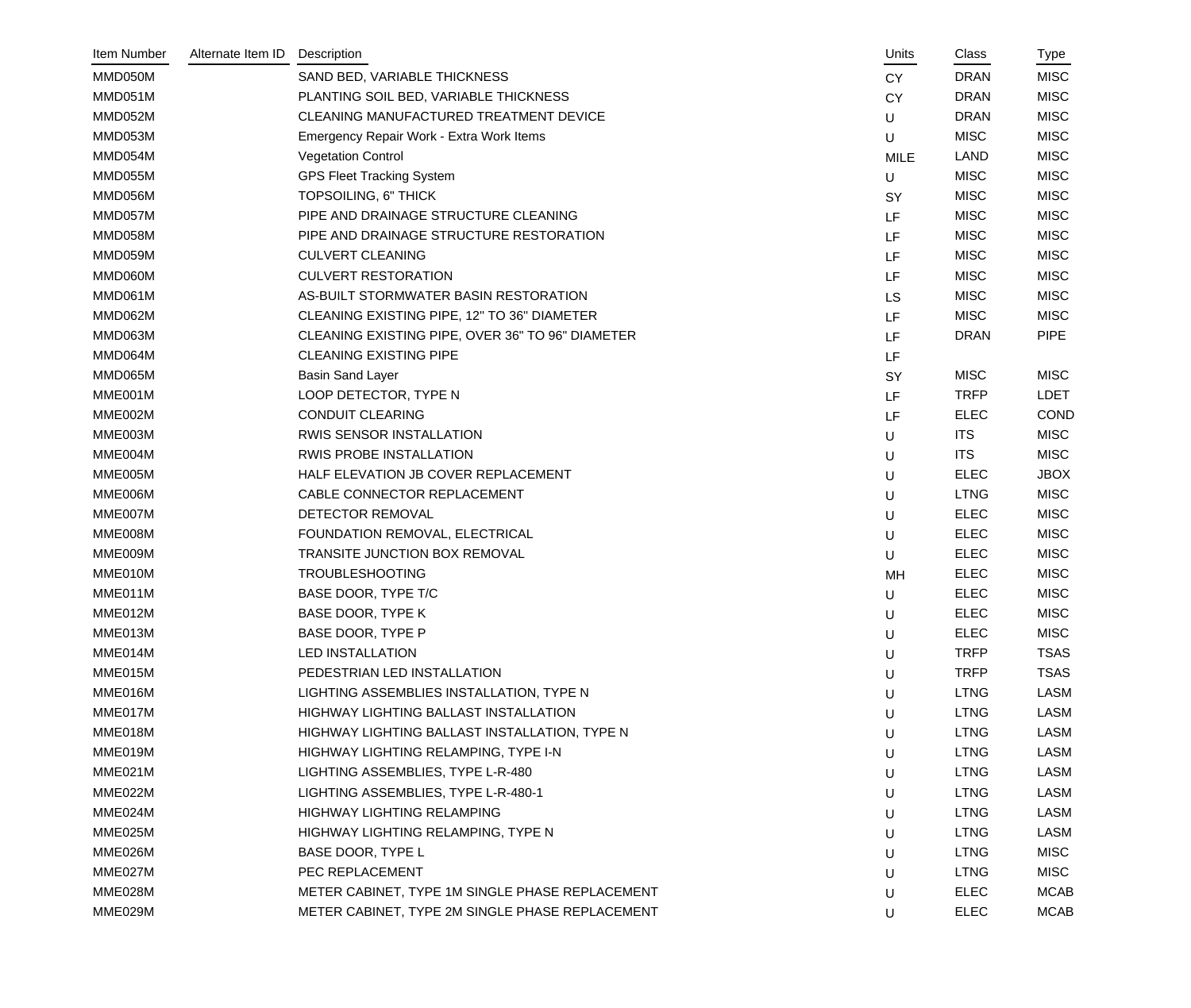| Item Number | Alternate Item ID | Description | Units | Class | Type |
|---|---|---|---|---|---|
| MMD050M | | SAND BED, VARIABLE THICKNESS | CY | DRAN | MISC |
| MMD051M | | PLANTING SOIL BED, VARIABLE THICKNESS | CY | DRAN | MISC |
| MMD052M | | CLEANING MANUFACTURED TREATMENT DEVICE | U | DRAN | MISC |
| MMD053M | | Emergency Repair Work - Extra Work Items | U | MISC | MISC |
| MMD054M | | Vegetation Control | MILE | LAND | MISC |
| MMD055M | | GPS Fleet Tracking System | U | MISC | MISC |
| MMD056M | | TOPSOILING, 6" THICK | SY | MISC | MISC |
| MMD057M | | PIPE AND DRAINAGE STRUCTURE CLEANING | LF | MISC | MISC |
| MMD058M | | PIPE AND DRAINAGE STRUCTURE RESTORATION | LF | MISC | MISC |
| MMD059M | | CULVERT CLEANING | LF | MISC | MISC |
| MMD060M | | CULVERT RESTORATION | LF | MISC | MISC |
| MMD061M | | AS-BUILT STORMWATER BASIN RESTORATION | LS | MISC | MISC |
| MMD062M | | CLEANING EXISTING PIPE, 12" TO 36" DIAMETER | LF | MISC | MISC |
| MMD063M | | CLEANING EXISTING PIPE, OVER 36" TO 96" DIAMETER | LF | DRAN | PIPE |
| MMD064M | | CLEANING EXISTING PIPE | LF | | |
| MMD065M | | Basin Sand Layer | SY | MISC | MISC |
| MME001M | | LOOP DETECTOR, TYPE N | LF | TRFP | LDET |
| MME002M | | CONDUIT CLEARING | LF | ELEC | COND |
| MME003M | | RWIS SENSOR INSTALLATION | U | ITS | MISC |
| MME004M | | RWIS PROBE INSTALLATION | U | ITS | MISC |
| MME005M | | HALF ELEVATION JB COVER REPLACEMENT | U | ELEC | JBOX |
| MME006M | | CABLE CONNECTOR REPLACEMENT | U | LTNG | MISC |
| MME007M | | DETECTOR REMOVAL | U | ELEC | MISC |
| MME008M | | FOUNDATION REMOVAL, ELECTRICAL | U | ELEC | MISC |
| MME009M | | TRANSITE JUNCTION BOX REMOVAL | U | ELEC | MISC |
| MME010M | | TROUBLESHOOTING | MH | ELEC | MISC |
| MME011M | | BASE DOOR, TYPE T/C | U | ELEC | MISC |
| MME012M | | BASE DOOR, TYPE K | U | ELEC | MISC |
| MME013M | | BASE DOOR, TYPE P | U | ELEC | MISC |
| MME014M | | LED INSTALLATION | U | TRFP | TSAS |
| MME015M | | PEDESTRIAN LED INSTALLATION | U | TRFP | TSAS |
| MME016M | | LIGHTING ASSEMBLIES INSTALLATION, TYPE N | U | LTNG | LASM |
| MME017M | | HIGHWAY LIGHTING BALLAST INSTALLATION | U | LTNG | LASM |
| MME018M | | HIGHWAY LIGHTING BALLAST INSTALLATION, TYPE N | U | LTNG | LASM |
| MME019M | | HIGHWAY LIGHTING RELAMPING, TYPE I-N | U | LTNG | LASM |
| MME021M | | LIGHTING ASSEMBLIES, TYPE L-R-480 | U | LTNG | LASM |
| MME022M | | LIGHTING ASSEMBLIES, TYPE L-R-480-1 | U | LTNG | LASM |
| MME024M | | HIGHWAY LIGHTING RELAMPING | U | LTNG | LASM |
| MME025M | | HIGHWAY LIGHTING RELAMPING, TYPE N | U | LTNG | LASM |
| MME026M | | BASE DOOR, TYPE L | U | LTNG | MISC |
| MME027M | | PEC REPLACEMENT | U | LTNG | MISC |
| MME028M | | METER CABINET, TYPE 1M SINGLE PHASE REPLACEMENT | U | ELEC | MCAB |
| MME029M | | METER CABINET, TYPE 2M SINGLE PHASE REPLACEMENT | U | ELEC | MCAB |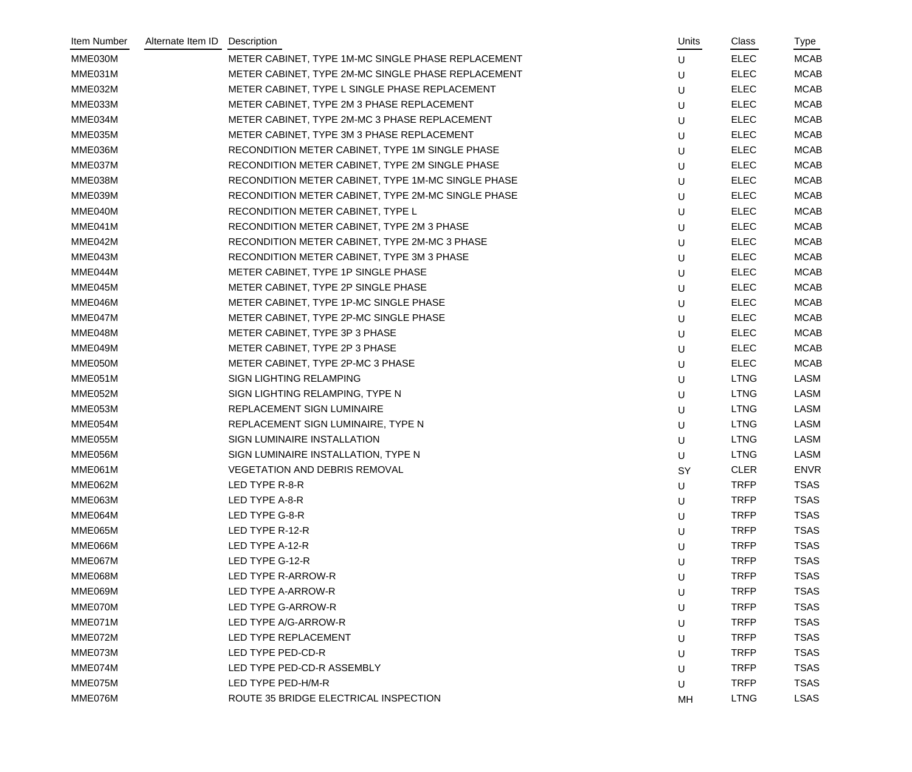| Item Number | Alternate Item ID | Description | Units | Class | Type |
|---|---|---|---|---|---|
| MME030M | | METER CABINET, TYPE 1M-MC SINGLE PHASE REPLACEMENT | U | ELEC | MCAB |
| MME031M | | METER CABINET, TYPE 2M-MC SINGLE PHASE REPLACEMENT | U | ELEC | MCAB |
| MME032M | | METER CABINET, TYPE L SINGLE PHASE REPLACEMENT | U | ELEC | MCAB |
| MME033M | | METER CABINET, TYPE 2M 3 PHASE REPLACEMENT | U | ELEC | MCAB |
| MME034M | | METER CABINET, TYPE 2M-MC 3 PHASE REPLACEMENT | U | ELEC | MCAB |
| MME035M | | METER CABINET, TYPE 3M 3 PHASE REPLACEMENT | U | ELEC | MCAB |
| MME036M | | RECONDITION METER CABINET, TYPE 1M SINGLE PHASE | U | ELEC | MCAB |
| MME037M | | RECONDITION METER CABINET, TYPE 2M SINGLE PHASE | U | ELEC | MCAB |
| MME038M | | RECONDITION METER CABINET, TYPE 1M-MC SINGLE PHASE | U | ELEC | MCAB |
| MME039M | | RECONDITION METER CABINET, TYPE 2M-MC SINGLE PHASE | U | ELEC | MCAB |
| MME040M | | RECONDITION METER CABINET, TYPE L | U | ELEC | MCAB |
| MME041M | | RECONDITION METER CABINET, TYPE 2M 3 PHASE | U | ELEC | MCAB |
| MME042M | | RECONDITION METER CABINET, TYPE 2M-MC 3 PHASE | U | ELEC | MCAB |
| MME043M | | RECONDITION METER CABINET, TYPE 3M 3 PHASE | U | ELEC | MCAB |
| MME044M | | METER CABINET, TYPE 1P SINGLE PHASE | U | ELEC | MCAB |
| MME045M | | METER CABINET, TYPE 2P SINGLE PHASE | U | ELEC | MCAB |
| MME046M | | METER CABINET, TYPE 1P-MC SINGLE PHASE | U | ELEC | MCAB |
| MME047M | | METER CABINET, TYPE 2P-MC SINGLE PHASE | U | ELEC | MCAB |
| MME048M | | METER CABINET, TYPE 3P 3 PHASE | U | ELEC | MCAB |
| MME049M | | METER CABINET, TYPE 2P 3 PHASE | U | ELEC | MCAB |
| MME050M | | METER CABINET, TYPE 2P-MC 3 PHASE | U | ELEC | MCAB |
| MME051M | | SIGN LIGHTING RELAMPING | U | LTNG | LASM |
| MME052M | | SIGN LIGHTING RELAMPING, TYPE N | U | LTNG | LASM |
| MME053M | | REPLACEMENT SIGN LUMINAIRE | U | LTNG | LASM |
| MME054M | | REPLACEMENT SIGN LUMINAIRE, TYPE N | U | LTNG | LASM |
| MME055M | | SIGN LUMINAIRE INSTALLATION | U | LTNG | LASM |
| MME056M | | SIGN LUMINAIRE INSTALLATION, TYPE N | U | LTNG | LASM |
| MME061M | | VEGETATION AND DEBRIS REMOVAL | SY | CLER | ENVR |
| MME062M | | LED TYPE R-8-R | U | TRFP | TSAS |
| MME063M | | LED TYPE A-8-R | U | TRFP | TSAS |
| MME064M | | LED TYPE G-8-R | U | TRFP | TSAS |
| MME065M | | LED TYPE R-12-R | U | TRFP | TSAS |
| MME066M | | LED TYPE A-12-R | U | TRFP | TSAS |
| MME067M | | LED TYPE G-12-R | U | TRFP | TSAS |
| MME068M | | LED TYPE R-ARROW-R | U | TRFP | TSAS |
| MME069M | | LED TYPE A-ARROW-R | U | TRFP | TSAS |
| MME070M | | LED TYPE G-ARROW-R | U | TRFP | TSAS |
| MME071M | | LED TYPE A/G-ARROW-R | U | TRFP | TSAS |
| MME072M | | LED TYPE REPLACEMENT | U | TRFP | TSAS |
| MME073M | | LED TYPE PED-CD-R | U | TRFP | TSAS |
| MME074M | | LED TYPE PED-CD-R ASSEMBLY | U | TRFP | TSAS |
| MME075M | | LED TYPE PED-H/M-R | U | TRFP | TSAS |
| MME076M | | ROUTE 35 BRIDGE ELECTRICAL INSPECTION | MH | LTNG | LSAS |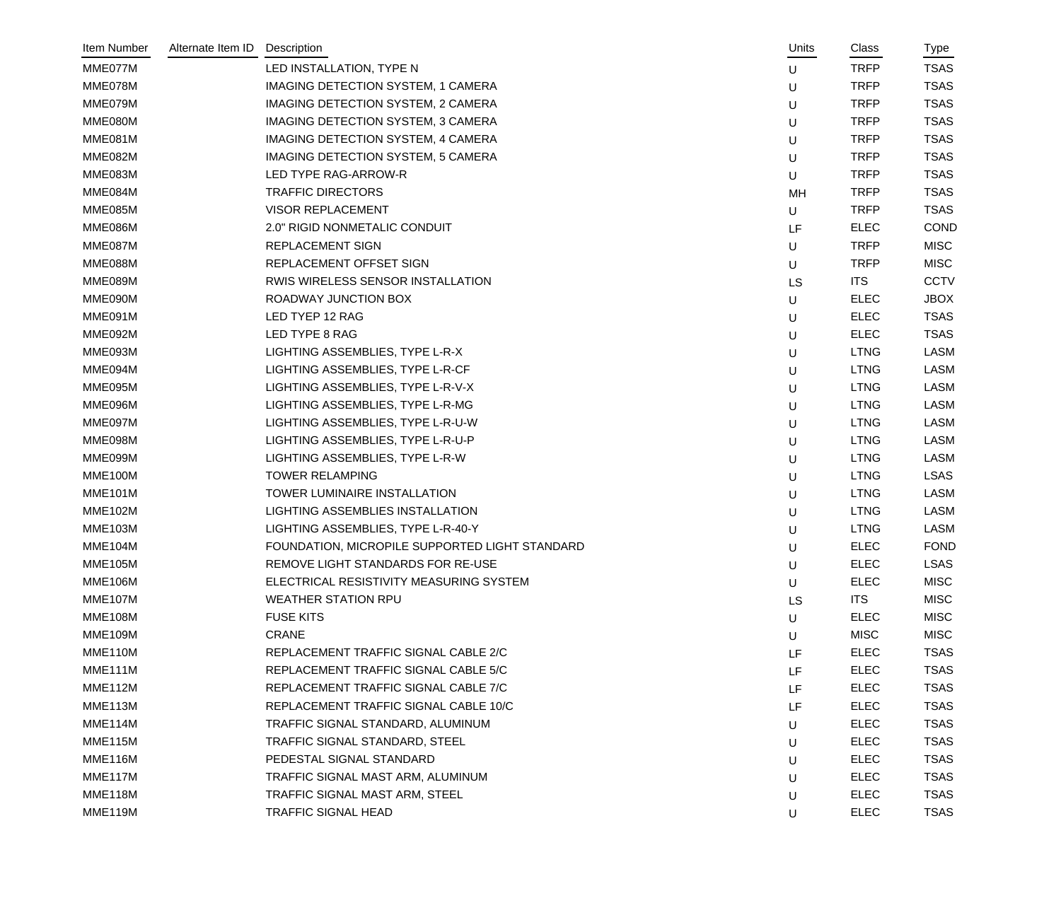| Item Number | Alternate Item ID | Description | Units | Class | Type |
|---|---|---|---|---|---|
| MME077M | | LED INSTALLATION, TYPE N | U | TRFP | TSAS |
| MME078M | | IMAGING DETECTION SYSTEM, 1 CAMERA | U | TRFP | TSAS |
| MME079M | | IMAGING DETECTION SYSTEM, 2 CAMERA | U | TRFP | TSAS |
| MME080M | | IMAGING DETECTION SYSTEM, 3 CAMERA | U | TRFP | TSAS |
| MME081M | | IMAGING DETECTION SYSTEM, 4 CAMERA | U | TRFP | TSAS |
| MME082M | | IMAGING DETECTION SYSTEM, 5 CAMERA | U | TRFP | TSAS |
| MME083M | | LED TYPE RAG-ARROW-R | U | TRFP | TSAS |
| MME084M | | TRAFFIC DIRECTORS | MH | TRFP | TSAS |
| MME085M | | VISOR REPLACEMENT | U | TRFP | TSAS |
| MME086M | | 2.0" RIGID NONMETALIC CONDUIT | LF | ELEC | COND |
| MME087M | | REPLACEMENT SIGN | U | TRFP | MISC |
| MME088M | | REPLACEMENT OFFSET SIGN | U | TRFP | MISC |
| MME089M | | RWIS WIRELESS SENSOR INSTALLATION | LS | ITS | CCTV |
| MME090M | | ROADWAY JUNCTION BOX | U | ELEC | JBOX |
| MME091M | | LED TYEP 12 RAG | U | ELEC | TSAS |
| MME092M | | LED TYPE 8 RAG | U | ELEC | TSAS |
| MME093M | | LIGHTING ASSEMBLIES, TYPE L-R-X | U | LTNG | LASM |
| MME094M | | LIGHTING ASSEMBLIES, TYPE L-R-CF | U | LTNG | LASM |
| MME095M | | LIGHTING ASSEMBLIES, TYPE L-R-V-X | U | LTNG | LASM |
| MME096M | | LIGHTING ASSEMBLIES, TYPE L-R-MG | U | LTNG | LASM |
| MME097M | | LIGHTING ASSEMBLIES, TYPE L-R-U-W | U | LTNG | LASM |
| MME098M | | LIGHTING ASSEMBLIES, TYPE L-R-U-P | U | LTNG | LASM |
| MME099M | | LIGHTING ASSEMBLIES, TYPE L-R-W | U | LTNG | LASM |
| MME100M | | TOWER RELAMPING | U | LTNG | LSAS |
| MME101M | | TOWER LUMINAIRE INSTALLATION | U | LTNG | LASM |
| MME102M | | LIGHTING ASSEMBLIES INSTALLATION | U | LTNG | LASM |
| MME103M | | LIGHTING ASSEMBLIES, TYPE L-R-40-Y | U | LTNG | LASM |
| MME104M | | FOUNDATION, MICROPILE SUPPORTED LIGHT STANDARD | U | ELEC | FOND |
| MME105M | | REMOVE LIGHT STANDARDS FOR RE-USE | U | ELEC | LSAS |
| MME106M | | ELECTRICAL RESISTIVITY MEASURING SYSTEM | U | ELEC | MISC |
| MME107M | | WEATHER STATION RPU | LS | ITS | MISC |
| MME108M | | FUSE KITS | U | ELEC | MISC |
| MME109M | | CRANE | U | MISC | MISC |
| MME110M | | REPLACEMENT TRAFFIC SIGNAL CABLE 2/C | LF | ELEC | TSAS |
| MME111M | | REPLACEMENT TRAFFIC SIGNAL CABLE 5/C | LF | ELEC | TSAS |
| MME112M | | REPLACEMENT TRAFFIC SIGNAL CABLE 7/C | LF | ELEC | TSAS |
| MME113M | | REPLACEMENT TRAFFIC SIGNAL CABLE 10/C | LF | ELEC | TSAS |
| MME114M | | TRAFFIC SIGNAL STANDARD, ALUMINUM | U | ELEC | TSAS |
| MME115M | | TRAFFIC SIGNAL STANDARD, STEEL | U | ELEC | TSAS |
| MME116M | | PEDESTAL SIGNAL STANDARD | U | ELEC | TSAS |
| MME117M | | TRAFFIC SIGNAL MAST ARM, ALUMINUM | U | ELEC | TSAS |
| MME118M | | TRAFFIC SIGNAL MAST ARM, STEEL | U | ELEC | TSAS |
| MME119M | | TRAFFIC SIGNAL HEAD | U | ELEC | TSAS |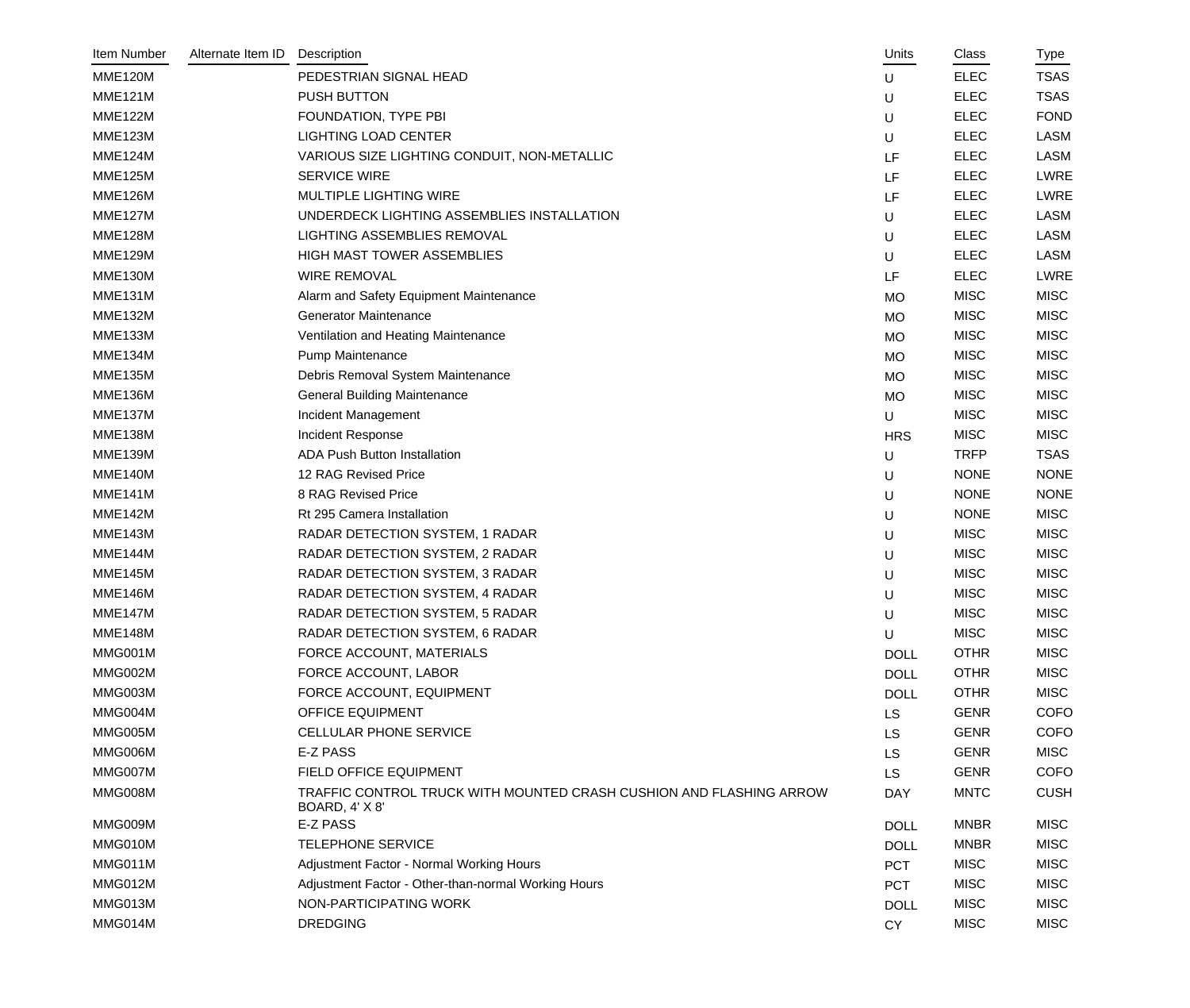| Item Number | Alternate Item ID | Description | Units | Class | Type |
|---|---|---|---|---|---|
| MME120M | | PEDESTRIAN SIGNAL HEAD | U | ELEC | TSAS |
| MME121M | | PUSH BUTTON | U | ELEC | TSAS |
| MME122M | | FOUNDATION, TYPE PBI | U | ELEC | FOND |
| MME123M | | LIGHTING LOAD CENTER | U | ELEC | LASM |
| MME124M | | VARIOUS SIZE LIGHTING CONDUIT, NON-METALLIC | LF | ELEC | LASM |
| MME125M | | SERVICE WIRE | LF | ELEC | LWRE |
| MME126M | | MULTIPLE LIGHTING WIRE | LF | ELEC | LWRE |
| MME127M | | UNDERDECK LIGHTING ASSEMBLIES INSTALLATION | U | ELEC | LASM |
| MME128M | | LIGHTING ASSEMBLIES REMOVAL | U | ELEC | LASM |
| MME129M | | HIGH MAST TOWER ASSEMBLIES | U | ELEC | LASM |
| MME130M | | WIRE REMOVAL | LF | ELEC | LWRE |
| MME131M | | Alarm and Safety Equipment Maintenance | MO | MISC | MISC |
| MME132M | | Generator Maintenance | MO | MISC | MISC |
| MME133M | | Ventilation and Heating Maintenance | MO | MISC | MISC |
| MME134M | | Pump Maintenance | MO | MISC | MISC |
| MME135M | | Debris Removal System Maintenance | MO | MISC | MISC |
| MME136M | | General Building Maintenance | MO | MISC | MISC |
| MME137M | | Incident Management | U | MISC | MISC |
| MME138M | | Incident Response | HRS | MISC | MISC |
| MME139M | | ADA Push Button Installation | U | TRFP | TSAS |
| MME140M | | 12 RAG Revised Price | U | NONE | NONE |
| MME141M | | 8 RAG Revised Price | U | NONE | NONE |
| MME142M | | Rt 295 Camera Installation | U | NONE | MISC |
| MME143M | | RADAR DETECTION SYSTEM, 1 RADAR | U | MISC | MISC |
| MME144M | | RADAR DETECTION SYSTEM, 2 RADAR | U | MISC | MISC |
| MME145M | | RADAR DETECTION SYSTEM, 3 RADAR | U | MISC | MISC |
| MME146M | | RADAR DETECTION SYSTEM, 4 RADAR | U | MISC | MISC |
| MME147M | | RADAR DETECTION SYSTEM, 5 RADAR | U | MISC | MISC |
| MME148M | | RADAR DETECTION SYSTEM, 6 RADAR | U | MISC | MISC |
| MMG001M | | FORCE ACCOUNT, MATERIALS | DOLL | OTHR | MISC |
| MMG002M | | FORCE ACCOUNT, LABOR | DOLL | OTHR | MISC |
| MMG003M | | FORCE ACCOUNT, EQUIPMENT | DOLL | OTHR | MISC |
| MMG004M | | OFFICE EQUIPMENT | LS | GENR | COFO |
| MMG005M | | CELLULAR PHONE SERVICE | LS | GENR | COFO |
| MMG006M | | E-Z PASS | LS | GENR | MISC |
| MMG007M | | FIELD OFFICE EQUIPMENT | LS | GENR | COFO |
| MMG008M | | TRAFFIC CONTROL TRUCK WITH MOUNTED CRASH CUSHION AND FLASHING ARROW BOARD, 4' X 8' | DAY | MNTC | CUSH |
| MMG009M | | E-Z PASS | DOLL | MNBR | MISC |
| MMG010M | | TELEPHONE SERVICE | DOLL | MNBR | MISC |
| MMG011M | | Adjustment Factor - Normal Working Hours | PCT | MISC | MISC |
| MMG012M | | Adjustment Factor - Other-than-normal Working Hours | PCT | MISC | MISC |
| MMG013M | | NON-PARTICIPATING WORK | DOLL | MISC | MISC |
| MMG014M | | DREDGING | CY | MISC | MISC |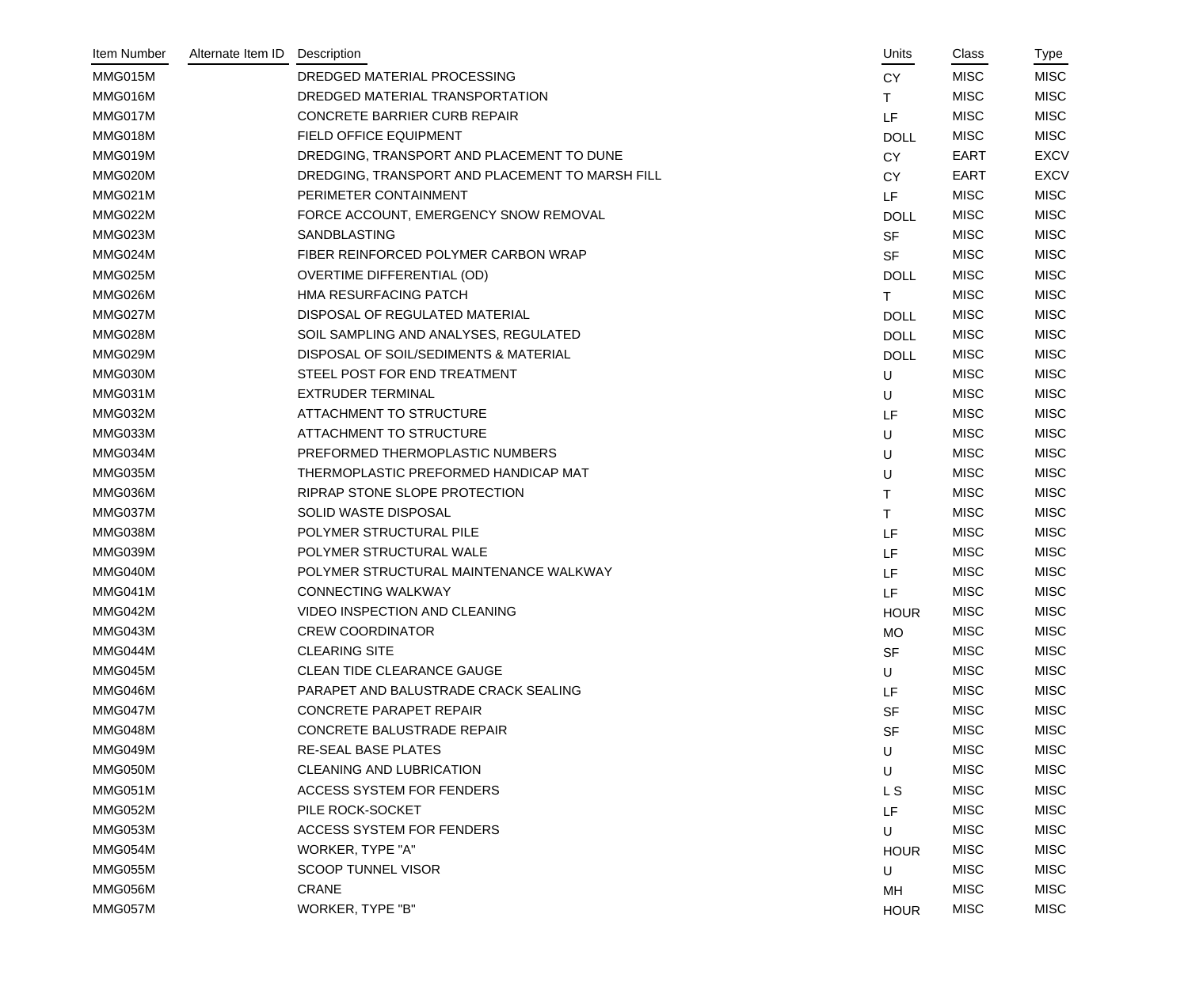| Item Number | Alternate Item ID | Description | Units | Class | Type |
|---|---|---|---|---|---|
| MMG015M | | DREDGED MATERIAL PROCESSING | CY | MISC | MISC |
| MMG016M | | DREDGED MATERIAL TRANSPORTATION | T | MISC | MISC |
| MMG017M | | CONCRETE BARRIER CURB REPAIR | LF | MISC | MISC |
| MMG018M | | FIELD OFFICE EQUIPMENT | DOLL | MISC | MISC |
| MMG019M | | DREDGING, TRANSPORT AND PLACEMENT TO DUNE | CY | EART | EXCV |
| MMG020M | | DREDGING, TRANSPORT AND PLACEMENT TO MARSH FILL | CY | EART | EXCV |
| MMG021M | | PERIMETER CONTAINMENT | LF | MISC | MISC |
| MMG022M | | FORCE ACCOUNT, EMERGENCY SNOW REMOVAL | DOLL | MISC | MISC |
| MMG023M | | SANDBLASTING | SF | MISC | MISC |
| MMG024M | | FIBER REINFORCED POLYMER CARBON WRAP | SF | MISC | MISC |
| MMG025M | | OVERTIME DIFFERENTIAL (OD) | DOLL | MISC | MISC |
| MMG026M | | HMA RESURFACING PATCH | T | MISC | MISC |
| MMG027M | | DISPOSAL OF REGULATED MATERIAL | DOLL | MISC | MISC |
| MMG028M | | SOIL SAMPLING AND ANALYSES, REGULATED | DOLL | MISC | MISC |
| MMG029M | | DISPOSAL OF SOIL/SEDIMENTS & MATERIAL | DOLL | MISC | MISC |
| MMG030M | | STEEL POST FOR END TREATMENT | U | MISC | MISC |
| MMG031M | | EXTRUDER TERMINAL | U | MISC | MISC |
| MMG032M | | ATTACHMENT TO STRUCTURE | LF | MISC | MISC |
| MMG033M | | ATTACHMENT TO STRUCTURE | U | MISC | MISC |
| MMG034M | | PREFORMED THERMOPLASTIC NUMBERS | U | MISC | MISC |
| MMG035M | | THERMOPLASTIC PREFORMED HANDICAP MAT | U | MISC | MISC |
| MMG036M | | RIPRAP STONE SLOPE PROTECTION | T | MISC | MISC |
| MMG037M | | SOLID WASTE DISPOSAL | T | MISC | MISC |
| MMG038M | | POLYMER STRUCTURAL PILE | LF | MISC | MISC |
| MMG039M | | POLYMER STRUCTURAL WALE | LF | MISC | MISC |
| MMG040M | | POLYMER STRUCTURAL MAINTENANCE WALKWAY | LF | MISC | MISC |
| MMG041M | | CONNECTING WALKWAY | LF | MISC | MISC |
| MMG042M | | VIDEO INSPECTION AND CLEANING | HOUR | MISC | MISC |
| MMG043M | | CREW COORDINATOR | MO | MISC | MISC |
| MMG044M | | CLEARING SITE | SF | MISC | MISC |
| MMG045M | | CLEAN TIDE CLEARANCE GAUGE | U | MISC | MISC |
| MMG046M | | PARAPET AND BALUSTRADE CRACK SEALING | LF | MISC | MISC |
| MMG047M | | CONCRETE PARAPET REPAIR | SF | MISC | MISC |
| MMG048M | | CONCRETE BALUSTRADE REPAIR | SF | MISC | MISC |
| MMG049M | | RE-SEAL BASE PLATES | U | MISC | MISC |
| MMG050M | | CLEANING AND LUBRICATION | U | MISC | MISC |
| MMG051M | | ACCESS SYSTEM FOR FENDERS | L S | MISC | MISC |
| MMG052M | | PILE ROCK-SOCKET | LF | MISC | MISC |
| MMG053M | | ACCESS SYSTEM FOR FENDERS | U | MISC | MISC |
| MMG054M | | WORKER, TYPE "A" | HOUR | MISC | MISC |
| MMG055M | | SCOOP TUNNEL VISOR | U | MISC | MISC |
| MMG056M | | CRANE | MH | MISC | MISC |
| MMG057M | | WORKER, TYPE "B" | HOUR | MISC | MISC |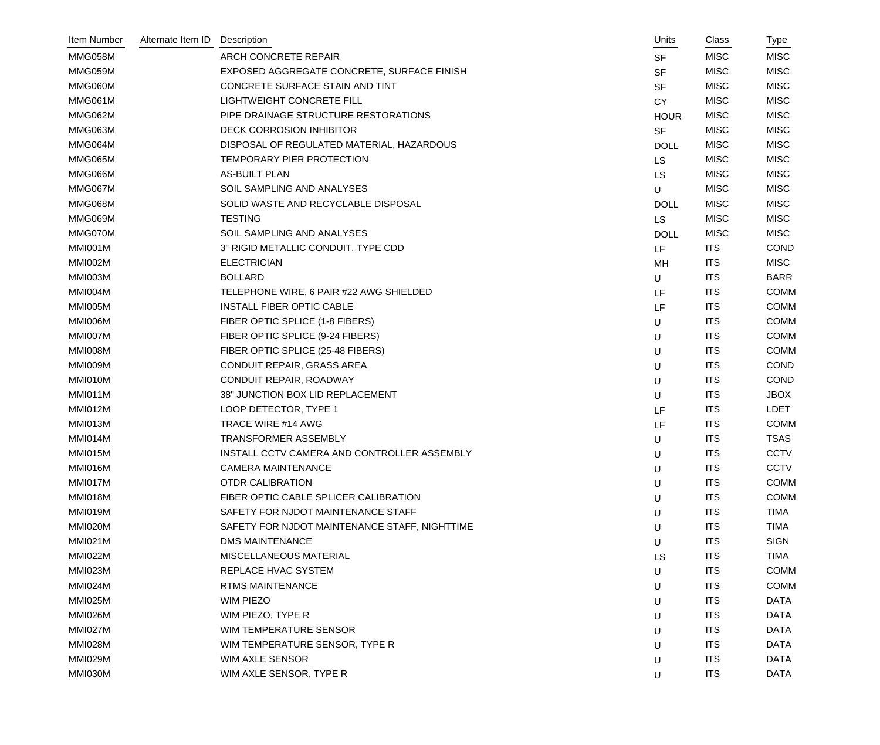| Item Number | Alternate Item ID | Description | Units | Class | Type |
|---|---|---|---|---|---|
| MMG058M | | ARCH CONCRETE REPAIR | SF | MISC | MISC |
| MMG059M | | EXPOSED AGGREGATE CONCRETE, SURFACE FINISH | SF | MISC | MISC |
| MMG060M | | CONCRETE SURFACE STAIN AND TINT | SF | MISC | MISC |
| MMG061M | | LIGHTWEIGHT CONCRETE FILL | CY | MISC | MISC |
| MMG062M | | PIPE DRAINAGE STRUCTURE RESTORATIONS | HOUR | MISC | MISC |
| MMG063M | | DECK CORROSION INHIBITOR | SF | MISC | MISC |
| MMG064M | | DISPOSAL OF REGULATED MATERIAL, HAZARDOUS | DOLL | MISC | MISC |
| MMG065M | | TEMPORARY PIER PROTECTION | LS | MISC | MISC |
| MMG066M | | AS-BUILT PLAN | LS | MISC | MISC |
| MMG067M | | SOIL SAMPLING AND ANALYSES | U | MISC | MISC |
| MMG068M | | SOLID WASTE AND RECYCLABLE DISPOSAL | DOLL | MISC | MISC |
| MMG069M | | TESTING | LS | MISC | MISC |
| MMG070M | | SOIL SAMPLING AND ANALYSES | DOLL | MISC | MISC |
| MMI001M | | 3" RIGID METALLIC CONDUIT, TYPE CDD | LF | ITS | COND |
| MMI002M | | ELECTRICIAN | MH | ITS | MISC |
| MMI003M | | BOLLARD | U | ITS | BARR |
| MMI004M | | TELEPHONE WIRE, 6 PAIR #22 AWG SHIELDED | LF | ITS | COMM |
| MMI005M | | INSTALL FIBER OPTIC CABLE | LF | ITS | COMM |
| MMI006M | | FIBER OPTIC SPLICE (1-8 FIBERS) | U | ITS | COMM |
| MMI007M | | FIBER OPTIC SPLICE (9-24 FIBERS) | U | ITS | COMM |
| MMI008M | | FIBER OPTIC SPLICE (25-48 FIBERS) | U | ITS | COMM |
| MMI009M | | CONDUIT REPAIR, GRASS AREA | U | ITS | COND |
| MMI010M | | CONDUIT REPAIR, ROADWAY | U | ITS | COND |
| MMI011M | | 38" JUNCTION BOX LID REPLACEMENT | U | ITS | JBOX |
| MMI012M | | LOOP DETECTOR, TYPE 1 | LF | ITS | LDET |
| MMI013M | | TRACE WIRE #14 AWG | LF | ITS | COMM |
| MMI014M | | TRANSFORMER ASSEMBLY | U | ITS | TSAS |
| MMI015M | | INSTALL CCTV CAMERA AND CONTROLLER ASSEMBLY | U | ITS | CCTV |
| MMI016M | | CAMERA MAINTENANCE | U | ITS | CCTV |
| MMI017M | | OTDR CALIBRATION | U | ITS | COMM |
| MMI018M | | FIBER OPTIC CABLE SPLICER CALIBRATION | U | ITS | COMM |
| MMI019M | | SAFETY FOR NJDOT MAINTENANCE STAFF | U | ITS | TIMA |
| MMI020M | | SAFETY FOR NJDOT MAINTENANCE STAFF, NIGHTTIME | U | ITS | TIMA |
| MMI021M | | DMS MAINTENANCE | U | ITS | SIGN |
| MMI022M | | MISCELLANEOUS MATERIAL | LS | ITS | TIMA |
| MMI023M | | REPLACE HVAC SYSTEM | U | ITS | COMM |
| MMI024M | | RTMS MAINTENANCE | U | ITS | COMM |
| MMI025M | | WIM PIEZO | U | ITS | DATA |
| MMI026M | | WIM PIEZO, TYPE R | U | ITS | DATA |
| MMI027M | | WIM TEMPERATURE SENSOR | U | ITS | DATA |
| MMI028M | | WIM TEMPERATURE SENSOR, TYPE R | U | ITS | DATA |
| MMI029M | | WIM AXLE SENSOR | U | ITS | DATA |
| MMI030M | | WIM AXLE SENSOR, TYPE R | U | ITS | DATA |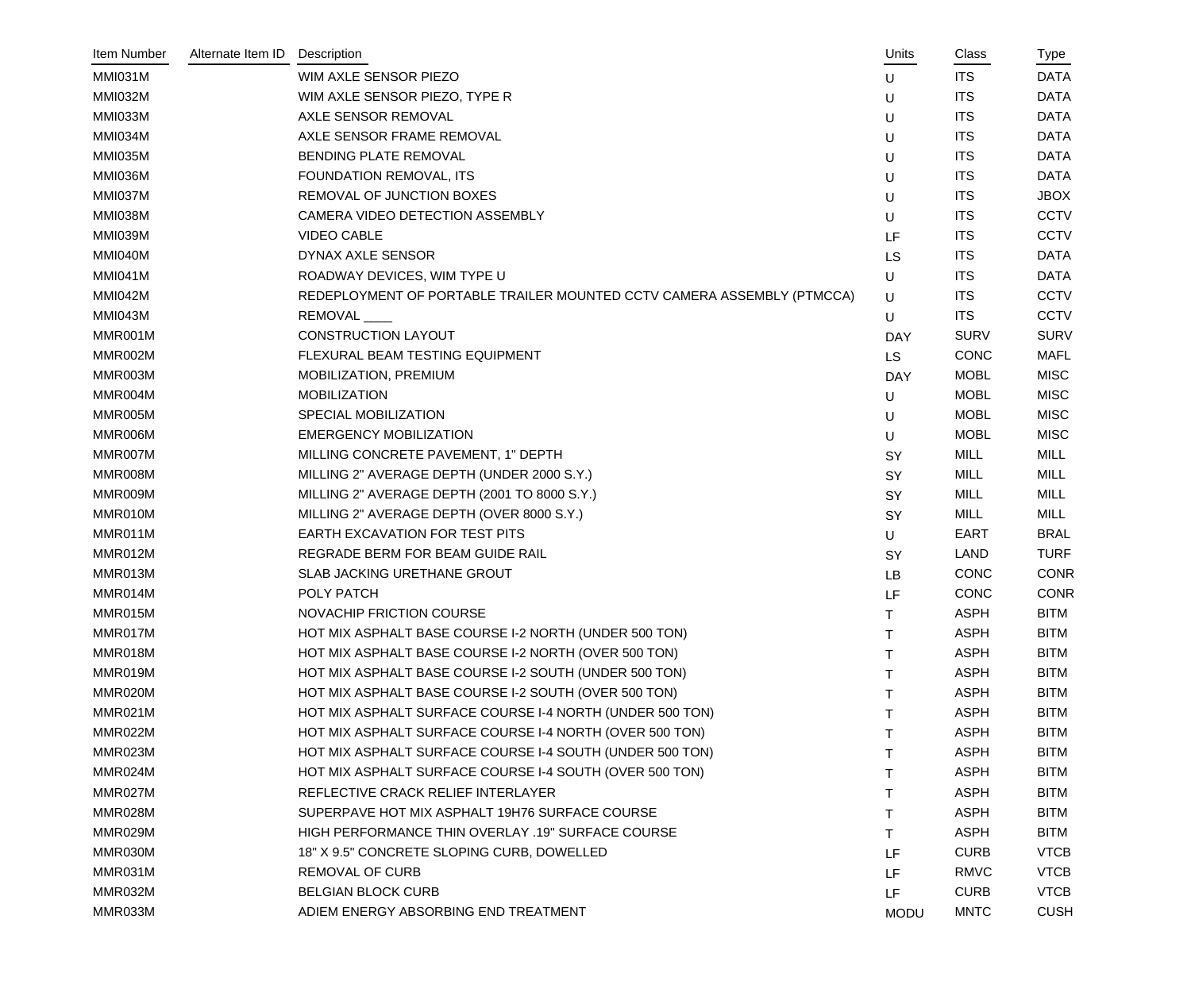| Item Number | Alternate Item ID | Description | Units | Class | Type |
|---|---|---|---|---|---|
| MMI031M | | WIM AXLE SENSOR PIEZO | U | ITS | DATA |
| MMI032M | | WIM AXLE SENSOR PIEZO, TYPE R | U | ITS | DATA |
| MMI033M | | AXLE SENSOR REMOVAL | U | ITS | DATA |
| MMI034M | | AXLE SENSOR FRAME REMOVAL | U | ITS | DATA |
| MMI035M | | BENDING PLATE REMOVAL | U | ITS | DATA |
| MMI036M | | FOUNDATION REMOVAL, ITS | U | ITS | DATA |
| MMI037M | | REMOVAL OF JUNCTION BOXES | U | ITS | JBOX |
| MMI038M | | CAMERA VIDEO DETECTION ASSEMBLY | U | ITS | CCTV |
| MMI039M | | VIDEO CABLE | LF | ITS | CCTV |
| MMI040M | | DYNAX AXLE SENSOR | LS | ITS | DATA |
| MMI041M | | ROADWAY DEVICES, WIM TYPE U | U | ITS | DATA |
| MMI042M | | REDEPLOYMENT OF PORTABLE TRAILER MOUNTED CCTV CAMERA ASSEMBLY (PTMCCA) | U | ITS | CCTV |
| MMI043M | | REMOVAL ____ | U | ITS | CCTV |
| MMR001M | | CONSTRUCTION LAYOUT | DAY | SURV | SURV |
| MMR002M | | FLEXURAL BEAM TESTING EQUIPMENT | LS | CONC | MAFL |
| MMR003M | | MOBILIZATION, PREMIUM | DAY | MOBL | MISC |
| MMR004M | | MOBILIZATION | U | MOBL | MISC |
| MMR005M | | SPECIAL MOBILIZATION | U | MOBL | MISC |
| MMR006M | | EMERGENCY MOBILIZATION | U | MOBL | MISC |
| MMR007M | | MILLING CONCRETE PAVEMENT, 1" DEPTH | SY | MILL | MILL |
| MMR008M | | MILLING 2" AVERAGE DEPTH (UNDER 2000 S.Y.) | SY | MILL | MILL |
| MMR009M | | MILLING 2" AVERAGE DEPTH (2001 TO 8000 S.Y.) | SY | MILL | MILL |
| MMR010M | | MILLING 2" AVERAGE DEPTH (OVER 8000 S.Y.) | SY | MILL | MILL |
| MMR011M | | EARTH EXCAVATION FOR TEST PITS | U | EART | BRAL |
| MMR012M | | REGRADE BERM FOR BEAM GUIDE RAIL | SY | LAND | TURF |
| MMR013M | | SLAB JACKING URETHANE GROUT | LB | CONC | CONR |
| MMR014M | | POLY PATCH | LF | CONC | CONR |
| MMR015M | | NOVACHIP FRICTION COURSE | T | ASPH | BITM |
| MMR017M | | HOT MIX ASPHALT BASE COURSE I-2 NORTH (UNDER 500 TON) | T | ASPH | BITM |
| MMR018M | | HOT MIX ASPHALT BASE COURSE I-2 NORTH (OVER 500 TON) | T | ASPH | BITM |
| MMR019M | | HOT MIX ASPHALT BASE COURSE I-2 SOUTH (UNDER 500 TON) | T | ASPH | BITM |
| MMR020M | | HOT MIX ASPHALT BASE COURSE I-2 SOUTH (OVER 500 TON) | T | ASPH | BITM |
| MMR021M | | HOT MIX ASPHALT SURFACE COURSE I-4 NORTH (UNDER 500 TON) | T | ASPH | BITM |
| MMR022M | | HOT MIX ASPHALT SURFACE COURSE I-4 NORTH (OVER 500 TON) | T | ASPH | BITM |
| MMR023M | | HOT MIX ASPHALT SURFACE COURSE I-4 SOUTH (UNDER 500 TON) | T | ASPH | BITM |
| MMR024M | | HOT MIX ASPHALT SURFACE COURSE I-4 SOUTH (OVER 500 TON) | T | ASPH | BITM |
| MMR027M | | REFLECTIVE CRACK RELIEF INTERLAYER | T | ASPH | BITM |
| MMR028M | | SUPERPAVE HOT MIX ASPHALT 19H76 SURFACE COURSE | T | ASPH | BITM |
| MMR029M | | HIGH PERFORMANCE THIN OVERLAY .19" SURFACE COURSE | T | ASPH | BITM |
| MMR030M | | 18" X 9.5" CONCRETE SLOPING CURB, DOWELLED | LF | CURB | VTCB |
| MMR031M | | REMOVAL OF CURB | LF | RMVC | VTCB |
| MMR032M | | BELGIAN BLOCK CURB | LF | CURB | VTCB |
| MMR033M | | ADIEM ENERGY ABSORBING END TREATMENT | MODU | MNTC | CUSH |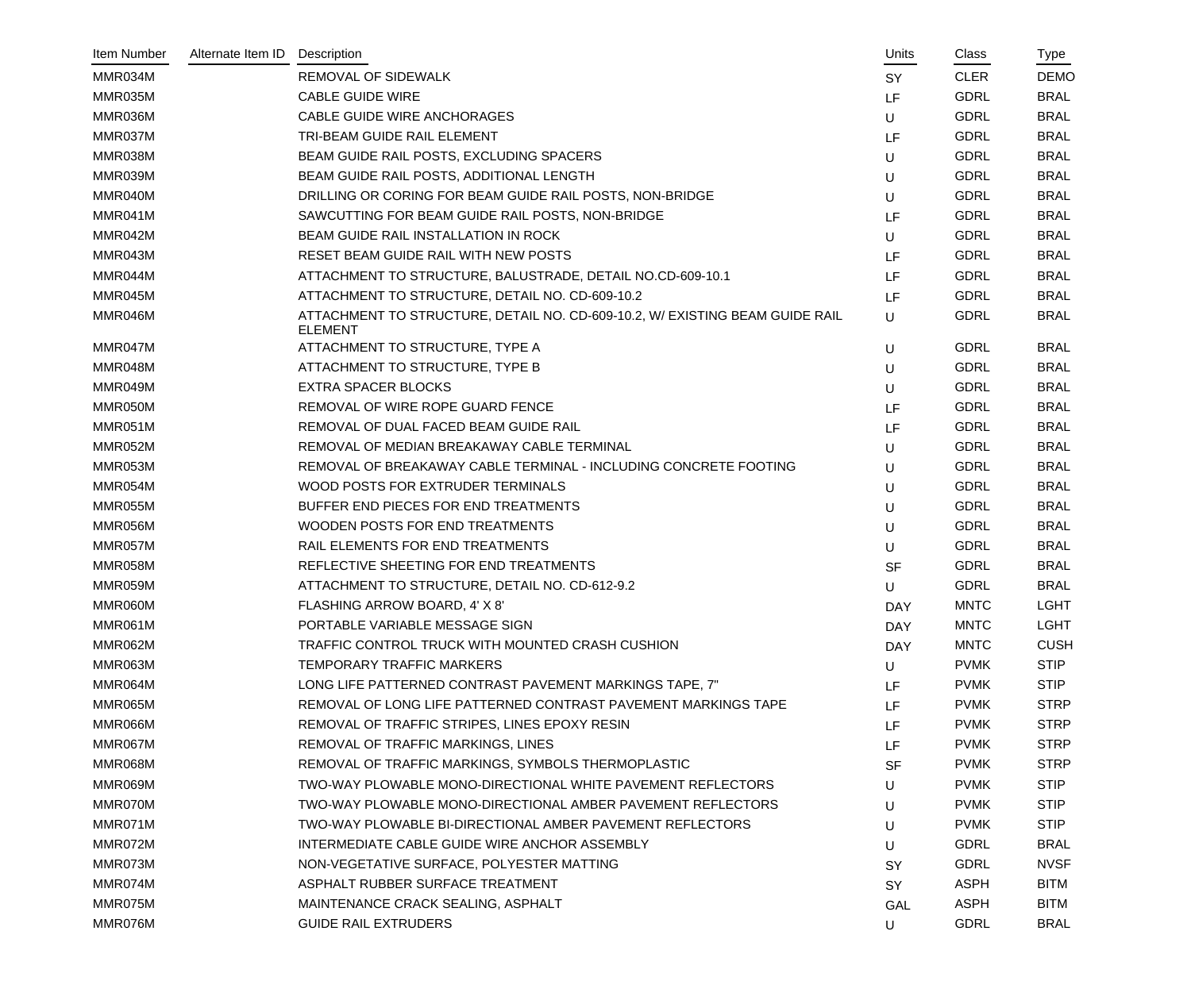| Item Number | Alternate Item ID | Description | Units | Class | Type |
|---|---|---|---|---|---|
| MMR034M | | REMOVAL OF SIDEWALK | SY | CLER | DEMO |
| MMR035M | | CABLE GUIDE WIRE | LF | GDRL | BRAL |
| MMR036M | | CABLE GUIDE WIRE ANCHORAGES | U | GDRL | BRAL |
| MMR037M | | TRI-BEAM GUIDE RAIL ELEMENT | LF | GDRL | BRAL |
| MMR038M | | BEAM GUIDE RAIL POSTS, EXCLUDING SPACERS | U | GDRL | BRAL |
| MMR039M | | BEAM GUIDE RAIL POSTS, ADDITIONAL LENGTH | U | GDRL | BRAL |
| MMR040M | | DRILLING OR CORING FOR BEAM GUIDE RAIL POSTS, NON-BRIDGE | U | GDRL | BRAL |
| MMR041M | | SAWCUTTING FOR BEAM GUIDE RAIL POSTS, NON-BRIDGE | LF | GDRL | BRAL |
| MMR042M | | BEAM GUIDE RAIL INSTALLATION IN ROCK | U | GDRL | BRAL |
| MMR043M | | RESET BEAM GUIDE RAIL WITH NEW POSTS | LF | GDRL | BRAL |
| MMR044M | | ATTACHMENT TO STRUCTURE, BALUSTRADE, DETAIL NO.CD-609-10.1 | LF | GDRL | BRAL |
| MMR045M | | ATTACHMENT TO STRUCTURE, DETAIL NO. CD-609-10.2 | LF | GDRL | BRAL |
| MMR046M | | ATTACHMENT TO STRUCTURE, DETAIL NO. CD-609-10.2, W/ EXISTING BEAM GUIDE RAIL ELEMENT | U | GDRL | BRAL |
| MMR047M | | ATTACHMENT TO STRUCTURE, TYPE A | U | GDRL | BRAL |
| MMR048M | | ATTACHMENT TO STRUCTURE, TYPE B | U | GDRL | BRAL |
| MMR049M | | EXTRA SPACER BLOCKS | U | GDRL | BRAL |
| MMR050M | | REMOVAL OF WIRE ROPE GUARD FENCE | LF | GDRL | BRAL |
| MMR051M | | REMOVAL OF DUAL FACED BEAM GUIDE RAIL | LF | GDRL | BRAL |
| MMR052M | | REMOVAL OF MEDIAN BREAKAWAY CABLE TERMINAL | U | GDRL | BRAL |
| MMR053M | | REMOVAL OF BREAKAWAY CABLE TERMINAL - INCLUDING CONCRETE FOOTING | U | GDRL | BRAL |
| MMR054M | | WOOD POSTS FOR EXTRUDER TERMINALS | U | GDRL | BRAL |
| MMR055M | | BUFFER END PIECES FOR END TREATMENTS | U | GDRL | BRAL |
| MMR056M | | WOODEN POSTS FOR END TREATMENTS | U | GDRL | BRAL |
| MMR057M | | RAIL ELEMENTS FOR END TREATMENTS | U | GDRL | BRAL |
| MMR058M | | REFLECTIVE SHEETING FOR END TREATMENTS | SF | GDRL | BRAL |
| MMR059M | | ATTACHMENT TO STRUCTURE, DETAIL NO. CD-612-9.2 | U | GDRL | BRAL |
| MMR060M | | FLASHING ARROW BOARD, 4' X 8' | DAY | MNTC | LGHT |
| MMR061M | | PORTABLE VARIABLE MESSAGE SIGN | DAY | MNTC | LGHT |
| MMR062M | | TRAFFIC CONTROL TRUCK WITH MOUNTED CRASH CUSHION | DAY | MNTC | CUSH |
| MMR063M | | TEMPORARY TRAFFIC MARKERS | U | PVMK | STIP |
| MMR064M | | LONG LIFE PATTERNED CONTRAST PAVEMENT MARKINGS TAPE, 7" | LF | PVMK | STIP |
| MMR065M | | REMOVAL OF LONG LIFE PATTERNED CONTRAST PAVEMENT MARKINGS TAPE | LF | PVMK | STRP |
| MMR066M | | REMOVAL OF TRAFFIC STRIPES, LINES EPOXY RESIN | LF | PVMK | STRP |
| MMR067M | | REMOVAL OF TRAFFIC MARKINGS, LINES | LF | PVMK | STRP |
| MMR068M | | REMOVAL OF TRAFFIC MARKINGS, SYMBOLS THERMOPLASTIC | SF | PVMK | STRP |
| MMR069M | | TWO-WAY PLOWABLE MONO-DIRECTIONAL WHITE PAVEMENT REFLECTORS | U | PVMK | STIP |
| MMR070M | | TWO-WAY PLOWABLE MONO-DIRECTIONAL AMBER PAVEMENT REFLECTORS | U | PVMK | STIP |
| MMR071M | | TWO-WAY PLOWABLE BI-DIRECTIONAL AMBER PAVEMENT REFLECTORS | U | PVMK | STIP |
| MMR072M | | INTERMEDIATE CABLE GUIDE WIRE ANCHOR ASSEMBLY | U | GDRL | BRAL |
| MMR073M | | NON-VEGETATIVE SURFACE, POLYESTER MATTING | SY | GDRL | NVSF |
| MMR074M | | ASPHALT RUBBER SURFACE TREATMENT | SY | ASPH | BITM |
| MMR075M | | MAINTENANCE CRACK SEALING, ASPHALT | GAL | ASPH | BITM |
| MMR076M | | GUIDE RAIL EXTRUDERS | U | GDRL | BRAL |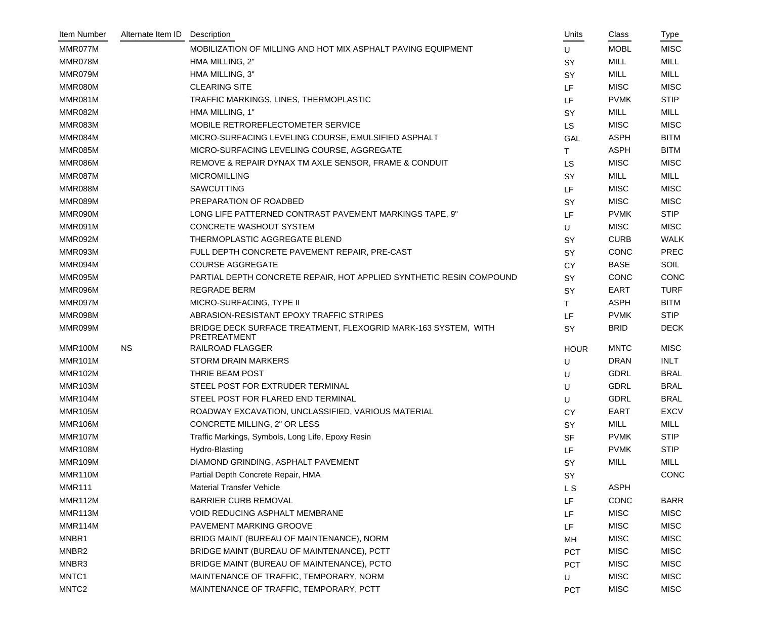| Item Number | Alternate Item ID | Description | Units | Class | Type |
|---|---|---|---|---|---|
| MMR077M | | MOBILIZATION OF MILLING AND HOT MIX ASPHALT PAVING EQUIPMENT | U | MOBL | MISC |
| MMR078M | | HMA MILLING, 2" | SY | MILL | MILL |
| MMR079M | | HMA MILLING, 3" | SY | MILL | MILL |
| MMR080M | | CLEARING SITE | LF | MISC | MISC |
| MMR081M | | TRAFFIC MARKINGS, LINES, THERMOPLASTIC | LF | PVMK | STIP |
| MMR082M | | HMA MILLING, 1" | SY | MILL | MILL |
| MMR083M | | MOBILE RETROREFLECTOMETER SERVICE | LS | MISC | MISC |
| MMR084M | | MICRO-SURFACING LEVELING COURSE, EMULSIFIED ASPHALT | GAL | ASPH | BITM |
| MMR085M | | MICRO-SURFACING LEVELING COURSE, AGGREGATE | T | ASPH | BITM |
| MMR086M | | REMOVE & REPAIR DYNAX TM AXLE SENSOR, FRAME & CONDUIT | LS | MISC | MISC |
| MMR087M | | MICROMILLING | SY | MILL | MILL |
| MMR088M | | SAWCUTTING | LF | MISC | MISC |
| MMR089M | | PREPARATION OF ROADBED | SY | MISC | MISC |
| MMR090M | | LONG LIFE PATTERNED CONTRAST PAVEMENT MARKINGS TAPE, 9" | LF | PVMK | STIP |
| MMR091M | | CONCRETE WASHOUT SYSTEM | U | MISC | MISC |
| MMR092M | | THERMOPLASTIC AGGREGATE BLEND | SY | CURB | WALK |
| MMR093M | | FULL DEPTH CONCRETE PAVEMENT REPAIR, PRE-CAST | SY | CONC | PREC |
| MMR094M | | COURSE AGGREGATE | CY | BASE | SOIL |
| MMR095M | | PARTIAL DEPTH CONCRETE REPAIR, HOT APPLIED SYNTHETIC RESIN COMPOUND | SY | CONC | CONC |
| MMR096M | | REGRADE BERM | SY | EART | TURF |
| MMR097M | | MICRO-SURFACING, TYPE II | T | ASPH | BITM |
| MMR098M | | ABRASION-RESISTANT EPOXY TRAFFIC STRIPES | LF | PVMK | STIP |
| MMR099M | | BRIDGE DECK SURFACE TREATMENT, FLEXOGRID MARK-163 SYSTEM, WITH PRETREATMENT | SY | BRID | DECK |
| MMR100M | NS | RAILROAD FLAGGER | HOUR | MNTC | MISC |
| MMR101M | | STORM DRAIN MARKERS | U | DRAN | INLT |
| MMR102M | | THRIE BEAM POST | U | GDRL | BRAL |
| MMR103M | | STEEL POST FOR EXTRUDER TERMINAL | U | GDRL | BRAL |
| MMR104M | | STEEL POST FOR FLARED END TERMINAL | U | GDRL | BRAL |
| MMR105M | | ROADWAY EXCAVATION, UNCLASSIFIED, VARIOUS MATERIAL | CY | EART | EXCV |
| MMR106M | | CONCRETE MILLING, 2" OR LESS | SY | MILL | MILL |
| MMR107M | | Traffic Markings, Symbols, Long Life, Epoxy Resin | SF | PVMK | STIP |
| MMR108M | | Hydro-Blasting | LF | PVMK | STIP |
| MMR109M | | DIAMOND GRINDING, ASPHALT PAVEMENT | SY | MILL | MILL |
| MMR110M | | Partial Depth Concrete Repair, HMA | SY | | CONC |
| MMR111 | | Material Transfer Vehicle | L S | ASPH | |
| MMR112M | | BARRIER CURB REMOVAL | LF | CONC | BARR |
| MMR113M | | VOID REDUCING ASPHALT MEMBRANE | LF | MISC | MISC |
| MMR114M | | PAVEMENT MARKING GROOVE | LF | MISC | MISC |
| MNBR1 | | BRIDG MAINT (BUREAU OF MAINTENANCE), NORM | MH | MISC | MISC |
| MNBR2 | | BRIDGE MAINT (BUREAU OF MAINTENANCE), PCTT | PCT | MISC | MISC |
| MNBR3 | | BRIDGE MAINT (BUREAU OF MAINTENANCE), PCTO | PCT | MISC | MISC |
| MNTC1 | | MAINTENANCE OF TRAFFIC, TEMPORARY, NORM | U | MISC | MISC |
| MNTC2 | | MAINTENANCE OF TRAFFIC, TEMPORARY, PCTT | PCT | MISC | MISC |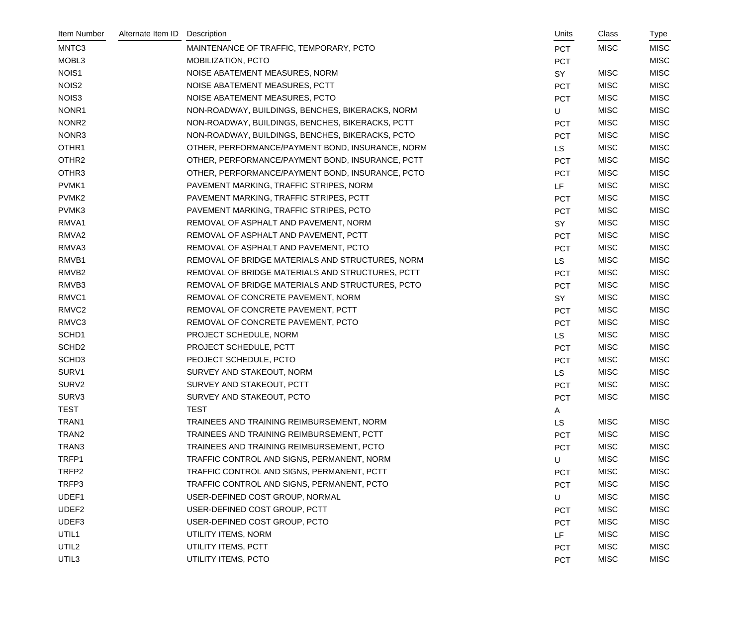| Item Number | Alternate Item ID | Description | Units | Class | Type |
|---|---|---|---|---|---|
| MNTC3 | | MAINTENANCE OF TRAFFIC, TEMPORARY, PCTO | PCT | MISC | MISC |
| MOBL3 | | MOBILIZATION, PCTO | PCT | | MISC |
| NOIS1 | | NOISE ABATEMENT MEASURES, NORM | SY | MISC | MISC |
| NOIS2 | | NOISE ABATEMENT MEASURES, PCTT | PCT | MISC | MISC |
| NOIS3 | | NOISE ABATEMENT MEASURES, PCTO | PCT | MISC | MISC |
| NONR1 | | NON-ROADWAY, BUILDINGS, BENCHES, BIKERACKS, NORM | U | MISC | MISC |
| NONR2 | | NON-ROADWAY, BUILDINGS, BENCHES, BIKERACKS, PCTT | PCT | MISC | MISC |
| NONR3 | | NON-ROADWAY, BUILDINGS, BENCHES, BIKERACKS, PCTO | PCT | MISC | MISC |
| OTHR1 | | OTHER, PERFORMANCE/PAYMENT BOND, INSURANCE, NORM | LS | MISC | MISC |
| OTHR2 | | OTHER, PERFORMANCE/PAYMENT BOND, INSURANCE, PCTT | PCT | MISC | MISC |
| OTHR3 | | OTHER, PERFORMANCE/PAYMENT BOND, INSURANCE, PCTO | PCT | MISC | MISC |
| PVMK1 | | PAVEMENT MARKING, TRAFFIC STRIPES, NORM | LF | MISC | MISC |
| PVMK2 | | PAVEMENT MARKING, TRAFFIC STRIPES, PCTT | PCT | MISC | MISC |
| PVMK3 | | PAVEMENT MARKING, TRAFFIC STRIPES, PCTO | PCT | MISC | MISC |
| RMVA1 | | REMOVAL OF ASPHALT AND PAVEMENT, NORM | SY | MISC | MISC |
| RMVA2 | | REMOVAL OF ASPHALT AND PAVEMENT, PCTT | PCT | MISC | MISC |
| RMVA3 | | REMOVAL OF ASPHALT AND PAVEMENT, PCTO | PCT | MISC | MISC |
| RMVB1 | | REMOVAL OF BRIDGE MATERIALS AND STRUCTURES, NORM | LS | MISC | MISC |
| RMVB2 | | REMOVAL OF BRIDGE MATERIALS AND STRUCTURES, PCTT | PCT | MISC | MISC |
| RMVB3 | | REMOVAL OF BRIDGE MATERIALS AND STRUCTURES, PCTO | PCT | MISC | MISC |
| RMVC1 | | REMOVAL OF CONCRETE PAVEMENT, NORM | SY | MISC | MISC |
| RMVC2 | | REMOVAL OF CONCRETE PAVEMENT, PCTT | PCT | MISC | MISC |
| RMVC3 | | REMOVAL OF CONCRETE PAVEMENT, PCTO | PCT | MISC | MISC |
| SCHD1 | | PROJECT SCHEDULE, NORM | LS | MISC | MISC |
| SCHD2 | | PROJECT SCHEDULE, PCTT | PCT | MISC | MISC |
| SCHD3 | | PEOJECT SCHEDULE, PCTO | PCT | MISC | MISC |
| SURV1 | | SURVEY AND STAKEOUT, NORM | LS | MISC | MISC |
| SURV2 | | SURVEY AND STAKEOUT, PCTT | PCT | MISC | MISC |
| SURV3 | | SURVEY AND STAKEOUT, PCTO | PCT | MISC | MISC |
| TEST | | TEST | A | | |
| TRAN1 | | TRAINEES AND TRAINING REIMBURSEMENT, NORM | LS | MISC | MISC |
| TRAN2 | | TRAINEES AND TRAINING REIMBURSEMENT, PCTT | PCT | MISC | MISC |
| TRAN3 | | TRAINEES AND TRAINING REIMBURSEMENT, PCTO | PCT | MISC | MISC |
| TRFP1 | | TRAFFIC CONTROL AND SIGNS, PERMANENT, NORM | U | MISC | MISC |
| TRFP2 | | TRAFFIC CONTROL AND SIGNS, PERMANENT, PCTT | PCT | MISC | MISC |
| TRFP3 | | TRAFFIC CONTROL AND SIGNS, PERMANENT, PCTO | PCT | MISC | MISC |
| UDEF1 | | USER-DEFINED COST GROUP, NORMAL | U | MISC | MISC |
| UDEF2 | | USER-DEFINED COST GROUP, PCTT | PCT | MISC | MISC |
| UDEF3 | | USER-DEFINED COST GROUP, PCTO | PCT | MISC | MISC |
| UTIL1 | | UTILITY ITEMS, NORM | LF | MISC | MISC |
| UTIL2 | | UTILITY ITEMS, PCTT | PCT | MISC | MISC |
| UTIL3 | | UTILITY ITEMS, PCTO | PCT | MISC | MISC |